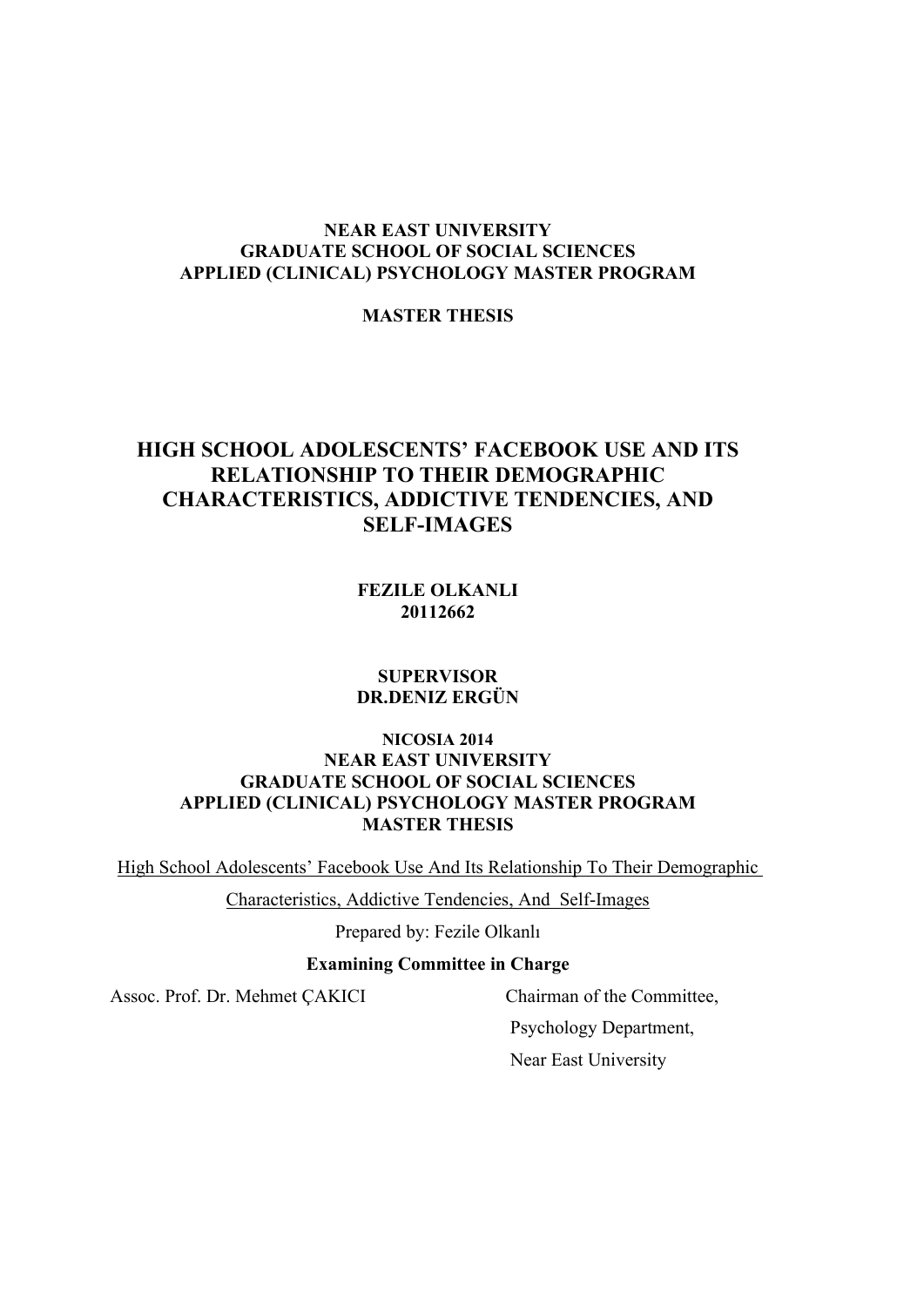**NEAR EAST UNIVERSITY**
**GRADUATE SCHOOL OF SOCIAL SCIENCES**
**APPLIED (CLINICAL) PSYCHOLOGY MASTER PROGRAM**

**MASTER THESIS**

# HIGH SCHOOL ADOLESCENTS' FACEBOOK USE AND ITS RELATIONSHIP TO THEIR DEMOGRAPHIC CHARACTERISTICS, ADDICTIVE TENDENCIES, AND SELF-IMAGES

**FEZILE OLKANLI**
**20112662**

**SUPERVISOR**
**DR.DENIZ ERGÜN**

**NICOSIA 2014**
**NEAR EAST UNIVERSITY**
**GRADUATE SCHOOL OF SOCIAL SCIENCES**
**APPLIED (CLINICAL) PSYCHOLOGY MASTER PROGRAM**
**MASTER THESIS**

High School Adolescents' Facebook Use And Its Relationship To Their Demographic Characteristics, Addictive Tendencies, And Self-Images

Prepared by: Fezile Olkanlı

**Examining Committee in Charge**

Assoc. Prof. Dr. Mehmet ÇAKICI — Chairman of the Committee, Psychology Department, Near East University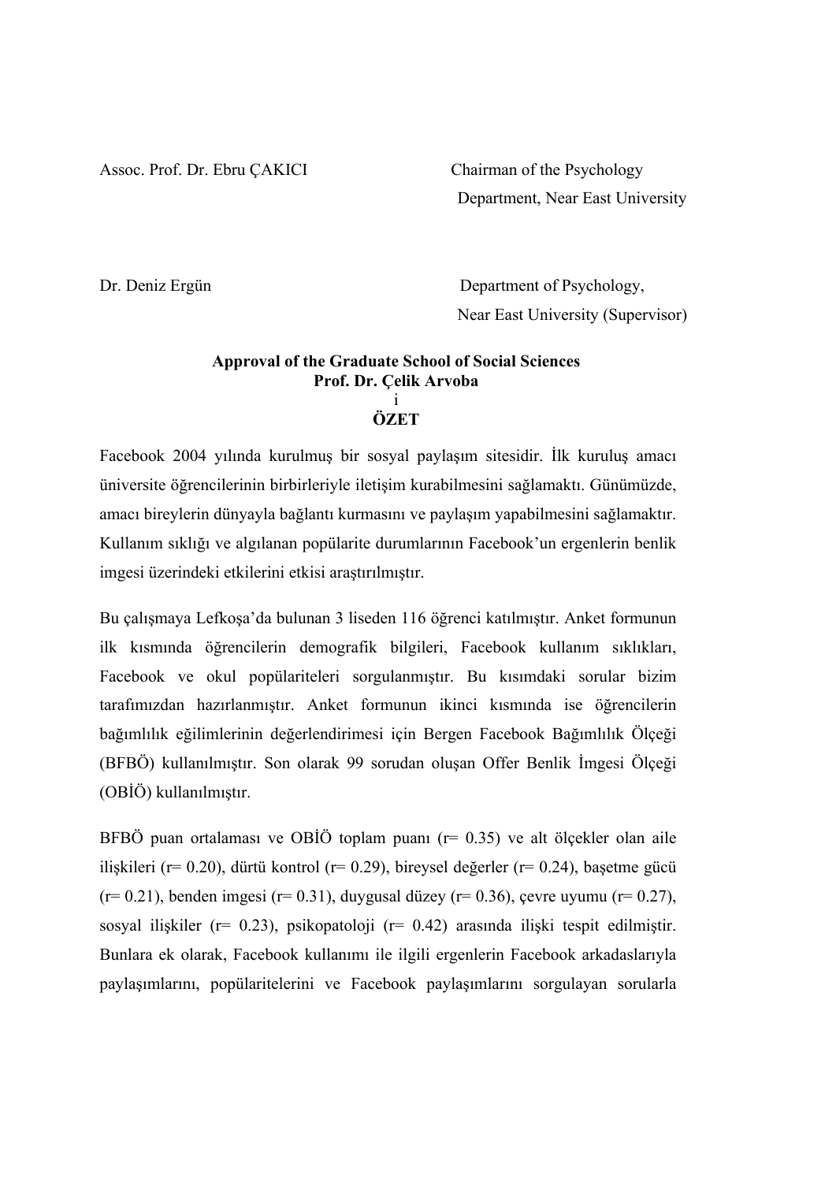Assoc. Prof. Dr. Ebru ÇAKICI — Chairman of the Psychology Department, Near East University

Dr. Deniz Ergün — Department of Psychology, Near East University (Supervisor)

**Approval of the Graduate School of Social Sciences**
**Prof. Dr. Çelik Arvoba**

## ÖZET

Facebook 2004 yılında kurulmuş bir sosyal paylaşım sitesidir. İlk kuruluş amacı üniversite öğrencilerinin birbirleriyle iletişim kurabilmesini sağlamaktı. Günümüzde, amacı bireylerin dünyayla bağlantı kurmasını ve paylaşım yapabilmesini sağlamaktır. Kullanım sıklığı ve algılanan popülarite durumlarının Facebook'un ergenlerin benlik imgesi üzerindeki etkilerini etkisi araştırılmıştır.

Bu çalışmaya Lefkoşa'da bulunan 3 liseden 116 öğrenci katılmıştır. Anket formunun ilk kısmında öğrencilerin demografik bilgileri, Facebook kullanım sıklıkları, Facebook ve okul popülariteleri sorgulanmıştır. Bu kısımdaki sorular bizim tarafımızdan hazırlanmıştır. Anket formunun ikinci kısmında ise öğrencilerin bağımlılık eğilimlerinin değerlendirimesi için Bergen Facebook Bağımlılık Ölçeği (BFBÖ) kullanılmıştır. Son olarak 99 sorudan oluşan Offer Benlik İmgesi Ölçeği (OBİÖ) kullanılmıştır.

BFBÖ puan ortalaması ve OBİÖ toplam puanı (r= 0.35) ve alt ölçekler olan aile ilişkileri (r= 0.20), dürtü kontrol (r= 0.29), bireysel değerler (r= 0.24), başetme gücü (r= 0.21), benden imgesi (r= 0.31), duygusal düzey (r= 0.36), çevre uyumu (r= 0.27), sosyal ilişkiler (r= 0.23), psikopatoloji (r= 0.42) arasında ilişki tespit edilmiştir. Bunlara ek olarak, Facebook kullanımı ile ilgili ergenlerin Facebook arkadaslarıyla paylaşımlarını, popülaritelerini ve Facebook paylaşımlarını sorgulayan sorularla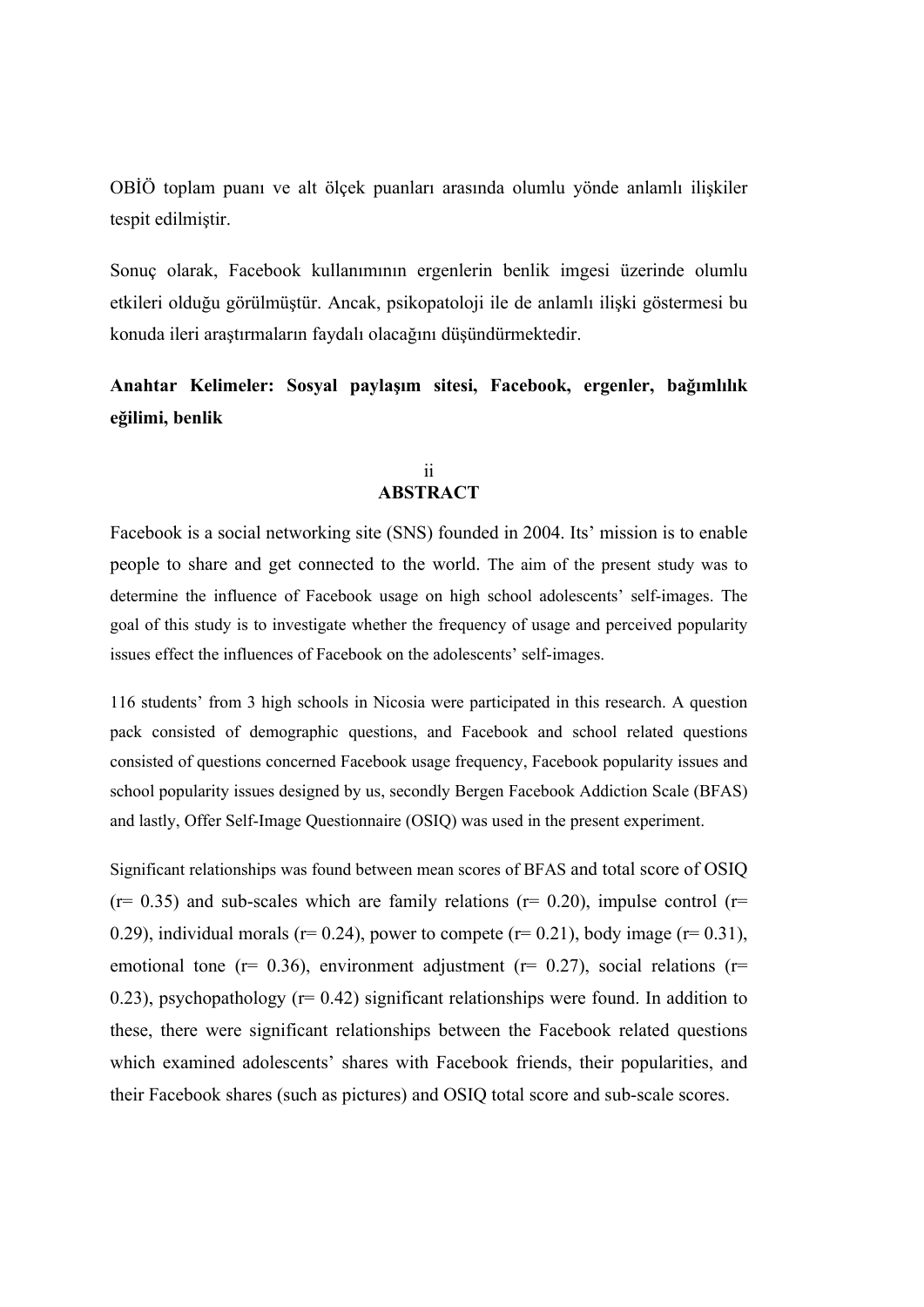OBİÖ toplam puanı ve alt ölçek puanları arasında olumlu yönde anlamlı ilişkiler tespit edilmiştir.

Sonuç olarak, Facebook kullanımının ergenlerin benlik imgesi üzerinde olumlu etkileri olduğu görülmüştür. Ancak, psikopatoloji ile de anlamlı ilişki göstermesi bu konuda ileri araştırmaların faydalı olacağını düşündürmektedir.

**Anahtar Kelimeler: Sosyal paylaşım sitesi, Facebook, ergenler, bağımlılık eğilimi, benlik**

## ABSTRACT

Facebook is a social networking site (SNS) founded in 2004. Its' mission is to enable people to share and get connected to the world. The aim of the present study was to determine the influence of Facebook usage on high school adolescents' self-images. The goal of this study is to investigate whether the frequency of usage and perceived popularity issues effect the influences of Facebook on the adolescents' self-images.

116 students' from 3 high schools in Nicosia were participated in this research. A question pack consisted of demographic questions, and Facebook and school related questions consisted of questions concerned Facebook usage frequency, Facebook popularity issues and school popularity issues designed by us, secondly Bergen Facebook Addiction Scale (BFAS) and lastly, Offer Self-Image Questionnaire (OSIQ) was used in the present experiment.

Significant relationships was found between mean scores of BFAS and total score of OSIQ (r= 0.35) and sub-scales which are family relations (r= 0.20), impulse control (r= 0.29), individual morals (r= 0.24), power to compete (r= 0.21), body image (r= 0.31), emotional tone (r= 0.36), environment adjustment (r= 0.27), social relations (r= 0.23), psychopathology (r= 0.42) significant relationships were found. In addition to these, there were significant relationships between the Facebook related questions which examined adolescents' shares with Facebook friends, their popularities, and their Facebook shares (such as pictures) and OSIQ total score and sub-scale scores.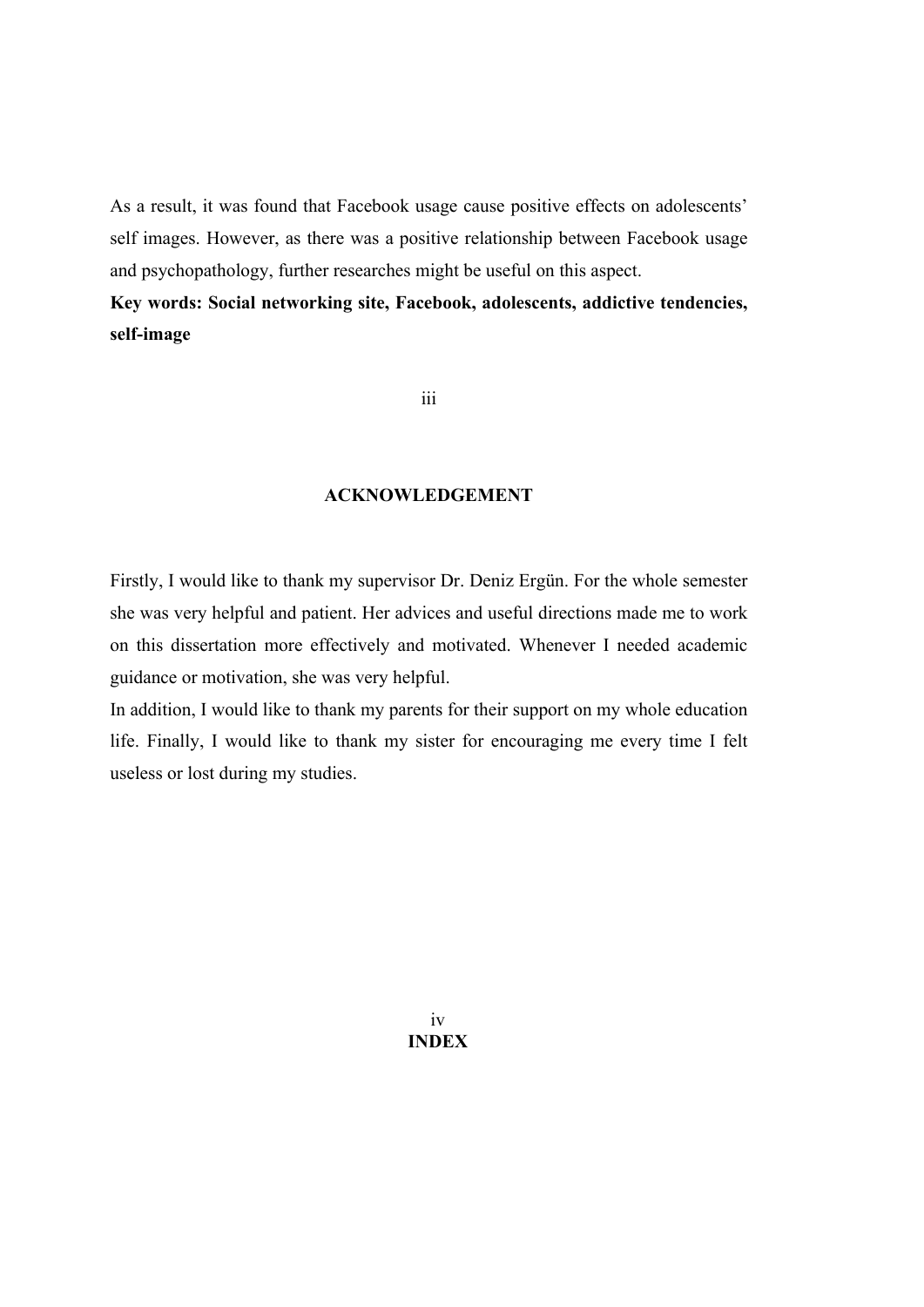As a result, it was found that Facebook usage cause positive effects on adolescents' self images. However, as there was a positive relationship between Facebook usage and psychopathology, further researches might be useful on this aspect.

**Key words: Social networking site, Facebook, adolescents, addictive tendencies, self-image**

## ACKNOWLEDGEMENT

Firstly, I would like to thank my supervisor Dr. Deniz Ergün. For the whole semester she was very helpful and patient. Her advices and useful directions made me to work on this dissertation more effectively and motivated. Whenever I needed academic guidance or motivation, she was very helpful.

In addition, I would like to thank my parents for their support on my whole education life. Finally, I would like to thank my sister for encouraging me every time I felt useless or lost during my studies.

## INDEX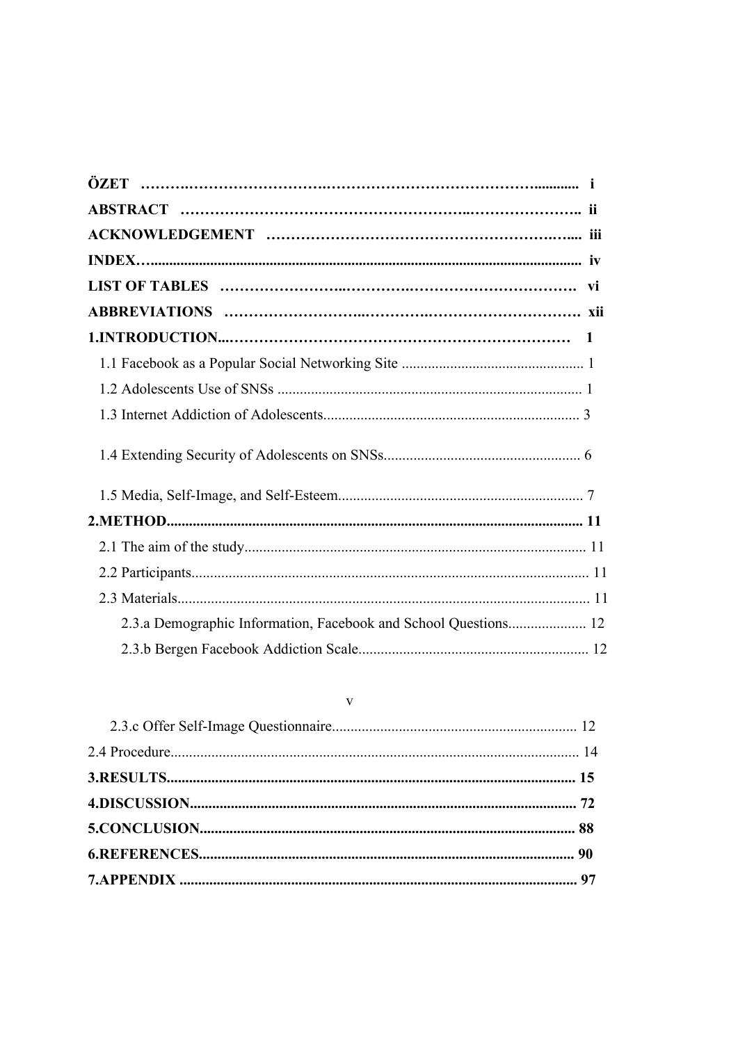**ÖZET** ........................................................................................ i

**ABSTRACT** ........................................................................................ ii

**ACKNOWLEDGEMENT** ........................................................................................ iii

**INDEX** ........................................................................................ iv

**LIST OF TABLES** ........................................................................................ vi

**ABBREVIATIONS** ........................................................................................ xii

**1.INTRODUCTION** ........................................................................................ 1

- 1.1 Facebook as a Popular Social Networking Site ........................................................................................ 1
- 1.2 Adolescents Use of SNSs ........................................................................................ 1
- 1.3 Internet Addiction of Adolescents ........................................................................................ 3
- 1.4 Extending Security of Adolescents on SNSs ........................................................................................ 6
- 1.5 Media, Self-Image, and Self-Esteem ........................................................................................ 7

**2.METHOD** ........................................................................................ 11

- 2.1 The aim of the study ........................................................................................ 11
- 2.2 Participants ........................................................................................ 11
- 2.3 Materials ........................................................................................ 11
  - 2.3.a Demographic Information, Facebook and School Questions ........................................................................................ 12
  - 2.3.b Bergen Facebook Addiction Scale ........................................................................................ 12
  - 2.3.c Offer Self-Image Questionnaire ........................................................................................ 12
- 2.4 Procedure ........................................................................................ 14

**3.RESULTS** ........................................................................................ 15

**4.DISCUSSION** ........................................................................................ 72

**5.CONCLUSION** ........................................................................................ 88

**6.REFERENCES** ........................................................................................ 90

**7.APPENDIX** ........................................................................................ 97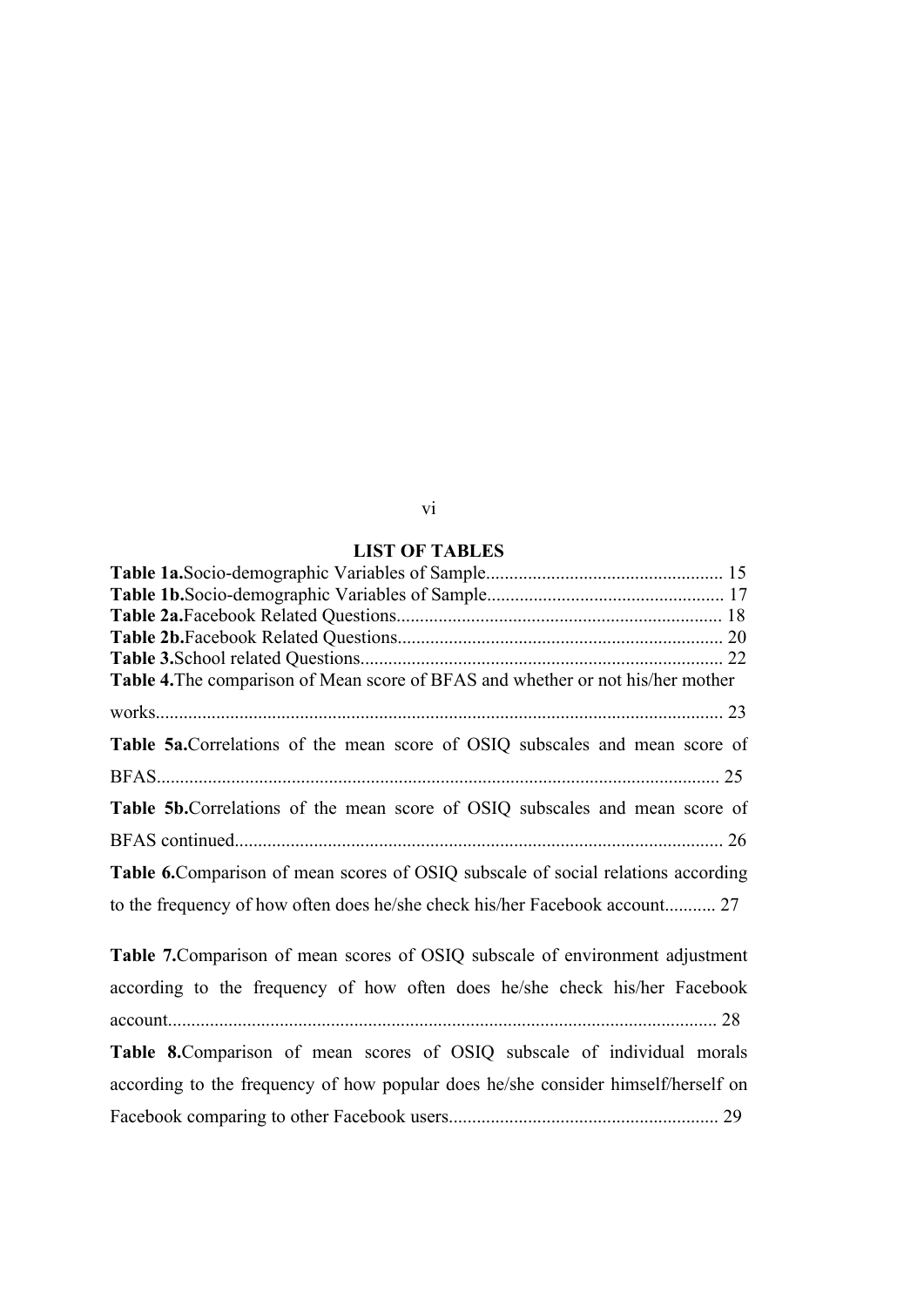## LIST OF TABLES

**Table 1a.**Socio-demographic Variables of Sample.................................................. 15
**Table 1b.**Socio-demographic Variables of Sample.................................................. 17
**Table 2a.**Facebook Related Questions..................................................................... 18
**Table 2b.**Facebook Related Questions..................................................................... 20
**Table 3.**School related Questions............................................................................. 22
**Table 4.**The comparison of Mean score of BFAS and whether or not his/her mother works......................................................................................................................... 23
**Table 5a.**Correlations of the mean score of OSIQ subscales and mean score of BFAS........................................................................................................................ 25
**Table 5b.**Correlations of the mean score of OSIQ subscales and mean score of BFAS continued........................................................................................................ 26
**Table 6.**Comparison of mean scores of OSIQ subscale of social relations according to the frequency of how often does he/she check his/her Facebook account........... 27
**Table 7.**Comparison of mean scores of OSIQ subscale of environment adjustment according to the frequency of how often does he/she check his/her Facebook account..................................................................................................................... 28
**Table 8.**Comparison of mean scores of OSIQ subscale of individual morals according to the frequency of how popular does he/she consider himself/herself on Facebook comparing to other Facebook users......................................................... 29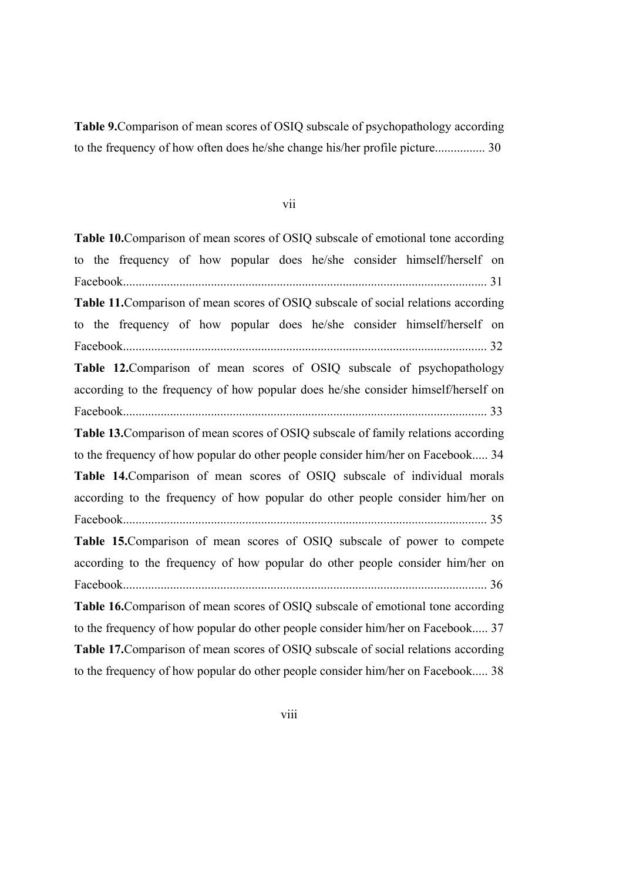**Table 9.**Comparison of mean scores of OSIQ subscale of psychopathology according to the frequency of how often does he/she change his/her profile picture................ 30

**Table 10.**Comparison of mean scores of OSIQ subscale of emotional tone according to the frequency of how popular does he/she consider himself/herself on Facebook.................................................................................................................... 31

**Table 11.**Comparison of mean scores of OSIQ subscale of social relations according to the frequency of how popular does he/she consider himself/herself on Facebook.................................................................................................................... 32

**Table 12.**Comparison of mean scores of OSIQ subscale of psychopathology according to the frequency of how popular does he/she consider himself/herself on Facebook.................................................................................................................... 33

**Table 13.**Comparison of mean scores of OSIQ subscale of family relations according to the frequency of how popular do other people consider him/her on Facebook..... 34

**Table 14.**Comparison of mean scores of OSIQ subscale of individual morals according to the frequency of how popular do other people consider him/her on Facebook.................................................................................................................... 35

**Table 15.**Comparison of mean scores of OSIQ subscale of power to compete according to the frequency of how popular do other people consider him/her on Facebook.................................................................................................................... 36

**Table 16.**Comparison of mean scores of OSIQ subscale of emotional tone according to the frequency of how popular do other people consider him/her on Facebook..... 37

**Table 17.**Comparison of mean scores of OSIQ subscale of social relations according to the frequency of how popular do other people consider him/her on Facebook..... 38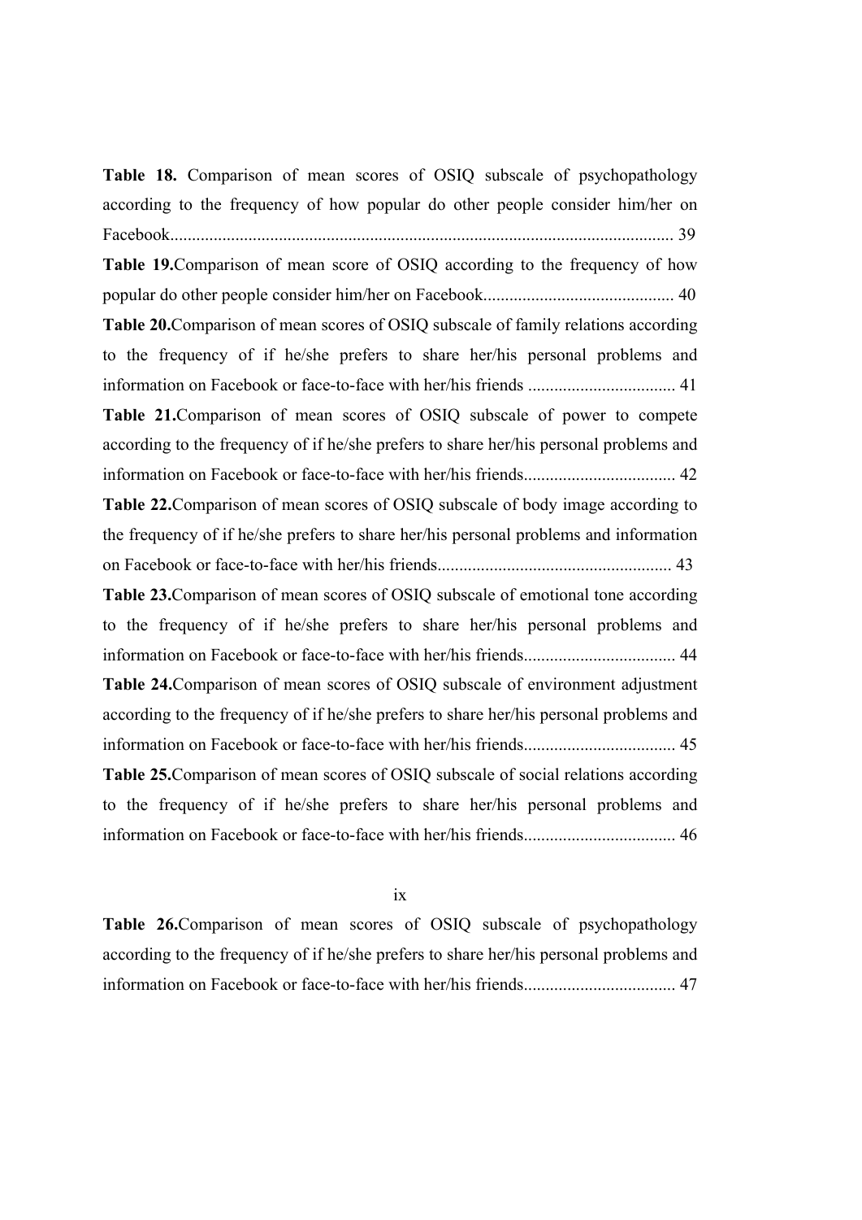**Table 18.** Comparison of mean scores of OSIQ subscale of psychopathology according to the frequency of how popular do other people consider him/her on Facebook.................................................................................................................. 39

**Table 19.** Comparison of mean score of OSIQ according to the frequency of how popular do other people consider him/her on Facebook........................................... 40

**Table 20.** Comparison of mean scores of OSIQ subscale of family relations according to the frequency of if he/she prefers to share her/his personal problems and information on Facebook or face-to-face with her/his friends .................................. 41

**Table 21.** Comparison of mean scores of OSIQ subscale of power to compete according to the frequency of if he/she prefers to share her/his personal problems and information on Facebook or face-to-face with her/his friends................................... 42

**Table 22.** Comparison of mean scores of OSIQ subscale of body image according to the frequency of if he/she prefers to share her/his personal problems and information on Facebook or face-to-face with her/his friends...................................................... 43

**Table 23.** Comparison of mean scores of OSIQ subscale of emotional tone according to the frequency of if he/she prefers to share her/his personal problems and information on Facebook or face-to-face with her/his friends................................... 44

**Table 24.** Comparison of mean scores of OSIQ subscale of environment adjustment according to the frequency of if he/she prefers to share her/his personal problems and information on Facebook or face-to-face with her/his friends................................... 45

**Table 25.** Comparison of mean scores of OSIQ subscale of social relations according to the frequency of if he/she prefers to share her/his personal problems and information on Facebook or face-to-face with her/his friends................................... 46

**Table 26.** Comparison of mean scores of OSIQ subscale of psychopathology according to the frequency of if he/she prefers to share her/his personal problems and information on Facebook or face-to-face with her/his friends................................... 47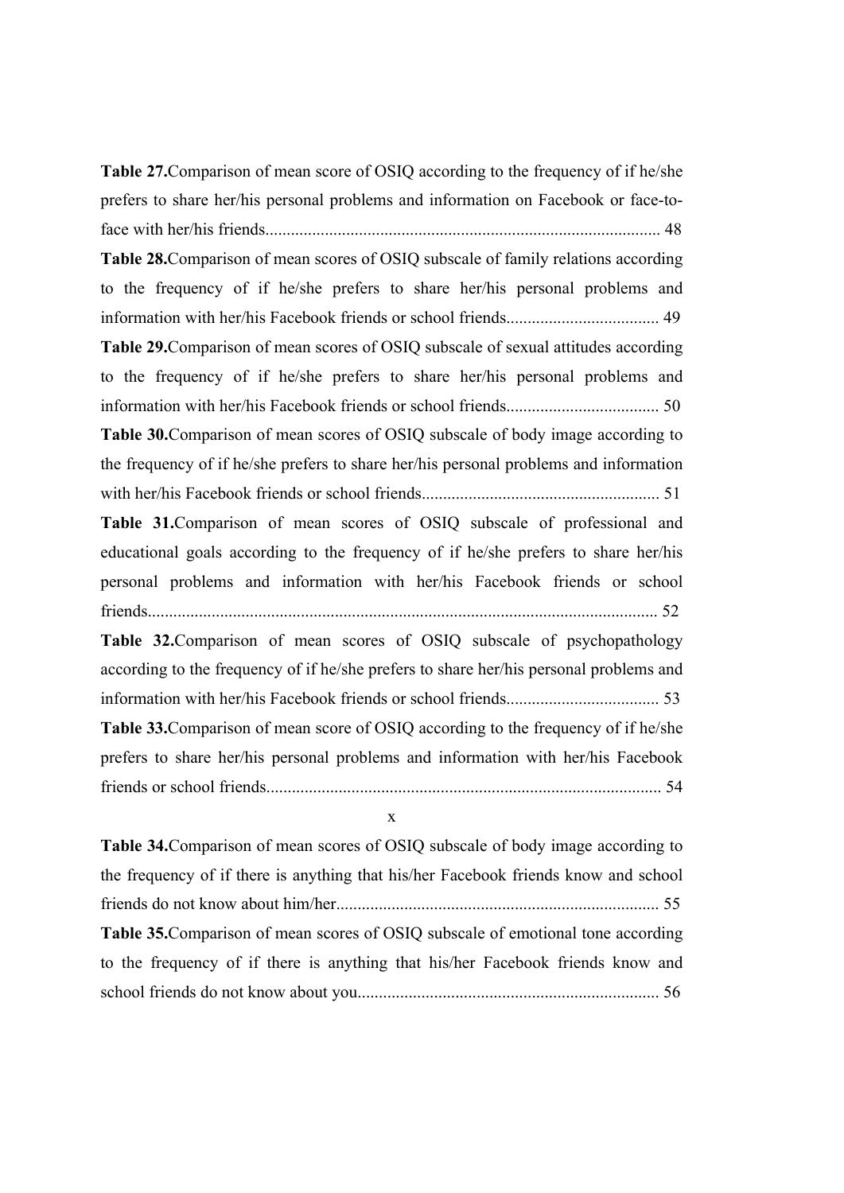**Table 27.**Comparison of mean score of OSIQ according to the frequency of if he/she prefers to share her/his personal problems and information on Facebook or face-to-face with her/his friends............................................................................................ 48

**Table 28.**Comparison of mean scores of OSIQ subscale of family relations according to the frequency of if he/she prefers to share her/his personal problems and information with her/his Facebook friends or school friends.................................... 49

**Table 29.**Comparison of mean scores of OSIQ subscale of sexual attitudes according to the frequency of if he/she prefers to share her/his personal problems and information with her/his Facebook friends or school friends.................................... 50

**Table 30.**Comparison of mean scores of OSIQ subscale of body image according to the frequency of if he/she prefers to share her/his personal problems and information with her/his Facebook friends or school friends........................................................ 51

**Table 31.**Comparison of mean scores of OSIQ subscale of professional and educational goals according to the frequency of if he/she prefers to share her/his personal problems and information with her/his Facebook friends or school friends....................................................................................................................... 52

**Table 32.**Comparison of mean scores of OSIQ subscale of psychopathology according to the frequency of if he/she prefers to share her/his personal problems and information with her/his Facebook friends or school friends.................................... 53

**Table 33.**Comparison of mean score of OSIQ according to the frequency of if he/she prefers to share her/his personal problems and information with her/his Facebook friends or school friends............................................................................................ 54

**Table 34.**Comparison of mean scores of OSIQ subscale of body image according to the frequency of if there is anything that his/her Facebook friends know and school friends do not know about him/her........................................................................... 55

**Table 35.**Comparison of mean scores of OSIQ subscale of emotional tone according to the frequency of if there is anything that his/her Facebook friends know and school friends do not know about you....................................................................... 56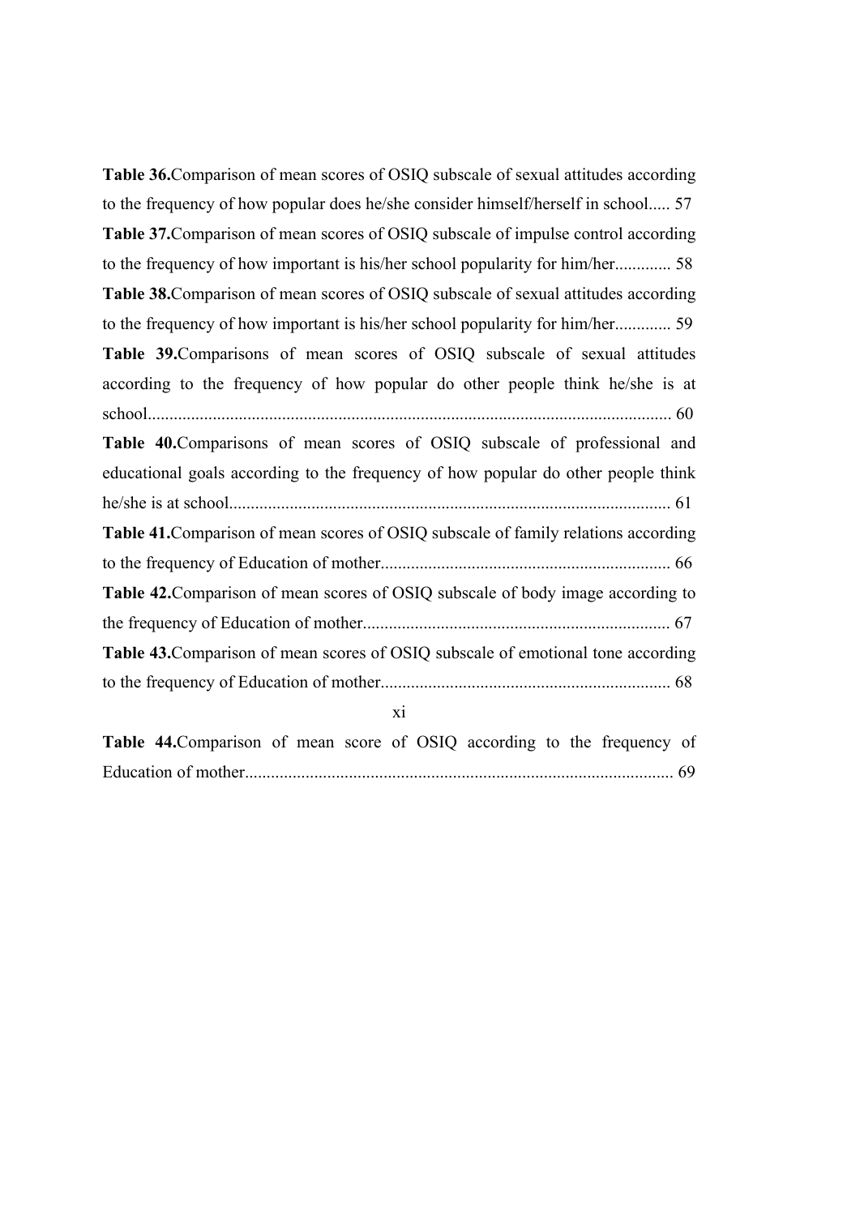**Table 36.**Comparison of mean scores of OSIQ subscale of sexual attitudes according to the frequency of how popular does he/she consider himself/herself in school..... 57

**Table 37.**Comparison of mean scores of OSIQ subscale of impulse control according to the frequency of how important is his/her school popularity for him/her............. 58

**Table 38.**Comparison of mean scores of OSIQ subscale of sexual attitudes according to the frequency of how important is his/her school popularity for him/her............. 59

**Table 39.**Comparisons of mean scores of OSIQ subscale of sexual attitudes according to the frequency of how popular do other people think he/she is at school......................................................................................................................... 60

**Table 40.**Comparisons of mean scores of OSIQ subscale of professional and educational goals according to the frequency of how popular do other people think he/she is at school...................................................................................................... 61

**Table 41.**Comparison of mean scores of OSIQ subscale of family relations according to the frequency of Education of mother................................................................... 66

**Table 42.**Comparison of mean scores of OSIQ subscale of body image according to the frequency of Education of mother....................................................................... 67

**Table 43.**Comparison of mean scores of OSIQ subscale of emotional tone according to the frequency of Education of mother................................................................... 68

**Table 44.**Comparison of mean score of OSIQ according to the frequency of Education of mother................................................................................................... 69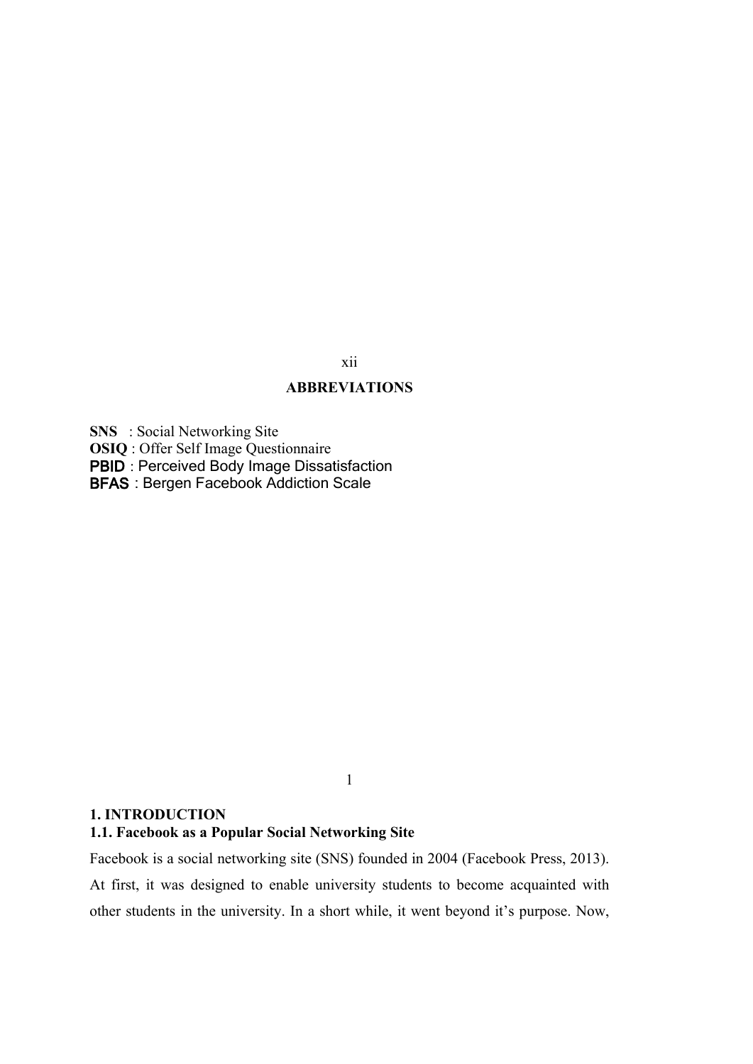## ABBREVIATIONS

**SNS** : Social Networking Site
**OSIQ** : Offer Self Image Questionnaire
**PBID** : Perceived Body Image Dissatisfaction
**BFAS** : Bergen Facebook Addiction Scale

# 1. INTRODUCTION

## 1.1. Facebook as a Popular Social Networking Site

Facebook is a social networking site (SNS) founded in 2004 (Facebook Press, 2013). At first, it was designed to enable university students to become acquainted with other students in the university. In a short while, it went beyond it's purpose. Now,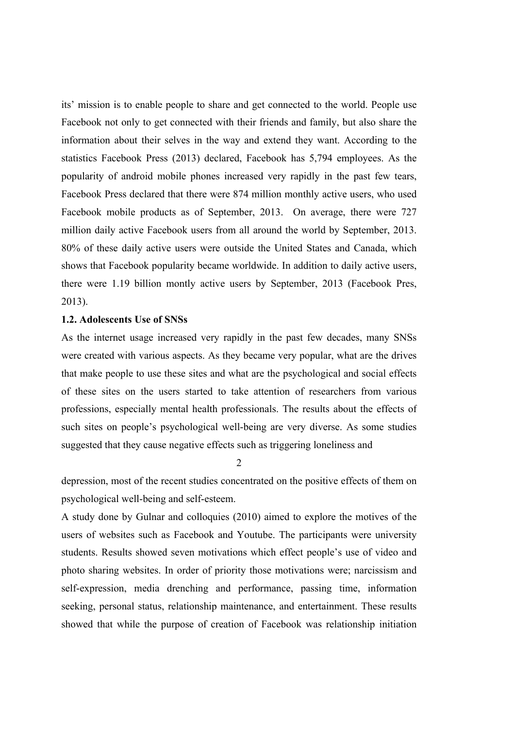its' mission is to enable people to share and get connected to the world. People use Facebook not only to get connected with their friends and family, but also share the information about their selves in the way and extend they want. According to the statistics Facebook Press (2013) declared, Facebook has 5,794 employees. As the popularity of android mobile phones increased very rapidly in the past few tears, Facebook Press declared that there were 874 million monthly active users, who used Facebook mobile products as of September, 2013. On average, there were 727 million daily active Facebook users from all around the world by September, 2013. 80% of these daily active users were outside the United States and Canada, which shows that Facebook popularity became worldwide. In addition to daily active users, there were 1.19 billion montly active users by September, 2013 (Facebook Pres, 2013).

**1.2. Adolescents Use of SNSs**

As the internet usage increased very rapidly in the past few decades, many SNSs were created with various aspects. As they became very popular, what are the drives that make people to use these sites and what are the psychological and social effects of these sites on the users started to take attention of researchers from various professions, especially mental health professionals. The results about the effects of such sites on people's psychological well-being are very diverse. As some studies suggested that they cause negative effects such as triggering loneliness and depression, most of the recent studies concentrated on the positive effects of them on psychological well-being and self-esteem.

A study done by Gulnar and colloquies (2010) aimed to explore the motives of the users of websites such as Facebook and Youtube. The participants were university students. Results showed seven motivations which effect people's use of video and photo sharing websites. In order of priority those motivations were; narcissism and self-expression, media drenching and performance, passing time, information seeking, personal status, relationship maintenance, and entertainment. These results showed that while the purpose of creation of Facebook was relationship initiation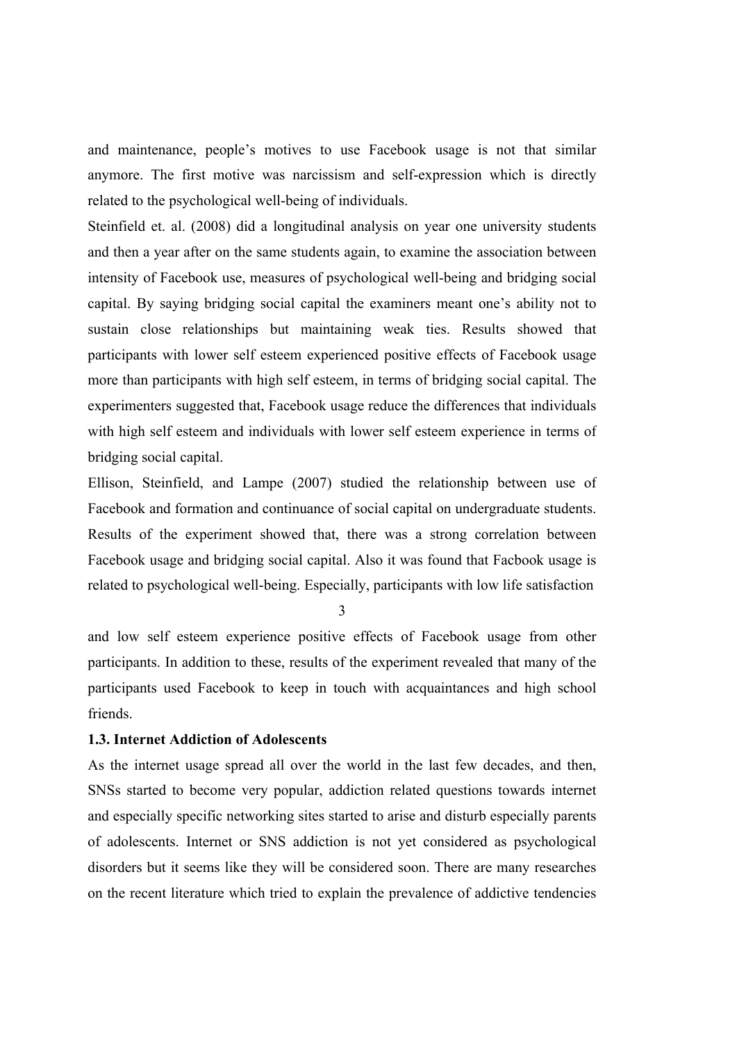and maintenance, people's motives to use Facebook usage is not that similar anymore. The first motive was narcissism and self-expression which is directly related to the psychological well-being of individuals.

Steinfield et. al. (2008) did a longitudinal analysis on year one university students and then a year after on the same students again, to examine the association between intensity of Facebook use, measures of psychological well-being and bridging social capital. By saying bridging social capital the examiners meant one's ability not to sustain close relationships but maintaining weak ties. Results showed that participants with lower self esteem experienced positive effects of Facebook usage more than participants with high self esteem, in terms of bridging social capital. The experimenters suggested that, Facebook usage reduce the differences that individuals with high self esteem and individuals with lower self esteem experience in terms of bridging social capital.

Ellison, Steinfield, and Lampe (2007) studied the relationship between use of Facebook and formation and continuance of social capital on undergraduate students. Results of the experiment showed that, there was a strong correlation between Facebook usage and bridging social capital. Also it was found that Facbook usage is related to psychological well-being. Especially, participants with low life satisfaction and low self esteem experience positive effects of Facebook usage from other participants. In addition to these, results of the experiment revealed that many of the participants used Facebook to keep in touch with acquaintances and high school friends.

### 1.3. Internet Addiction of Adolescents

As the internet usage spread all over the world in the last few decades, and then, SNSs started to become very popular, addiction related questions towards internet and especially specific networking sites started to arise and disturb especially parents of adolescents. Internet or SNS addiction is not yet considered as psychological disorders but it seems like they will be considered soon. There are many researches on the recent literature which tried to explain the prevalence of addictive tendencies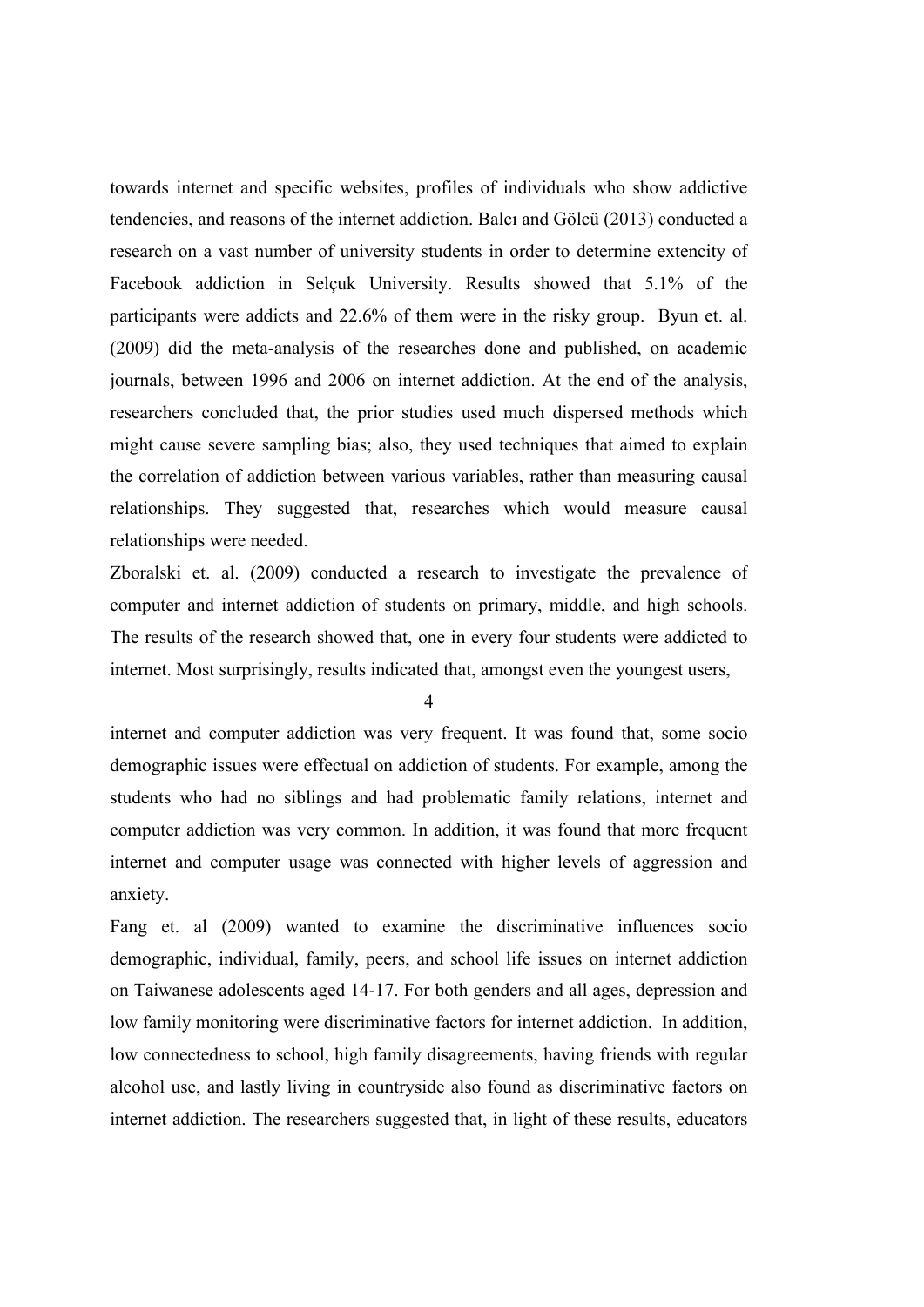towards internet and specific websites, profiles of individuals who show addictive tendencies, and reasons of the internet addiction. Balcı and Gölcü (2013) conducted a research on a vast number of university students in order to determine extencity of Facebook addiction in Selçuk University. Results showed that 5.1% of the participants were addicts and 22.6% of them were in the risky group. Byun et. al. (2009) did the meta-analysis of the researches done and published, on academic journals, between 1996 and 2006 on internet addiction. At the end of the analysis, researchers concluded that, the prior studies used much dispersed methods which might cause severe sampling bias; also, they used techniques that aimed to explain the correlation of addiction between various variables, rather than measuring causal relationships. They suggested that, researches which would measure causal relationships were needed.

Zboralski et. al. (2009) conducted a research to investigate the prevalence of computer and internet addiction of students on primary, middle, and high schools. The results of the research showed that, one in every four students were addicted to internet. Most surprisingly, results indicated that, amongst even the youngest users, internet and computer addiction was very frequent. It was found that, some socio demographic issues were effectual on addiction of students. For example, among the students who had no siblings and had problematic family relations, internet and computer addiction was very common. In addition, it was found that more frequent internet and computer usage was connected with higher levels of aggression and anxiety.

Fang et. al (2009) wanted to examine the discriminative influences socio demographic, individual, family, peers, and school life issues on internet addiction on Taiwanese adolescents aged 14-17. For both genders and all ages, depression and low family monitoring were discriminative factors for internet addiction. In addition, low connectedness to school, high family disagreements, having friends with regular alcohol use, and lastly living in countryside also found as discriminative factors on internet addiction. The researchers suggested that, in light of these results, educators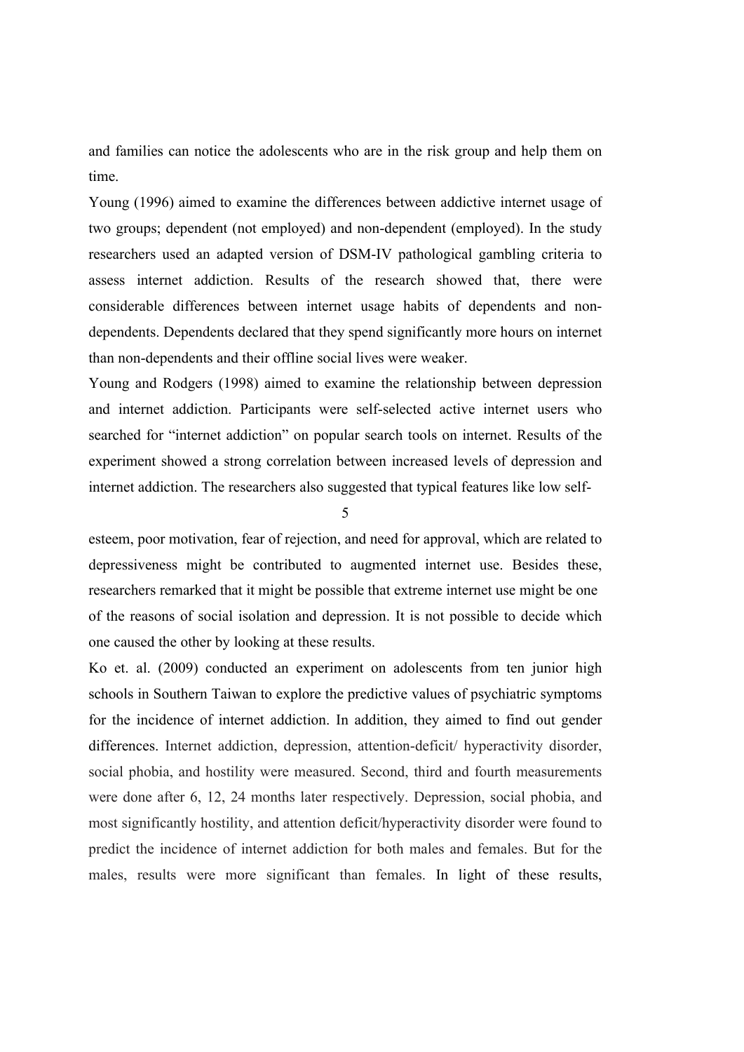and families can notice the adolescents who are in the risk group and help them on time.

Young (1996) aimed to examine the differences between addictive internet usage of two groups; dependent (not employed) and non-dependent (employed). In the study researchers used an adapted version of DSM-IV pathological gambling criteria to assess internet addiction. Results of the research showed that, there were considerable differences between internet usage habits of dependents and non-dependents. Dependents declared that they spend significantly more hours on internet than non-dependents and their offline social lives were weaker.

Young and Rodgers (1998) aimed to examine the relationship between depression and internet addiction. Participants were self-selected active internet users who searched for "internet addiction" on popular search tools on internet. Results of the experiment showed a strong correlation between increased levels of depression and internet addiction. The researchers also suggested that typical features like low self-esteem, poor motivation, fear of rejection, and need for approval, which are related to depressiveness might be contributed to augmented internet use. Besides these, researchers remarked that it might be possible that extreme internet use might be one of the reasons of social isolation and depression. It is not possible to decide which one caused the other by looking at these results.

Ko et. al. (2009) conducted an experiment on adolescents from ten junior high schools in Southern Taiwan to explore the predictive values of psychiatric symptoms for the incidence of internet addiction. In addition, they aimed to find out gender differences. Internet addiction, depression, attention-deficit/ hyperactivity disorder, social phobia, and hostility were measured. Second, third and fourth measurements were done after 6, 12, 24 months later respectively. Depression, social phobia, and most significantly hostility, and attention deficit/hyperactivity disorder were found to predict the incidence of internet addiction for both males and females. But for the males, results were more significant than females. In light of these results,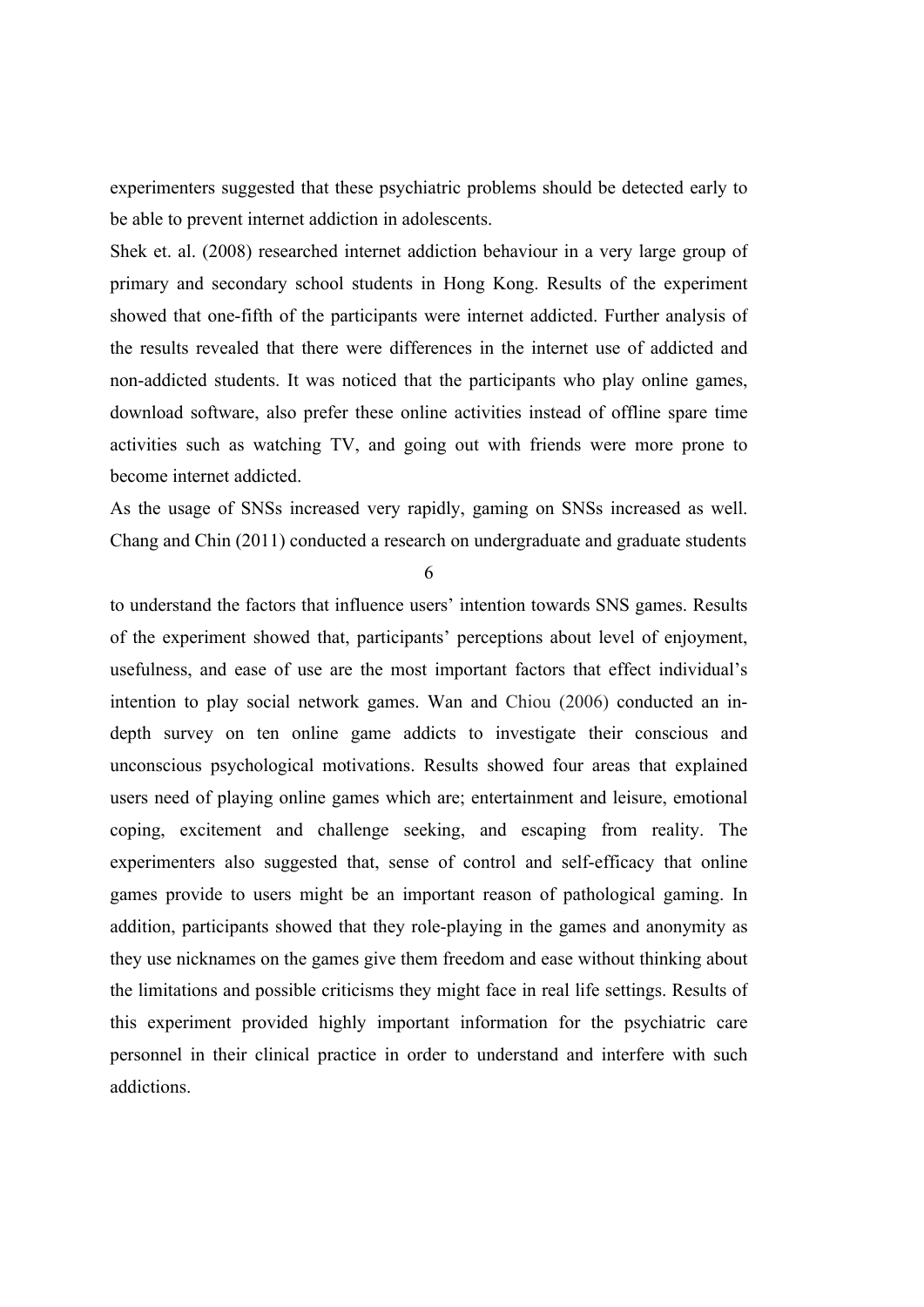experimenters suggested that these psychiatric problems should be detected early to be able to prevent internet addiction in adolescents.

Shek et. al. (2008) researched internet addiction behaviour in a very large group of primary and secondary school students in Hong Kong. Results of the experiment showed that one-fifth of the participants were internet addicted. Further analysis of the results revealed that there were differences in the internet use of addicted and non-addicted students. It was noticed that the participants who play online games, download software, also prefer these online activities instead of offline spare time activities such as watching TV, and going out with friends were more prone to become internet addicted.

As the usage of SNSs increased very rapidly, gaming on SNSs increased as well. Chang and Chin (2011) conducted a research on undergraduate and graduate students to understand the factors that influence users' intention towards SNS games. Results of the experiment showed that, participants' perceptions about level of enjoyment, usefulness, and ease of use are the most important factors that effect individual's intention to play social network games. Wan and Chiou (2006) conducted an in-depth survey on ten online game addicts to investigate their conscious and unconscious psychological motivations. Results showed four areas that explained users need of playing online games which are; entertainment and leisure, emotional coping, excitement and challenge seeking, and escaping from reality. The experimenters also suggested that, sense of control and self-efficacy that online games provide to users might be an important reason of pathological gaming. In addition, participants showed that they role-playing in the games and anonymity as they use nicknames on the games give them freedom and ease without thinking about the limitations and possible criticisms they might face in real life settings. Results of this experiment provided highly important information for the psychiatric care personnel in their clinical practice in order to understand and interfere with such addictions.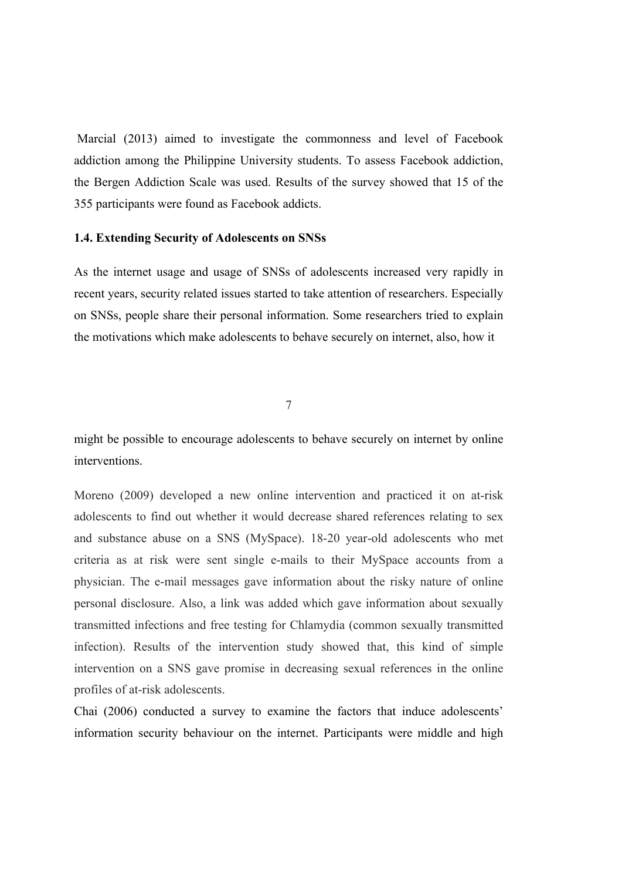Marcial (2013) aimed to investigate the commonness and level of Facebook addiction among the Philippine University students. To assess Facebook addiction, the Bergen Addiction Scale was used. Results of the survey showed that 15 of the 355 participants were found as Facebook addicts.

### 1.4. Extending Security of Adolescents on SNSs

As the internet usage and usage of SNSs of adolescents increased very rapidly in recent years, security related issues started to take attention of researchers. Especially on SNSs, people share their personal information. Some researchers tried to explain the motivations which make adolescents to behave securely on internet, also, how it might be possible to encourage adolescents to behave securely on internet by online interventions.

Moreno (2009) developed a new online intervention and practiced it on at-risk adolescents to find out whether it would decrease shared references relating to sex and substance abuse on a SNS (MySpace). 18-20 year-old adolescents who met criteria as at risk were sent single e-mails to their MySpace accounts from a physician. The e-mail messages gave information about the risky nature of online personal disclosure. Also, a link was added which gave information about sexually transmitted infections and free testing for Chlamydia (common sexually transmitted infection). Results of the intervention study showed that, this kind of simple intervention on a SNS gave promise in decreasing sexual references in the online profiles of at-risk adolescents.

Chai (2006) conducted a survey to examine the factors that induce adolescents' information security behaviour on the internet. Participants were middle and high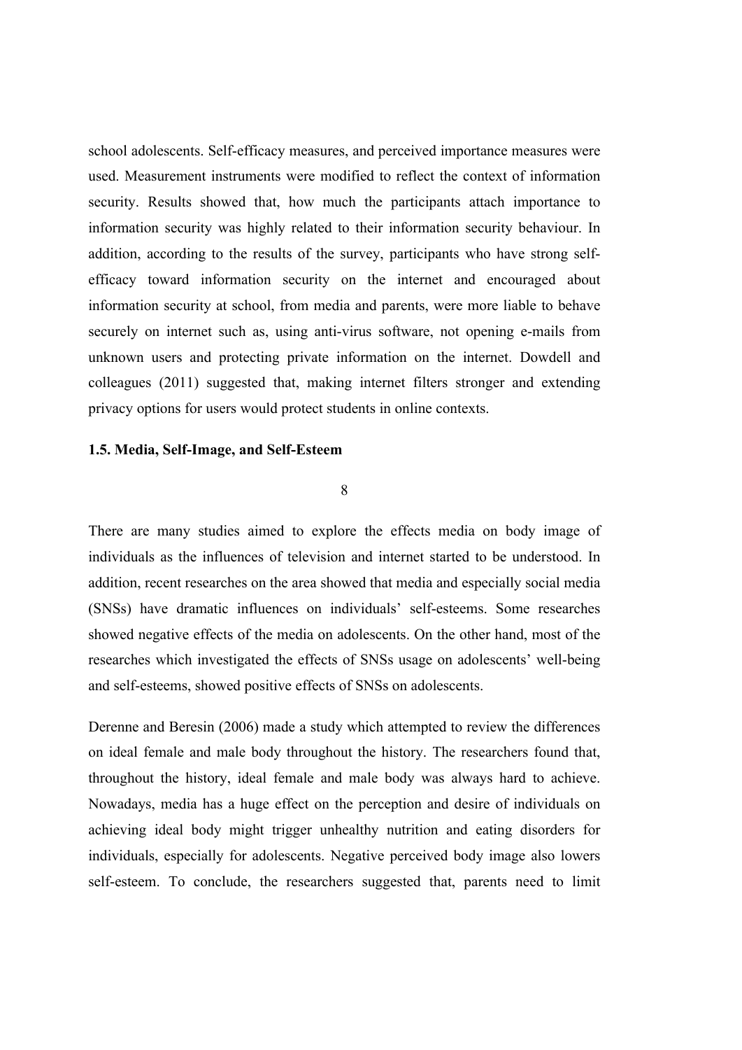school adolescents. Self-efficacy measures, and perceived importance measures were used. Measurement instruments were modified to reflect the context of information security. Results showed that, how much the participants attach importance to information security was highly related to their information security behaviour. In addition, according to the results of the survey, participants who have strong self-efficacy toward information security on the internet and encouraged about information security at school, from media and parents, were more liable to behave securely on internet such as, using anti-virus software, not opening e-mails from unknown users and protecting private information on the internet. Dowdell and colleagues (2011) suggested that, making internet filters stronger and extending privacy options for users would protect students in online contexts.

### 1.5. Media, Self-Image, and Self-Esteem

There are many studies aimed to explore the effects media on body image of individuals as the influences of television and internet started to be understood. In addition, recent researches on the area showed that media and especially social media (SNSs) have dramatic influences on individuals' self-esteems. Some researches showed negative effects of the media on adolescents. On the other hand, most of the researches which investigated the effects of SNSs usage on adolescents' well-being and self-esteems, showed positive effects of SNSs on adolescents.

Derenne and Beresin (2006) made a study which attempted to review the differences on ideal female and male body throughout the history. The researchers found that, throughout the history, ideal female and male body was always hard to achieve. Nowadays, media has a huge effect on the perception and desire of individuals on achieving ideal body might trigger unhealthy nutrition and eating disorders for individuals, especially for adolescents. Negative perceived body image also lowers self-esteem. To conclude, the researchers suggested that, parents need to limit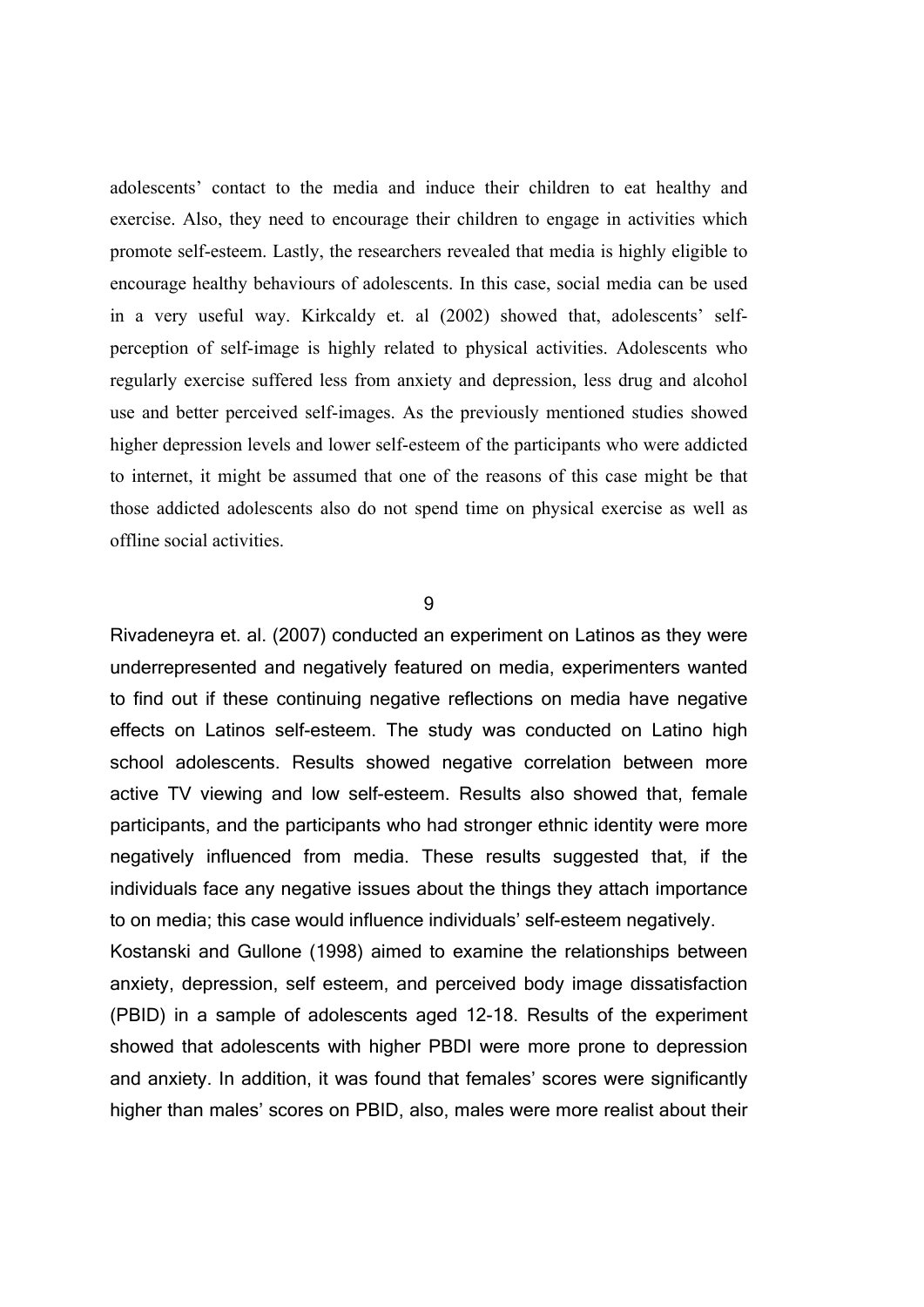adolescents' contact to the media and induce their children to eat healthy and exercise. Also, they need to encourage their children to engage in activities which promote self-esteem. Lastly, the researchers revealed that media is highly eligible to encourage healthy behaviours of adolescents. In this case, social media can be used in a very useful way. Kirkcaldy et. al (2002) showed that, adolescents' self-perception of self-image is highly related to physical activities. Adolescents who regularly exercise suffered less from anxiety and depression, less drug and alcohol use and better perceived self-images. As the previously mentioned studies showed higher depression levels and lower self-esteem of the participants who were addicted to internet, it might be assumed that one of the reasons of this case might be that those addicted adolescents also do not spend time on physical exercise as well as offline social activities.

Rivadeneyra et. al. (2007) conducted an experiment on Latinos as they were underrepresented and negatively featured on media, experimenters wanted to find out if these continuing negative reflections on media have negative effects on Latinos self-esteem. The study was conducted on Latino high school adolescents. Results showed negative correlation between more active TV viewing and low self-esteem. Results also showed that, female participants, and the participants who had stronger ethnic identity were more negatively influenced from media. These results suggested that, if the individuals face any negative issues about the things they attach importance to on media; this case would influence individuals' self-esteem negatively.

Kostanski and Gullone (1998) aimed to examine the relationships between anxiety, depression, self esteem, and perceived body image dissatisfaction (PBID) in a sample of adolescents aged 12-18. Results of the experiment showed that adolescents with higher PBDI were more prone to depression and anxiety. In addition, it was found that females' scores were significantly higher than males' scores on PBID, also, males were more realist about their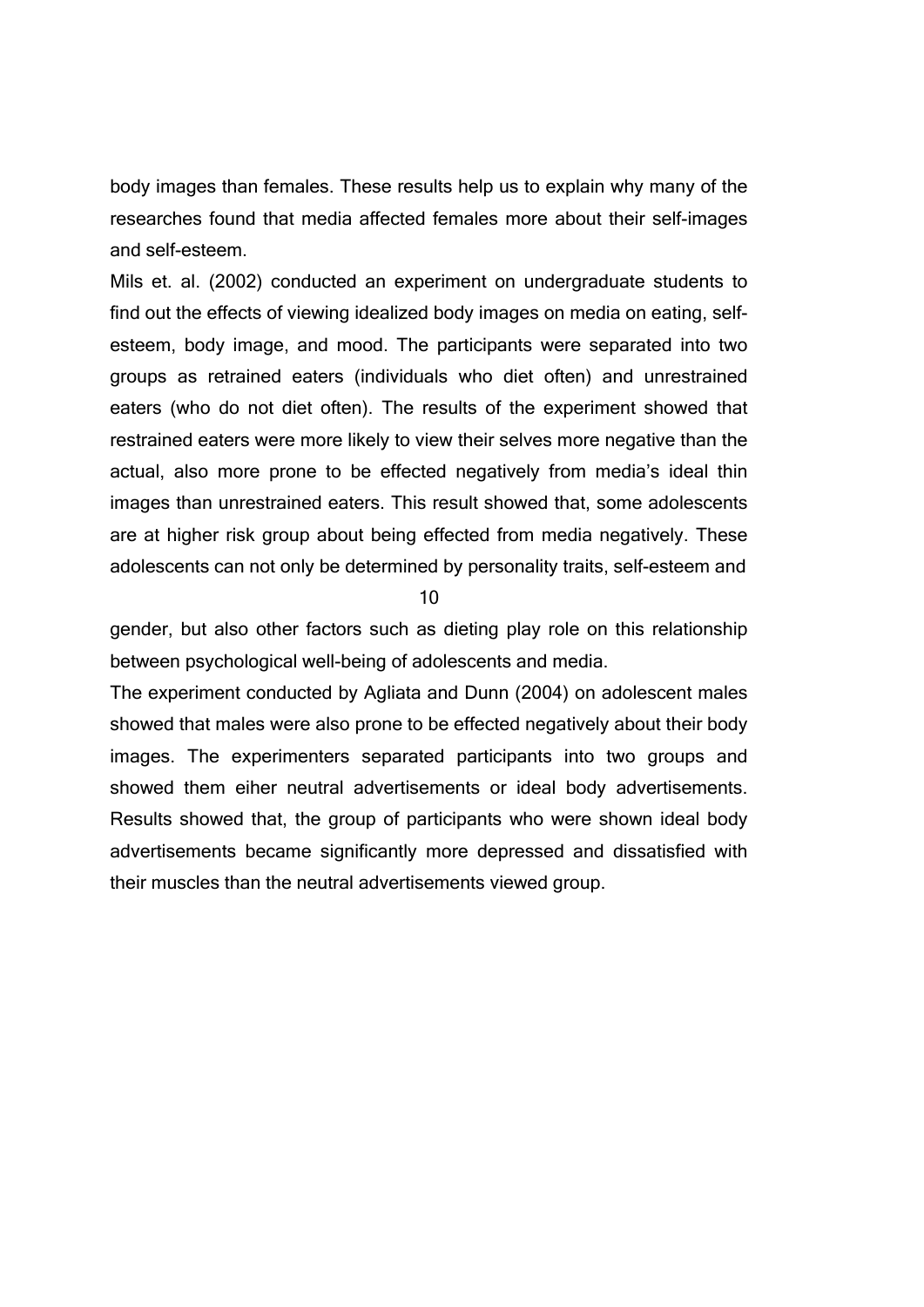body images than females. These results help us to explain why many of the researches found that media affected females more about their self-images and self-esteem.

Mils et. al. (2002) conducted an experiment on undergraduate students to find out the effects of viewing idealized body images on media on eating, self-esteem, body image, and mood. The participants were separated into two groups as retrained eaters (individuals who diet often) and unrestrained eaters (who do not diet often). The results of the experiment showed that restrained eaters were more likely to view their selves more negative than the actual, also more prone to be effected negatively from media's ideal thin images than unrestrained eaters. This result showed that, some adolescents are at higher risk group about being effected from media negatively. These adolescents can not only be determined by personality traits, self-esteem and gender, but also other factors such as dieting play role on this relationship between psychological well-being of adolescents and media.

The experiment conducted by Agliata and Dunn (2004) on adolescent males showed that males were also prone to be effected negatively about their body images. The experimenters separated participants into two groups and showed them eiher neutral advertisements or ideal body advertisements. Results showed that, the group of participants who were shown ideal body advertisements became significantly more depressed and dissatisfied with their muscles than the neutral advertisements viewed group.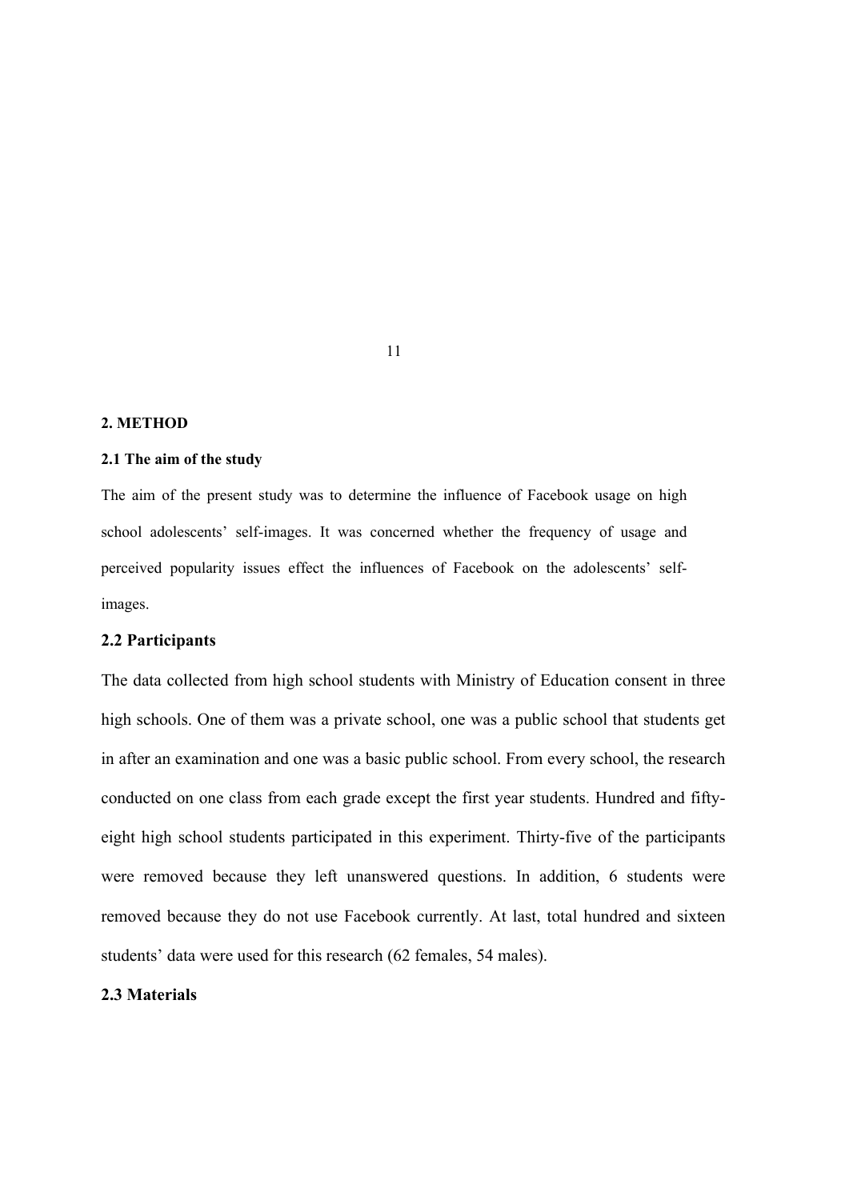## 2. METHOD

### 2.1 The aim of the study

The aim of the present study was to determine the influence of Facebook usage on high school adolescents' self-images. It was concerned whether the frequency of usage and perceived popularity issues effect the influences of Facebook on the adolescents' self-images.

### 2.2 Participants

The data collected from high school students with Ministry of Education consent in three high schools. One of them was a private school, one was a public school that students get in after an examination and one was a basic public school. From every school, the research conducted on one class from each grade except the first year students. Hundred and fifty-eight high school students participated in this experiment. Thirty-five of the participants were removed because they left unanswered questions. In addition, 6 students were removed because they do not use Facebook currently. At last, total hundred and sixteen students' data were used for this research (62 females, 54 males).

### 2.3 Materials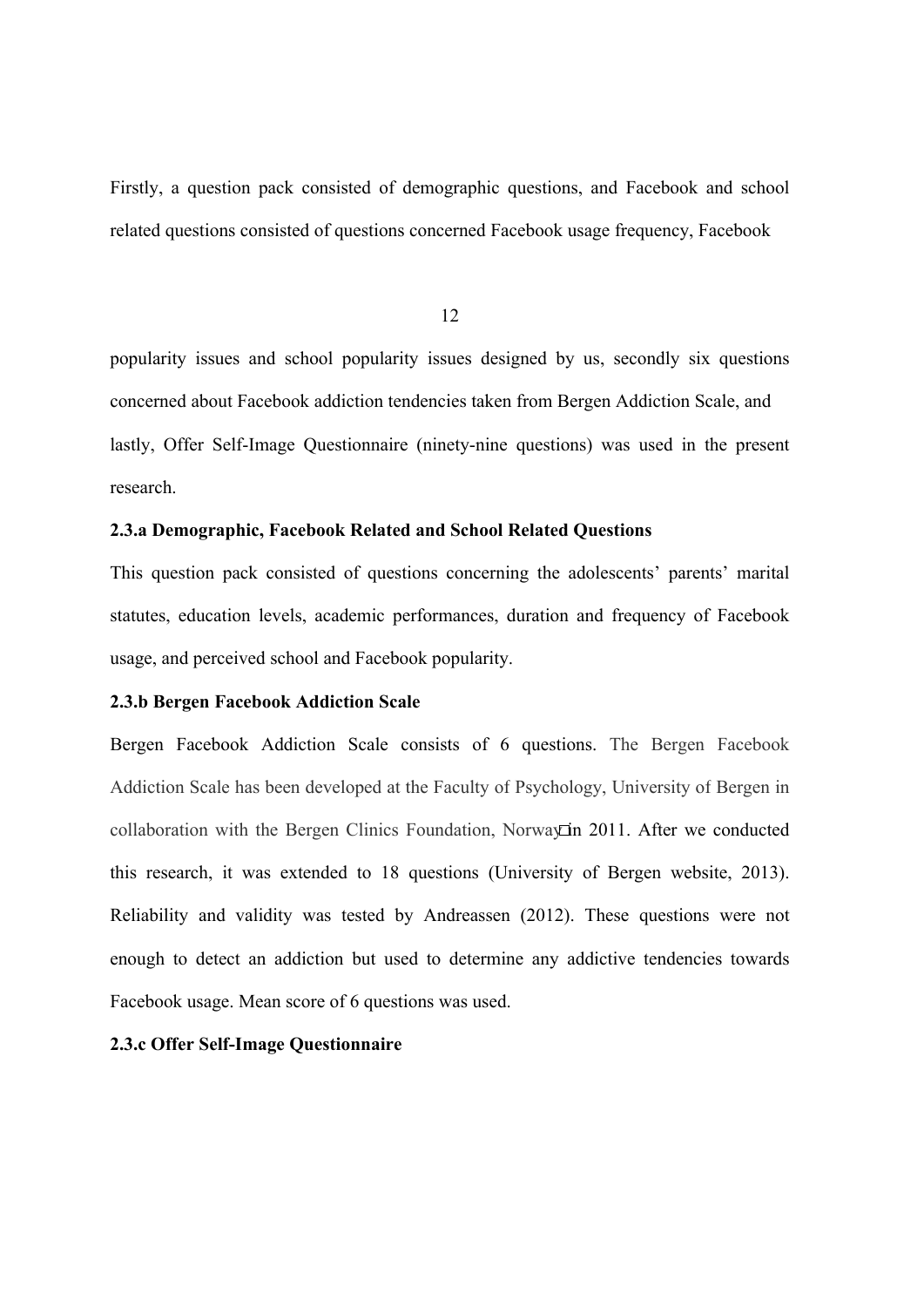Firstly, a question pack consisted of demographic questions, and Facebook and school related questions consisted of questions concerned Facebook usage frequency, Facebook popularity issues and school popularity issues designed by us, secondly six questions concerned about Facebook addiction tendencies taken from Bergen Addiction Scale, and lastly, Offer Self-Image Questionnaire (ninety-nine questions) was used in the present research.

### 2.3.a Demographic, Facebook Related and School Related Questions

This question pack consisted of questions concerning the adolescents' parents' marital statutes, education levels, academic performances, duration and frequency of Facebook usage, and perceived school and Facebook popularity.

### 2.3.b Bergen Facebook Addiction Scale

Bergen Facebook Addiction Scale consists of 6 questions. The Bergen Facebook Addiction Scale has been developed at the Faculty of Psychology, University of Bergen in collaboration with the Bergen Clinics Foundation, Norway in 2011. After we conducted this research, it was extended to 18 questions (University of Bergen website, 2013). Reliability and validity was tested by Andreassen (2012). These questions were not enough to detect an addiction but used to determine any addictive tendencies towards Facebook usage. Mean score of 6 questions was used.

### 2.3.c Offer Self-Image Questionnaire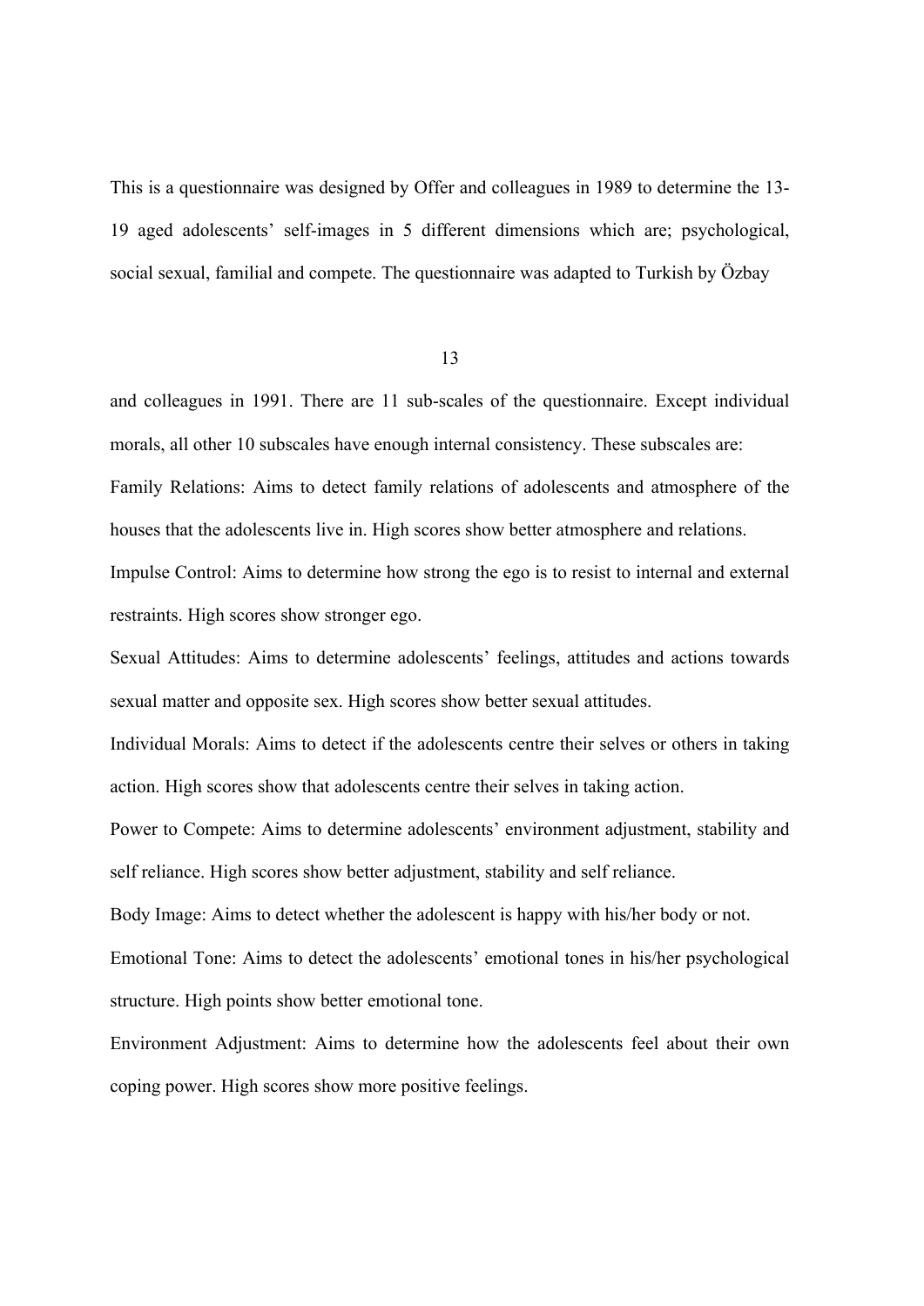This is a questionnaire was designed by Offer and colleagues in 1989 to determine the 13-19 aged adolescents' self-images in 5 different dimensions which are; psychological, social sexual, familial and compete. The questionnaire was adapted to Turkish by Özbay and colleagues in 1991. There are 11 sub-scales of the questionnaire. Except individual morals, all other 10 subscales have enough internal consistency. These subscales are:

Family Relations: Aims to detect family relations of adolescents and atmosphere of the houses that the adolescents live in. High scores show better atmosphere and relations.

Impulse Control: Aims to determine how strong the ego is to resist to internal and external restraints. High scores show stronger ego.

Sexual Attitudes: Aims to determine adolescents' feelings, attitudes and actions towards sexual matter and opposite sex. High scores show better sexual attitudes.

Individual Morals: Aims to detect if the adolescents centre their selves or others in taking action. High scores show that adolescents centre their selves in taking action.

Power to Compete: Aims to determine adolescents' environment adjustment, stability and self reliance. High scores show better adjustment, stability and self reliance.

Body Image: Aims to detect whether the adolescent is happy with his/her body or not.

Emotional Tone: Aims to detect the adolescents' emotional tones in his/her psychological structure. High points show better emotional tone.

Environment Adjustment: Aims to determine how the adolescents feel about their own coping power. High scores show more positive feelings.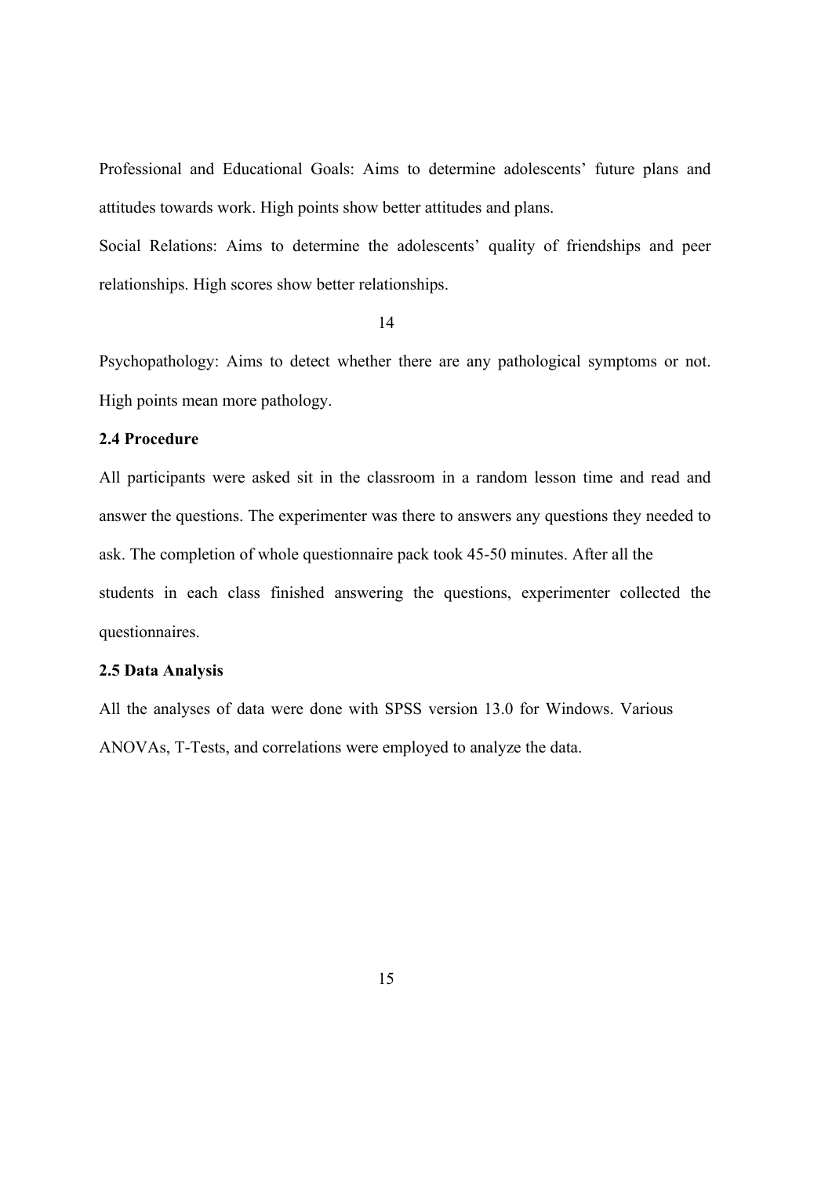Professional and Educational Goals: Aims to determine adolescents' future plans and attitudes towards work. High points show better attitudes and plans.

Social Relations: Aims to determine the adolescents' quality of friendships and peer relationships. High scores show better relationships.

Psychopathology: Aims to detect whether there are any pathological symptoms or not. High points mean more pathology.

**2.4 Procedure**

All participants were asked sit in the classroom in a random lesson time and read and answer the questions. The experimenter was there to answers any questions they needed to ask. The completion of whole questionnaire pack took 45-50 minutes. After all the students in each class finished answering the questions, experimenter collected the questionnaires.

**2.5 Data Analysis**

All the analyses of data were done with SPSS version 13.0 for Windows. Various ANOVAs, T-Tests, and correlations were employed to analyze the data.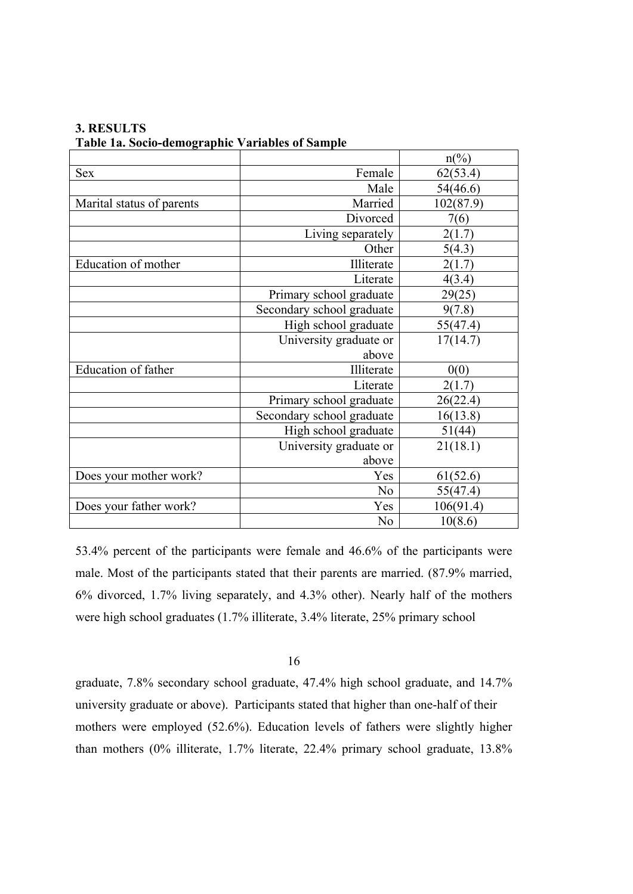## 3. RESULTS

**Table 1a. Socio-demographic Variables of Sample**

| | | n(%) |
|---|---|---|
| Sex | Female | 62(53.4) |
| | Male | 54(46.6) |
| Marital status of parents | Married | 102(87.9) |
| | Divorced | 7(6) |
| | Living separately | 2(1.7) |
| | Other | 5(4.3) |
| Education of mother | Illiterate | 2(1.7) |
| | Literate | 4(3.4) |
| | Primary school graduate | 29(25) |
| | Secondary school graduate | 9(7.8) |
| | High school graduate | 55(47.4) |
| | University graduate or above | 17(14.7) |
| Education of father | Illiterate | 0(0) |
| | Literate | 2(1.7) |
| | Primary school graduate | 26(22.4) |
| | Secondary school graduate | 16(13.8) |
| | High school graduate | 51(44) |
| | University graduate or above | 21(18.1) |
| Does your mother work? | Yes | 61(52.6) |
| | No | 55(47.4) |
| Does your father work? | Yes | 106(91.4) |
| | No | 10(8.6) |

53.4% percent of the participants were female and 46.6% of the participants were male. Most of the participants stated that their parents are married. (87.9% married, 6% divorced, 1.7% living separately, and 4.3% other). Nearly half of the mothers were high school graduates (1.7% illiterate, 3.4% literate, 25% primary school graduate, 7.8% secondary school graduate, 47.4% high school graduate, and 14.7% university graduate or above). Participants stated that higher than one-half of their mothers were employed (52.6%). Education levels of fathers were slightly higher than mothers (0% illiterate, 1.7% literate, 22.4% primary school graduate, 13.8%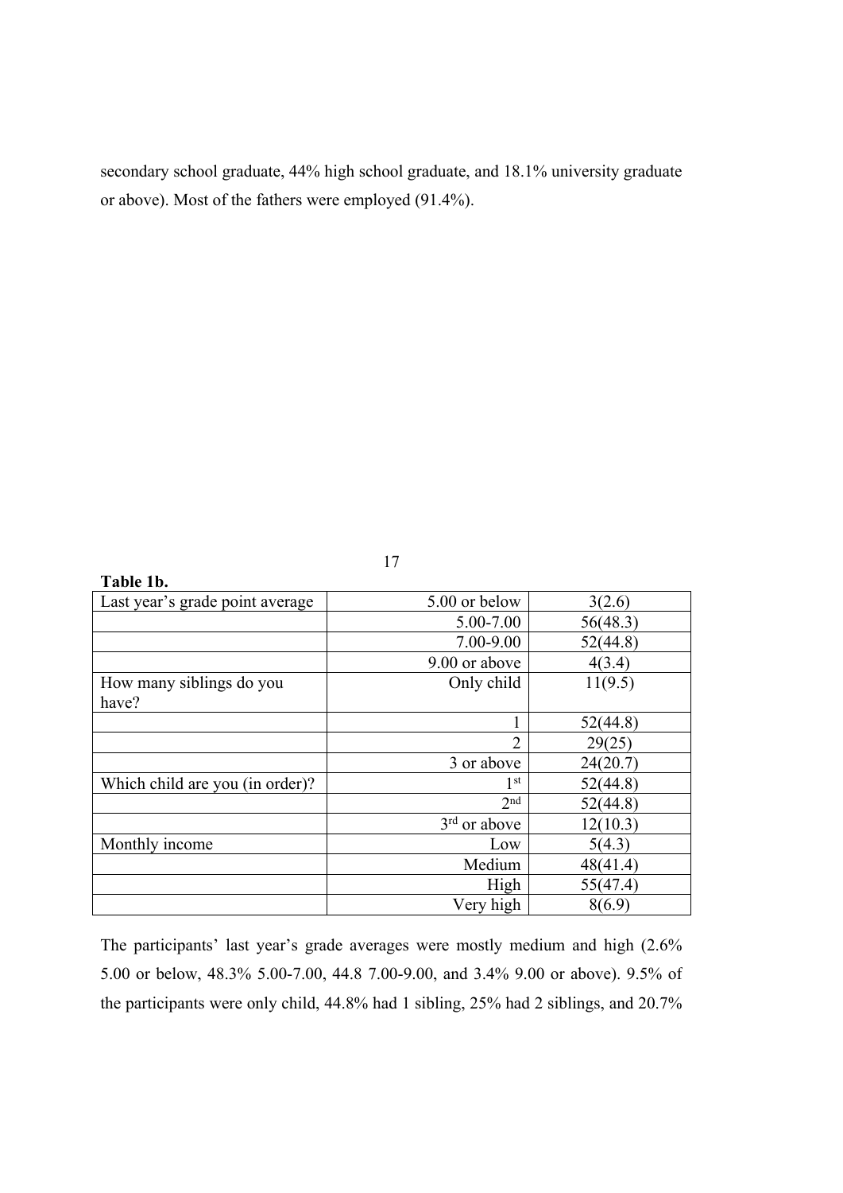secondary school graduate, 44% high school graduate, and 18.1% university graduate or above). Most of the fathers were employed (91.4%).

**Table 1b.**

| | | |
|---|---|---|
| Last year's grade point average | 5.00 or below | 3(2.6) |
| | 5.00-7.00 | 56(48.3) |
| | 7.00-9.00 | 52(44.8) |
| | 9.00 or above | 4(3.4) |
| How many siblings do you have? | Only child | 11(9.5) |
| | 1 | 52(44.8) |
| | 2 | 29(25) |
| | 3 or above | 24(20.7) |
| Which child are you (in order)? | 1st | 52(44.8) |
| | 2nd | 52(44.8) |
| | 3rd or above | 12(10.3) |
| Monthly income | Low | 5(4.3) |
| | Medium | 48(41.4) |
| | High | 55(47.4) |
| | Very high | 8(6.9) |

The participants' last year's grade averages were mostly medium and high (2.6% 5.00 or below, 48.3% 5.00-7.00, 44.8 7.00-9.00, and 3.4% 9.00 or above). 9.5% of the participants were only child, 44.8% had 1 sibling, 25% had 2 siblings, and 20.7%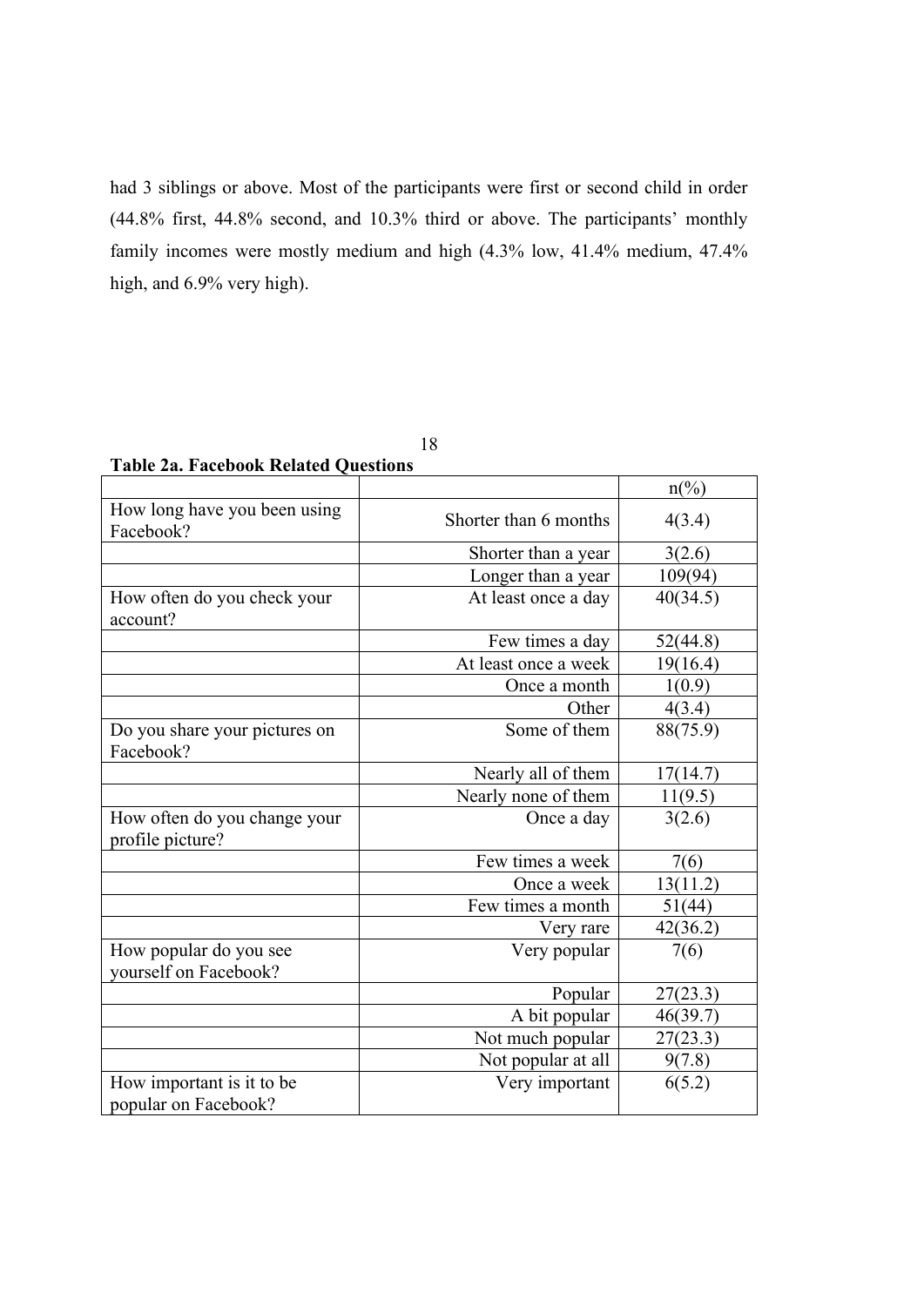had 3 siblings or above. Most of the participants were first or second child in order (44.8% first, 44.8% second, and 10.3% third or above. The participants' monthly family incomes were mostly medium and high (4.3% low, 41.4% medium, 47.4% high, and 6.9% very high).

**Table 2a. Facebook Related Questions**

| | | n(%) |
|---|---|---|
| How long have you been using Facebook? | Shorter than 6 months | 4(3.4) |
| | Shorter than a year | 3(2.6) |
| | Longer than a year | 109(94) |
| How often do you check your account? | At least once a day | 40(34.5) |
| | Few times a day | 52(44.8) |
| | At least once a week | 19(16.4) |
| | Once a month | 1(0.9) |
| | Other | 4(3.4) |
| Do you share your pictures on Facebook? | Some of them | 88(75.9) |
| | Nearly all of them | 17(14.7) |
| | Nearly none of them | 11(9.5) |
| How often do you change your profile picture? | Once a day | 3(2.6) |
| | Few times a week | 7(6) |
| | Once a week | 13(11.2) |
| | Few times a month | 51(44) |
| | Very rare | 42(36.2) |
| How popular do you see yourself on Facebook? | Very popular | 7(6) |
| | Popular | 27(23.3) |
| | A bit popular | 46(39.7) |
| | Not much popular | 27(23.3) |
| | Not popular at all | 9(7.8) |
| How important is it to be popular on Facebook? | Very important | 6(5.2) |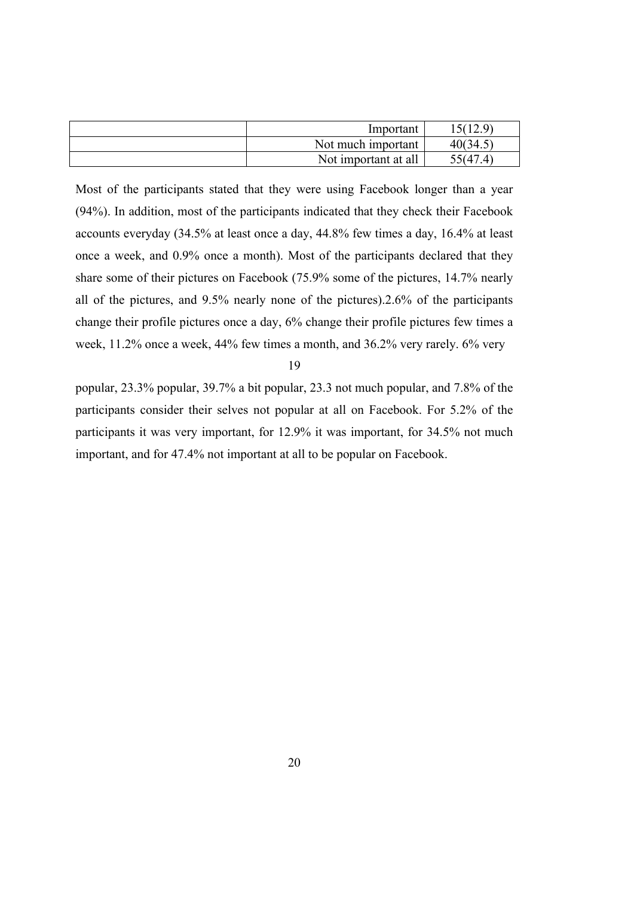|  | Important | 15(12.9) |
|---|---|---|
|  | Not much important | 40(34.5) |
|  | Not important at all | 55(47.4) |

Most of the participants stated that they were using Facebook longer than a year (94%). In addition, most of the participants indicated that they check their Facebook accounts everyday (34.5% at least once a day, 44.8% few times a day, 16.4% at least once a week, and 0.9% once a month). Most of the participants declared that they share some of their pictures on Facebook (75.9% some of the pictures, 14.7% nearly all of the pictures, and 9.5% nearly none of the pictures).2.6% of the participants change their profile pictures once a day, 6% change their profile pictures few times a week, 11.2% once a week, 44% few times a month, and 36.2% very rarely. 6% very popular, 23.3% popular, 39.7% a bit popular, 23.3 not much popular, and 7.8% of the participants consider their selves not popular at all on Facebook. For 5.2% of the participants it was very important, for 12.9% it was important, for 34.5% not much important, and for 47.4% not important at all to be popular on Facebook.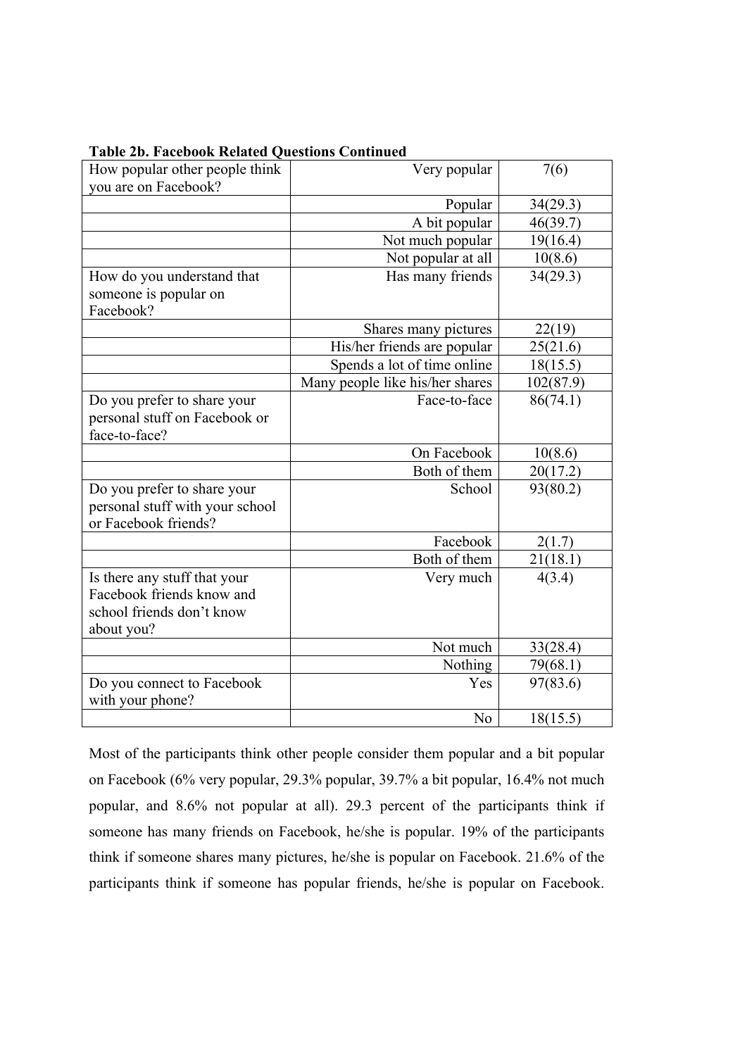**Table 2b. Facebook Related Questions Continued**

| | | |
|---|---|---|
| How popular other people think you are on Facebook? | Very popular | 7(6) |
| | Popular | 34(29.3) |
| | A bit popular | 46(39.7) |
| | Not much popular | 19(16.4) |
| | Not popular at all | 10(8.6) |
| How do you understand that someone is popular on Facebook? | Has many friends | 34(29.3) |
| | Shares many pictures | 22(19) |
| | His/her friends are popular | 25(21.6) |
| | Spends a lot of time online | 18(15.5) |
| | Many people like his/her shares | 102(87.9) |
| Do you prefer to share your personal stuff on Facebook or face-to-face? | Face-to-face | 86(74.1) |
| | On Facebook | 10(8.6) |
| | Both of them | 20(17.2) |
| Do you prefer to share your personal stuff with your school or Facebook friends? | School | 93(80.2) |
| | Facebook | 2(1.7) |
| | Both of them | 21(18.1) |
| Is there any stuff that your Facebook friends know and school friends don't know about you? | Very much | 4(3.4) |
| | Not much | 33(28.4) |
| | Nothing | 79(68.1) |
| Do you connect to Facebook with your phone? | Yes | 97(83.6) |
| | No | 18(15.5) |

Most of the participants think other people consider them popular and a bit popular on Facebook (6% very popular, 29.3% popular, 39.7% a bit popular, 16.4% not much popular, and 8.6% not popular at all). 29.3 percent of the participants think if someone has many friends on Facebook, he/she is popular. 19% of the participants think if someone shares many pictures, he/she is popular on Facebook. 21.6% of the participants think if someone has popular friends, he/she is popular on Facebook.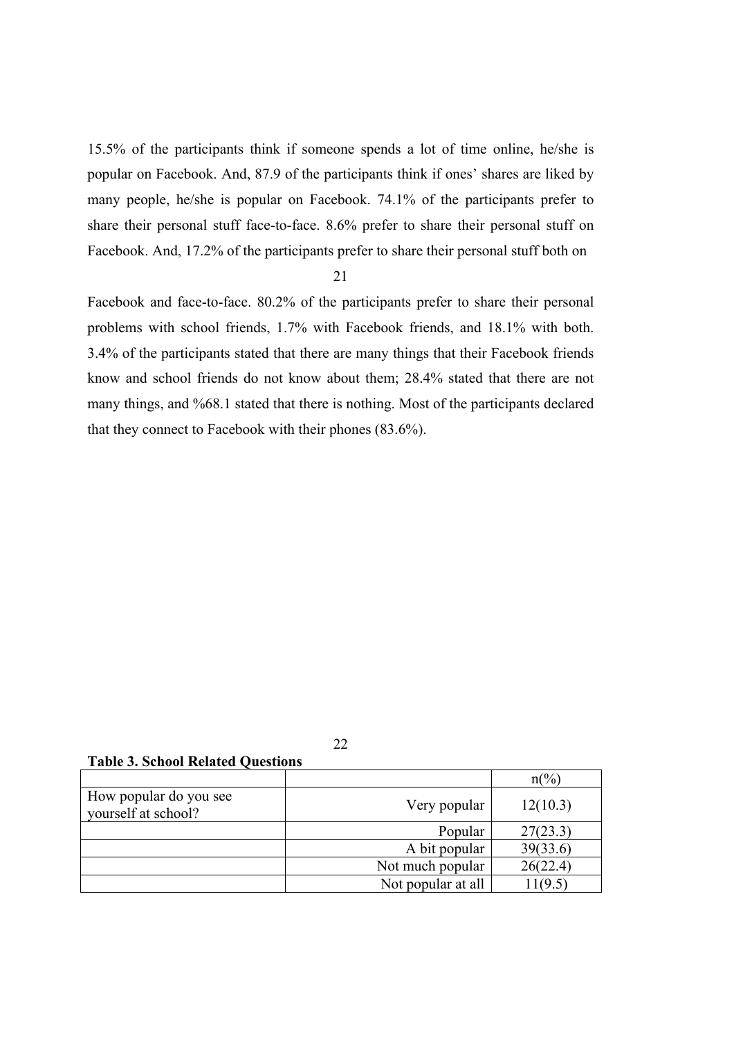15.5% of the participants think if someone spends a lot of time online, he/she is popular on Facebook. And, 87.9 of the participants think if ones' shares are liked by many people, he/she is popular on Facebook. 74.1% of the participants prefer to share their personal stuff face-to-face. 8.6% prefer to share their personal stuff on Facebook. And, 17.2% of the participants prefer to share their personal stuff both on Facebook and face-to-face. 80.2% of the participants prefer to share their personal problems with school friends, 1.7% with Facebook friends, and 18.1% with both. 3.4% of the participants stated that there are many things that their Facebook friends know and school friends do not know about them; 28.4% stated that there are not many things, and %68.1 stated that there is nothing. Most of the participants declared that they connect to Facebook with their phones (83.6%).

**Table 3. School Related Questions**

| | | n(%) |
|---|---|---|
| How popular do you see yourself at school? | Very popular | 12(10.3) |
| | Popular | 27(23.3) |
| | A bit popular | 39(33.6) |
| | Not much popular | 26(22.4) |
| | Not popular at all | 11(9.5) |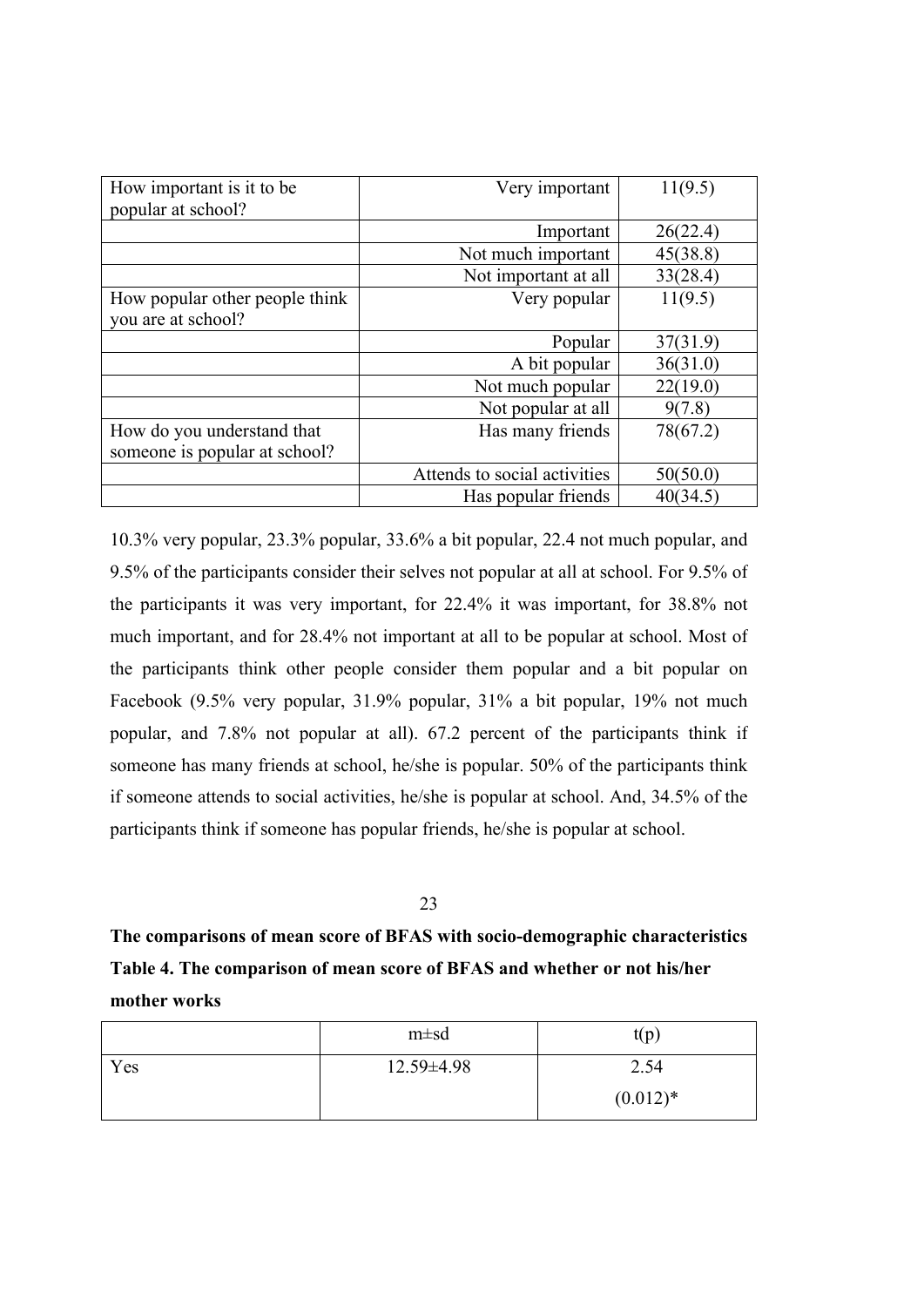| | | |
|---|---|---|
| How important is it to be popular at school? | Very important | 11(9.5) |
| | Important | 26(22.4) |
| | Not much important | 45(38.8) |
| | Not important at all | 33(28.4) |
| How popular other people think you are at school? | Very popular | 11(9.5) |
| | Popular | 37(31.9) |
| | A bit popular | 36(31.0) |
| | Not much popular | 22(19.0) |
| | Not popular at all | 9(7.8) |
| How do you understand that someone is popular at school? | Has many friends | 78(67.2) |
| | Attends to social activities | 50(50.0) |
| | Has popular friends | 40(34.5) |

10.3% very popular, 23.3% popular, 33.6% a bit popular, 22.4 not much popular, and 9.5% of the participants consider their selves not popular at all at school. For 9.5% of the participants it was very important, for 22.4% it was important, for 38.8% not much important, and for 28.4% not important at all to be popular at school. Most of the participants think other people consider them popular and a bit popular on Facebook (9.5% very popular, 31.9% popular, 31% a bit popular, 19% not much popular, and 7.8% not popular at all). 67.2 percent of the participants think if someone has many friends at school, he/she is popular. 50% of the participants think if someone attends to social activities, he/she is popular at school. And, 34.5% of the participants think if someone has popular friends, he/she is popular at school.

**The comparisons of mean score of BFAS with socio-demographic characteristics**

**Table 4. The comparison of mean score of BFAS and whether or not his/her mother works**

| | m±sd | t(p) |
|---|---|---|
| Yes | 12.59±4.98 | 2.54 (0.012)* |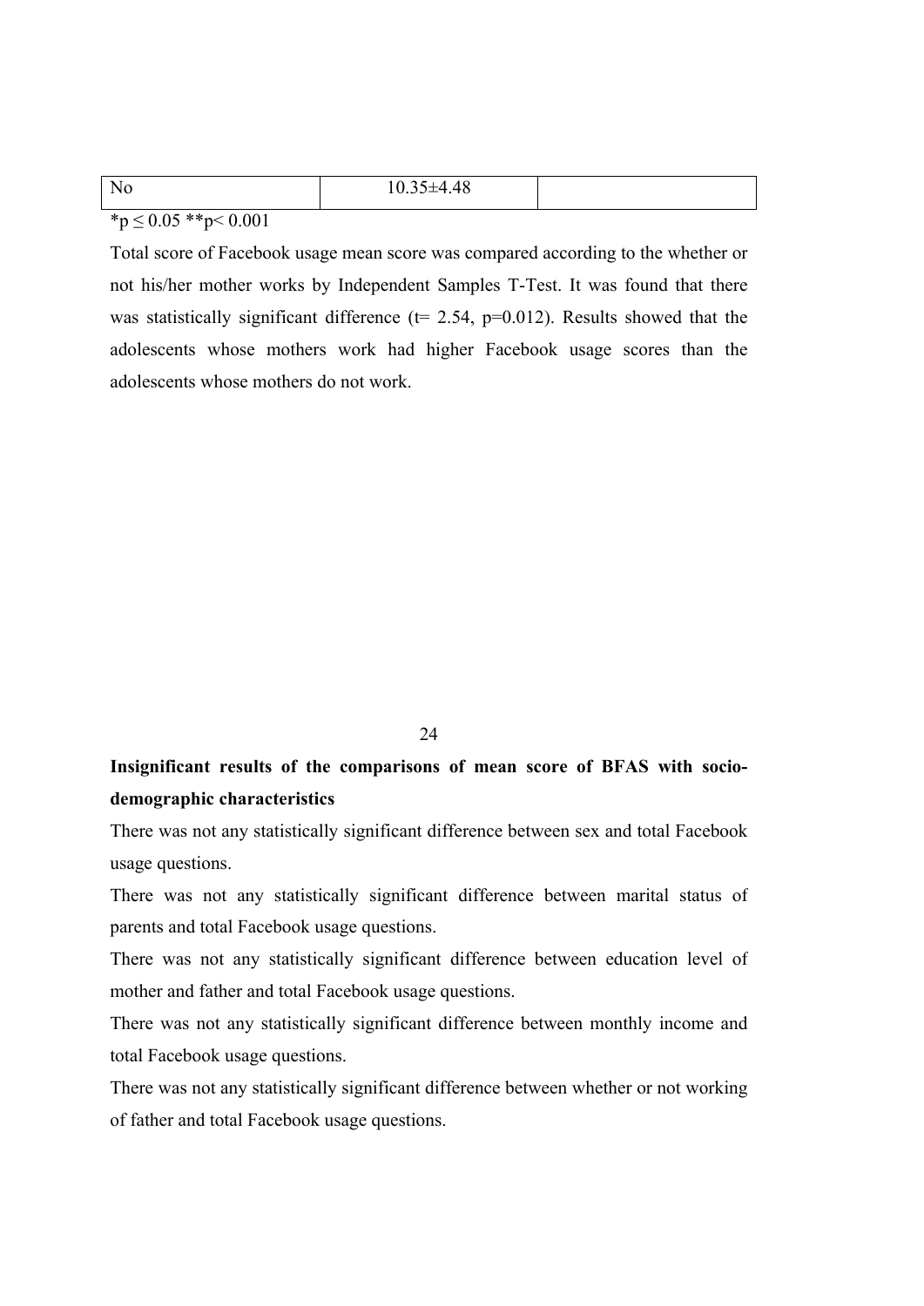| No | 10.35±4.48 | |
|---|---|---|

*p ≤ 0.05 **p< 0.001

Total score of Facebook usage mean score was compared according to the whether or not his/her mother works by Independent Samples T-Test. It was found that there was statistically significant difference (t= 2.54, p=0.012). Results showed that the adolescents whose mothers work had higher Facebook usage scores than the adolescents whose mothers do not work.

**Insignificant results of the comparisons of mean score of BFAS with socio-demographic characteristics**

There was not any statistically significant difference between sex and total Facebook usage questions.

There was not any statistically significant difference between marital status of parents and total Facebook usage questions.

There was not any statistically significant difference between education level of mother and father and total Facebook usage questions.

There was not any statistically significant difference between monthly income and total Facebook usage questions.

There was not any statistically significant difference between whether or not working of father and total Facebook usage questions.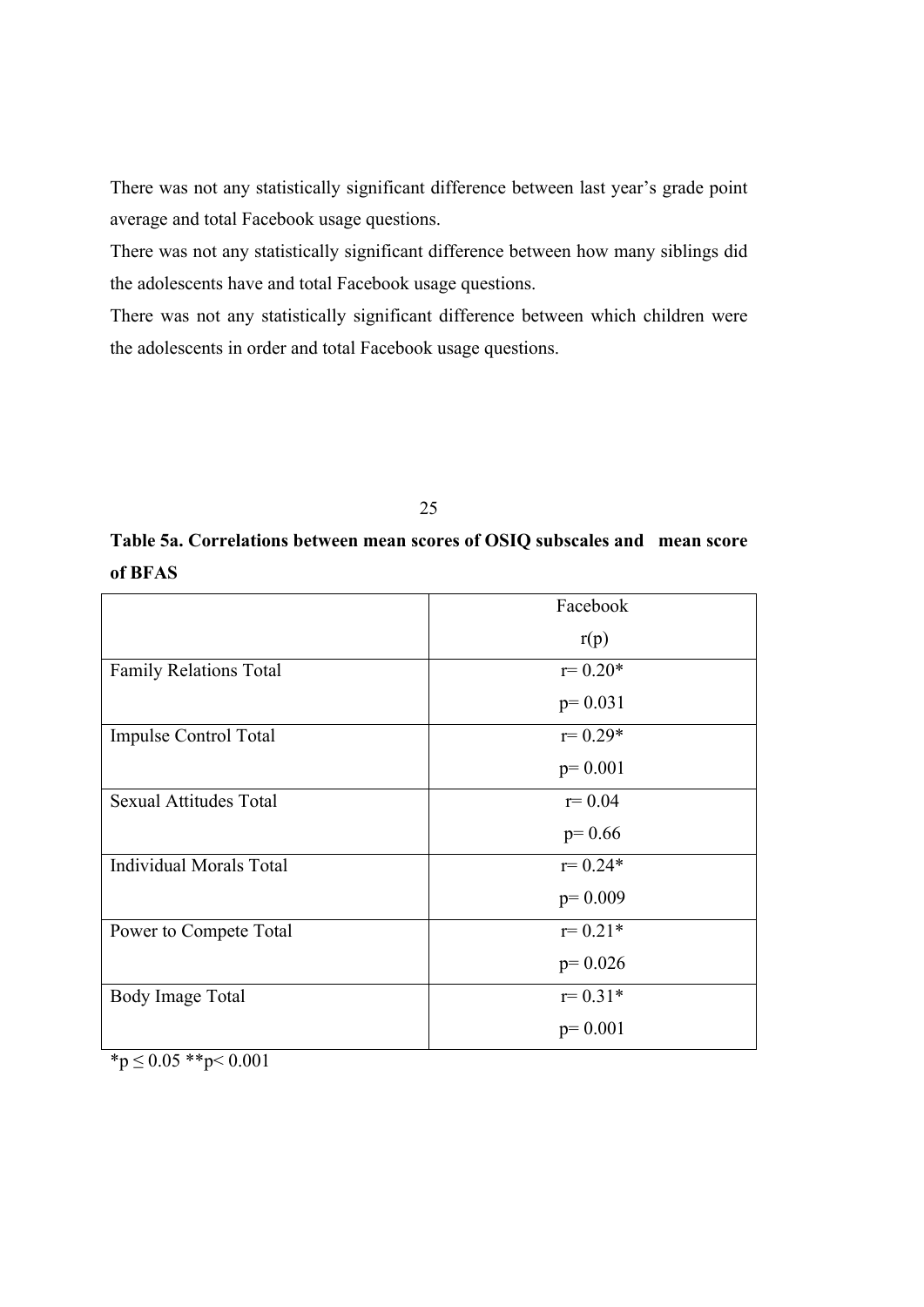There was not any statistically significant difference between last year's grade point average and total Facebook usage questions.

There was not any statistically significant difference between how many siblings did the adolescents have and total Facebook usage questions.

There was not any statistically significant difference between which children were the adolescents in order and total Facebook usage questions.

**Table 5a. Correlations between mean scores of OSIQ subscales and mean score of BFAS**

| | Facebook<br>r(p) |
|---|---|
| Family Relations Total | r= 0.20*<br>p= 0.031 |
| Impulse Control Total | r= 0.29*<br>p= 0.001 |
| Sexual Attitudes Total | r= 0.04<br>p= 0.66 |
| Individual Morals Total | r= 0.24*<br>p= 0.009 |
| Power to Compete Total | r= 0.21*<br>p= 0.026 |
| Body Image Total | r= 0.31*<br>p= 0.001 |

*$p \leq 0.05$ **$p < 0.001$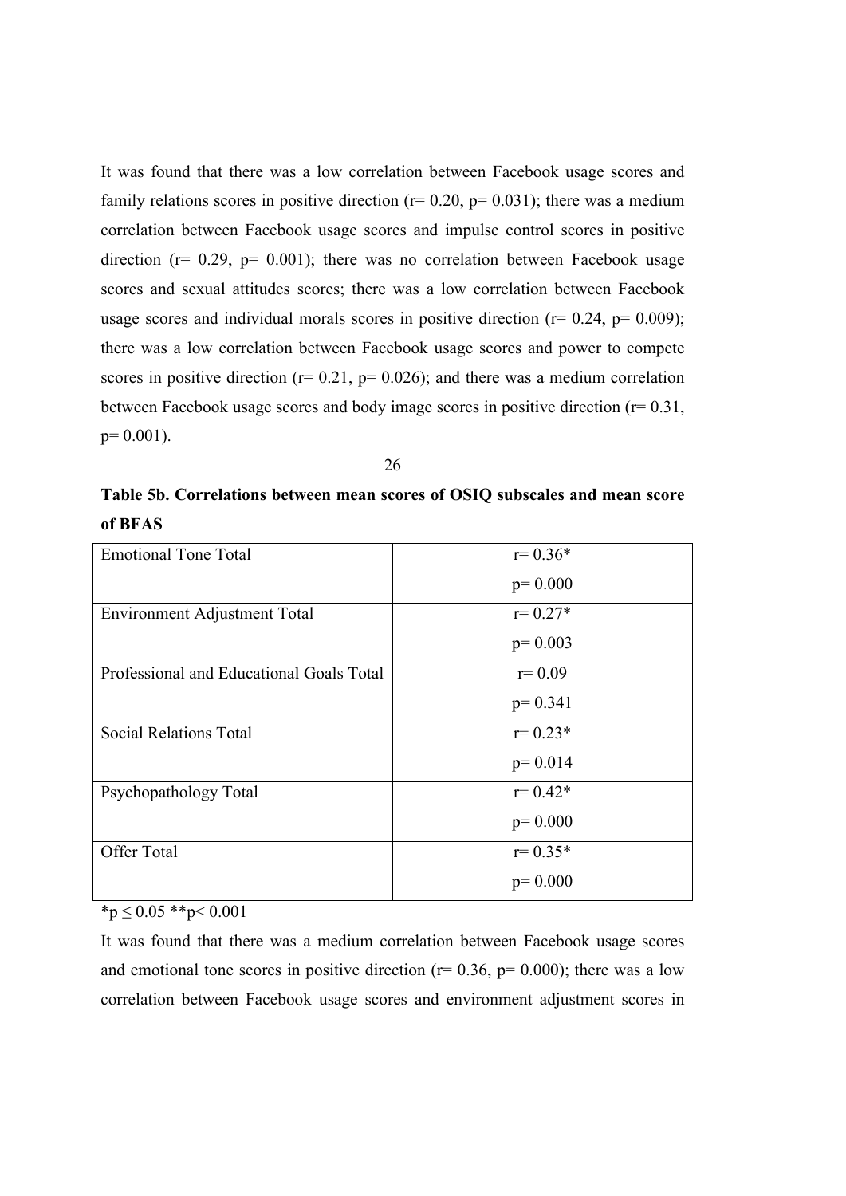It was found that there was a low correlation between Facebook usage scores and family relations scores in positive direction (r= 0.20, p= 0.031); there was a medium correlation between Facebook usage scores and impulse control scores in positive direction (r= 0.29, p= 0.001); there was no correlation between Facebook usage scores and sexual attitudes scores; there was a low correlation between Facebook usage scores and individual morals scores in positive direction (r= 0.24, p= 0.009); there was a low correlation between Facebook usage scores and power to compete scores in positive direction (r= 0.21, p= 0.026); and there was a medium correlation between Facebook usage scores and body image scores in positive direction (r= 0.31, p= 0.001).

**Table 5b. Correlations between mean scores of OSIQ subscales and mean score of BFAS**

| | |
|---|---|
| Emotional Tone Total | r= 0.36*<br>p= 0.000 |
| Environment Adjustment Total | r= 0.27*<br>p= 0.003 |
| Professional and Educational Goals Total | r= 0.09<br>p= 0.341 |
| Social Relations Total | r= 0.23*<br>p= 0.014 |
| Psychopathology Total | r= 0.42*<br>p= 0.000 |
| Offer Total | r= 0.35*<br>p= 0.000 |

*p ≤ 0.05 **p< 0.001

It was found that there was a medium correlation between Facebook usage scores and emotional tone scores in positive direction (r= 0.36, p= 0.000); there was a low correlation between Facebook usage scores and environment adjustment scores in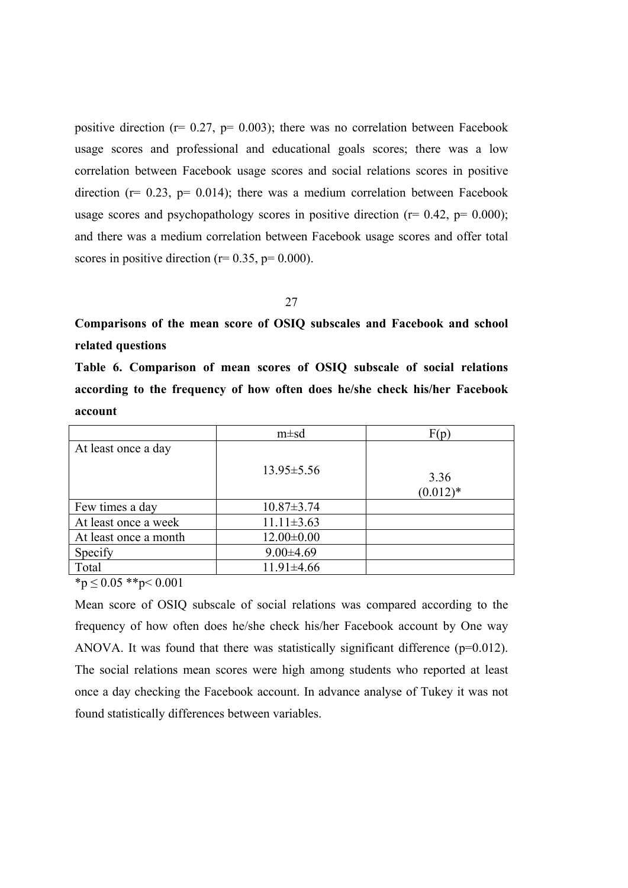positive direction (r= 0.27, p= 0.003); there was no correlation between Facebook usage scores and professional and educational goals scores; there was a low correlation between Facebook usage scores and social relations scores in positive direction (r= 0.23, p= 0.014); there was a medium correlation between Facebook usage scores and psychopathology scores in positive direction (r= 0.42, p= 0.000); and there was a medium correlation between Facebook usage scores and offer total scores in positive direction (r= 0.35, p= 0.000).

**Comparisons of the mean score of OSIQ subscales and Facebook and school related questions**

**Table 6. Comparison of mean scores of OSIQ subscale of social relations according to the frequency of how often does he/she check his/her Facebook account**

| | m±sd | F(p) |
|---|---|---|
| At least once a day | 13.95±5.56 | 3.36 (0.012)* |
| Few times a day | 10.87±3.74 | |
| At least once a week | 11.11±3.63 | |
| At least once a month | 12.00±0.00 | |
| Specify | 9.00±4.69 | |
| Total | 11.91±4.66 | |

*p ≤ 0.05 **p< 0.001

Mean score of OSIQ subscale of social relations was compared according to the frequency of how often does he/she check his/her Facebook account by One way ANOVA. It was found that there was statistically significant difference (p=0.012). The social relations mean scores were high among students who reported at least once a day checking the Facebook account. In advance analyse of Tukey it was not found statistically differences between variables.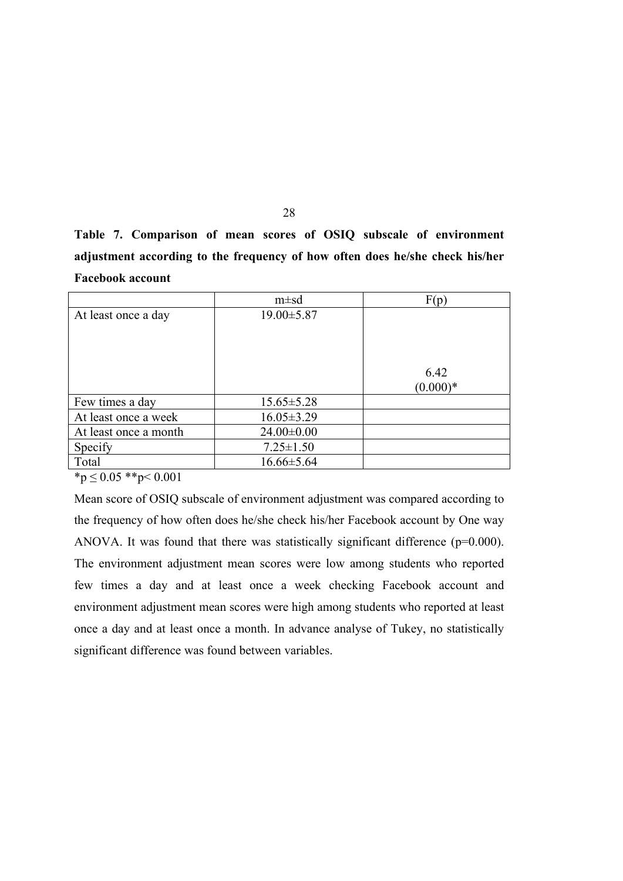**Table 7. Comparison of mean scores of OSIQ subscale of environment adjustment according to the frequency of how often does he/she check his/her Facebook account**

| | m±sd | F(p) |
|---|---|---|
| At least once a day | 19.00±5.87 | 6.42 (0.000)* |
| Few times a day | 15.65±5.28 | |
| At least once a week | 16.05±3.29 | |
| At least once a month | 24.00±0.00 | |
| Specify | 7.25±1.50 | |
| Total | 16.66±5.64 | |

*p ≤ 0.05 **p< 0.001

Mean score of OSIQ subscale of environment adjustment was compared according to the frequency of how often does he/she check his/her Facebook account by One way ANOVA. It was found that there was statistically significant difference (p=0.000). The environment adjustment mean scores were low among students who reported few times a day and at least once a week checking Facebook account and environment adjustment mean scores were high among students who reported at least once a day and at least once a month. In advance analyse of Tukey, no statistically significant difference was found between variables.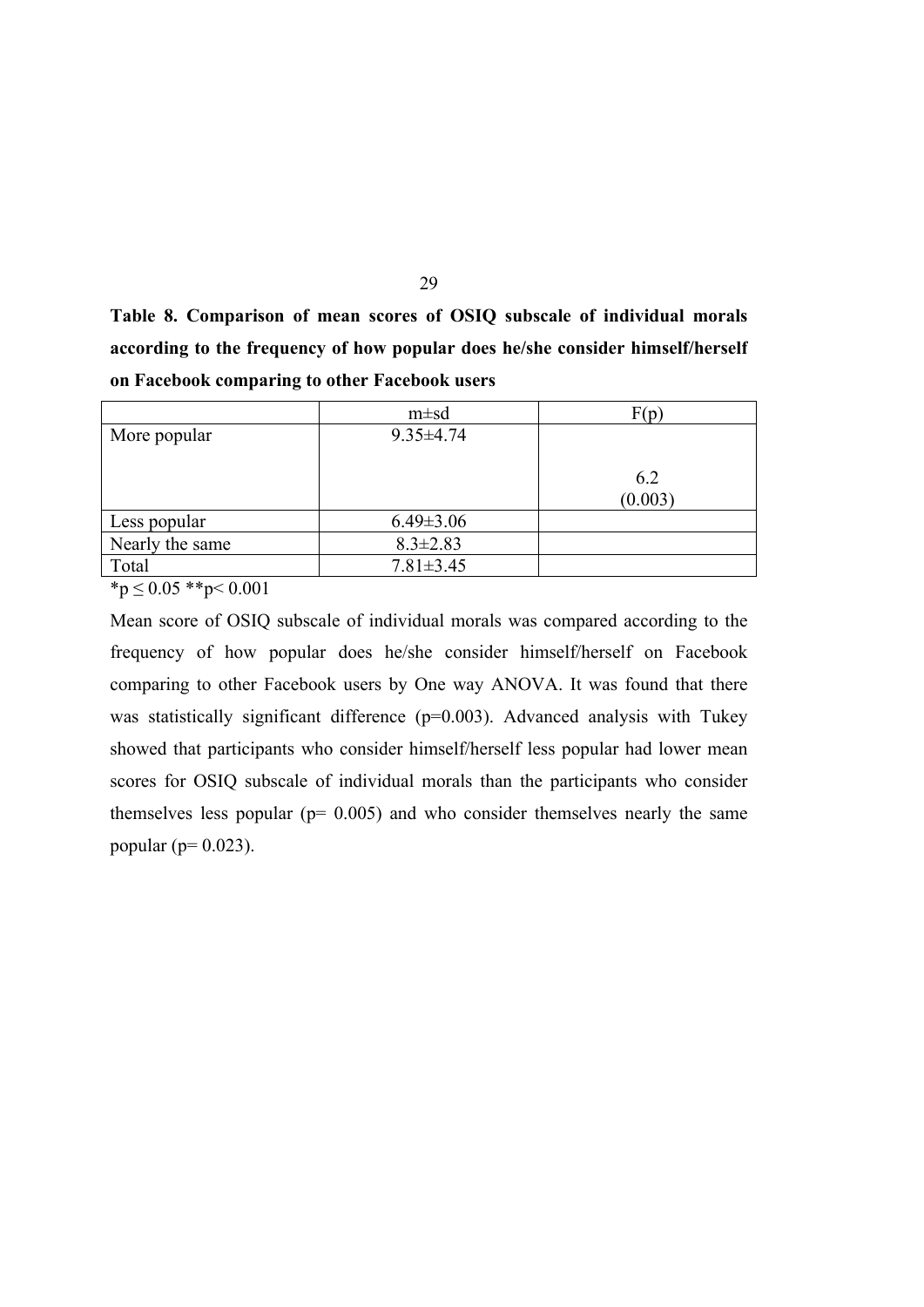**Table 8. Comparison of mean scores of OSIQ subscale of individual morals according to the frequency of how popular does he/she consider himself/herself on Facebook comparing to other Facebook users**

| | m±sd | F(p) |
|---|---|---|
| More popular | 9.35±4.74 | 6.2 (0.003) |
| Less popular | 6.49±3.06 | |
| Nearly the same | 8.3±2.83 | |
| Total | 7.81±3.45 | |

*p ≤ 0.05 **p< 0.001

Mean score of OSIQ subscale of individual morals was compared according to the frequency of how popular does he/she consider himself/herself on Facebook comparing to other Facebook users by One way ANOVA. It was found that there was statistically significant difference (p=0.003). Advanced analysis with Tukey showed that participants who consider himself/herself less popular had lower mean scores for OSIQ subscale of individual morals than the participants who consider themselves less popular (p= 0.005) and who consider themselves nearly the same popular (p= 0.023).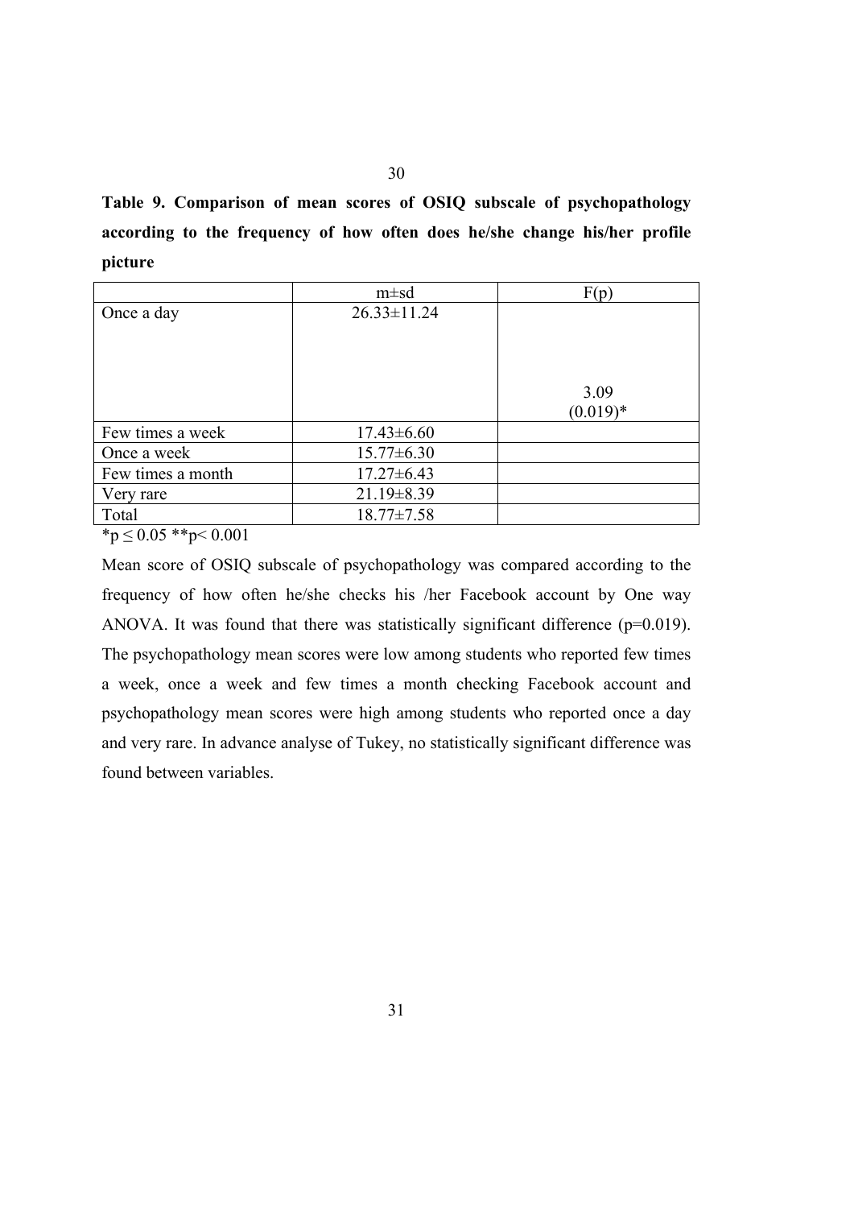**Table 9. Comparison of mean scores of OSIQ subscale of psychopathology according to the frequency of how often does he/she change his/her profile picture**

| | m±sd | F(p) |
|---|---|---|
| Once a day | 26.33±11.24 | 3.09 (0.019)* |
| Few times a week | 17.43±6.60 | |
| Once a week | 15.77±6.30 | |
| Few times a month | 17.27±6.43 | |
| Very rare | 21.19±8.39 | |
| Total | 18.77±7.58 | |

*p ≤ 0.05 **p< 0.001

Mean score of OSIQ subscale of psychopathology was compared according to the frequency of how often he/she checks his /her Facebook account by One way ANOVA. It was found that there was statistically significant difference (p=0.019). The psychopathology mean scores were low among students who reported few times a week, once a week and few times a month checking Facebook account and psychopathology mean scores were high among students who reported once a day and very rare. In advance analyse of Tukey, no statistically significant difference was found between variables.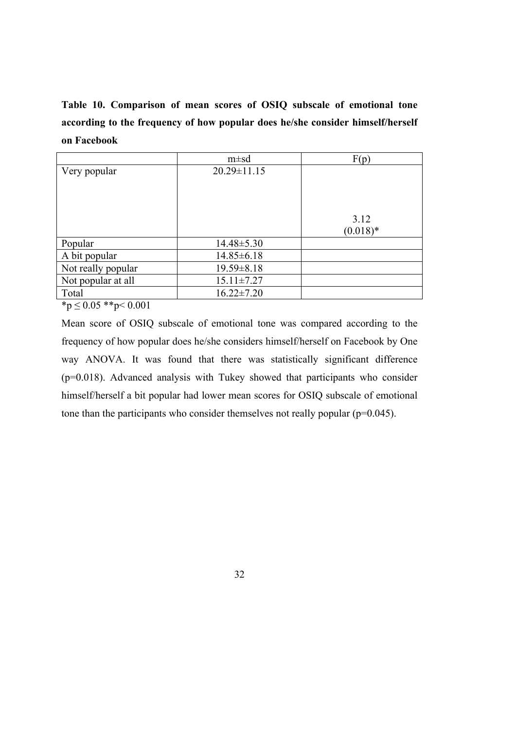**Table 10. Comparison of mean scores of OSIQ subscale of emotional tone according to the frequency of how popular does he/she consider himself/herself on Facebook**

| | m±sd | F(p) |
|---|---|---|
| Very popular | 20.29±11.15 | 3.12 (0.018)* |
| Popular | 14.48±5.30 | |
| A bit popular | 14.85±6.18 | |
| Not really popular | 19.59±8.18 | |
| Not popular at all | 15.11±7.27 | |
| Total | 16.22±7.20 | |

*$p \leq 0.05$ **$p < 0.001$

Mean score of OSIQ subscale of emotional tone was compared according to the frequency of how popular does he/she considers himself/herself on Facebook by One way ANOVA. It was found that there was statistically significant difference ($p=0.018$). Advanced analysis with Tukey showed that participants who consider himself/herself a bit popular had lower mean scores for OSIQ subscale of emotional tone than the participants who consider themselves not really popular ($p=0.045$).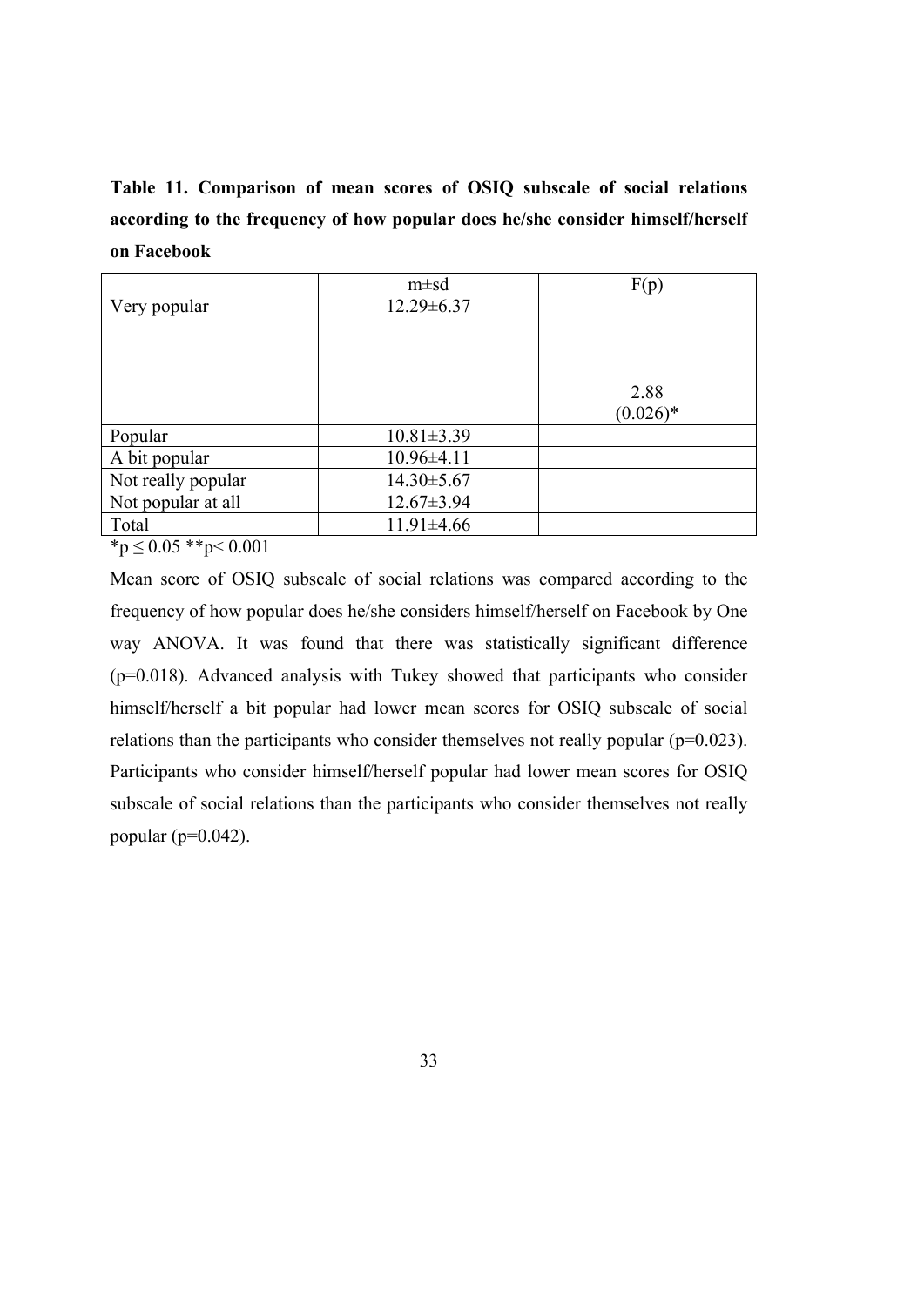**Table 11. Comparison of mean scores of OSIQ subscale of social relations according to the frequency of how popular does he/she consider himself/herself on Facebook**

| | m±sd | F(p) |
|---|---|---|
| Very popular | 12.29±6.37 | 2.88 (0.026)* |
| Popular | 10.81±3.39 | |
| A bit popular | 10.96±4.11 | |
| Not really popular | 14.30±5.67 | |
| Not popular at all | 12.67±3.94 | |
| Total | 11.91±4.66 | |

*p ≤ 0.05 **p< 0.001

Mean score of OSIQ subscale of social relations was compared according to the frequency of how popular does he/she considers himself/herself on Facebook by One way ANOVA. It was found that there was statistically significant difference (p=0.018). Advanced analysis with Tukey showed that participants who consider himself/herself a bit popular had lower mean scores for OSIQ subscale of social relations than the participants who consider themselves not really popular (p=0.023). Participants who consider himself/herself popular had lower mean scores for OSIQ subscale of social relations than the participants who consider themselves not really popular (p=0.042).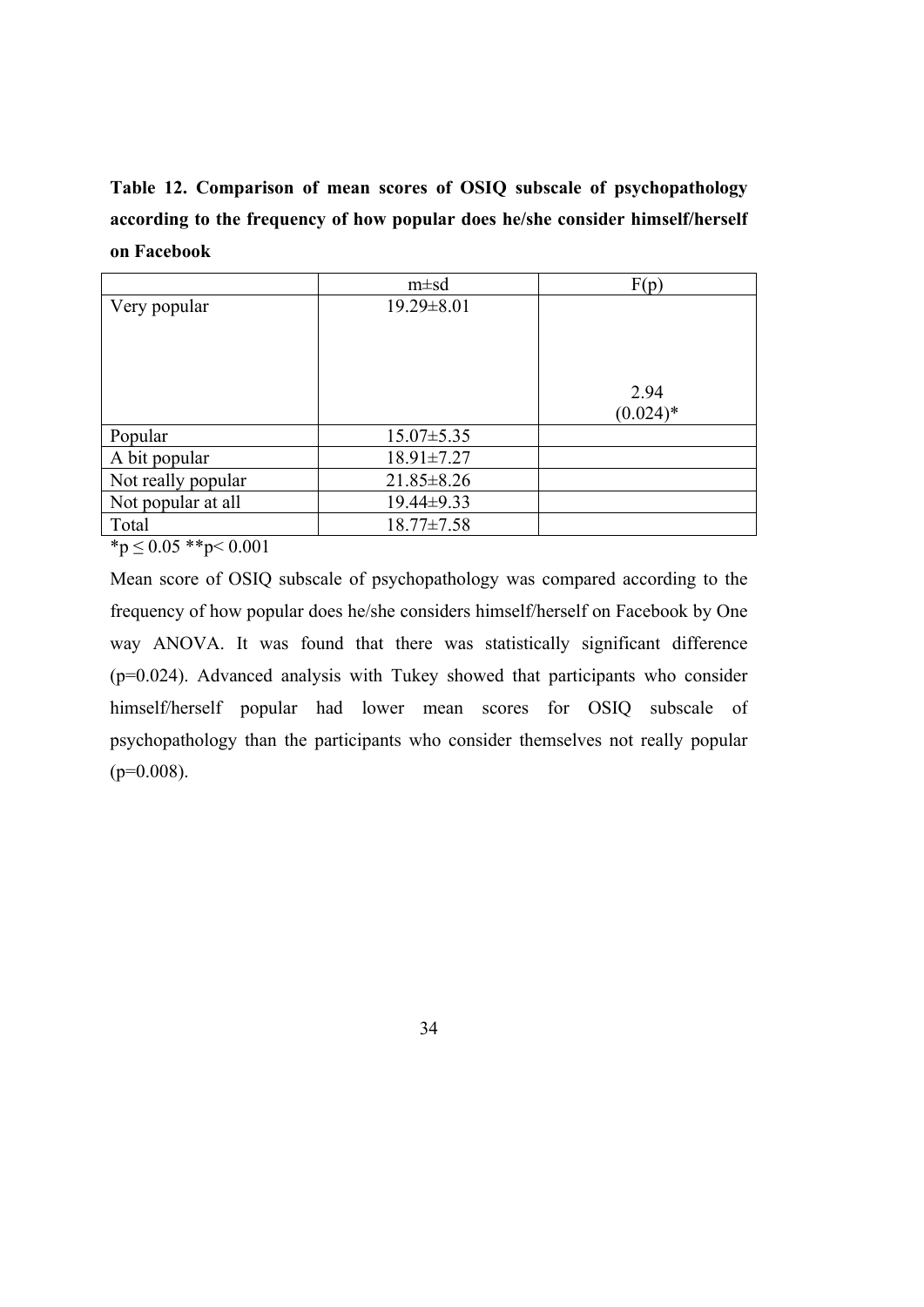**Table 12. Comparison of mean scores of OSIQ subscale of psychopathology according to the frequency of how popular does he/she consider himself/herself on Facebook**

| | m±sd | F(p) |
|---|---|---|
| Very popular | 19.29±8.01 | 2.94 (0.024)* |
| Popular | 15.07±5.35 | |
| A bit popular | 18.91±7.27 | |
| Not really popular | 21.85±8.26 | |
| Not popular at all | 19.44±9.33 | |
| Total | 18.77±7.58 | |

*p ≤ 0.05 **p< 0.001

Mean score of OSIQ subscale of psychopathology was compared according to the frequency of how popular does he/she considers himself/herself on Facebook by One way ANOVA. It was found that there was statistically significant difference (p=0.024). Advanced analysis with Tukey showed that participants who consider himself/herself popular had lower mean scores for OSIQ subscale of psychopathology than the participants who consider themselves not really popular (p=0.008).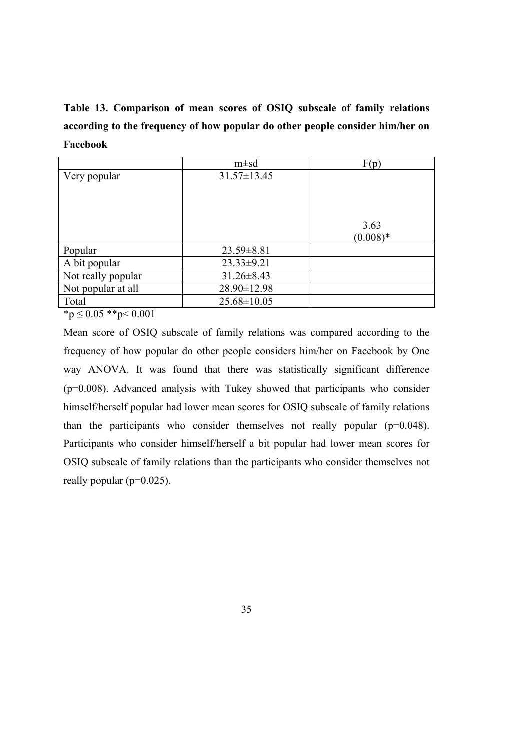**Table 13. Comparison of mean scores of OSIQ subscale of family relations according to the frequency of how popular do other people consider him/her on Facebook**

| | m±sd | F(p) |
|---|---|---|
| Very popular | 31.57±13.45 | 3.63 (0.008)* |
| Popular | 23.59±8.81 | |
| A bit popular | 23.33±9.21 | |
| Not really popular | 31.26±8.43 | |
| Not popular at all | 28.90±12.98 | |
| Total | 25.68±10.05 | |

*$p \leq 0.05$ **$p < 0.001$

Mean score of OSIQ subscale of family relations was compared according to the frequency of how popular do other people considers him/her on Facebook by One way ANOVA. It was found that there was statistically significant difference ($p=0.008$). Advanced analysis with Tukey showed that participants who consider himself/herself popular had lower mean scores for OSIQ subscale of family relations than the participants who consider themselves not really popular ($p=0.048$). Participants who consider himself/herself a bit popular had lower mean scores for OSIQ subscale of family relations than the participants who consider themselves not really popular ($p=0.025$).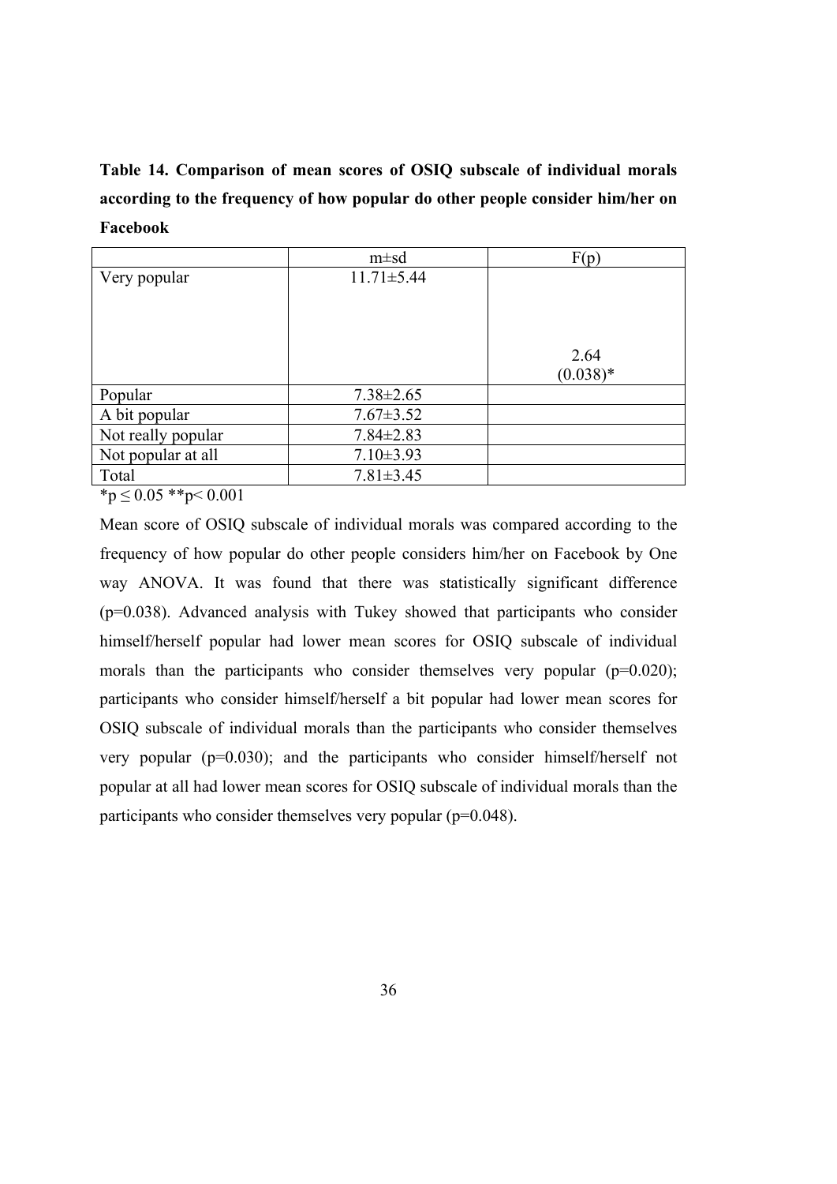**Table 14. Comparison of mean scores of OSIQ subscale of individual morals according to the frequency of how popular do other people consider him/her on Facebook**

| | m±sd | F(p) |
|---|---|---|
| Very popular | 11.71±5.44 | 2.64 (0.038)* |
| Popular | 7.38±2.65 | |
| A bit popular | 7.67±3.52 | |
| Not really popular | 7.84±2.83 | |
| Not popular at all | 7.10±3.93 | |
| Total | 7.81±3.45 | |

$^{*}p \leq 0.05$ $^{**}p < 0.001$

Mean score of OSIQ subscale of individual morals was compared according to the frequency of how popular do other people considers him/her on Facebook by One way ANOVA. It was found that there was statistically significant difference (p=0.038). Advanced analysis with Tukey showed that participants who consider himself/herself popular had lower mean scores for OSIQ subscale of individual morals than the participants who consider themselves very popular (p=0.020); participants who consider himself/herself a bit popular had lower mean scores for OSIQ subscale of individual morals than the participants who consider themselves very popular (p=0.030); and the participants who consider himself/herself not popular at all had lower mean scores for OSIQ subscale of individual morals than the participants who consider themselves very popular (p=0.048).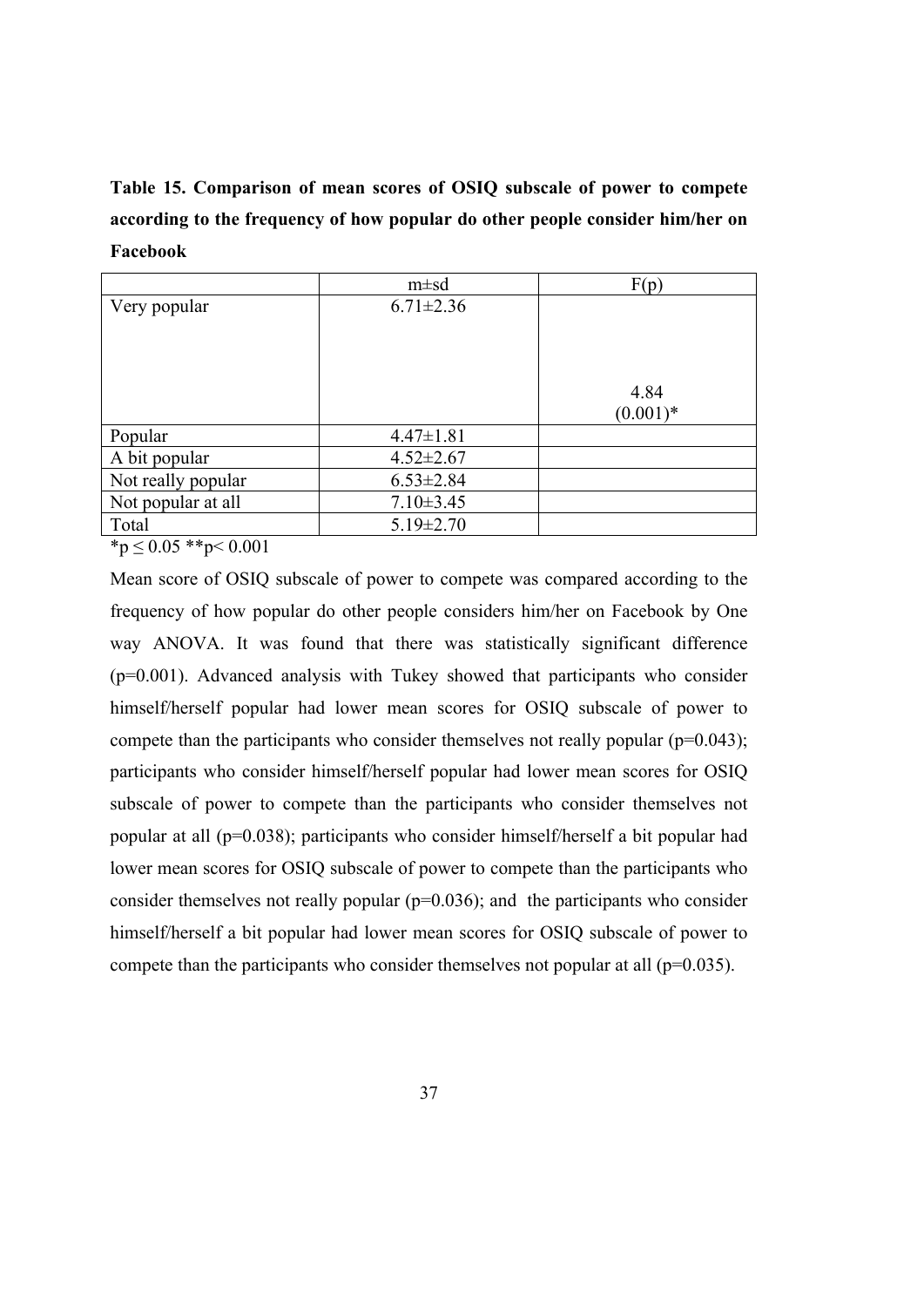**Table 15. Comparison of mean scores of OSIQ subscale of power to compete according to the frequency of how popular do other people consider him/her on Facebook**

| | m±sd | F(p) |
|---|---|---|
| Very popular | 6.71±2.36 | 4.84 (0.001)* |
| Popular | 4.47±1.81 | |
| A bit popular | 4.52±2.67 | |
| Not really popular | 6.53±2.84 | |
| Not popular at all | 7.10±3.45 | |
| Total | 5.19±2.70 | |

*$p \leq 0.05$ **$p < 0.001$

Mean score of OSIQ subscale of power to compete was compared according to the frequency of how popular do other people considers him/her on Facebook by One way ANOVA. It was found that there was statistically significant difference ($p=0.001$). Advanced analysis with Tukey showed that participants who consider himself/herself popular had lower mean scores for OSIQ subscale of power to compete than the participants who consider themselves not really popular ($p=0.043$); participants who consider himself/herself popular had lower mean scores for OSIQ subscale of power to compete than the participants who consider themselves not popular at all ($p=0.038$); participants who consider himself/herself a bit popular had lower mean scores for OSIQ subscale of power to compete than the participants who consider themselves not really popular ($p=0.036$); and the participants who consider himself/herself a bit popular had lower mean scores for OSIQ subscale of power to compete than the participants who consider themselves not popular at all ($p=0.035$).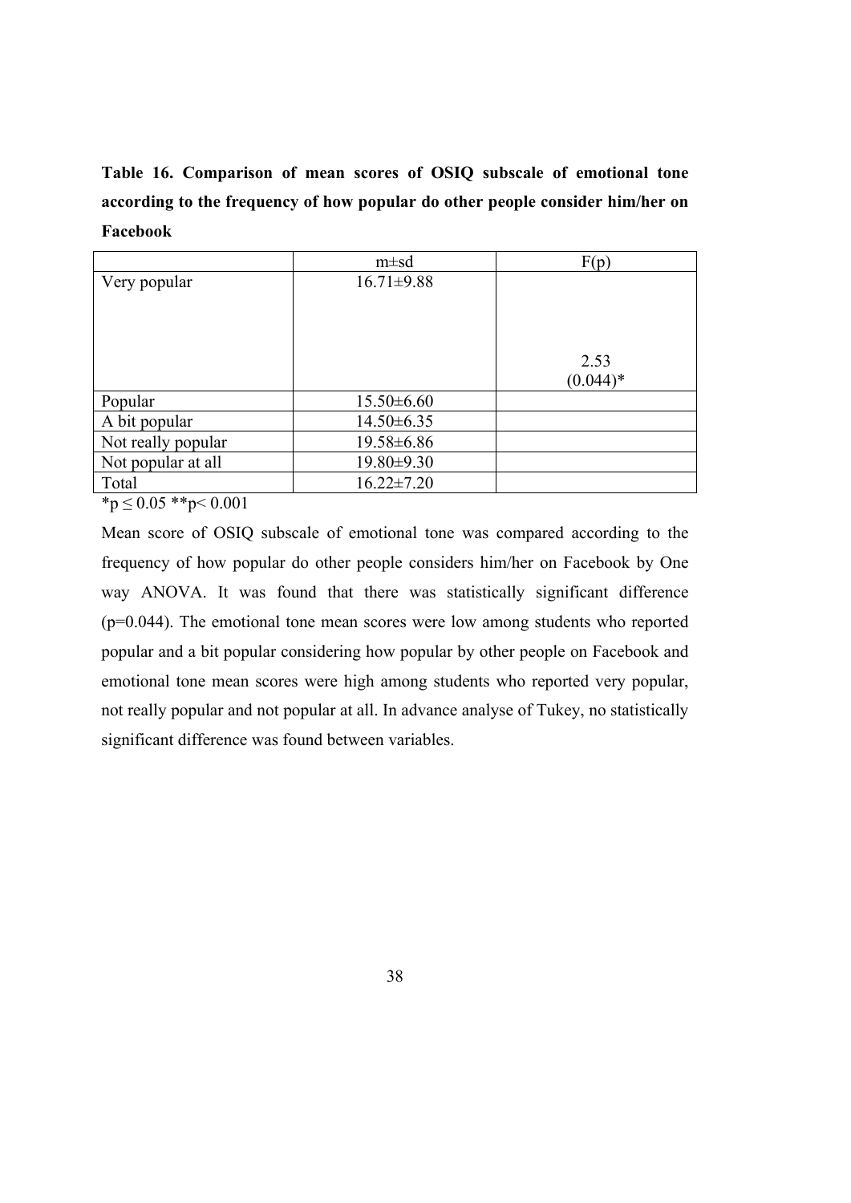**Table 16. Comparison of mean scores of OSIQ subscale of emotional tone according to the frequency of how popular do other people consider him/her on Facebook**

| | m±sd | F(p) |
|---|---|---|
| Very popular | 16.71±9.88 | 2.53 (0.044)* |
| Popular | 15.50±6.60 | |
| A bit popular | 14.50±6.35 | |
| Not really popular | 19.58±6.86 | |
| Not popular at all | 19.80±9.30 | |
| Total | 16.22±7.20 | |

*p ≤ 0.05 **p< 0.001

Mean score of OSIQ subscale of emotional tone was compared according to the frequency of how popular do other people considers him/her on Facebook by One way ANOVA. It was found that there was statistically significant difference (p=0.044). The emotional tone mean scores were low among students who reported popular and a bit popular considering how popular by other people on Facebook and emotional tone mean scores were high among students who reported very popular, not really popular and not popular at all. In advance analyse of Tukey, no statistically significant difference was found between variables.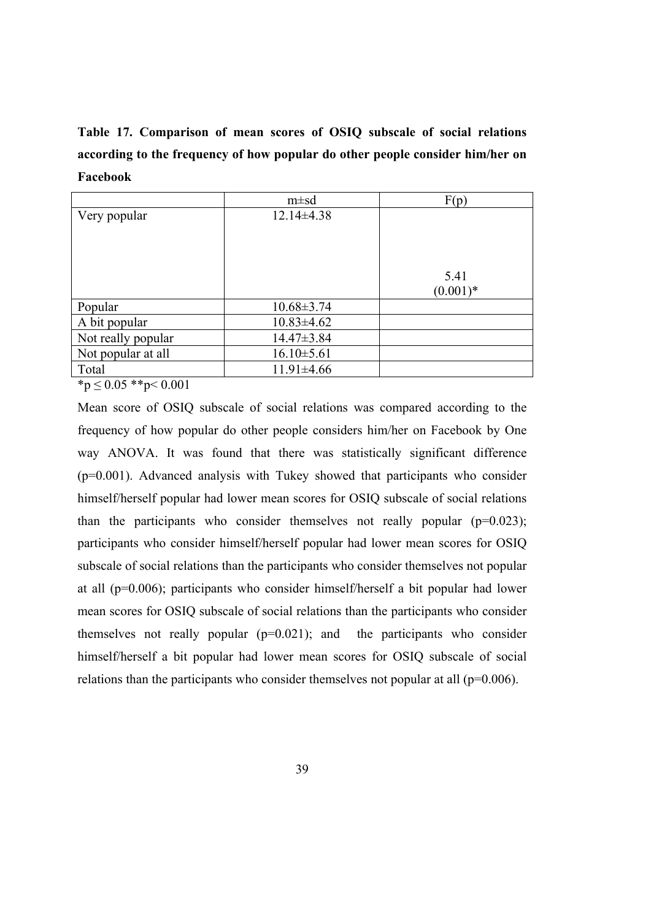**Table 17. Comparison of mean scores of OSIQ subscale of social relations according to the frequency of how popular do other people consider him/her on Facebook**

| | m±sd | F(p) |
|---|---|---|
| Very popular | 12.14±4.38 | 5.41 (0.001)* |
| Popular | 10.68±3.74 | |
| A bit popular | 10.83±4.62 | |
| Not really popular | 14.47±3.84 | |
| Not popular at all | 16.10±5.61 | |
| Total | 11.91±4.66 | |

*p ≤ 0.05 **p< 0.001

Mean score of OSIQ subscale of social relations was compared according to the frequency of how popular do other people considers him/her on Facebook by One way ANOVA. It was found that there was statistically significant difference (p=0.001). Advanced analysis with Tukey showed that participants who consider himself/herself popular had lower mean scores for OSIQ subscale of social relations than the participants who consider themselves not really popular (p=0.023); participants who consider himself/herself popular had lower mean scores for OSIQ subscale of social relations than the participants who consider themselves not popular at all (p=0.006); participants who consider himself/herself a bit popular had lower mean scores for OSIQ subscale of social relations than the participants who consider themselves not really popular (p=0.021); and the participants who consider himself/herself a bit popular had lower mean scores for OSIQ subscale of social relations than the participants who consider themselves not popular at all (p=0.006).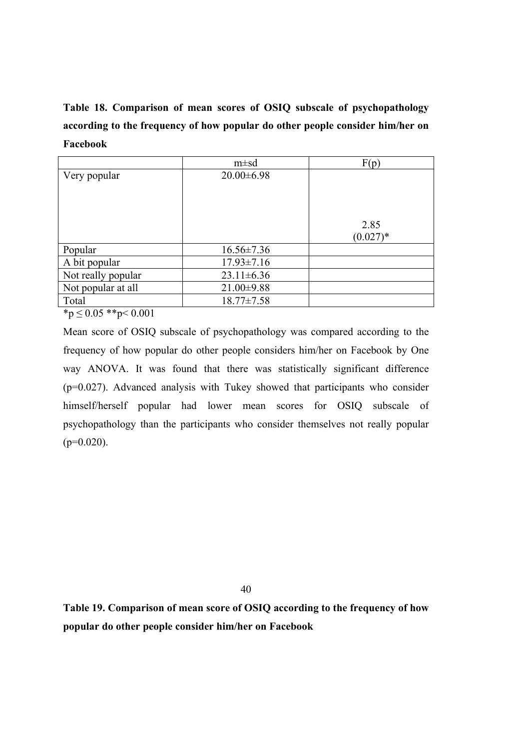**Table 18. Comparison of mean scores of OSIQ subscale of psychopathology according to the frequency of how popular do other people consider him/her on Facebook**

| | m±sd | F(p) |
|---|---|---|
| Very popular | 20.00±6.98 | 2.85 (0.027)* |
| Popular | 16.56±7.36 | |
| A bit popular | 17.93±7.16 | |
| Not really popular | 23.11±6.36 | |
| Not popular at all | 21.00±9.88 | |
| Total | 18.77±7.58 | |

*p ≤ 0.05 **p< 0.001

Mean score of OSIQ subscale of psychopathology was compared according to the frequency of how popular do other people considers him/her on Facebook by One way ANOVA. It was found that there was statistically significant difference (p=0.027). Advanced analysis with Tukey showed that participants who consider himself/herself popular had lower mean scores for OSIQ subscale of psychopathology than the participants who consider themselves not really popular (p=0.020).

**Table 19. Comparison of mean score of OSIQ according to the frequency of how popular do other people consider him/her on Facebook**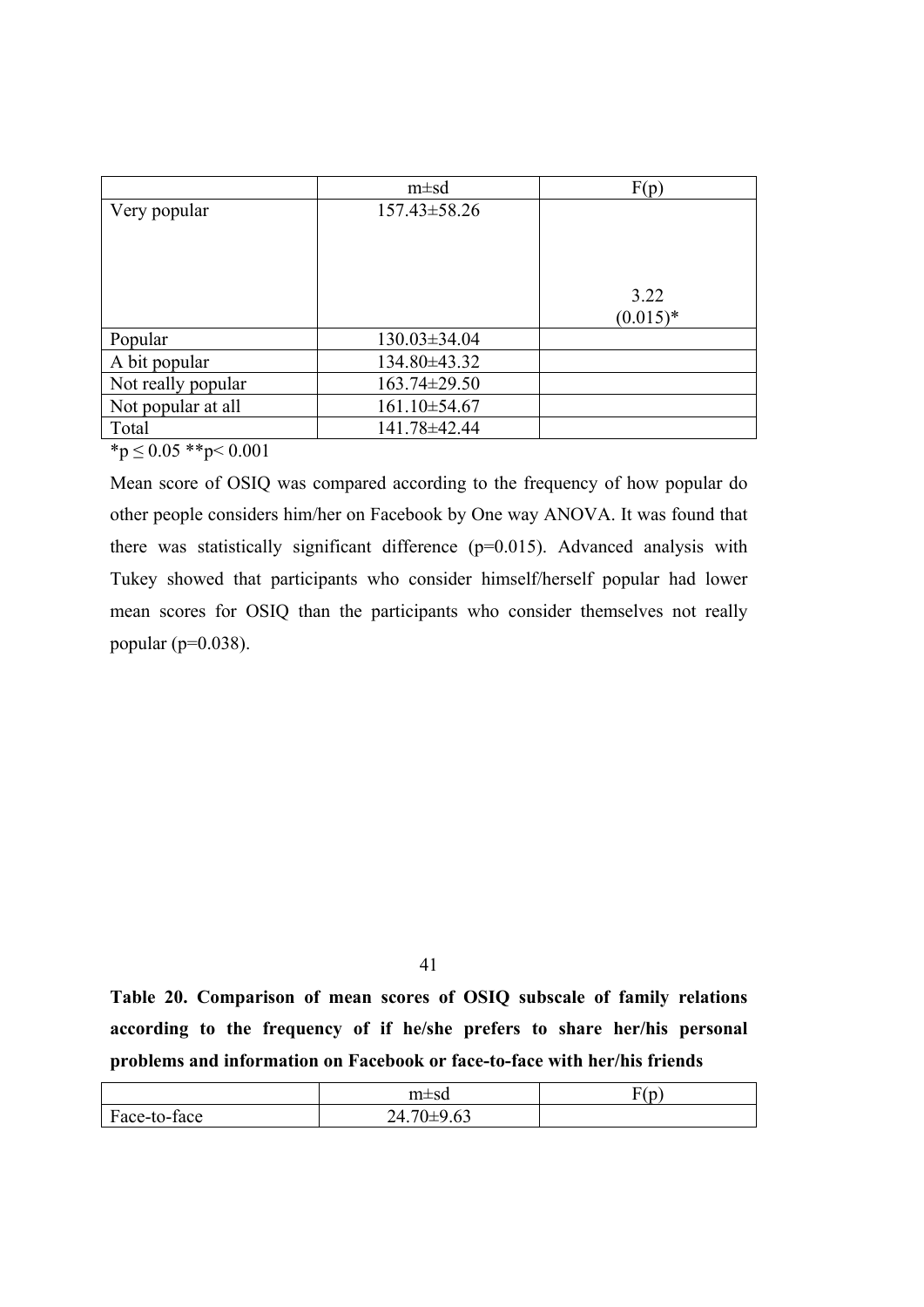| | m±sd | F(p) |
|---|---|---|
| Very popular | 157.43±58.26 | 3.22 (0.015)* |
| Popular | 130.03±34.04 | |
| A bit popular | 134.80±43.32 | |
| Not really popular | 163.74±29.50 | |
| Not popular at all | 161.10±54.67 | |
| Total | 141.78±42.44 | |

*$p \leq 0.05$ **$p < 0.001$

Mean score of OSIQ was compared according to the frequency of how popular do other people considers him/her on Facebook by One way ANOVA. It was found that there was statistically significant difference ($p=0.015$). Advanced analysis with Tukey showed that participants who consider himself/herself popular had lower mean scores for OSIQ than the participants who consider themselves not really popular ($p=0.038$).

**Table 20. Comparison of mean scores of OSIQ subscale of family relations according to the frequency of if he/she prefers to share her/his personal problems and information on Facebook or face-to-face with her/his friends**

| | m±sd | F(p) |
|---|---|---|
| Face-to-face | 24.70±9.63 | |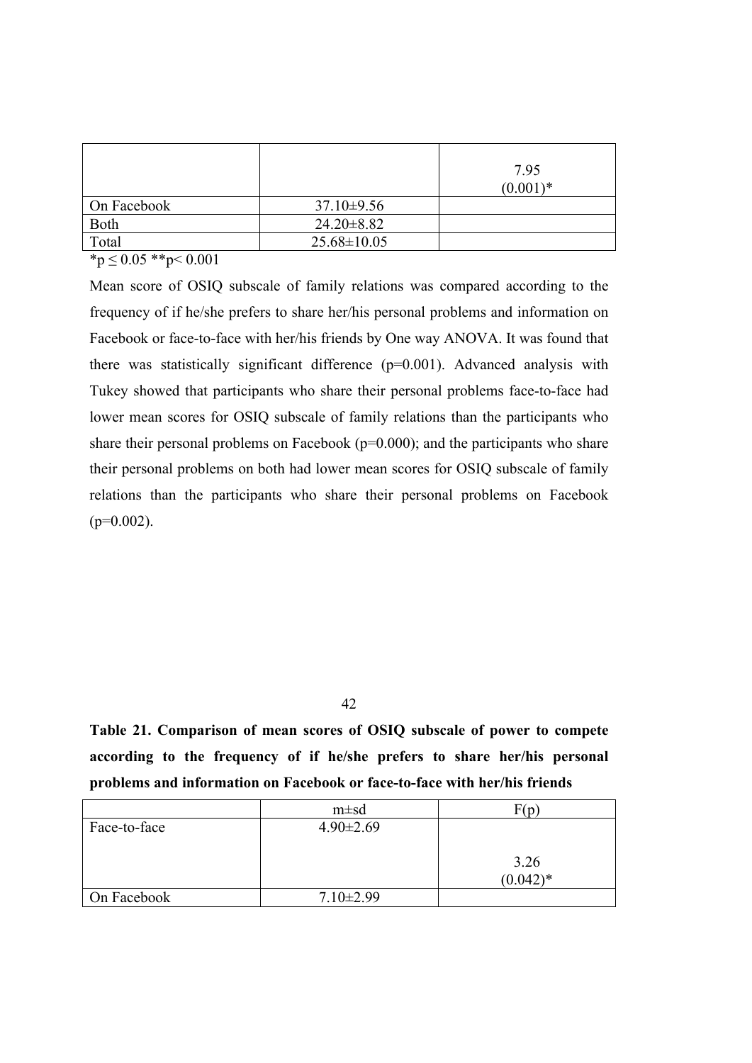| | | |
|---|---|---|
| | | 7.95 (0.001)* |
| On Facebook | 37.10±9.56 | |
| Both | 24.20±8.82 | |
| Total | 25.68±10.05 | |

*p ≤ 0.05 **p< 0.001

Mean score of OSIQ subscale of family relations was compared according to the frequency of if he/she prefers to share her/his personal problems and information on Facebook or face-to-face with her/his friends by One way ANOVA. It was found that there was statistically significant difference (p=0.001). Advanced analysis with Tukey showed that participants who share their personal problems face-to-face had lower mean scores for OSIQ subscale of family relations than the participants who share their personal problems on Facebook (p=0.000); and the participants who share their personal problems on both had lower mean scores for OSIQ subscale of family relations than the participants who share their personal problems on Facebook (p=0.002).

**Table 21. Comparison of mean scores of OSIQ subscale of power to compete according to the frequency of if he/she prefers to share her/his personal problems and information on Facebook or face-to-face with her/his friends**

| | m±sd | F(p) |
|---|---|---|
| Face-to-face | 4.90±2.69 | 3.26 (0.042)* |
| On Facebook | 7.10±2.99 | |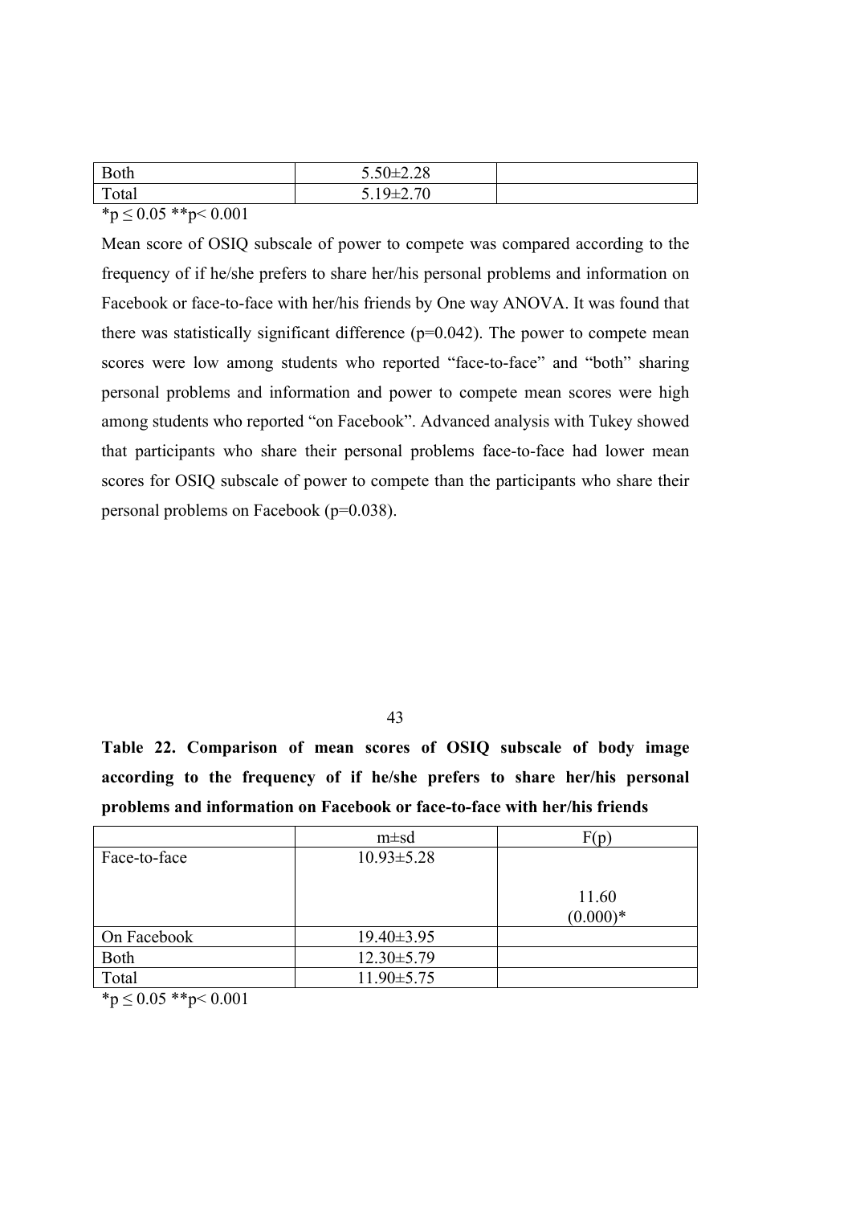| Both | 5.50±2.28 | |
|---|---|---|
| Total | 5.19±2.70 | |

*p ≤ 0.05 **p< 0.001

Mean score of OSIQ subscale of power to compete was compared according to the frequency of if he/she prefers to share her/his personal problems and information on Facebook or face-to-face with her/his friends by One way ANOVA. It was found that there was statistically significant difference (p=0.042). The power to compete mean scores were low among students who reported "face-to-face" and "both" sharing personal problems and information and power to compete mean scores were high among students who reported "on Facebook". Advanced analysis with Tukey showed that participants who share their personal problems face-to-face had lower mean scores for OSIQ subscale of power to compete than the participants who share their personal problems on Facebook (p=0.038).

**Table 22. Comparison of mean scores of OSIQ subscale of body image according to the frequency of if he/she prefers to share her/his personal problems and information on Facebook or face-to-face with her/his friends**

| | m±sd | F(p) |
|---|---|---|
| Face-to-face | 10.93±5.28 | 11.60 (0.000)* |
| On Facebook | 19.40±3.95 | |
| Both | 12.30±5.79 | |
| Total | 11.90±5.75 | |

*p ≤ 0.05 **p< 0.001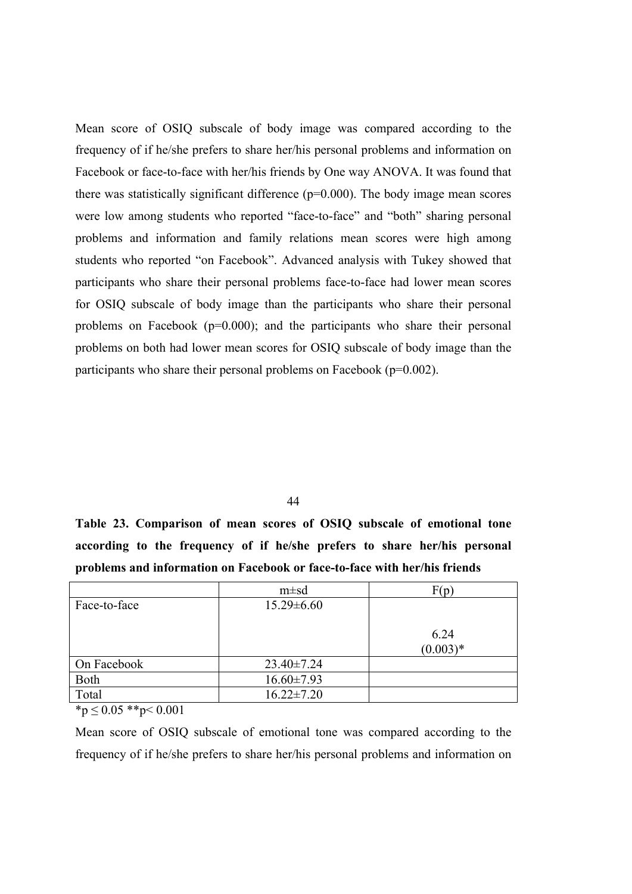Mean score of OSIQ subscale of body image was compared according to the frequency of if he/she prefers to share her/his personal problems and information on Facebook or face-to-face with her/his friends by One way ANOVA. It was found that there was statistically significant difference (p=0.000). The body image mean scores were low among students who reported "face-to-face" and "both" sharing personal problems and information and family relations mean scores were high among students who reported "on Facebook". Advanced analysis with Tukey showed that participants who share their personal problems face-to-face had lower mean scores for OSIQ subscale of body image than the participants who share their personal problems on Facebook (p=0.000); and the participants who share their personal problems on both had lower mean scores for OSIQ subscale of body image than the participants who share their personal problems on Facebook (p=0.002).

**Table 23. Comparison of mean scores of OSIQ subscale of emotional tone according to the frequency of if he/she prefers to share her/his personal problems and information on Facebook or face-to-face with her/his friends**

| | m±sd | F(p) |
|---|---|---|
| Face-to-face | 15.29±6.60 | 6.24 (0.003)* |
| On Facebook | 23.40±7.24 | |
| Both | 16.60±7.93 | |
| Total | 16.22±7.20 | |

*p ≤ 0.05 **p< 0.001

Mean score of OSIQ subscale of emotional tone was compared according to the frequency of if he/she prefers to share her/his personal problems and information on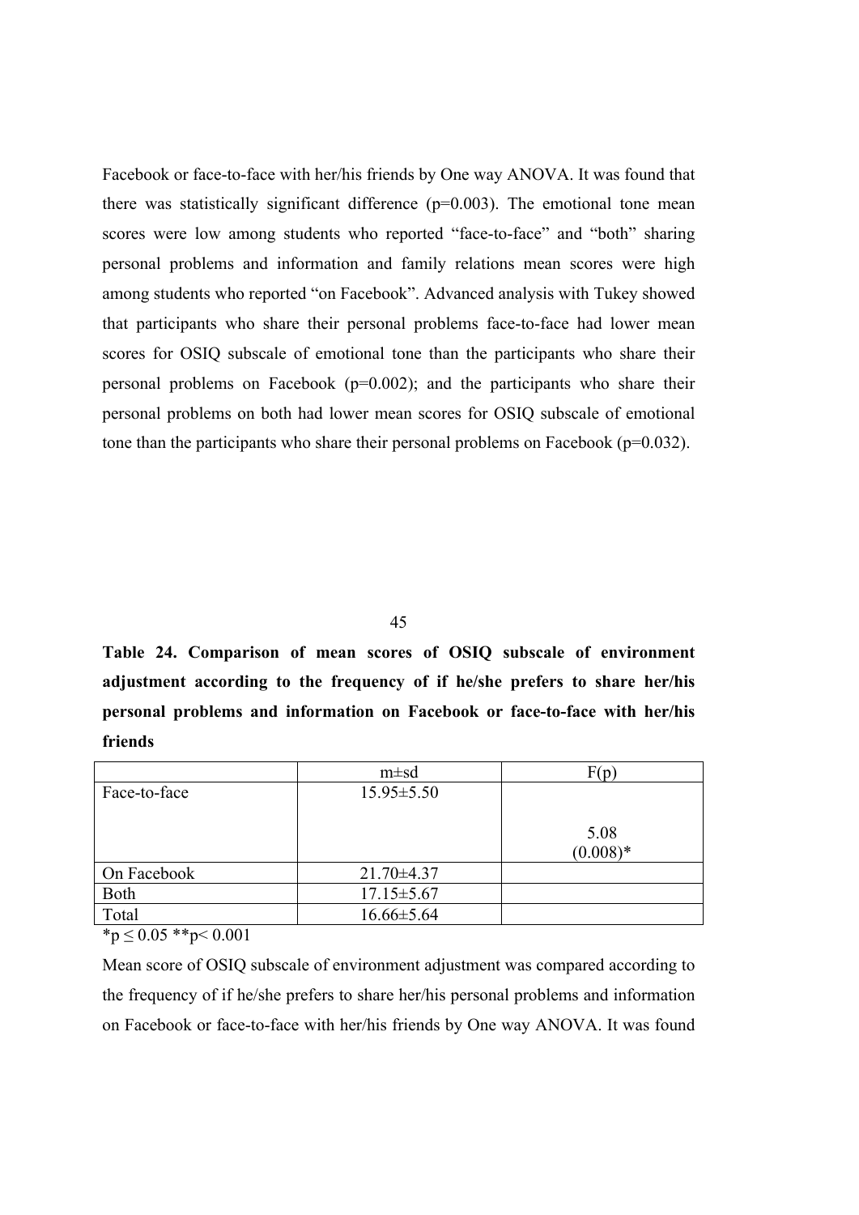Facebook or face-to-face with her/his friends by One way ANOVA. It was found that there was statistically significant difference (p=0.003). The emotional tone mean scores were low among students who reported "face-to-face" and "both" sharing personal problems and information and family relations mean scores were high among students who reported "on Facebook". Advanced analysis with Tukey showed that participants who share their personal problems face-to-face had lower mean scores for OSIQ subscale of emotional tone than the participants who share their personal problems on Facebook (p=0.002); and the participants who share their personal problems on both had lower mean scores for OSIQ subscale of emotional tone than the participants who share their personal problems on Facebook (p=0.032).

**Table 24. Comparison of mean scores of OSIQ subscale of environment adjustment according to the frequency of if he/she prefers to share her/his personal problems and information on Facebook or face-to-face with her/his friends**

| | m±sd | F(p) |
|---|---|---|
| Face-to-face | 15.95±5.50 | 5.08 (0.008)* |
| On Facebook | 21.70±4.37 | |
| Both | 17.15±5.67 | |
| Total | 16.66±5.64 | |

*p ≤ 0.05 **p< 0.001

Mean score of OSIQ subscale of environment adjustment was compared according to the frequency of if he/she prefers to share her/his personal problems and information on Facebook or face-to-face with her/his friends by One way ANOVA. It was found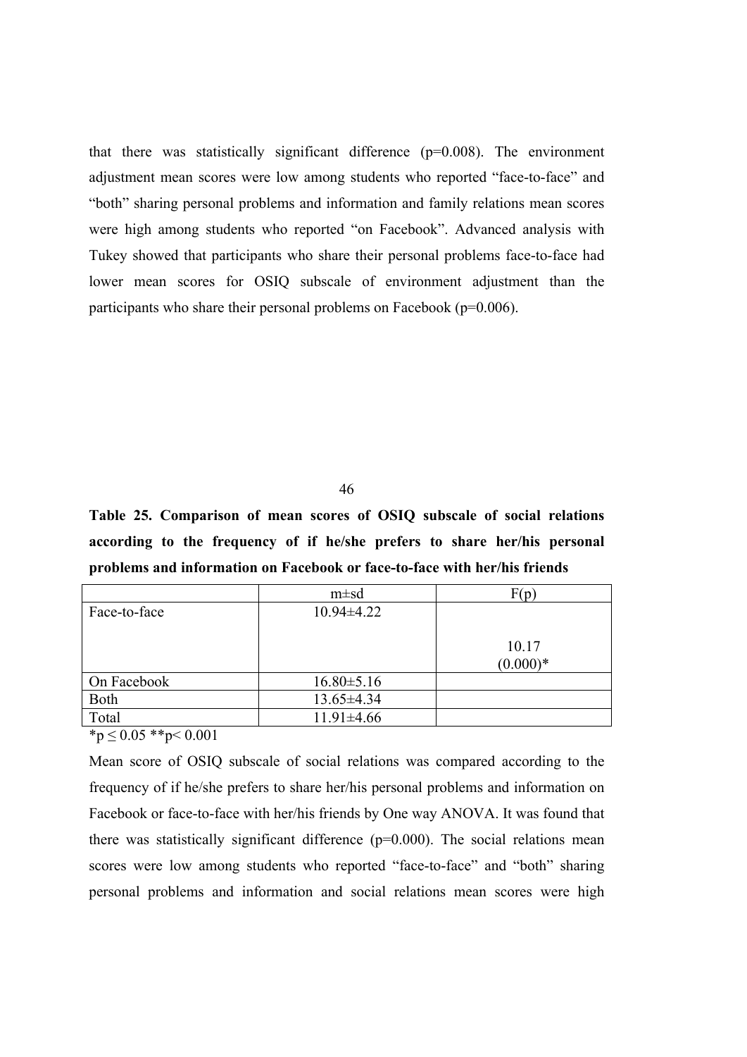that there was statistically significant difference (p=0.008). The environment adjustment mean scores were low among students who reported "face-to-face" and "both" sharing personal problems and information and family relations mean scores were high among students who reported "on Facebook". Advanced analysis with Tukey showed that participants who share their personal problems face-to-face had lower mean scores for OSIQ subscale of environment adjustment than the participants who share their personal problems on Facebook (p=0.006).

**Table 25. Comparison of mean scores of OSIQ subscale of social relations according to the frequency of if he/she prefers to share her/his personal problems and information on Facebook or face-to-face with her/his friends**

| | m±sd | F(p) |
|---|---|---|
| Face-to-face | 10.94±4.22 | 10.17 (0.000)* |
| On Facebook | 16.80±5.16 | |
| Both | 13.65±4.34 | |
| Total | 11.91±4.66 | |

*p ≤ 0.05 **p< 0.001

Mean score of OSIQ subscale of social relations was compared according to the frequency of if he/she prefers to share her/his personal problems and information on Facebook or face-to-face with her/his friends by One way ANOVA. It was found that there was statistically significant difference (p=0.000). The social relations mean scores were low among students who reported "face-to-face" and "both" sharing personal problems and information and social relations mean scores were high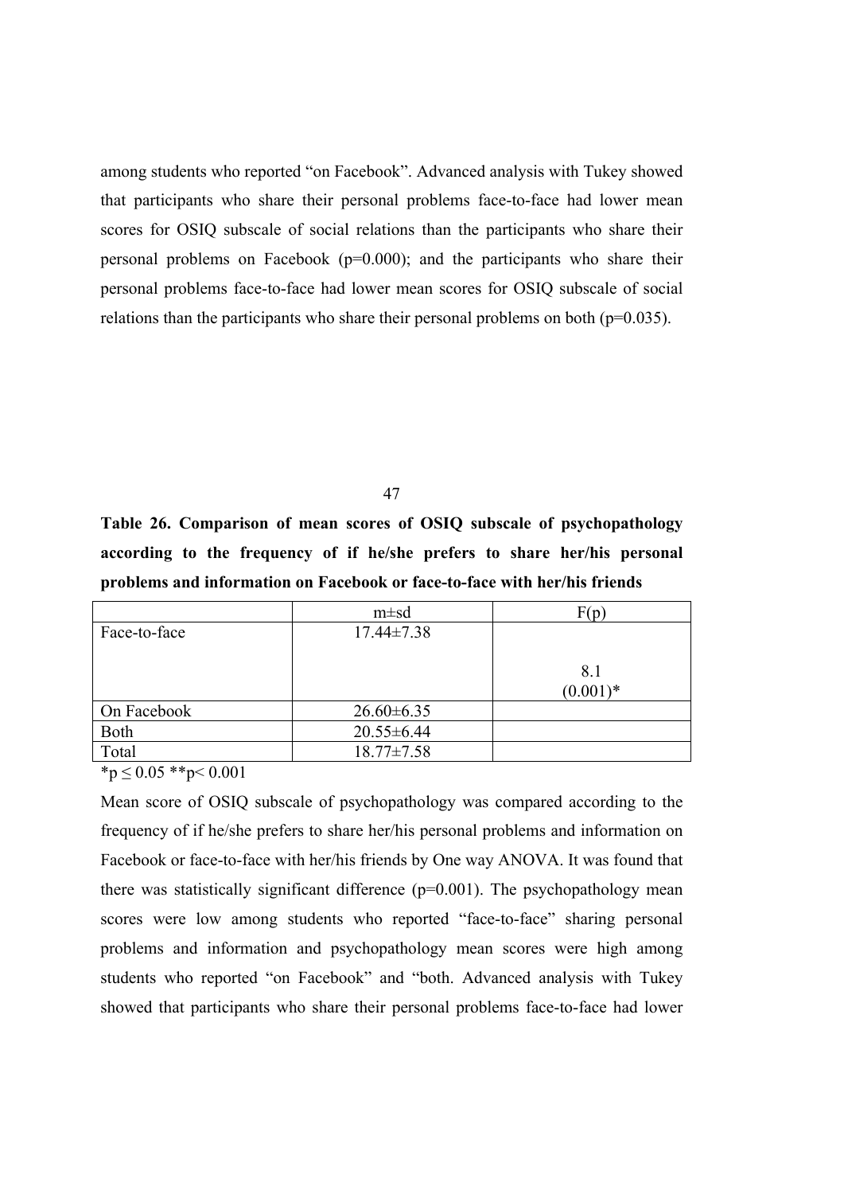among students who reported “on Facebook”. Advanced analysis with Tukey showed that participants who share their personal problems face-to-face had lower mean scores for OSIQ subscale of social relations than the participants who share their personal problems on Facebook (p=0.000); and the participants who share their personal problems face-to-face had lower mean scores for OSIQ subscale of social relations than the participants who share their personal problems on both (p=0.035).

**Table 26. Comparison of mean scores of OSIQ subscale of psychopathology according to the frequency of if he/she prefers to share her/his personal problems and information on Facebook or face-to-face with her/his friends**

| | m±sd | F(p) |
|---|---|---|
| Face-to-face | 17.44±7.38 | 8.1 (0.001)* |
| On Facebook | 26.60±6.35 | |
| Both | 20.55±6.44 | |
| Total | 18.77±7.58 | |

*p ≤ 0.05 **p< 0.001

Mean score of OSIQ subscale of psychopathology was compared according to the frequency of if he/she prefers to share her/his personal problems and information on Facebook or face-to-face with her/his friends by One way ANOVA. It was found that there was statistically significant difference (p=0.001). The psychopathology mean scores were low among students who reported “face-to-face” sharing personal problems and information and psychopathology mean scores were high among students who reported “on Facebook” and “both. Advanced analysis with Tukey showed that participants who share their personal problems face-to-face had lower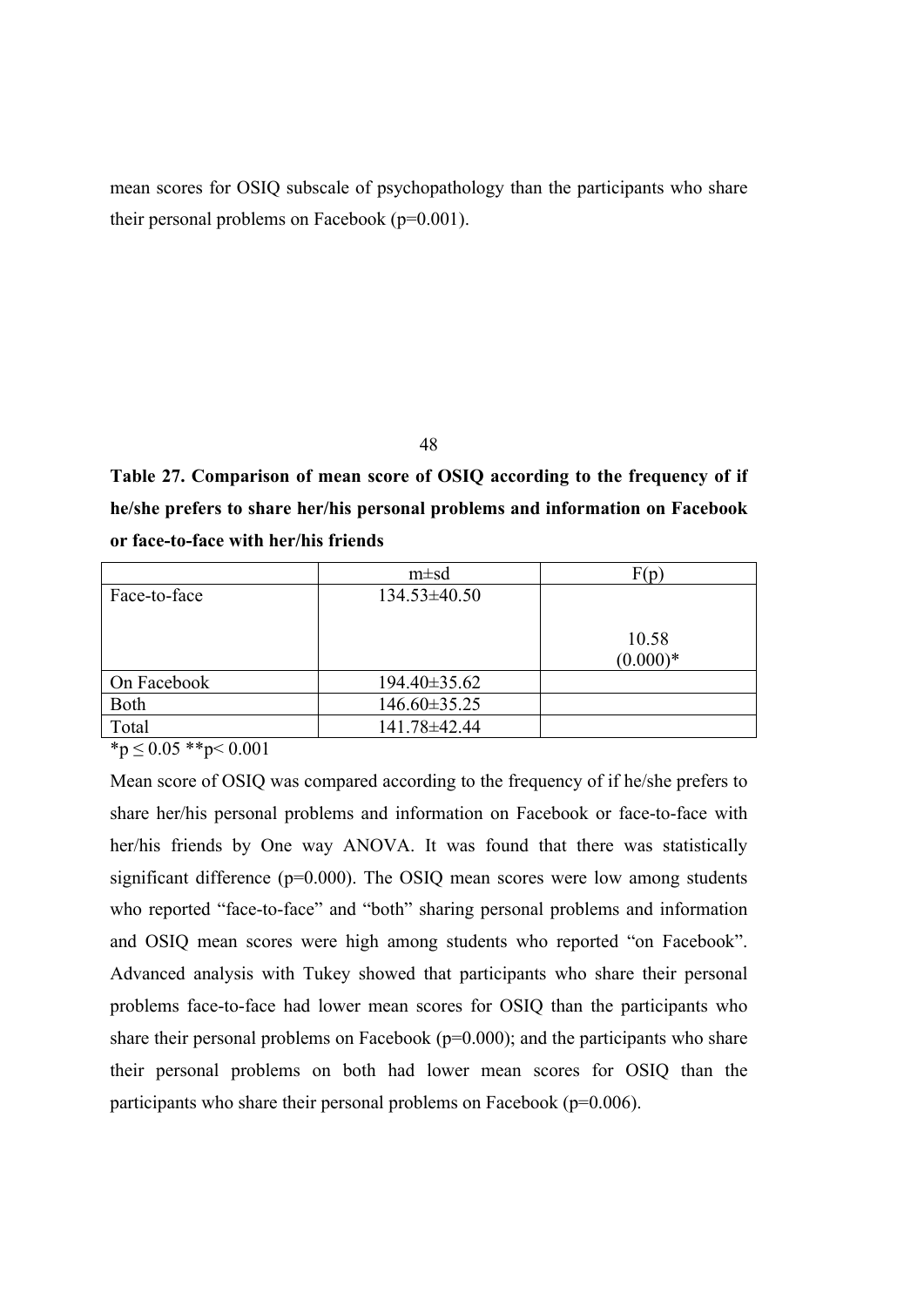mean scores for OSIQ subscale of psychopathology than the participants who share their personal problems on Facebook (p=0.001).

**Table 27. Comparison of mean score of OSIQ according to the frequency of if he/she prefers to share her/his personal problems and information on Facebook or face-to-face with her/his friends**

| | m±sd | F(p) |
|---|---|---|
| Face-to-face | 134.53±40.50 | 10.58 (0.000)* |
| On Facebook | 194.40±35.62 | |
| Both | 146.60±35.25 | |
| Total | 141.78±42.44 | |

*p ≤ 0.05 **p< 0.001

Mean score of OSIQ was compared according to the frequency of if he/she prefers to share her/his personal problems and information on Facebook or face-to-face with her/his friends by One way ANOVA. It was found that there was statistically significant difference (p=0.000). The OSIQ mean scores were low among students who reported "face-to-face" and "both" sharing personal problems and information and OSIQ mean scores were high among students who reported "on Facebook". Advanced analysis with Tukey showed that participants who share their personal problems face-to-face had lower mean scores for OSIQ than the participants who share their personal problems on Facebook (p=0.000); and the participants who share their personal problems on both had lower mean scores for OSIQ than the participants who share their personal problems on Facebook (p=0.006).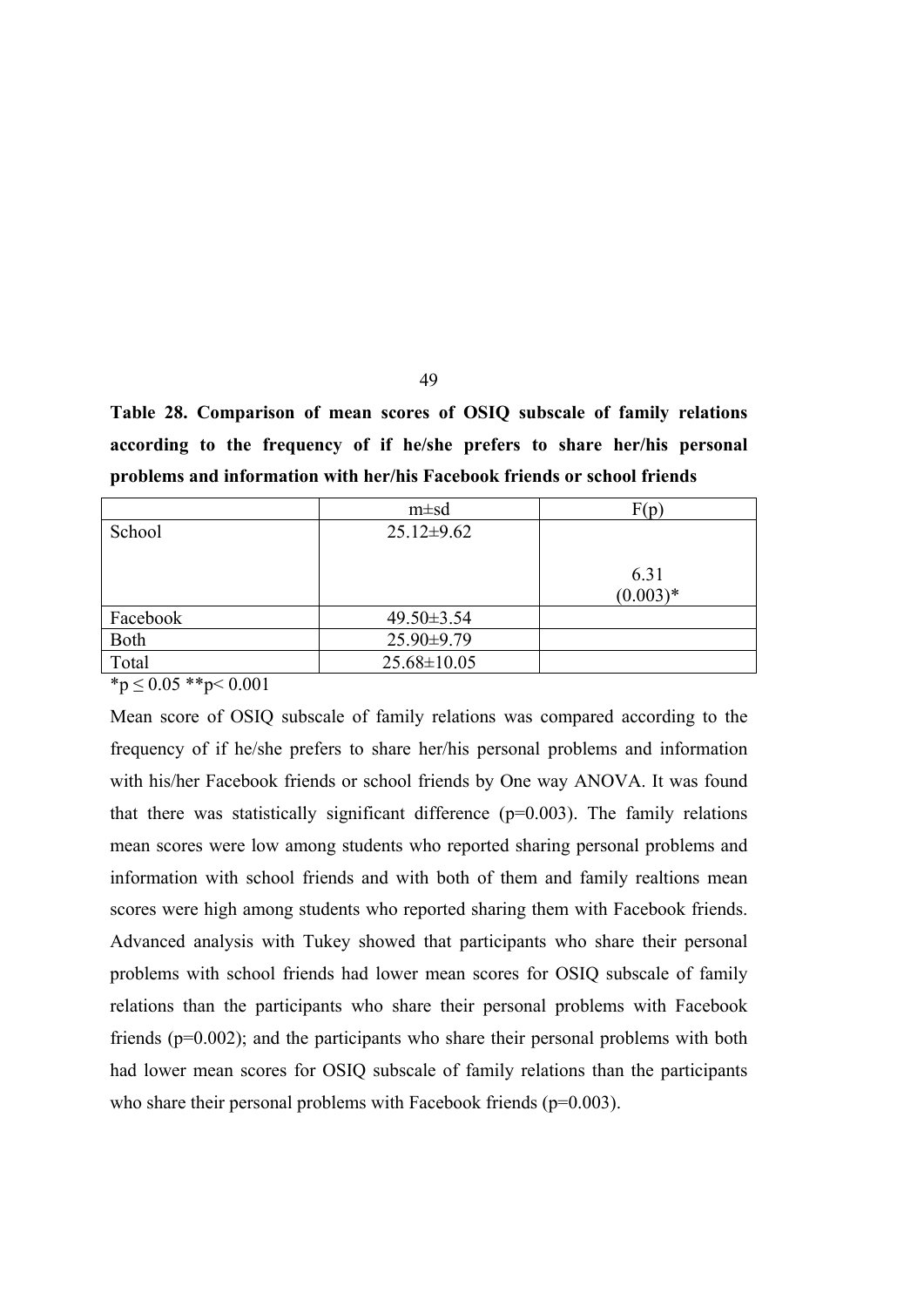**Table 28. Comparison of mean scores of OSIQ subscale of family relations according to the frequency of if he/she prefers to share her/his personal problems and information with her/his Facebook friends or school friends**

| | m±sd | F(p) |
|---|---|---|
| School | 25.12±9.62 | 6.31 (0.003)* |
| Facebook | 49.50±3.54 | |
| Both | 25.90±9.79 | |
| Total | 25.68±10.05 | |

*p ≤ 0.05 **p< 0.001

Mean score of OSIQ subscale of family relations was compared according to the frequency of if he/she prefers to share her/his personal problems and information with his/her Facebook friends or school friends by One way ANOVA. It was found that there was statistically significant difference (p=0.003). The family relations mean scores were low among students who reported sharing personal problems and information with school friends and with both of them and family realtions mean scores were high among students who reported sharing them with Facebook friends. Advanced analysis with Tukey showed that participants who share their personal problems with school friends had lower mean scores for OSIQ subscale of family relations than the participants who share their personal problems with Facebook friends (p=0.002); and the participants who share their personal problems with both had lower mean scores for OSIQ subscale of family relations than the participants who share their personal problems with Facebook friends (p=0.003).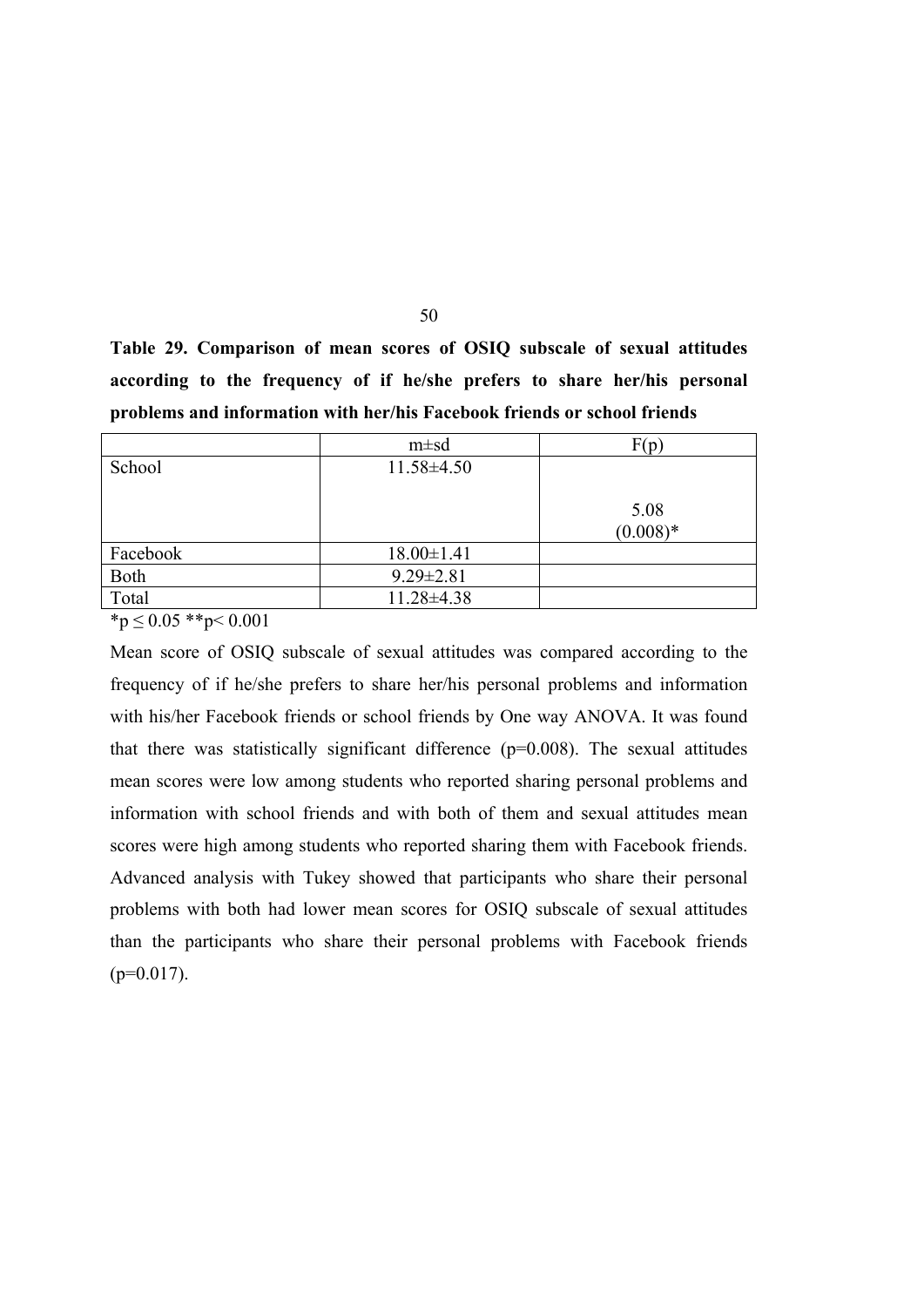**Table 29. Comparison of mean scores of OSIQ subscale of sexual attitudes according to the frequency of if he/she prefers to share her/his personal problems and information with her/his Facebook friends or school friends**

| | m±sd | F(p) |
|---|---|---|
| School | 11.58±4.50 | 5.08 (0.008)* |
| Facebook | 18.00±1.41 | |
| Both | 9.29±2.81 | |
| Total | 11.28±4.38 | |

$^*p \leq 0.05$ $^{**}p < 0.001$

Mean score of OSIQ subscale of sexual attitudes was compared according to the frequency of if he/she prefers to share her/his personal problems and information with his/her Facebook friends or school friends by One way ANOVA. It was found that there was statistically significant difference (p=0.008). The sexual attitudes mean scores were low among students who reported sharing personal problems and information with school friends and with both of them and sexual attitudes mean scores were high among students who reported sharing them with Facebook friends. Advanced analysis with Tukey showed that participants who share their personal problems with both had lower mean scores for OSIQ subscale of sexual attitudes than the participants who share their personal problems with Facebook friends (p=0.017).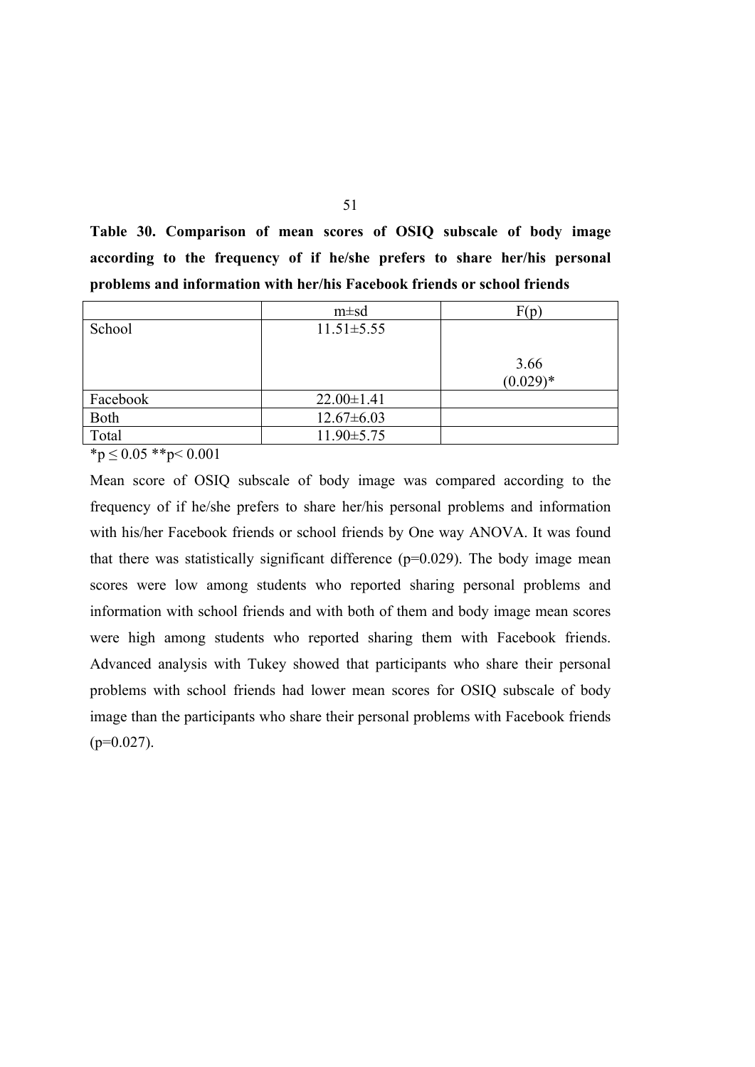**Table 30. Comparison of mean scores of OSIQ subscale of body image according to the frequency of if he/she prefers to share her/his personal problems and information with her/his Facebook friends or school friends**

| | m±sd | F(p) |
|---|---|---|
| School | 11.51±5.55 | 3.66 (0.029)* |
| Facebook | 22.00±1.41 | |
| Both | 12.67±6.03 | |
| Total | 11.90±5.75 | |

*p ≤ 0.05 **p< 0.001

Mean score of OSIQ subscale of body image was compared according to the frequency of if he/she prefers to share her/his personal problems and information with his/her Facebook friends or school friends by One way ANOVA. It was found that there was statistically significant difference (p=0.029). The body image mean scores were low among students who reported sharing personal problems and information with school friends and with both of them and body image mean scores were high among students who reported sharing them with Facebook friends. Advanced analysis with Tukey showed that participants who share their personal problems with school friends had lower mean scores for OSIQ subscale of body image than the participants who share their personal problems with Facebook friends (p=0.027).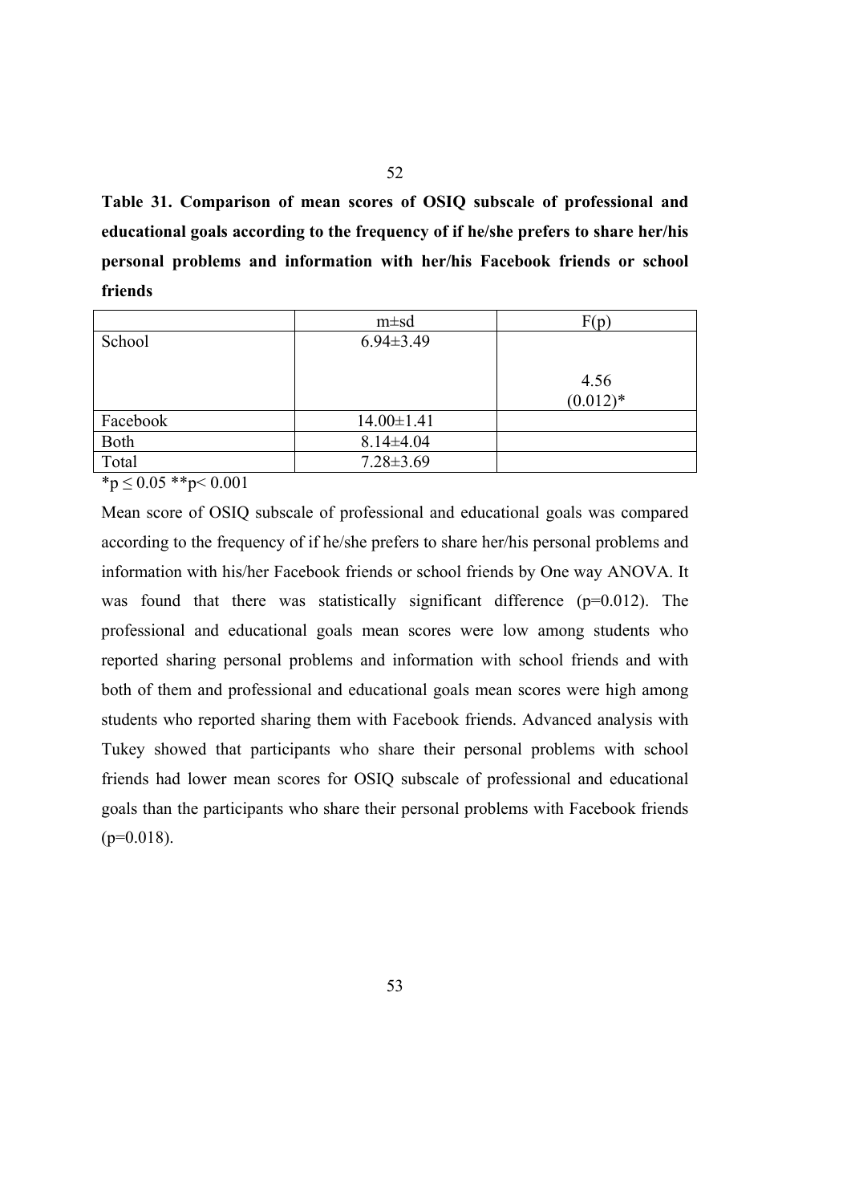**Table 31. Comparison of mean scores of OSIQ subscale of professional and educational goals according to the frequency of if he/she prefers to share her/his personal problems and information with her/his Facebook friends or school friends**

| | m±sd | F(p) |
|---|---|---|
| School | 6.94±3.49 | 4.56 (0.012)* |
| Facebook | 14.00±1.41 | |
| Both | 8.14±4.04 | |
| Total | 7.28±3.69 | |

*$p \leq 0.05$ **$p < 0.001$

Mean score of OSIQ subscale of professional and educational goals was compared according to the frequency of if he/she prefers to share her/his personal problems and information with his/her Facebook friends or school friends by One way ANOVA. It was found that there was statistically significant difference (p=0.012). The professional and educational goals mean scores were low among students who reported sharing personal problems and information with school friends and with both of them and professional and educational goals mean scores were high among students who reported sharing them with Facebook friends. Advanced analysis with Tukey showed that participants who share their personal problems with school friends had lower mean scores for OSIQ subscale of professional and educational goals than the participants who share their personal problems with Facebook friends (p=0.018).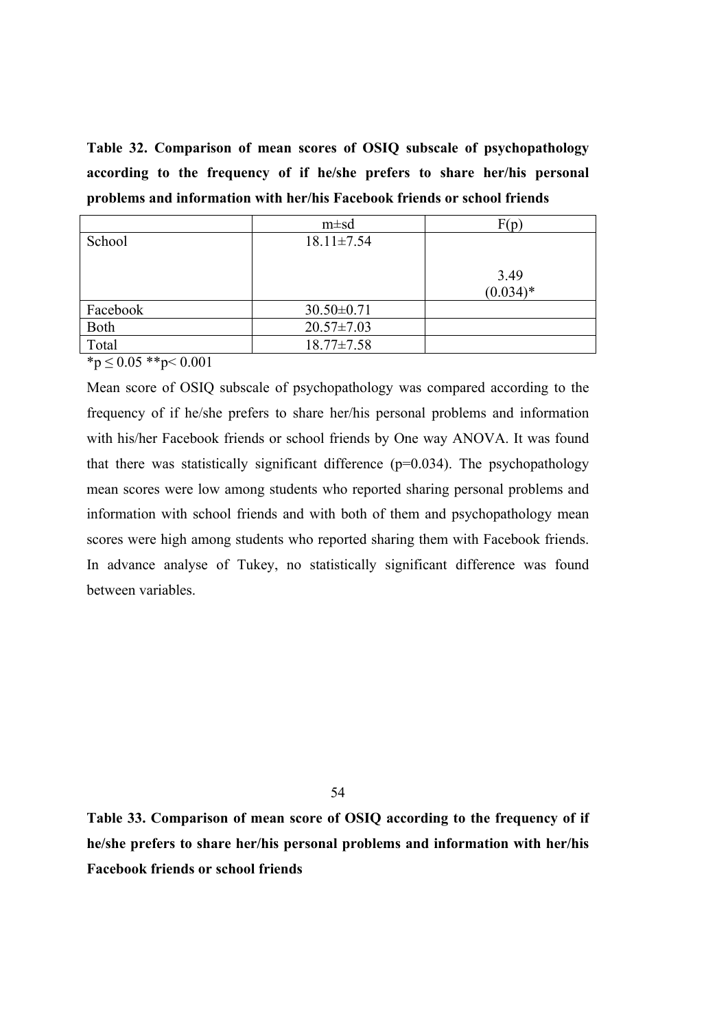**Table 32. Comparison of mean scores of OSIQ subscale of psychopathology according to the frequency of if he/she prefers to share her/his personal problems and information with her/his Facebook friends or school friends**

| | m±sd | F(p) |
|---|---|---|
| School | 18.11±7.54 | 3.49 (0.034)* |
| Facebook | 30.50±0.71 | |
| Both | 20.57±7.03 | |
| Total | 18.77±7.58 | |

*p ≤ 0.05 **p< 0.001

Mean score of OSIQ subscale of psychopathology was compared according to the frequency of if he/she prefers to share her/his personal problems and information with his/her Facebook friends or school friends by One way ANOVA. It was found that there was statistically significant difference (p=0.034). The psychopathology mean scores were low among students who reported sharing personal problems and information with school friends and with both of them and psychopathology mean scores were high among students who reported sharing them with Facebook friends. In advance analyse of Tukey, no statistically significant difference was found between variables.

**Table 33. Comparison of mean score of OSIQ according to the frequency of if he/she prefers to share her/his personal problems and information with her/his Facebook friends or school friends**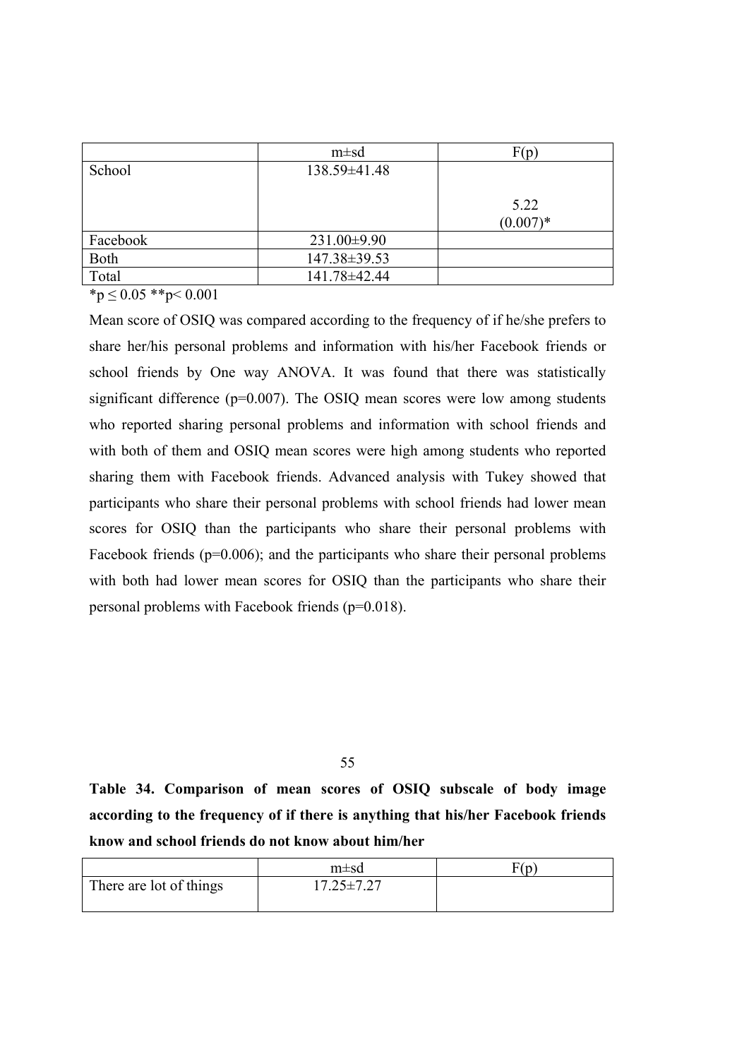|  | m±sd | F(p) |
|---|---|---|
| School | 138.59±41.48 | 5.22 (0.007)* |
| Facebook | 231.00±9.90 |  |
| Both | 147.38±39.53 |  |
| Total | 141.78±42.44 |  |

*p ≤ 0.05 **p< 0.001

Mean score of OSIQ was compared according to the frequency of if he/she prefers to share her/his personal problems and information with his/her Facebook friends or school friends by One way ANOVA. It was found that there was statistically significant difference (p=0.007). The OSIQ mean scores were low among students who reported sharing personal problems and information with school friends and with both of them and OSIQ mean scores were high among students who reported sharing them with Facebook friends. Advanced analysis with Tukey showed that participants who share their personal problems with school friends had lower mean scores for OSIQ than the participants who share their personal problems with Facebook friends (p=0.006); and the participants who share their personal problems with both had lower mean scores for OSIQ than the participants who share their personal problems with Facebook friends (p=0.018).

**Table 34. Comparison of mean scores of OSIQ subscale of body image according to the frequency of if there is anything that his/her Facebook friends know and school friends do not know about him/her**

|  | m±sd | F(p) |
|---|---|---|
| There are lot of things | 17.25±7.27 |  |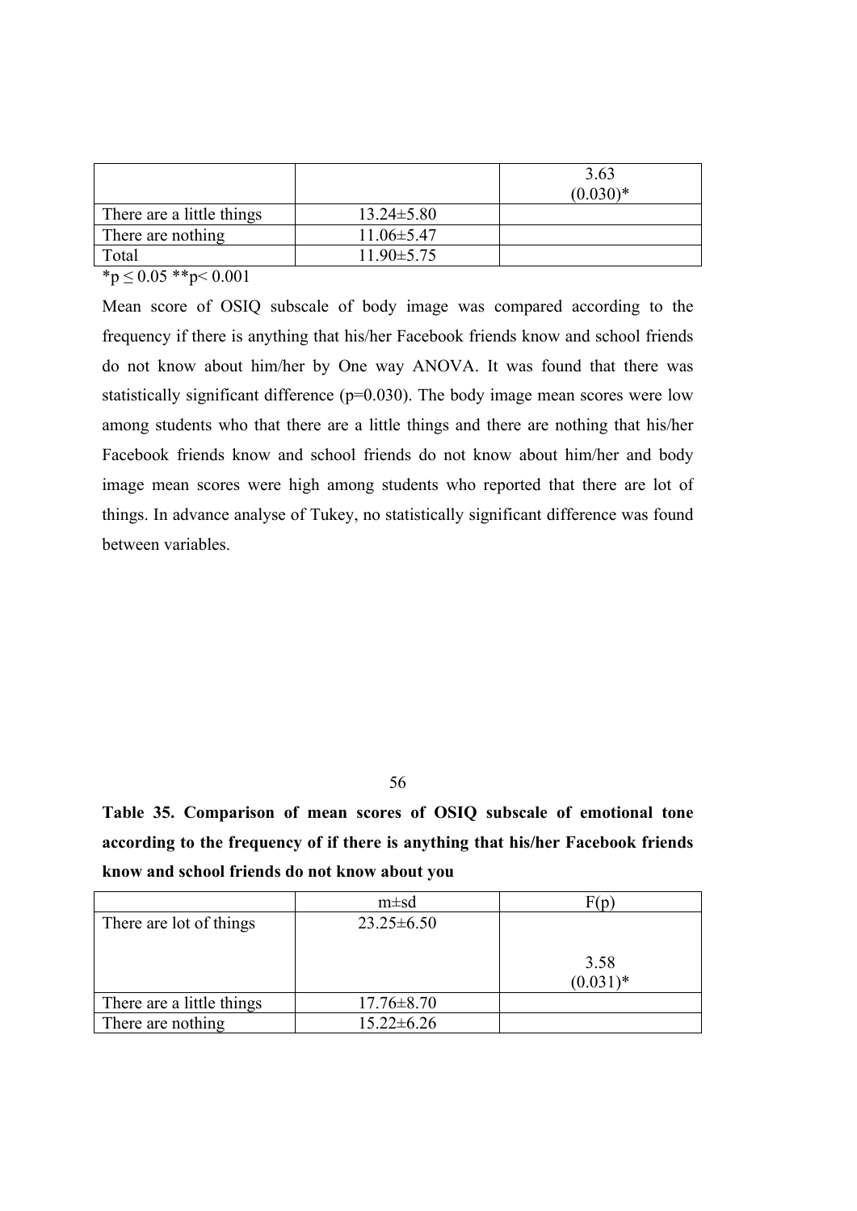| | | |
|---|---|---|
| | | 3.63 (0.030)* |
| There are a little things | 13.24±5.80 | |
| There are nothing | 11.06±5.47 | |
| Total | 11.90±5.75 | |

*p ≤ 0.05 **p< 0.001

Mean score of OSIQ subscale of body image was compared according to the frequency if there is anything that his/her Facebook friends know and school friends do not know about him/her by One way ANOVA. It was found that there was statistically significant difference (p=0.030). The body image mean scores were low among students who that there are a little things and there are nothing that his/her Facebook friends know and school friends do not know about him/her and body image mean scores were high among students who reported that there are lot of things. In advance analyse of Tukey, no statistically significant difference was found between variables.

**Table 35. Comparison of mean scores of OSIQ subscale of emotional tone according to the frequency of if there is anything that his/her Facebook friends know and school friends do not know about you**

| | m±sd | F(p) |
|---|---|---|
| There are lot of things | 23.25±6.50 | 3.58 (0.031)* |
| There are a little things | 17.76±8.70 | |
| There are nothing | 15.22±6.26 | |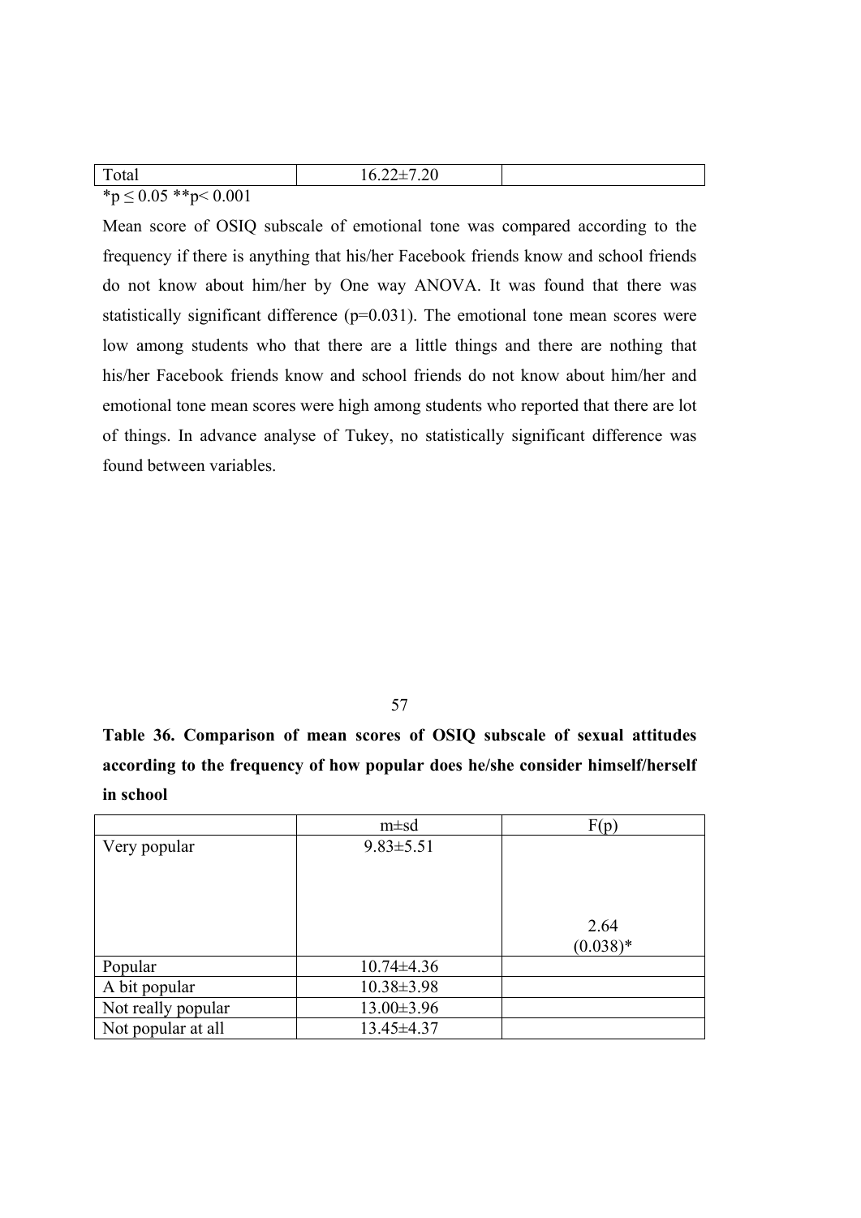| Total | 16.22±7.20 | |
|---|---|---|

*p ≤ 0.05 **p< 0.001

Mean score of OSIQ subscale of emotional tone was compared according to the frequency if there is anything that his/her Facebook friends know and school friends do not know about him/her by One way ANOVA. It was found that there was statistically significant difference (p=0.031). The emotional tone mean scores were low among students who that there are a little things and there are nothing that his/her Facebook friends know and school friends do not know about him/her and emotional tone mean scores were high among students who reported that there are lot of things. In advance analyse of Tukey, no statistically significant difference was found between variables.

**Table 36. Comparison of mean scores of OSIQ subscale of sexual attitudes according to the frequency of how popular does he/she consider himself/herself in school**

| | m±sd | F(p) |
|---|---|---|
| Very popular | 9.83±5.51 | 2.64 (0.038)* |
| Popular | 10.74±4.36 | |
| A bit popular | 10.38±3.98 | |
| Not really popular | 13.00±3.96 | |
| Not popular at all | 13.45±4.37 | |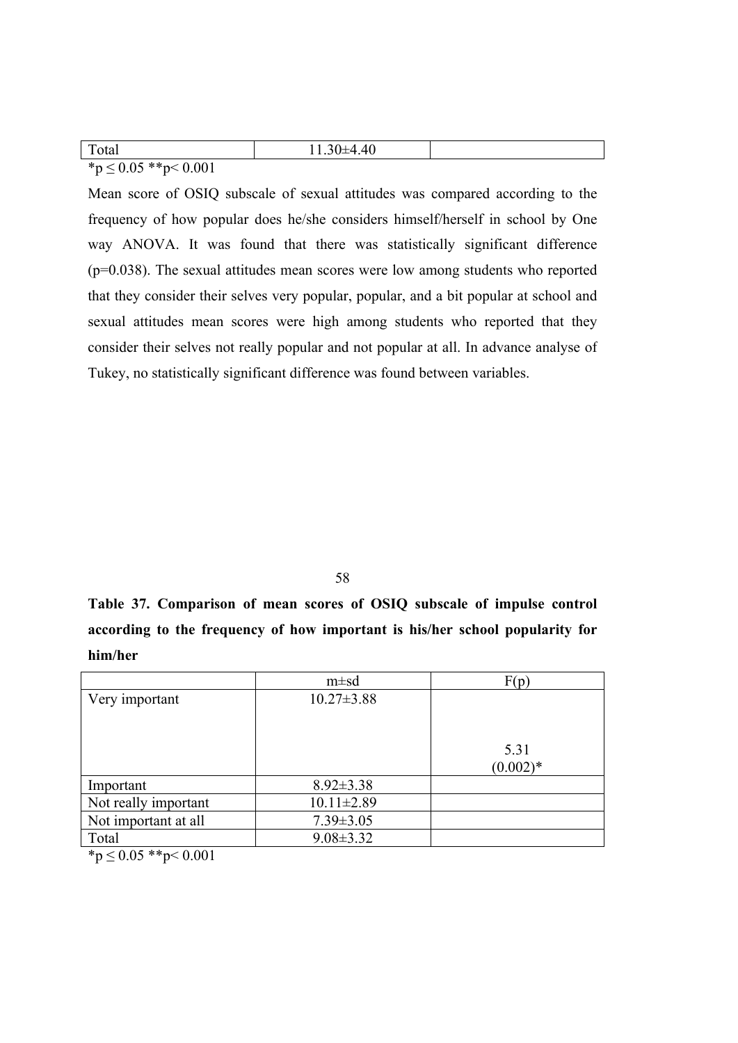| Total | 11.30±4.40 | |
|---|---|---|

*p ≤ 0.05 **p< 0.001

Mean score of OSIQ subscale of sexual attitudes was compared according to the frequency of how popular does he/she considers himself/herself in school by One way ANOVA. It was found that there was statistically significant difference (p=0.038). The sexual attitudes mean scores were low among students who reported that they consider their selves very popular, popular, and a bit popular at school and sexual attitudes mean scores were high among students who reported that they consider their selves not really popular and not popular at all. In advance analyse of Tukey, no statistically significant difference was found between variables.

**Table 37. Comparison of mean scores of OSIQ subscale of impulse control according to the frequency of how important is his/her school popularity for him/her**

| | m±sd | F(p) |
|---|---|---|
| Very important | 10.27±3.88 | 5.31 (0.002)* |
| Important | 8.92±3.38 | |
| Not really important | 10.11±2.89 | |
| Not important at all | 7.39±3.05 | |
| Total | 9.08±3.32 | |

*p ≤ 0.05 **p< 0.001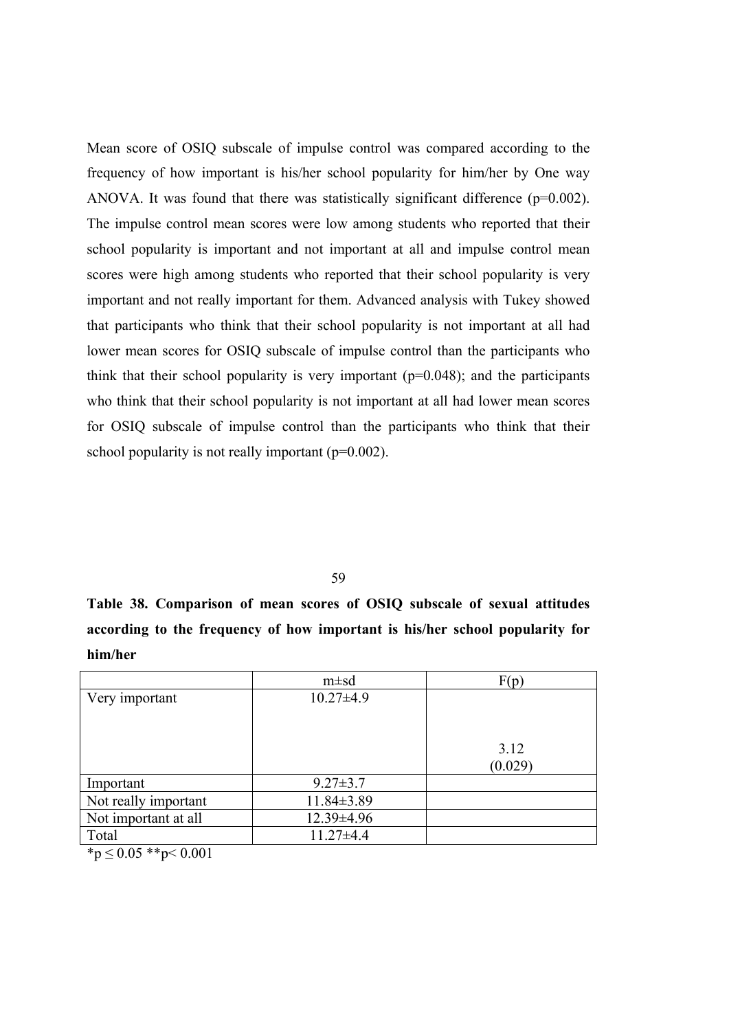Mean score of OSIQ subscale of impulse control was compared according to the frequency of how important is his/her school popularity for him/her by One way ANOVA. It was found that there was statistically significant difference (p=0.002). The impulse control mean scores were low among students who reported that their school popularity is important and not important at all and impulse control mean scores were high among students who reported that their school popularity is very important and not really important for them. Advanced analysis with Tukey showed that participants who think that their school popularity is not important at all had lower mean scores for OSIQ subscale of impulse control than the participants who think that their school popularity is very important (p=0.048); and the participants who think that their school popularity is not important at all had lower mean scores for OSIQ subscale of impulse control than the participants who think that their school popularity is not really important (p=0.002).

**Table 38. Comparison of mean scores of OSIQ subscale of sexual attitudes according to the frequency of how important is his/her school popularity for him/her**

| | m±sd | F(p) |
|---|---|---|
| Very important | 10.27±4.9 | 3.12 (0.029) |
| Important | 9.27±3.7 | |
| Not really important | 11.84±3.89 | |
| Not important at all | 12.39±4.96 | |
| Total | 11.27±4.4 | |

*p ≤ 0.05 **p< 0.001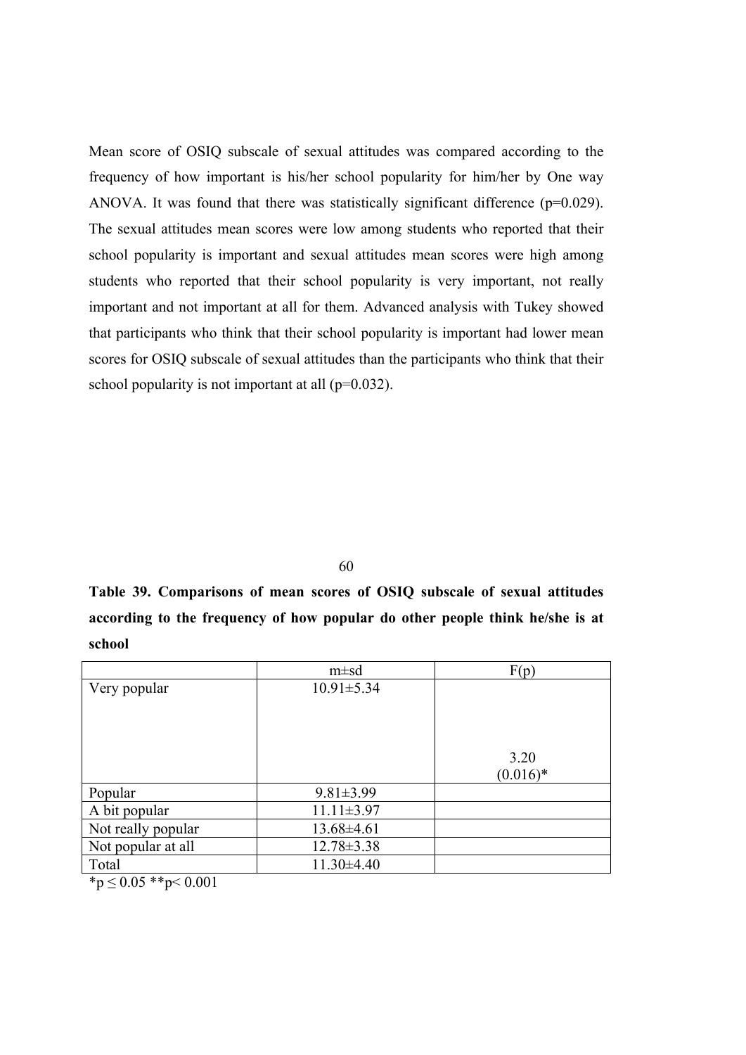Mean score of OSIQ subscale of sexual attitudes was compared according to the frequency of how important is his/her school popularity for him/her by One way ANOVA. It was found that there was statistically significant difference (p=0.029). The sexual attitudes mean scores were low among students who reported that their school popularity is important and sexual attitudes mean scores were high among students who reported that their school popularity is very important, not really important and not important at all for them. Advanced analysis with Tukey showed that participants who think that their school popularity is important had lower mean scores for OSIQ subscale of sexual attitudes than the participants who think that their school popularity is not important at all (p=0.032).

**Table 39. Comparisons of mean scores of OSIQ subscale of sexual attitudes according to the frequency of how popular do other people think he/she is at school**

| | m±sd | F(p) |
|---|---|---|
| Very popular | 10.91±5.34 | 3.20 (0.016)* |
| Popular | 9.81±3.99 | |
| A bit popular | 11.11±3.97 | |
| Not really popular | 13.68±4.61 | |
| Not popular at all | 12.78±3.38 | |
| Total | 11.30±4.40 | |

*p ≤ 0.05 **p< 0.001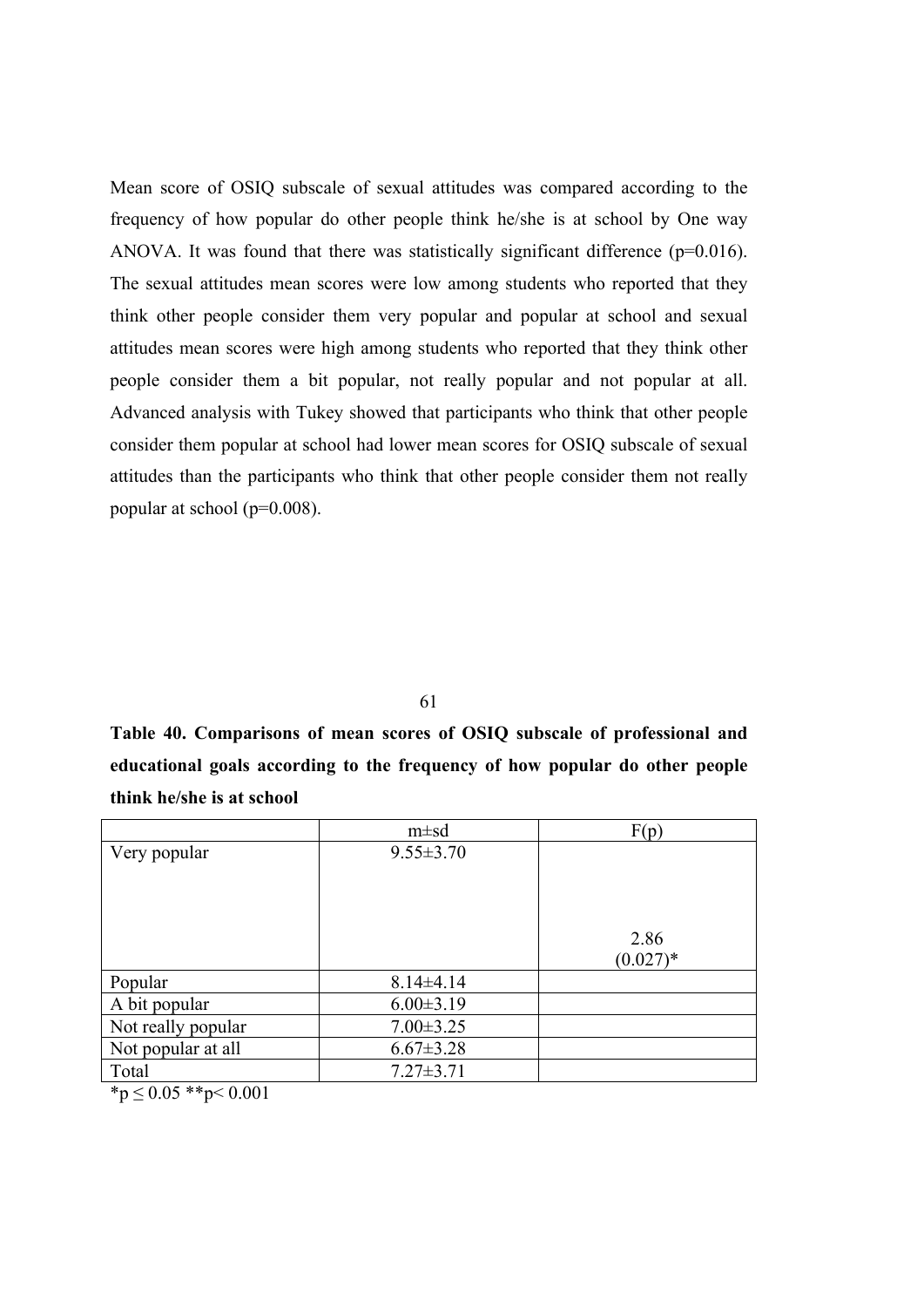Mean score of OSIQ subscale of sexual attitudes was compared according to the frequency of how popular do other people think he/she is at school by One way ANOVA. It was found that there was statistically significant difference (p=0.016). The sexual attitudes mean scores were low among students who reported that they think other people consider them very popular and popular at school and sexual attitudes mean scores were high among students who reported that they think other people consider them a bit popular, not really popular and not popular at all. Advanced analysis with Tukey showed that participants who think that other people consider them popular at school had lower mean scores for OSIQ subscale of sexual attitudes than the participants who think that other people consider them not really popular at school (p=0.008).

**Table 40. Comparisons of mean scores of OSIQ subscale of professional and educational goals according to the frequency of how popular do other people think he/she is at school**

| | m±sd | F(p) |
|---|---|---|
| Very popular | 9.55±3.70 | 2.86 (0.027)* |
| Popular | 8.14±4.14 | |
| A bit popular | 6.00±3.19 | |
| Not really popular | 7.00±3.25 | |
| Not popular at all | 6.67±3.28 | |
| Total | 7.27±3.71 | |

*p ≤ 0.05 **p< 0.001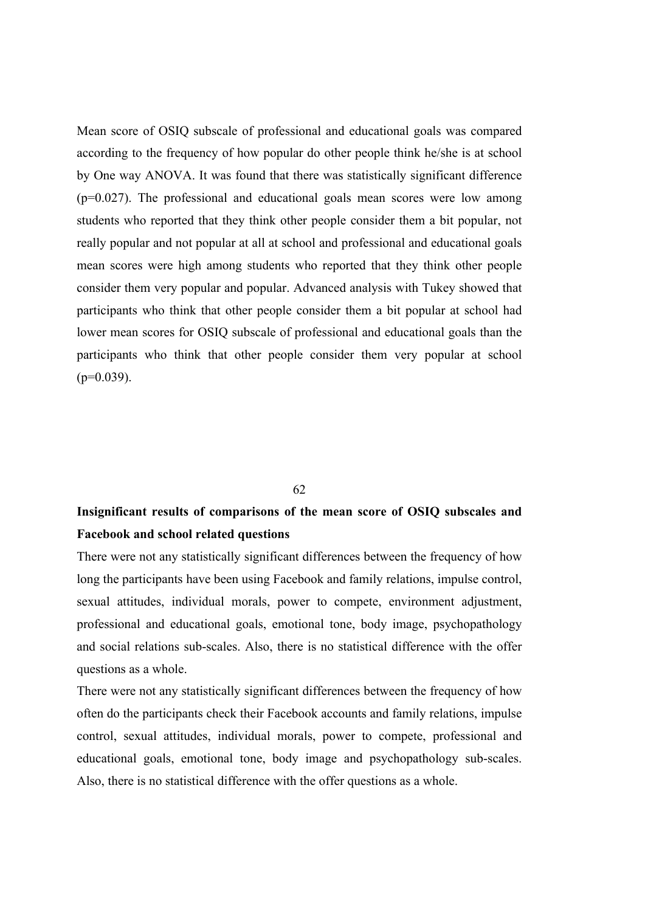Mean score of OSIQ subscale of professional and educational goals was compared according to the frequency of how popular do other people think he/she is at school by One way ANOVA. It was found that there was statistically significant difference (p=0.027). The professional and educational goals mean scores were low among students who reported that they think other people consider them a bit popular, not really popular and not popular at all at school and professional and educational goals mean scores were high among students who reported that they think other people consider them very popular and popular. Advanced analysis with Tukey showed that participants who think that other people consider them a bit popular at school had lower mean scores for OSIQ subscale of professional and educational goals than the participants who think that other people consider them very popular at school (p=0.039).

**Insignificant results of comparisons of the mean score of OSIQ subscales and Facebook and school related questions**

There were not any statistically significant differences between the frequency of how long the participants have been using Facebook and family relations, impulse control, sexual attitudes, individual morals, power to compete, environment adjustment, professional and educational goals, emotional tone, body image, psychopathology and social relations sub-scales. Also, there is no statistical difference with the offer questions as a whole.

There were not any statistically significant differences between the frequency of how often do the participants check their Facebook accounts and family relations, impulse control, sexual attitudes, individual morals, power to compete, professional and educational goals, emotional tone, body image and psychopathology sub-scales. Also, there is no statistical difference with the offer questions as a whole.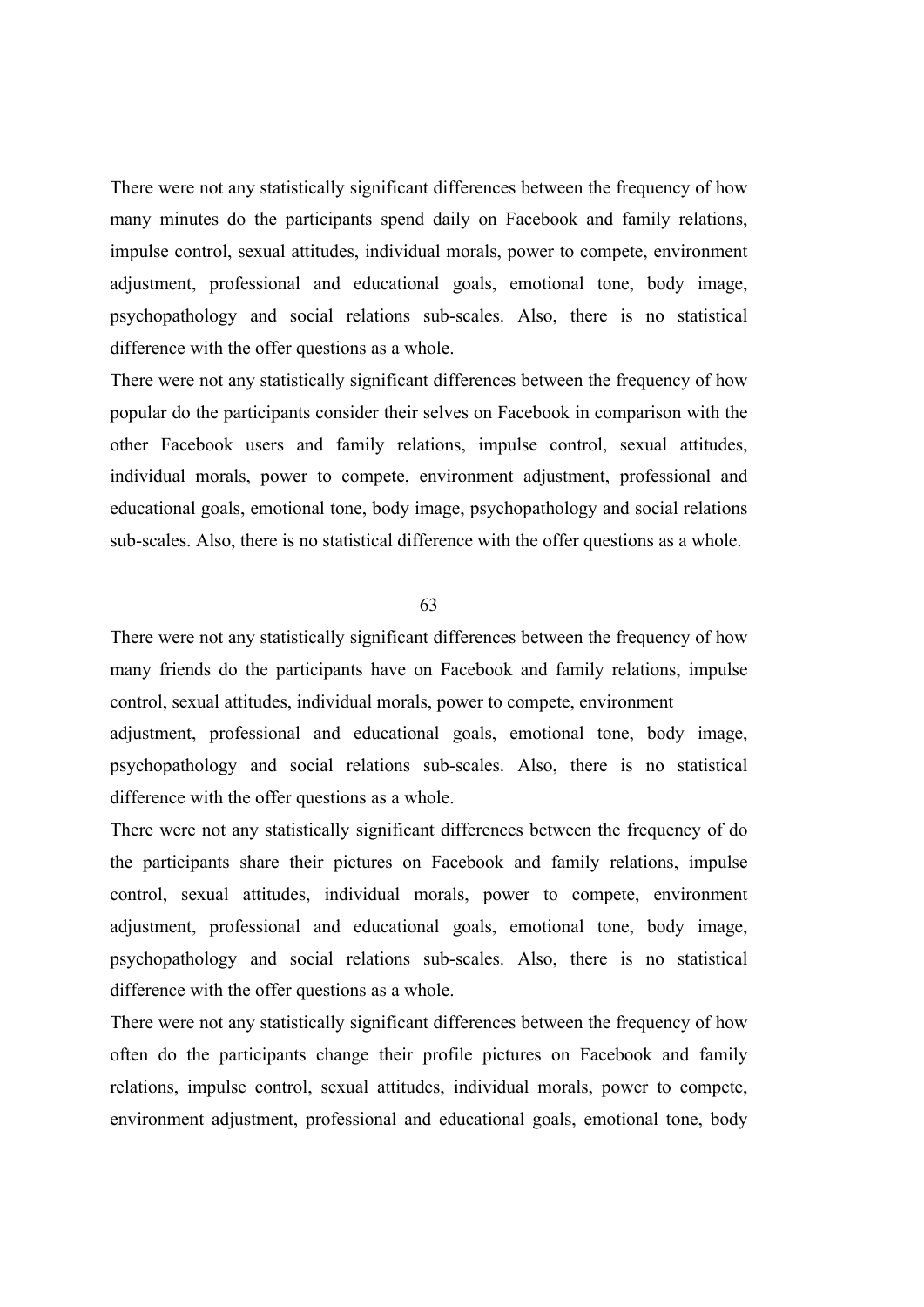There were not any statistically significant differences between the frequency of how many minutes do the participants spend daily on Facebook and family relations, impulse control, sexual attitudes, individual morals, power to compete, environment adjustment, professional and educational goals, emotional tone, body image, psychopathology and social relations sub-scales. Also, there is no statistical difference with the offer questions as a whole.

There were not any statistically significant differences between the frequency of how popular do the participants consider their selves on Facebook in comparison with the other Facebook users and family relations, impulse control, sexual attitudes, individual morals, power to compete, environment adjustment, professional and educational goals, emotional tone, body image, psychopathology and social relations sub-scales. Also, there is no statistical difference with the offer questions as a whole.

There were not any statistically significant differences between the frequency of how many friends do the participants have on Facebook and family relations, impulse control, sexual attitudes, individual morals, power to compete, environment adjustment, professional and educational goals, emotional tone, body image, psychopathology and social relations sub-scales. Also, there is no statistical difference with the offer questions as a whole.

There were not any statistically significant differences between the frequency of do the participants share their pictures on Facebook and family relations, impulse control, sexual attitudes, individual morals, power to compete, environment adjustment, professional and educational goals, emotional tone, body image, psychopathology and social relations sub-scales. Also, there is no statistical difference with the offer questions as a whole.

There were not any statistically significant differences between the frequency of how often do the participants change their profile pictures on Facebook and family relations, impulse control, sexual attitudes, individual morals, power to compete, environment adjustment, professional and educational goals, emotional tone, body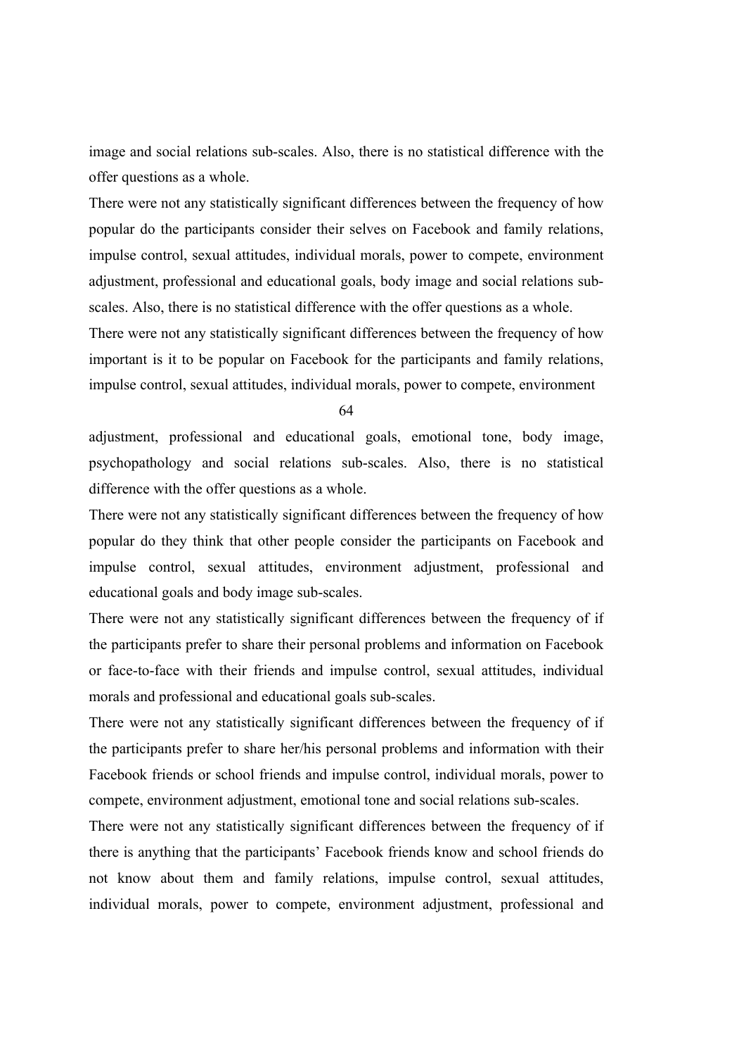image and social relations sub-scales. Also, there is no statistical difference with the offer questions as a whole.

There were not any statistically significant differences between the frequency of how popular do the participants consider their selves on Facebook and family relations, impulse control, sexual attitudes, individual morals, power to compete, environment adjustment, professional and educational goals, body image and social relations sub-scales. Also, there is no statistical difference with the offer questions as a whole.

There were not any statistically significant differences between the frequency of how important is it to be popular on Facebook for the participants and family relations, impulse control, sexual attitudes, individual morals, power to compete, environment adjustment, professional and educational goals, emotional tone, body image, psychopathology and social relations sub-scales. Also, there is no statistical difference with the offer questions as a whole.

There were not any statistically significant differences between the frequency of how popular do they think that other people consider the participants on Facebook and impulse control, sexual attitudes, environment adjustment, professional and educational goals and body image sub-scales.

There were not any statistically significant differences between the frequency of if the participants prefer to share their personal problems and information on Facebook or face-to-face with their friends and impulse control, sexual attitudes, individual morals and professional and educational goals sub-scales.

There were not any statistically significant differences between the frequency of if the participants prefer to share her/his personal problems and information with their Facebook friends or school friends and impulse control, individual morals, power to compete, environment adjustment, emotional tone and social relations sub-scales.

There were not any statistically significant differences between the frequency of if there is anything that the participants' Facebook friends know and school friends do not know about them and family relations, impulse control, sexual attitudes, individual morals, power to compete, environment adjustment, professional and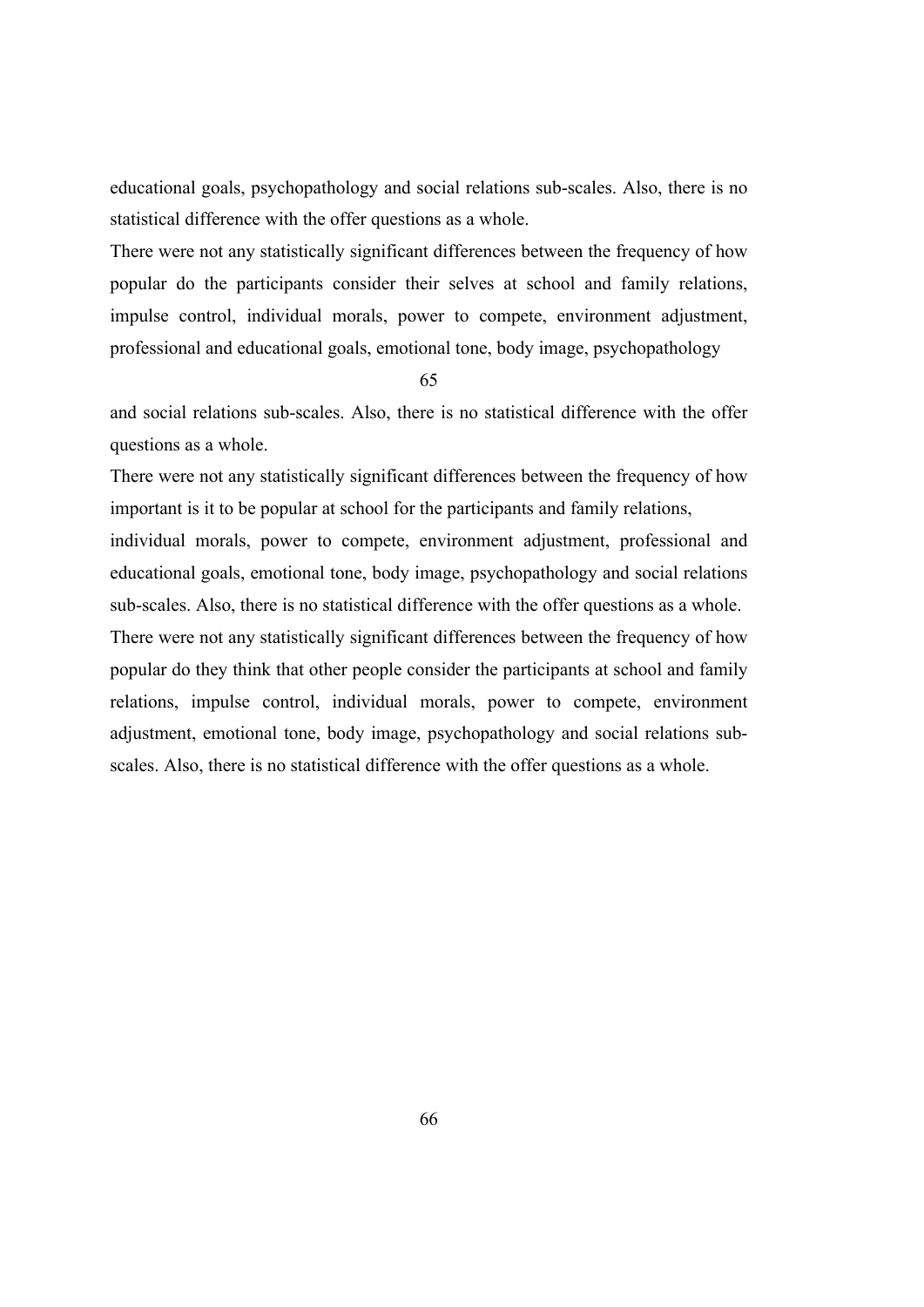educational goals, psychopathology and social relations sub-scales. Also, there is no statistical difference with the offer questions as a whole.

There were not any statistically significant differences between the frequency of how popular do the participants consider their selves at school and family relations, impulse control, individual morals, power to compete, environment adjustment, professional and educational goals, emotional tone, body image, psychopathology and social relations sub-scales. Also, there is no statistical difference with the offer questions as a whole.

There were not any statistically significant differences between the frequency of how important is it to be popular at school for the participants and family relations, individual morals, power to compete, environment adjustment, professional and educational goals, emotional tone, body image, psychopathology and social relations sub-scales. Also, there is no statistical difference with the offer questions as a whole.

There were not any statistically significant differences between the frequency of how popular do they think that other people consider the participants at school and family relations, impulse control, individual morals, power to compete, environment adjustment, emotional tone, body image, psychopathology and social relations sub-scales. Also, there is no statistical difference with the offer questions as a whole.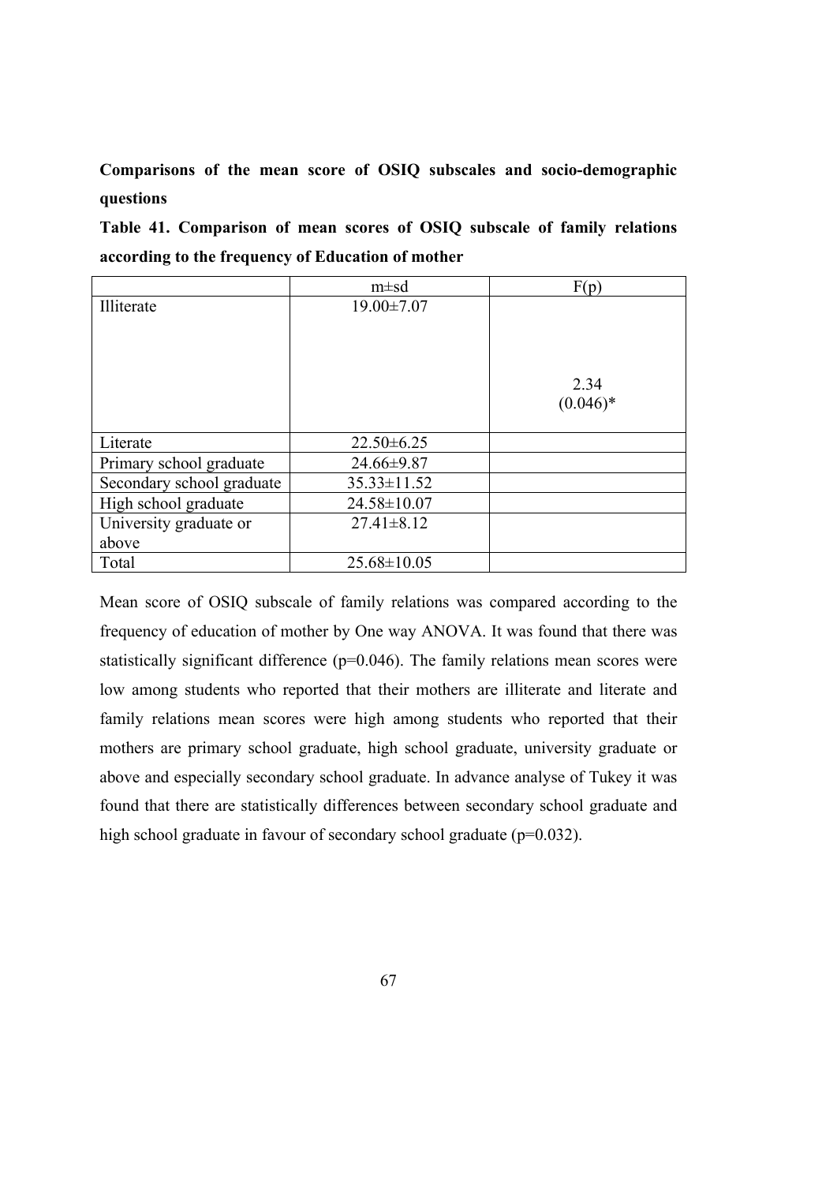**Comparisons of the mean score of OSIQ subscales and socio-demographic questions**

**Table 41. Comparison of mean scores of OSIQ subscale of family relations according to the frequency of Education of mother**

| | m±sd | F(p) |
|---|---|---|
| Illiterate | 19.00±7.07 | 2.34 (0.046)* |
| Literate | 22.50±6.25 | |
| Primary school graduate | 24.66±9.87 | |
| Secondary school graduate | 35.33±11.52 | |
| High school graduate | 24.58±10.07 | |
| University graduate or above | 27.41±8.12 | |
| Total | 25.68±10.05 | |

Mean score of OSIQ subscale of family relations was compared according to the frequency of education of mother by One way ANOVA. It was found that there was statistically significant difference (p=0.046). The family relations mean scores were low among students who reported that their mothers are illiterate and literate and family relations mean scores were high among students who reported that their mothers are primary school graduate, high school graduate, university graduate or above and especially secondary school graduate. In advance analyse of Tukey it was found that there are statistically differences between secondary school graduate and high school graduate in favour of secondary school graduate (p=0.032).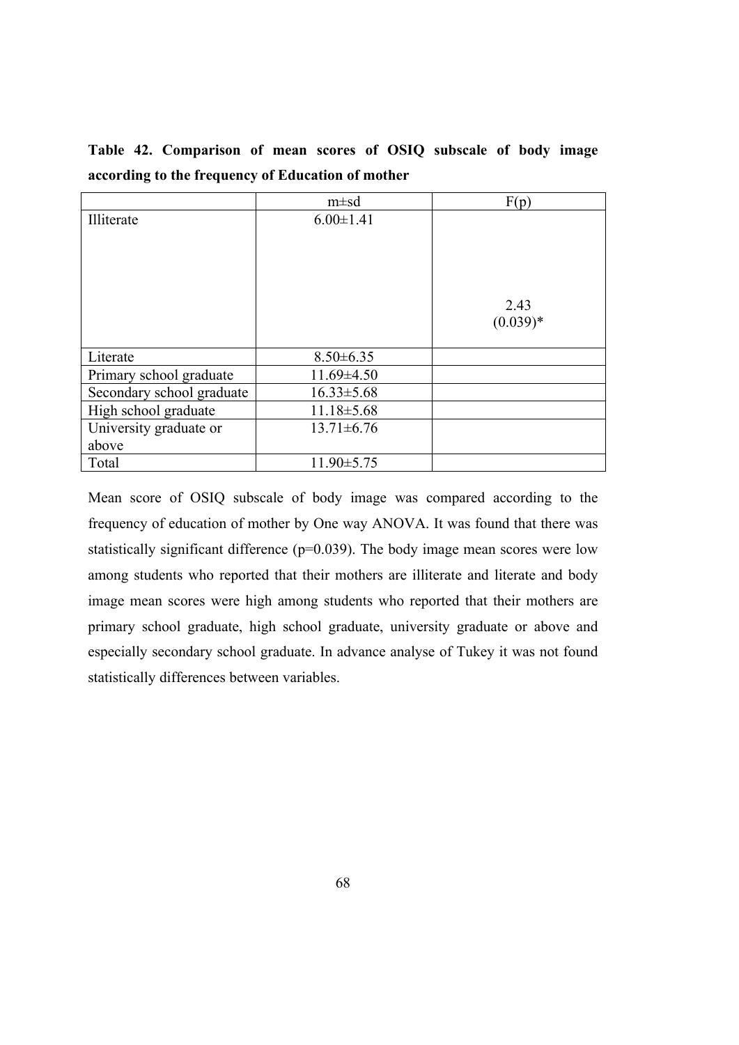**Table 42. Comparison of mean scores of OSIQ subscale of body image according to the frequency of Education of mother**

| | m±sd | F(p) |
|---|---|---|
| Illiterate | 6.00±1.41 | 2.43 (0.039)* |
| Literate | 8.50±6.35 | |
| Primary school graduate | 11.69±4.50 | |
| Secondary school graduate | 16.33±5.68 | |
| High school graduate | 11.18±5.68 | |
| University graduate or above | 13.71±6.76 | |
| Total | 11.90±5.75 | |

Mean score of OSIQ subscale of body image was compared according to the frequency of education of mother by One way ANOVA. It was found that there was statistically significant difference (p=0.039). The body image mean scores were low among students who reported that their mothers are illiterate and literate and body image mean scores were high among students who reported that their mothers are primary school graduate, high school graduate, university graduate or above and especially secondary school graduate. In advance analyse of Tukey it was not found statistically differences between variables.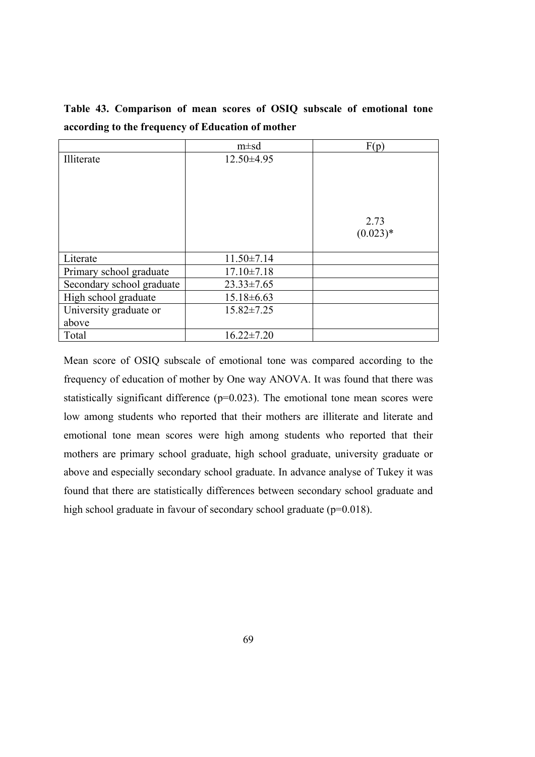**Table 43. Comparison of mean scores of OSIQ subscale of emotional tone according to the frequency of Education of mother**

| | m±sd | F(p) |
|---|---|---|
| Illiterate | 12.50±4.95 | 2.73 (0.023)* |
| Literate | 11.50±7.14 | |
| Primary school graduate | 17.10±7.18 | |
| Secondary school graduate | 23.33±7.65 | |
| High school graduate | 15.18±6.63 | |
| University graduate or above | 15.82±7.25 | |
| Total | 16.22±7.20 | |

Mean score of OSIQ subscale of emotional tone was compared according to the frequency of education of mother by One way ANOVA. It was found that there was statistically significant difference (p=0.023). The emotional tone mean scores were low among students who reported that their mothers are illiterate and literate and emotional tone mean scores were high among students who reported that their mothers are primary school graduate, high school graduate, university graduate or above and especially secondary school graduate. In advance analyse of Tukey it was found that there are statistically differences between secondary school graduate and high school graduate in favour of secondary school graduate (p=0.018).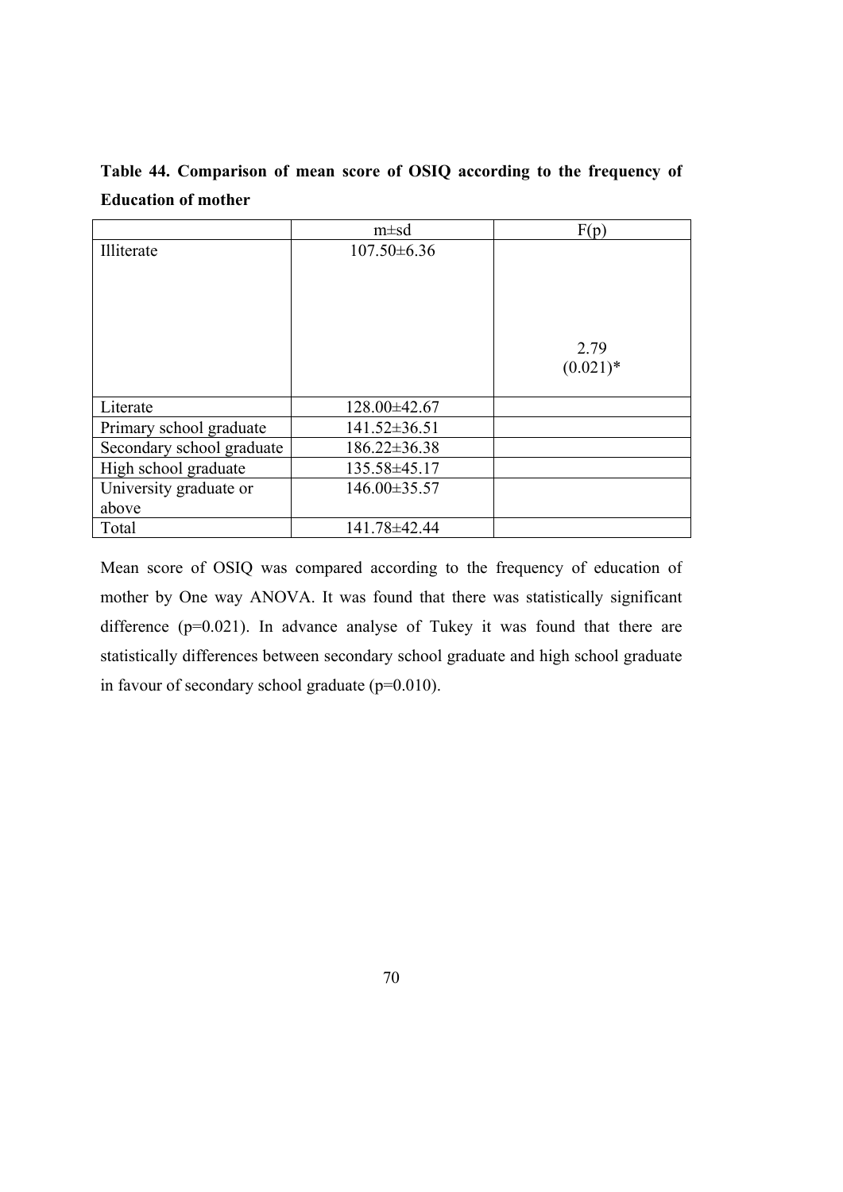**Table 44. Comparison of mean score of OSIQ according to the frequency of Education of mother**

| | m±sd | F(p) |
|---|---|---|
| Illiterate | 107.50±6.36 | 2.79 (0.021)* |
| Literate | 128.00±42.67 | |
| Primary school graduate | 141.52±36.51 | |
| Secondary school graduate | 186.22±36.38 | |
| High school graduate | 135.58±45.17 | |
| University graduate or above | 146.00±35.57 | |
| Total | 141.78±42.44 | |

Mean score of OSIQ was compared according to the frequency of education of mother by One way ANOVA. It was found that there was statistically significant difference (p=0.021). In advance analyse of Tukey it was found that there are statistically differences between secondary school graduate and high school graduate in favour of secondary school graduate (p=0.010).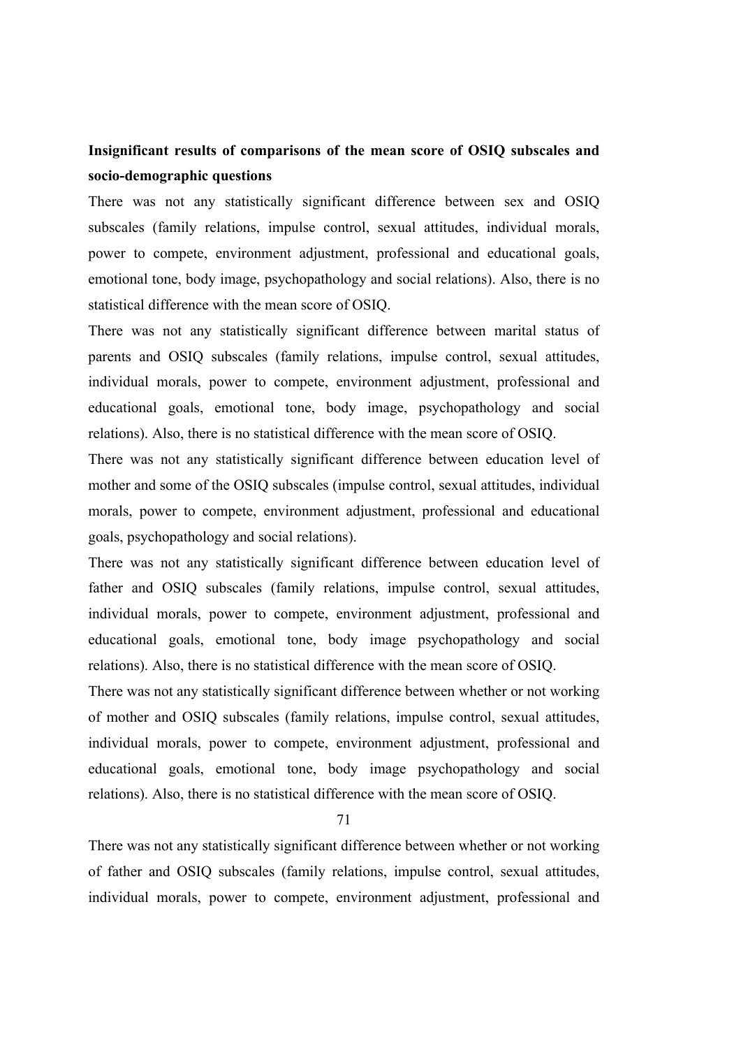**Insignificant results of comparisons of the mean score of OSIQ subscales and socio-demographic questions**

There was not any statistically significant difference between sex and OSIQ subscales (family relations, impulse control, sexual attitudes, individual morals, power to compete, environment adjustment, professional and educational goals, emotional tone, body image, psychopathology and social relations). Also, there is no statistical difference with the mean score of OSIQ.

There was not any statistically significant difference between marital status of parents and OSIQ subscales (family relations, impulse control, sexual attitudes, individual morals, power to compete, environment adjustment, professional and educational goals, emotional tone, body image, psychopathology and social relations). Also, there is no statistical difference with the mean score of OSIQ.

There was not any statistically significant difference between education level of mother and some of the OSIQ subscales (impulse control, sexual attitudes, individual morals, power to compete, environment adjustment, professional and educational goals, psychopathology and social relations).

There was not any statistically significant difference between education level of father and OSIQ subscales (family relations, impulse control, sexual attitudes, individual morals, power to compete, environment adjustment, professional and educational goals, emotional tone, body image psychopathology and social relations). Also, there is no statistical difference with the mean score of OSIQ.

There was not any statistically significant difference between whether or not working of mother and OSIQ subscales (family relations, impulse control, sexual attitudes, individual morals, power to compete, environment adjustment, professional and educational goals, emotional tone, body image psychopathology and social relations). Also, there is no statistical difference with the mean score of OSIQ.

There was not any statistically significant difference between whether or not working of father and OSIQ subscales (family relations, impulse control, sexual attitudes, individual morals, power to compete, environment adjustment, professional and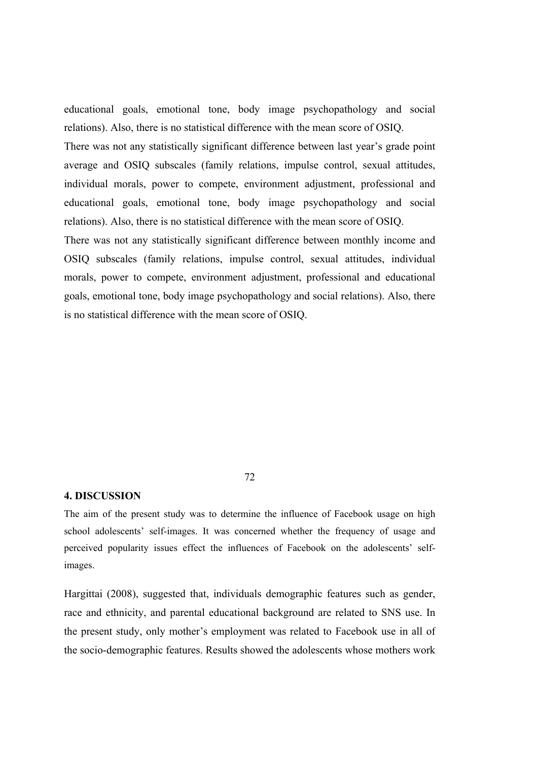educational goals, emotional tone, body image psychopathology and social relations). Also, there is no statistical difference with the mean score of OSIQ.

There was not any statistically significant difference between last year's grade point average and OSIQ subscales (family relations, impulse control, sexual attitudes, individual morals, power to compete, environment adjustment, professional and educational goals, emotional tone, body image psychopathology and social relations). Also, there is no statistical difference with the mean score of OSIQ.

There was not any statistically significant difference between monthly income and OSIQ subscales (family relations, impulse control, sexual attitudes, individual morals, power to compete, environment adjustment, professional and educational goals, emotional tone, body image psychopathology and social relations). Also, there is no statistical difference with the mean score of OSIQ.

## 4. DISCUSSION

The aim of the present study was to determine the influence of Facebook usage on high school adolescents' self-images. It was concerned whether the frequency of usage and perceived popularity issues effect the influences of Facebook on the adolescents' self-images.

Hargittai (2008), suggested that, individuals demographic features such as gender, race and ethnicity, and parental educational background are related to SNS use. In the present study, only mother's employment was related to Facebook use in all of the socio-demographic features. Results showed the adolescents whose mothers work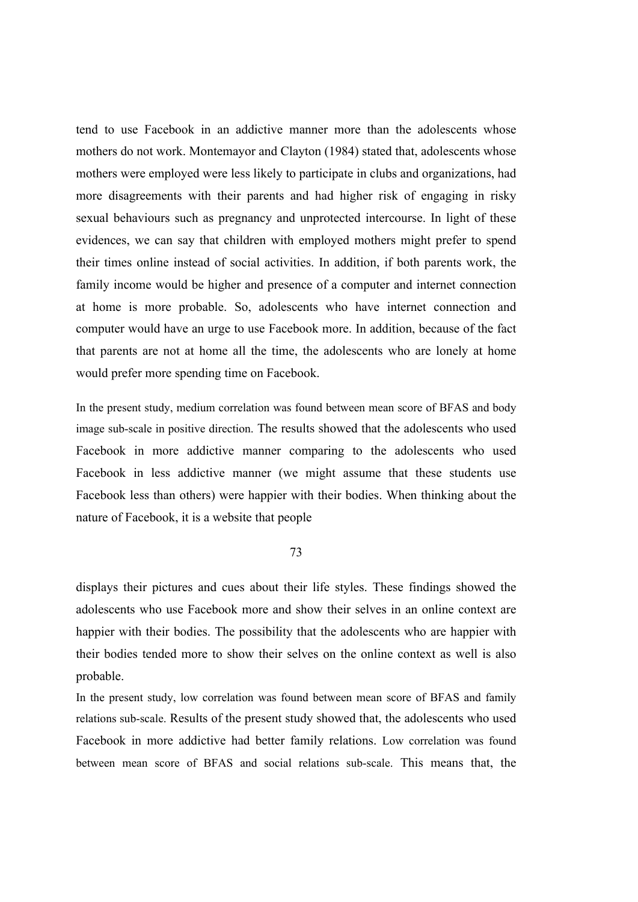tend to use Facebook in an addictive manner more than the adolescents whose mothers do not work. Montemayor and Clayton (1984) stated that, adolescents whose mothers were employed were less likely to participate in clubs and organizations, had more disagreements with their parents and had higher risk of engaging in risky sexual behaviours such as pregnancy and unprotected intercourse. In light of these evidences, we can say that children with employed mothers might prefer to spend their times online instead of social activities. In addition, if both parents work, the family income would be higher and presence of a computer and internet connection at home is more probable. So, adolescents who have internet connection and computer would have an urge to use Facebook more. In addition, because of the fact that parents are not at home all the time, the adolescents who are lonely at home would prefer more spending time on Facebook.

In the present study, medium correlation was found between mean score of BFAS and body image sub-scale in positive direction. The results showed that the adolescents who used Facebook in more addictive manner comparing to the adolescents who used Facebook in less addictive manner (we might assume that these students use Facebook less than others) were happier with their bodies. When thinking about the nature of Facebook, it is a website that people

displays their pictures and cues about their life styles. These findings showed the adolescents who use Facebook more and show their selves in an online context are happier with their bodies. The possibility that the adolescents who are happier with their bodies tended more to show their selves on the online context as well is also probable.

In the present study, low correlation was found between mean score of BFAS and family relations sub-scale. Results of the present study showed that, the adolescents who used Facebook in more addictive had better family relations. Low correlation was found between mean score of BFAS and social relations sub-scale. This means that, the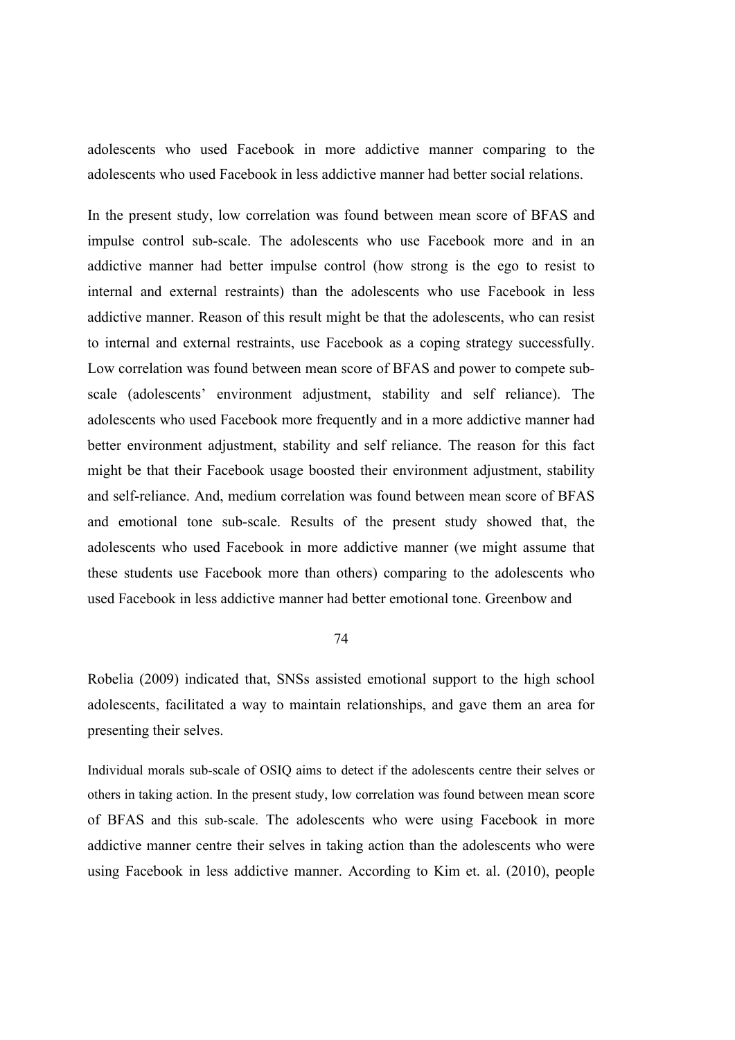adolescents who used Facebook in more addictive manner comparing to the adolescents who used Facebook in less addictive manner had better social relations.

In the present study, low correlation was found between mean score of BFAS and impulse control sub-scale. The adolescents who use Facebook more and in an addictive manner had better impulse control (how strong is the ego to resist to internal and external restraints) than the adolescents who use Facebook in less addictive manner. Reason of this result might be that the adolescents, who can resist to internal and external restraints, use Facebook as a coping strategy successfully. Low correlation was found between mean score of BFAS and power to compete sub-scale (adolescents' environment adjustment, stability and self reliance). The adolescents who used Facebook more frequently and in a more addictive manner had better environment adjustment, stability and self reliance. The reason for this fact might be that their Facebook usage boosted their environment adjustment, stability and self-reliance. And, medium correlation was found between mean score of BFAS and emotional tone sub-scale. Results of the present study showed that, the adolescents who used Facebook in more addictive manner (we might assume that these students use Facebook more than others) comparing to the adolescents who used Facebook in less addictive manner had better emotional tone. Greenbow and Robelia (2009) indicated that, SNSs assisted emotional support to the high school adolescents, facilitated a way to maintain relationships, and gave them an area for presenting their selves.

Individual morals sub-scale of OSIQ aims to detect if the adolescents centre their selves or others in taking action. In the present study, low correlation was found between mean score of BFAS and this sub-scale. The adolescents who were using Facebook in more addictive manner centre their selves in taking action than the adolescents who were using Facebook in less addictive manner. According to Kim et. al. (2010), people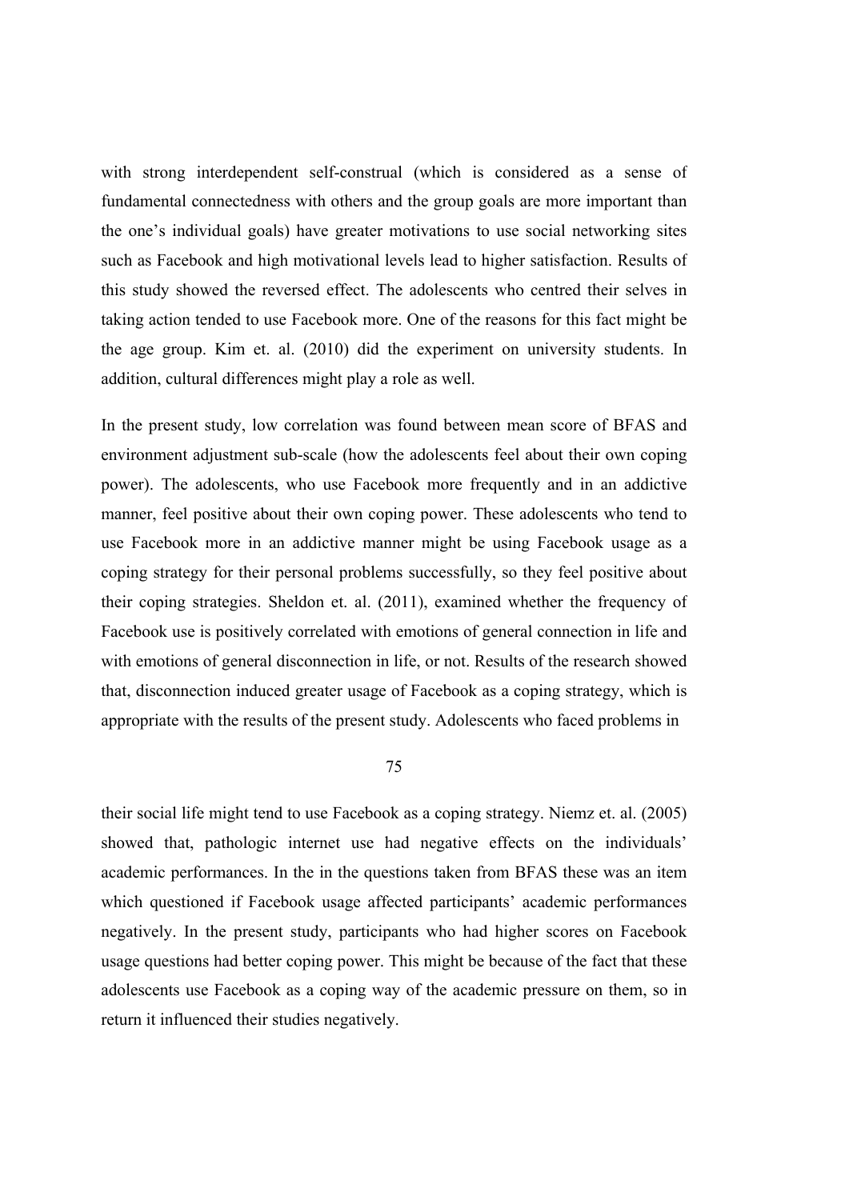with strong interdependent self-construal (which is considered as a sense of fundamental connectedness with others and the group goals are more important than the one's individual goals) have greater motivations to use social networking sites such as Facebook and high motivational levels lead to higher satisfaction. Results of this study showed the reversed effect. The adolescents who centred their selves in taking action tended to use Facebook more. One of the reasons for this fact might be the age group. Kim et. al. (2010) did the experiment on university students. In addition, cultural differences might play a role as well.

In the present study, low correlation was found between mean score of BFAS and environment adjustment sub-scale (how the adolescents feel about their own coping power). The adolescents, who use Facebook more frequently and in an addictive manner, feel positive about their own coping power. These adolescents who tend to use Facebook more in an addictive manner might be using Facebook usage as a coping strategy for their personal problems successfully, so they feel positive about their coping strategies. Sheldon et. al. (2011), examined whether the frequency of Facebook use is positively correlated with emotions of general connection in life and with emotions of general disconnection in life, or not. Results of the research showed that, disconnection induced greater usage of Facebook as a coping strategy, which is appropriate with the results of the present study. Adolescents who faced problems in their social life might tend to use Facebook as a coping strategy. Niemz et. al. (2005) showed that, pathologic internet use had negative effects on the individuals' academic performances. In the in the questions taken from BFAS these was an item which questioned if Facebook usage affected participants' academic performances negatively. In the present study, participants who had higher scores on Facebook usage questions had better coping power. This might be because of the fact that these adolescents use Facebook as a coping way of the academic pressure on them, so in return it influenced their studies negatively.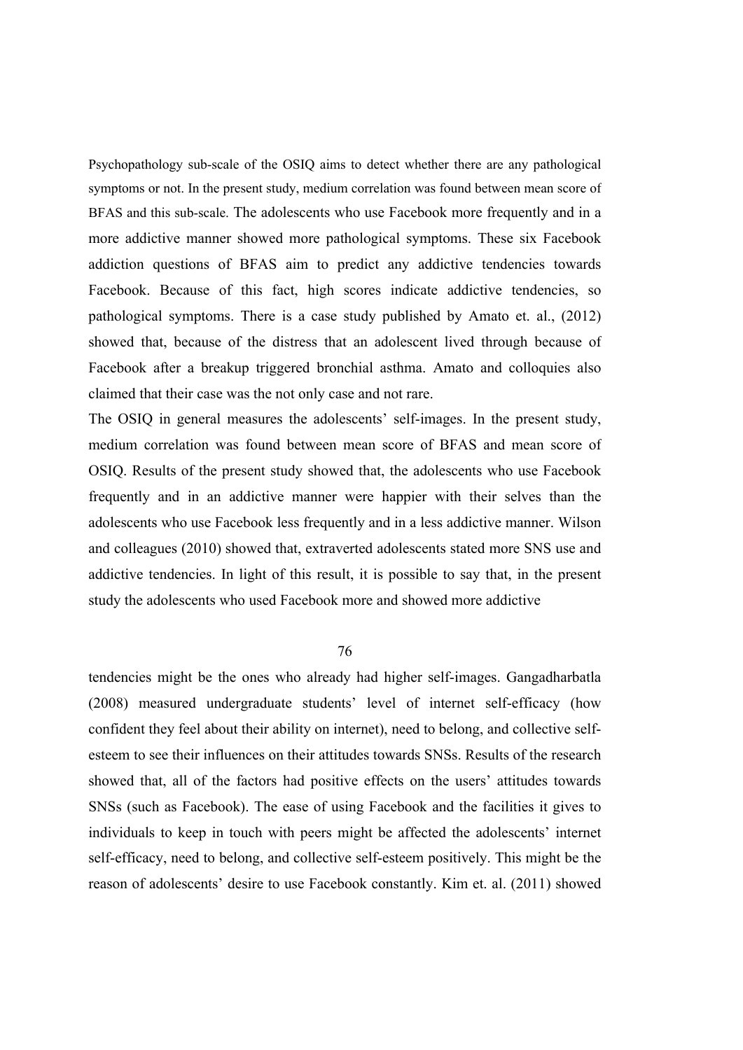Psychopathology sub-scale of the OSIQ aims to detect whether there are any pathological symptoms or not. In the present study, medium correlation was found between mean score of BFAS and this sub-scale. The adolescents who use Facebook more frequently and in a more addictive manner showed more pathological symptoms. These six Facebook addiction questions of BFAS aim to predict any addictive tendencies towards Facebook. Because of this fact, high scores indicate addictive tendencies, so pathological symptoms. There is a case study published by Amato et. al., (2012) showed that, because of the distress that an adolescent lived through because of Facebook after a breakup triggered bronchial asthma. Amato and colloquies also claimed that their case was the not only case and not rare.

The OSIQ in general measures the adolescents' self-images. In the present study, medium correlation was found between mean score of BFAS and mean score of OSIQ. Results of the present study showed that, the adolescents who use Facebook frequently and in an addictive manner were happier with their selves than the adolescents who use Facebook less frequently and in a less addictive manner. Wilson and colleagues (2010) showed that, extraverted adolescents stated more SNS use and addictive tendencies. In light of this result, it is possible to say that, in the present study the adolescents who used Facebook more and showed more addictive tendencies might be the ones who already had higher self-images. Gangadharbatla (2008) measured undergraduate students' level of internet self-efficacy (how confident they feel about their ability on internet), need to belong, and collective self-esteem to see their influences on their attitudes towards SNSs. Results of the research showed that, all of the factors had positive effects on the users' attitudes towards SNSs (such as Facebook). The ease of using Facebook and the facilities it gives to individuals to keep in touch with peers might be affected the adolescents' internet self-efficacy, need to belong, and collective self-esteem positively. This might be the reason of adolescents' desire to use Facebook constantly. Kim et. al. (2011) showed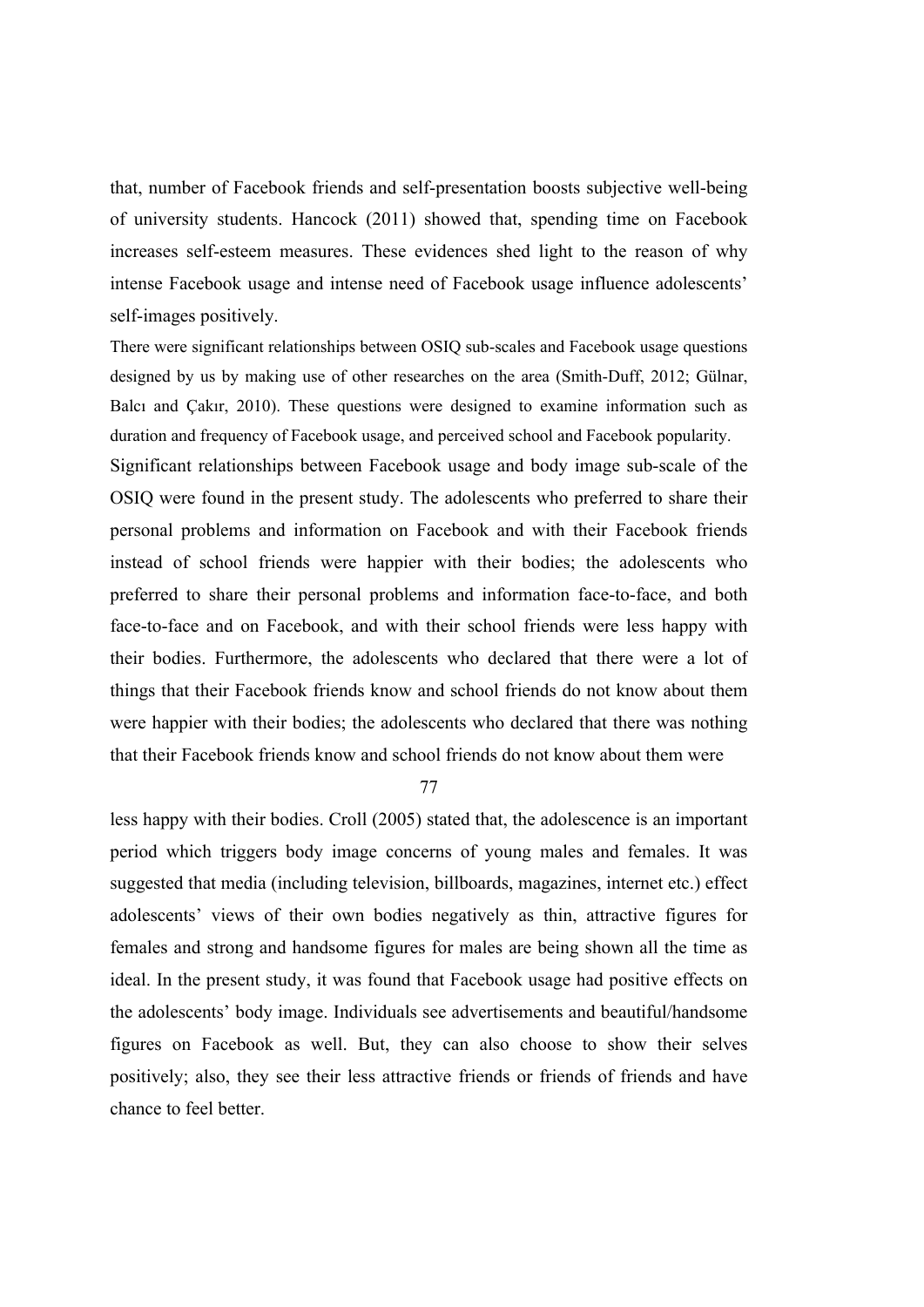that, number of Facebook friends and self-presentation boosts subjective well-being of university students. Hancock (2011) showed that, spending time on Facebook increases self-esteem measures. These evidences shed light to the reason of why intense Facebook usage and intense need of Facebook usage influence adolescents' self-images positively.

There were significant relationships between OSIQ sub-scales and Facebook usage questions designed by us by making use of other researches on the area (Smith-Duff, 2012; Gülnar, Balcı and Çakır, 2010). These questions were designed to examine information such as duration and frequency of Facebook usage, and perceived school and Facebook popularity.

Significant relationships between Facebook usage and body image sub-scale of the OSIQ were found in the present study. The adolescents who preferred to share their personal problems and information on Facebook and with their Facebook friends instead of school friends were happier with their bodies; the adolescents who preferred to share their personal problems and information face-to-face, and both face-to-face and on Facebook, and with their school friends were less happy with their bodies. Furthermore, the adolescents who declared that there were a lot of things that their Facebook friends know and school friends do not know about them were happier with their bodies; the adolescents who declared that there was nothing that their Facebook friends know and school friends do not know about them were less happy with their bodies. Croll (2005) stated that, the adolescence is an important period which triggers body image concerns of young males and females. It was suggested that media (including television, billboards, magazines, internet etc.) effect adolescents' views of their own bodies negatively as thin, attractive figures for females and strong and handsome figures for males are being shown all the time as ideal. In the present study, it was found that Facebook usage had positive effects on the adolescents' body image. Individuals see advertisements and beautiful/handsome figures on Facebook as well. But, they can also choose to show their selves positively; also, they see their less attractive friends or friends of friends and have chance to feel better.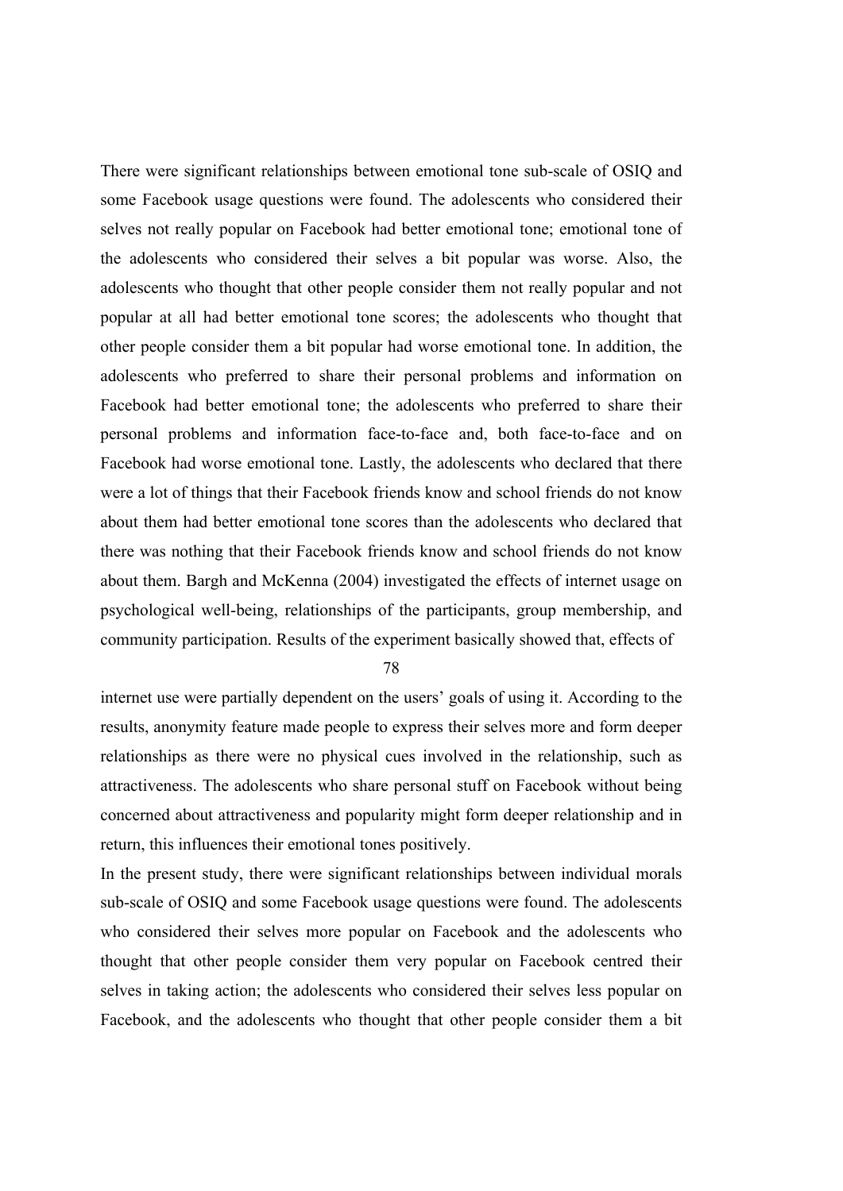There were significant relationships between emotional tone sub-scale of OSIQ and some Facebook usage questions were found. The adolescents who considered their selves not really popular on Facebook had better emotional tone; emotional tone of the adolescents who considered their selves a bit popular was worse. Also, the adolescents who thought that other people consider them not really popular and not popular at all had better emotional tone scores; the adolescents who thought that other people consider them a bit popular had worse emotional tone. In addition, the adolescents who preferred to share their personal problems and information on Facebook had better emotional tone; the adolescents who preferred to share their personal problems and information face-to-face and, both face-to-face and on Facebook had worse emotional tone. Lastly, the adolescents who declared that there were a lot of things that their Facebook friends know and school friends do not know about them had better emotional tone scores than the adolescents who declared that there was nothing that their Facebook friends know and school friends do not know about them. Bargh and McKenna (2004) investigated the effects of internet usage on psychological well-being, relationships of the participants, group membership, and community participation. Results of the experiment basically showed that, effects of internet use were partially dependent on the users' goals of using it. According to the results, anonymity feature made people to express their selves more and form deeper relationships as there were no physical cues involved in the relationship, such as attractiveness. The adolescents who share personal stuff on Facebook without being concerned about attractiveness and popularity might form deeper relationship and in return, this influences their emotional tones positively.

In the present study, there were significant relationships between individual morals sub-scale of OSIQ and some Facebook usage questions were found. The adolescents who considered their selves more popular on Facebook and the adolescents who thought that other people consider them very popular on Facebook centred their selves in taking action; the adolescents who considered their selves less popular on Facebook, and the adolescents who thought that other people consider them a bit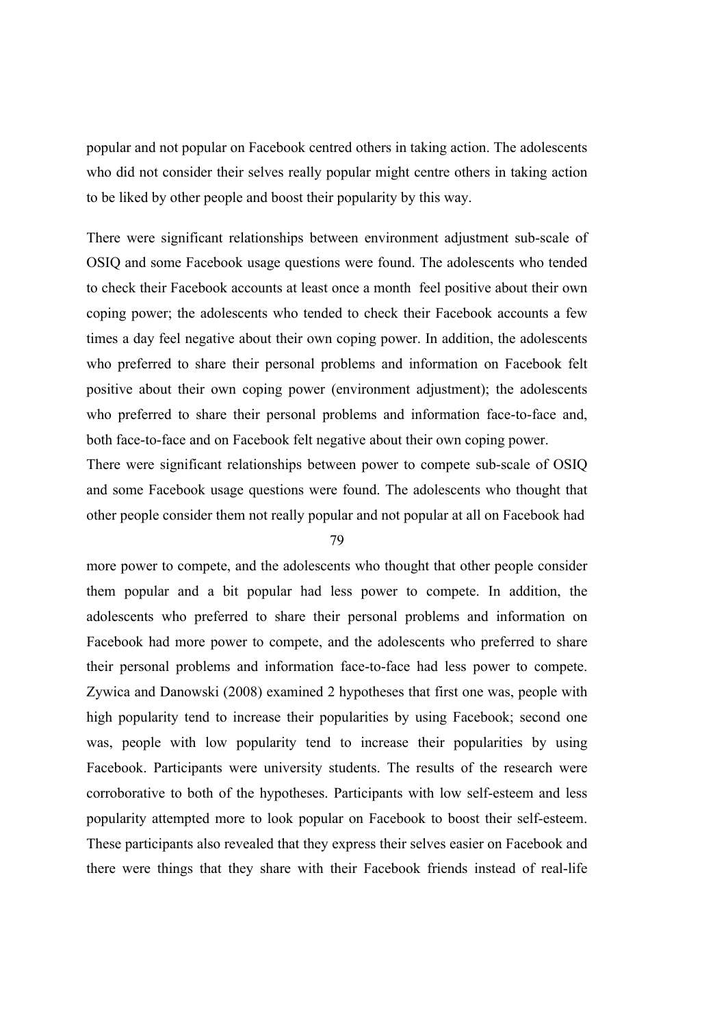popular and not popular on Facebook centred others in taking action. The adolescents who did not consider their selves really popular might centre others in taking action to be liked by other people and boost their popularity by this way.

There were significant relationships between environment adjustment sub-scale of OSIQ and some Facebook usage questions were found. The adolescents who tended to check their Facebook accounts at least once a month feel positive about their own coping power; the adolescents who tended to check their Facebook accounts a few times a day feel negative about their own coping power. In addition, the adolescents who preferred to share their personal problems and information on Facebook felt positive about their own coping power (environment adjustment); the adolescents who preferred to share their personal problems and information face-to-face and, both face-to-face and on Facebook felt negative about their own coping power.

There were significant relationships between power to compete sub-scale of OSIQ and some Facebook usage questions were found. The adolescents who thought that other people consider them not really popular and not popular at all on Facebook had more power to compete, and the adolescents who thought that other people consider them popular and a bit popular had less power to compete. In addition, the adolescents who preferred to share their personal problems and information on Facebook had more power to compete, and the adolescents who preferred to share their personal problems and information face-to-face had less power to compete. Zywica and Danowski (2008) examined 2 hypotheses that first one was, people with high popularity tend to increase their popularities by using Facebook; second one was, people with low popularity tend to increase their popularities by using Facebook. Participants were university students. The results of the research were corroborative to both of the hypotheses. Participants with low self-esteem and less popularity attempted more to look popular on Facebook to boost their self-esteem. These participants also revealed that they express their selves easier on Facebook and there were things that they share with their Facebook friends instead of real-life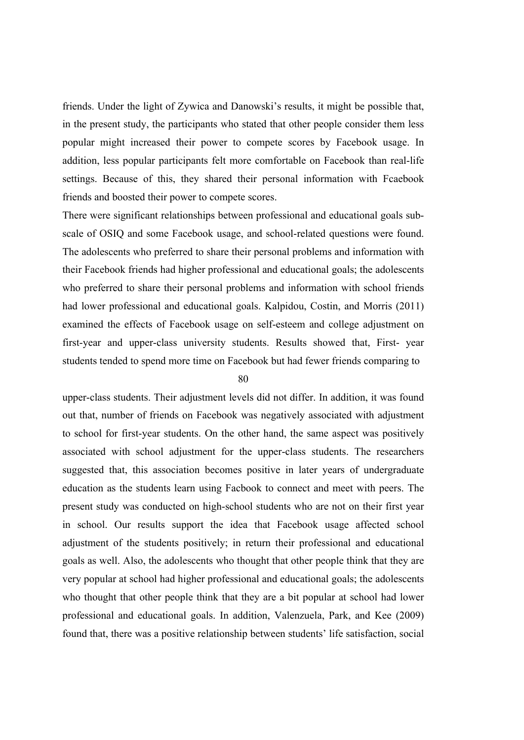friends. Under the light of Zywica and Danowski's results, it might be possible that, in the present study, the participants who stated that other people consider them less popular might increased their power to compete scores by Facebook usage. In addition, less popular participants felt more comfortable on Facebook than real-life settings. Because of this, they shared their personal information with Fcaebook friends and boosted their power to compete scores.

There were significant relationships between professional and educational goals sub-scale of OSIQ and some Facebook usage, and school-related questions were found. The adolescents who preferred to share their personal problems and information with their Facebook friends had higher professional and educational goals; the adolescents who preferred to share their personal problems and information with school friends had lower professional and educational goals. Kalpidou, Costin, and Morris (2011) examined the effects of Facebook usage on self-esteem and college adjustment on first-year and upper-class university students. Results showed that, First- year students tended to spend more time on Facebook but had fewer friends comparing to upper-class students. Their adjustment levels did not differ. In addition, it was found out that, number of friends on Facebook was negatively associated with adjustment to school for first-year students. On the other hand, the same aspect was positively associated with school adjustment for the upper-class students. The researchers suggested that, this association becomes positive in later years of undergraduate education as the students learn using Facbook to connect and meet with peers. The present study was conducted on high-school students who are not on their first year in school. Our results support the idea that Facebook usage affected school adjustment of the students positively; in return their professional and educational goals as well. Also, the adolescents who thought that other people think that they are very popular at school had higher professional and educational goals; the adolescents who thought that other people think that they are a bit popular at school had lower professional and educational goals. In addition, Valenzuela, Park, and Kee (2009) found that, there was a positive relationship between students' life satisfaction, social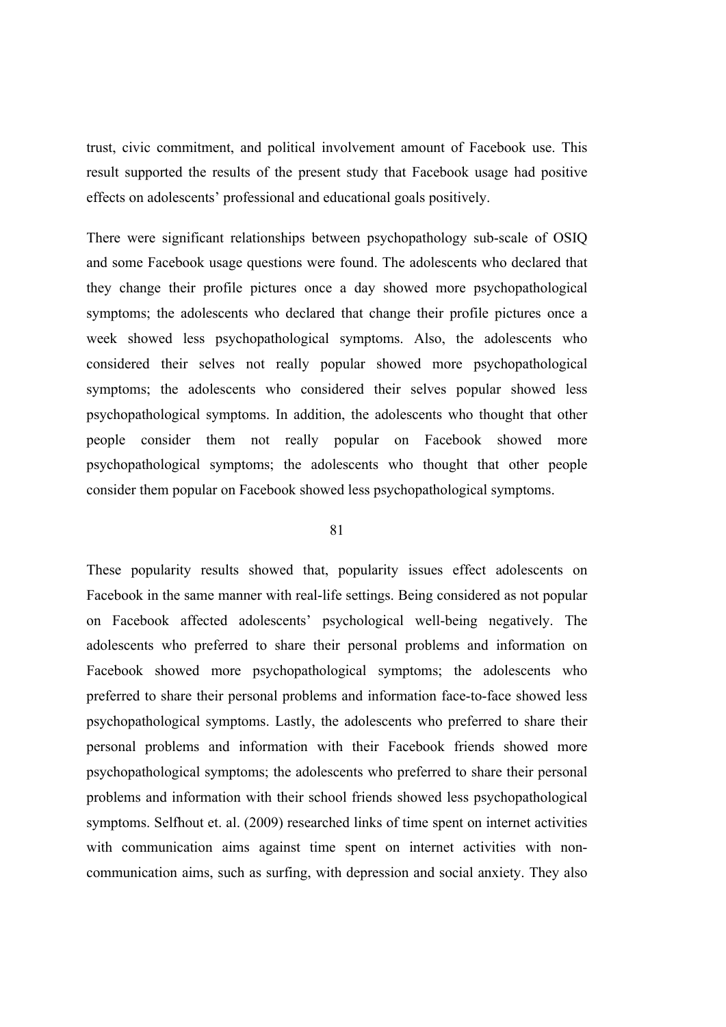trust, civic commitment, and political involvement amount of Facebook use. This result supported the results of the present study that Facebook usage had positive effects on adolescents' professional and educational goals positively.

There were significant relationships between psychopathology sub-scale of OSIQ and some Facebook usage questions were found. The adolescents who declared that they change their profile pictures once a day showed more psychopathological symptoms; the adolescents who declared that change their profile pictures once a week showed less psychopathological symptoms. Also, the adolescents who considered their selves not really popular showed more psychopathological symptoms; the adolescents who considered their selves popular showed less psychopathological symptoms. In addition, the adolescents who thought that other people consider them not really popular on Facebook showed more psychopathological symptoms; the adolescents who thought that other people consider them popular on Facebook showed less psychopathological symptoms.

These popularity results showed that, popularity issues effect adolescents on Facebook in the same manner with real-life settings. Being considered as not popular on Facebook affected adolescents' psychological well-being negatively. The adolescents who preferred to share their personal problems and information on Facebook showed more psychopathological symptoms; the adolescents who preferred to share their personal problems and information face-to-face showed less psychopathological symptoms. Lastly, the adolescents who preferred to share their personal problems and information with their Facebook friends showed more psychopathological symptoms; the adolescents who preferred to share their personal problems and information with their school friends showed less psychopathological symptoms. Selfhout et. al. (2009) researched links of time spent on internet activities with communication aims against time spent on internet activities with non-communication aims, such as surfing, with depression and social anxiety. They also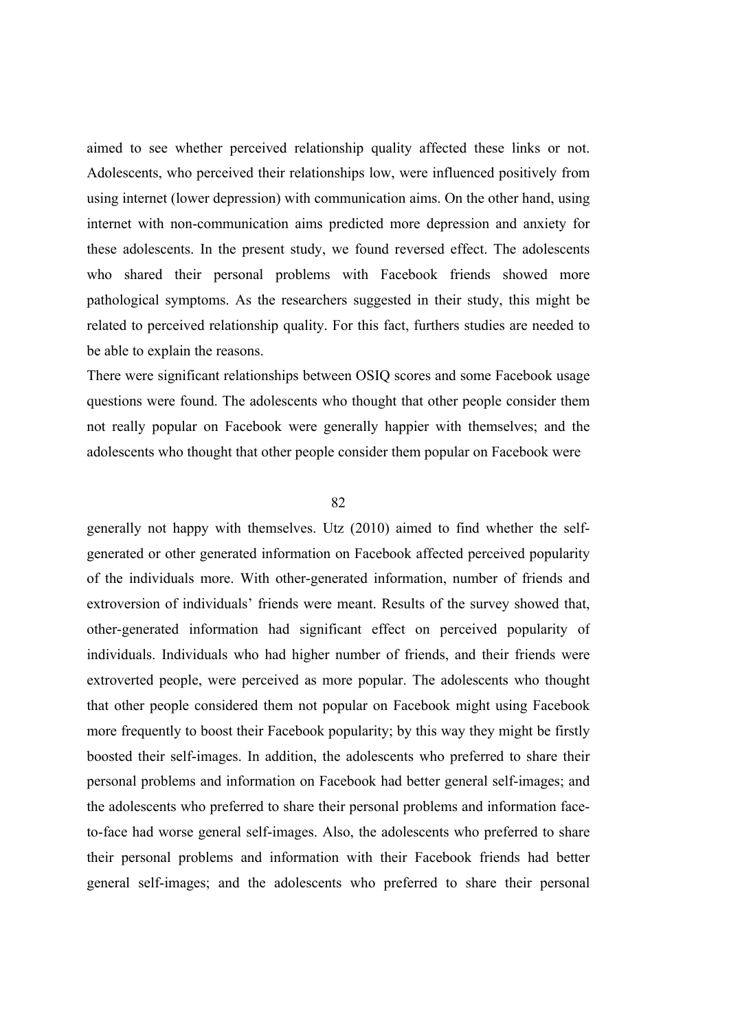aimed to see whether perceived relationship quality affected these links or not. Adolescents, who perceived their relationships low, were influenced positively from using internet (lower depression) with communication aims. On the other hand, using internet with non-communication aims predicted more depression and anxiety for these adolescents. In the present study, we found reversed effect. The adolescents who shared their personal problems with Facebook friends showed more pathological symptoms. As the researchers suggested in their study, this might be related to perceived relationship quality. For this fact, furthers studies are needed to be able to explain the reasons.

There were significant relationships between OSIQ scores and some Facebook usage questions were found. The adolescents who thought that other people consider them not really popular on Facebook were generally happier with themselves; and the adolescents who thought that other people consider them popular on Facebook were generally not happy with themselves. Utz (2010) aimed to find whether the self-generated or other generated information on Facebook affected perceived popularity of the individuals more. With other-generated information, number of friends and extroversion of individuals' friends were meant. Results of the survey showed that, other-generated information had significant effect on perceived popularity of individuals. Individuals who had higher number of friends, and their friends were extroverted people, were perceived as more popular. The adolescents who thought that other people considered them not popular on Facebook might using Facebook more frequently to boost their Facebook popularity; by this way they might be firstly boosted their self-images. In addition, the adolescents who preferred to share their personal problems and information on Facebook had better general self-images; and the adolescents who preferred to share their personal problems and information face-to-face had worse general self-images. Also, the adolescents who preferred to share their personal problems and information with their Facebook friends had better general self-images; and the adolescents who preferred to share their personal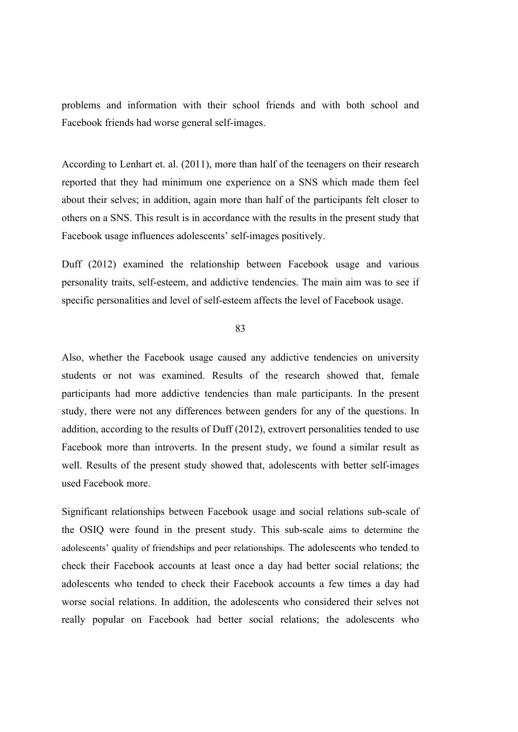problems and information with their school friends and with both school and Facebook friends had worse general self-images.

According to Lenhart et. al. (2011), more than half of the teenagers on their research reported that they had minimum one experience on a SNS which made them feel about their selves; in addition, again more than half of the participants felt closer to others on a SNS. This result is in accordance with the results in the present study that Facebook usage influences adolescents' self-images positively.

Duff (2012) examined the relationship between Facebook usage and various personality traits, self-esteem, and addictive tendencies. The main aim was to see if specific personalities and level of self-esteem affects the level of Facebook usage.

Also, whether the Facebook usage caused any addictive tendencies on university students or not was examined. Results of the research showed that, female participants had more addictive tendencies than male participants. In the present study, there were not any differences between genders for any of the questions. In addition, according to the results of Duff (2012), extrovert personalities tended to use Facebook more than introverts. In the present study, we found a similar result as well. Results of the present study showed that, adolescents with better self-images used Facebook more.

Significant relationships between Facebook usage and social relations sub-scale of the OSIQ were found in the present study. This sub-scale aims to determine the adolescents' quality of friendships and peer relationships. The adolescents who tended to check their Facebook accounts at least once a day had better social relations; the adolescents who tended to check their Facebook accounts a few times a day had worse social relations. In addition, the adolescents who considered their selves not really popular on Facebook had better social relations; the adolescents who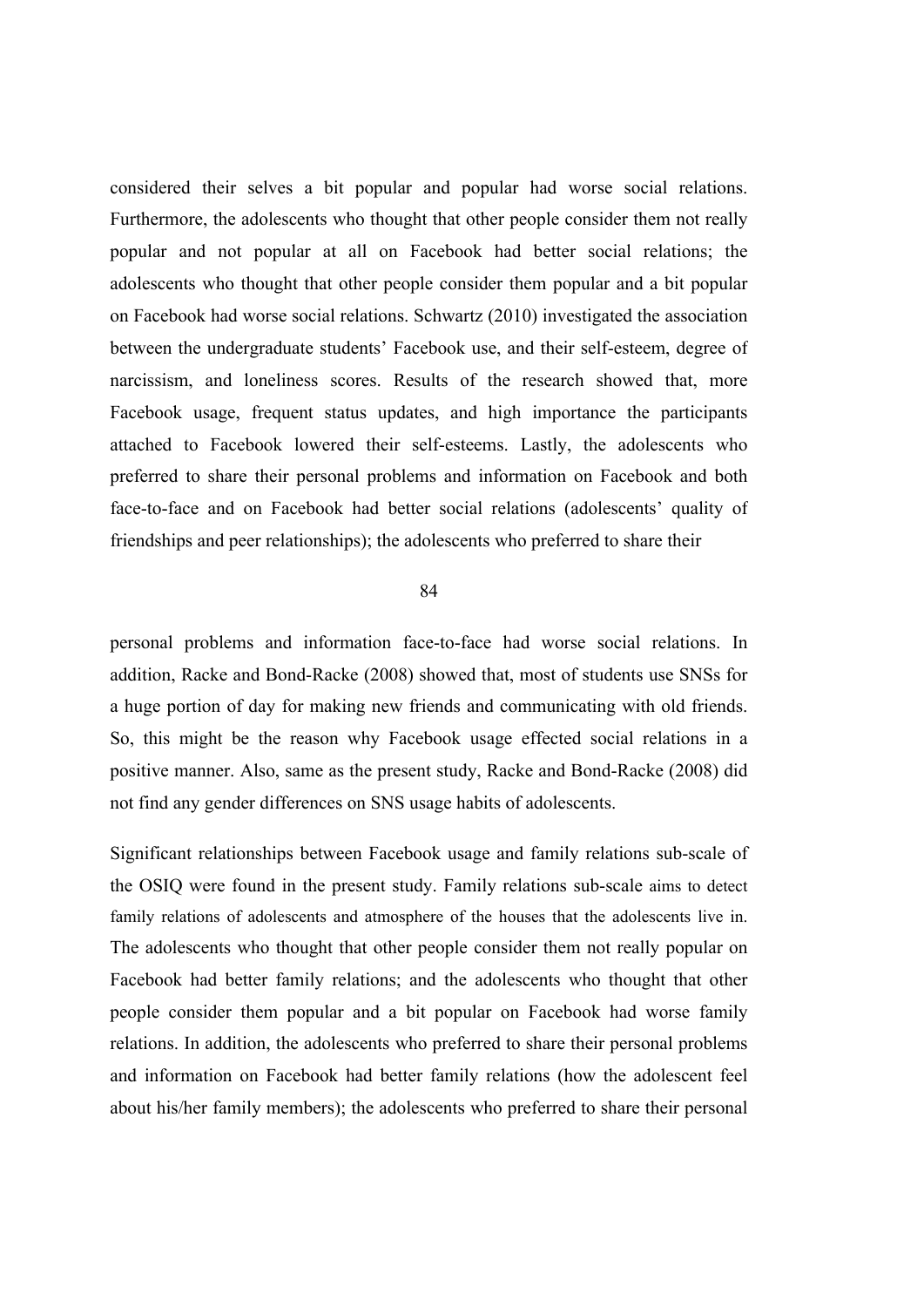considered their selves a bit popular and popular had worse social relations. Furthermore, the adolescents who thought that other people consider them not really popular and not popular at all on Facebook had better social relations; the adolescents who thought that other people consider them popular and a bit popular on Facebook had worse social relations. Schwartz (2010) investigated the association between the undergraduate students' Facebook use, and their self-esteem, degree of narcissism, and loneliness scores. Results of the research showed that, more Facebook usage, frequent status updates, and high importance the participants attached to Facebook lowered their self-esteems. Lastly, the adolescents who preferred to share their personal problems and information on Facebook and both face-to-face and on Facebook had better social relations (adolescents' quality of friendships and peer relationships); the adolescents who preferred to share their personal problems and information face-to-face had worse social relations. In addition, Racke and Bond-Racke (2008) showed that, most of students use SNSs for a huge portion of day for making new friends and communicating with old friends. So, this might be the reason why Facebook usage effected social relations in a positive manner. Also, same as the present study, Racke and Bond-Racke (2008) did not find any gender differences on SNS usage habits of adolescents.

Significant relationships between Facebook usage and family relations sub-scale of the OSIQ were found in the present study. Family relations sub-scale aims to detect family relations of adolescents and atmosphere of the houses that the adolescents live in. The adolescents who thought that other people consider them not really popular on Facebook had better family relations; and the adolescents who thought that other people consider them popular and a bit popular on Facebook had worse family relations. In addition, the adolescents who preferred to share their personal problems and information on Facebook had better family relations (how the adolescent feel about his/her family members); the adolescents who preferred to share their personal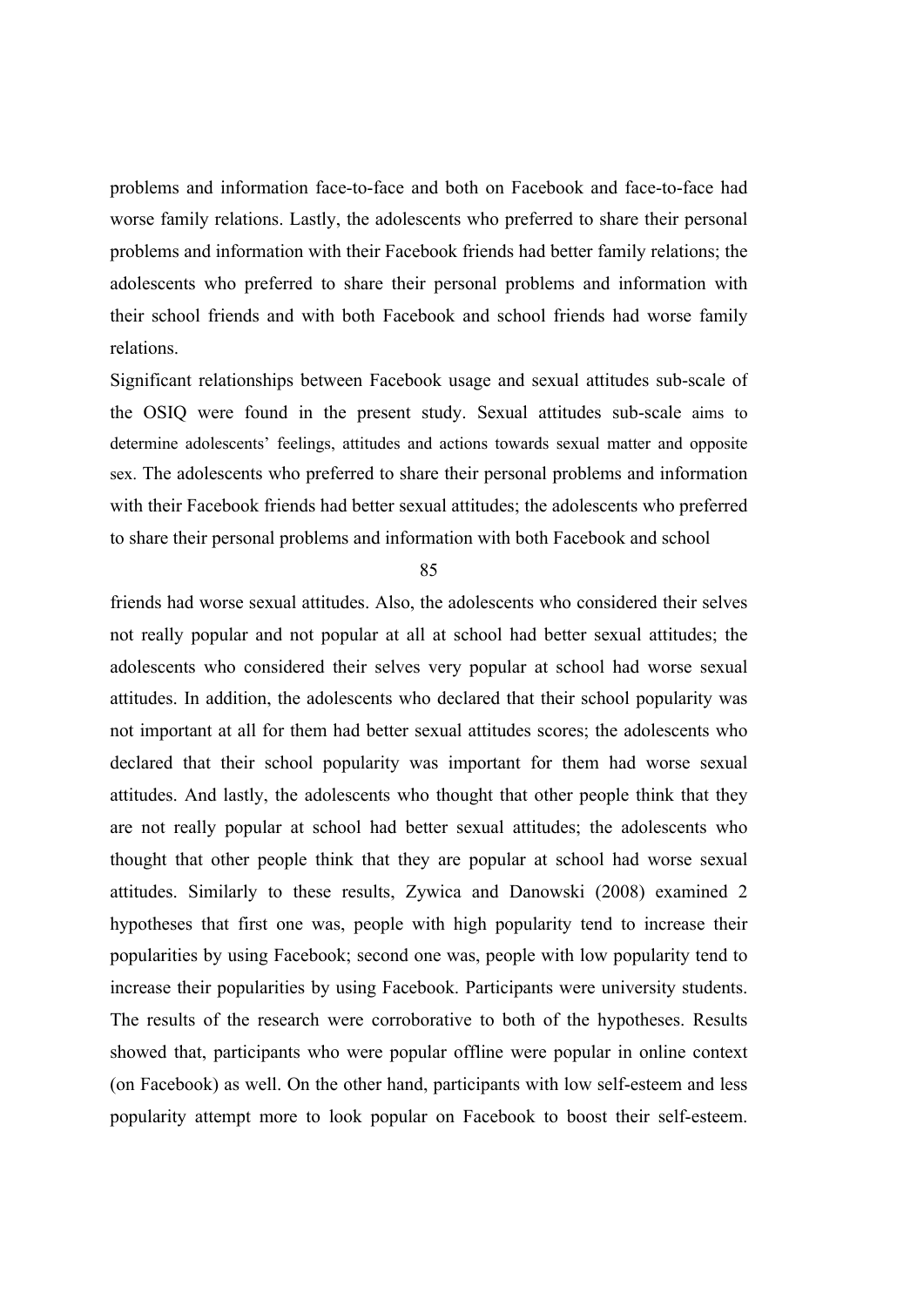problems and information face-to-face and both on Facebook and face-to-face had worse family relations. Lastly, the adolescents who preferred to share their personal problems and information with their Facebook friends had better family relations; the adolescents who preferred to share their personal problems and information with their school friends and with both Facebook and school friends had worse family relations.

Significant relationships between Facebook usage and sexual attitudes sub-scale of the OSIQ were found in the present study. Sexual attitudes sub-scale aims to determine adolescents' feelings, attitudes and actions towards sexual matter and opposite sex. The adolescents who preferred to share their personal problems and information with their Facebook friends had better sexual attitudes; the adolescents who preferred to share their personal problems and information with both Facebook and school friends had worse sexual attitudes. Also, the adolescents who considered their selves not really popular and not popular at all at school had better sexual attitudes; the adolescents who considered their selves very popular at school had worse sexual attitudes. In addition, the adolescents who declared that their school popularity was not important at all for them had better sexual attitudes scores; the adolescents who declared that their school popularity was important for them had worse sexual attitudes. And lastly, the adolescents who thought that other people think that they are not really popular at school had better sexual attitudes; the adolescents who thought that other people think that they are popular at school had worse sexual attitudes. Similarly to these results, Zywica and Danowski (2008) examined 2 hypotheses that first one was, people with high popularity tend to increase their popularities by using Facebook; second one was, people with low popularity tend to increase their popularities by using Facebook. Participants were university students. The results of the research were corroborative to both of the hypotheses. Results showed that, participants who were popular offline were popular in online context (on Facebook) as well. On the other hand, participants with low self-esteem and less popularity attempt more to look popular on Facebook to boost their self-esteem.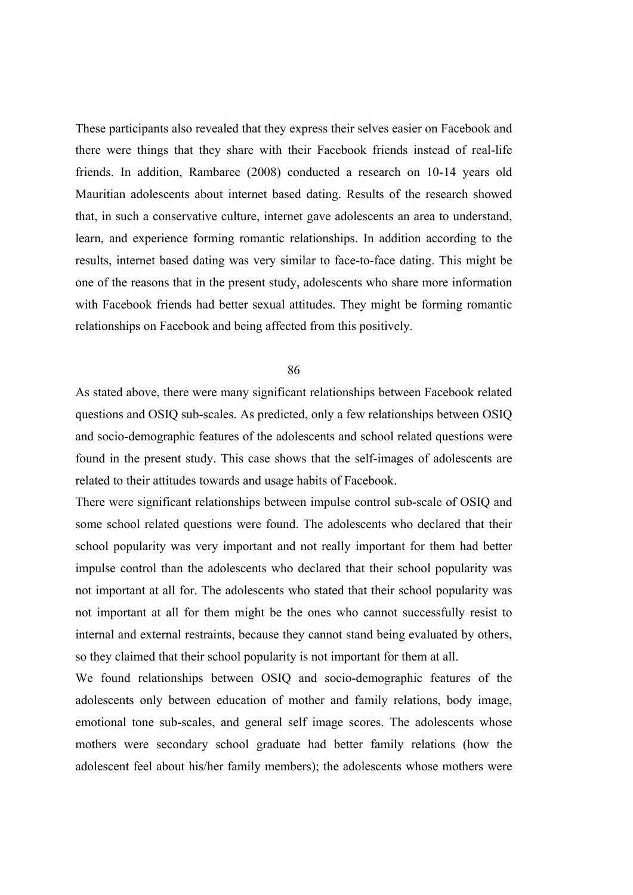These participants also revealed that they express their selves easier on Facebook and there were things that they share with their Facebook friends instead of real-life friends. In addition, Rambaree (2008) conducted a research on 10-14 years old Mauritian adolescents about internet based dating. Results of the research showed that, in such a conservative culture, internet gave adolescents an area to understand, learn, and experience forming romantic relationships. In addition according to the results, internet based dating was very similar to face-to-face dating. This might be one of the reasons that in the present study, adolescents who share more information with Facebook friends had better sexual attitudes. They might be forming romantic relationships on Facebook and being affected from this positively.

As stated above, there were many significant relationships between Facebook related questions and OSIQ sub-scales. As predicted, only a few relationships between OSIQ and socio-demographic features of the adolescents and school related questions were found in the present study. This case shows that the self-images of adolescents are related to their attitudes towards and usage habits of Facebook.

There were significant relationships between impulse control sub-scale of OSIQ and some school related questions were found. The adolescents who declared that their school popularity was very important and not really important for them had better impulse control than the adolescents who declared that their school popularity was not important at all for. The adolescents who stated that their school popularity was not important at all for them might be the ones who cannot successfully resist to internal and external restraints, because they cannot stand being evaluated by others, so they claimed that their school popularity is not important for them at all.

We found relationships between OSIQ and socio-demographic features of the adolescents only between education of mother and family relations, body image, emotional tone sub-scales, and general self image scores. The adolescents whose mothers were secondary school graduate had better family relations (how the adolescent feel about his/her family members); the adolescents whose mothers were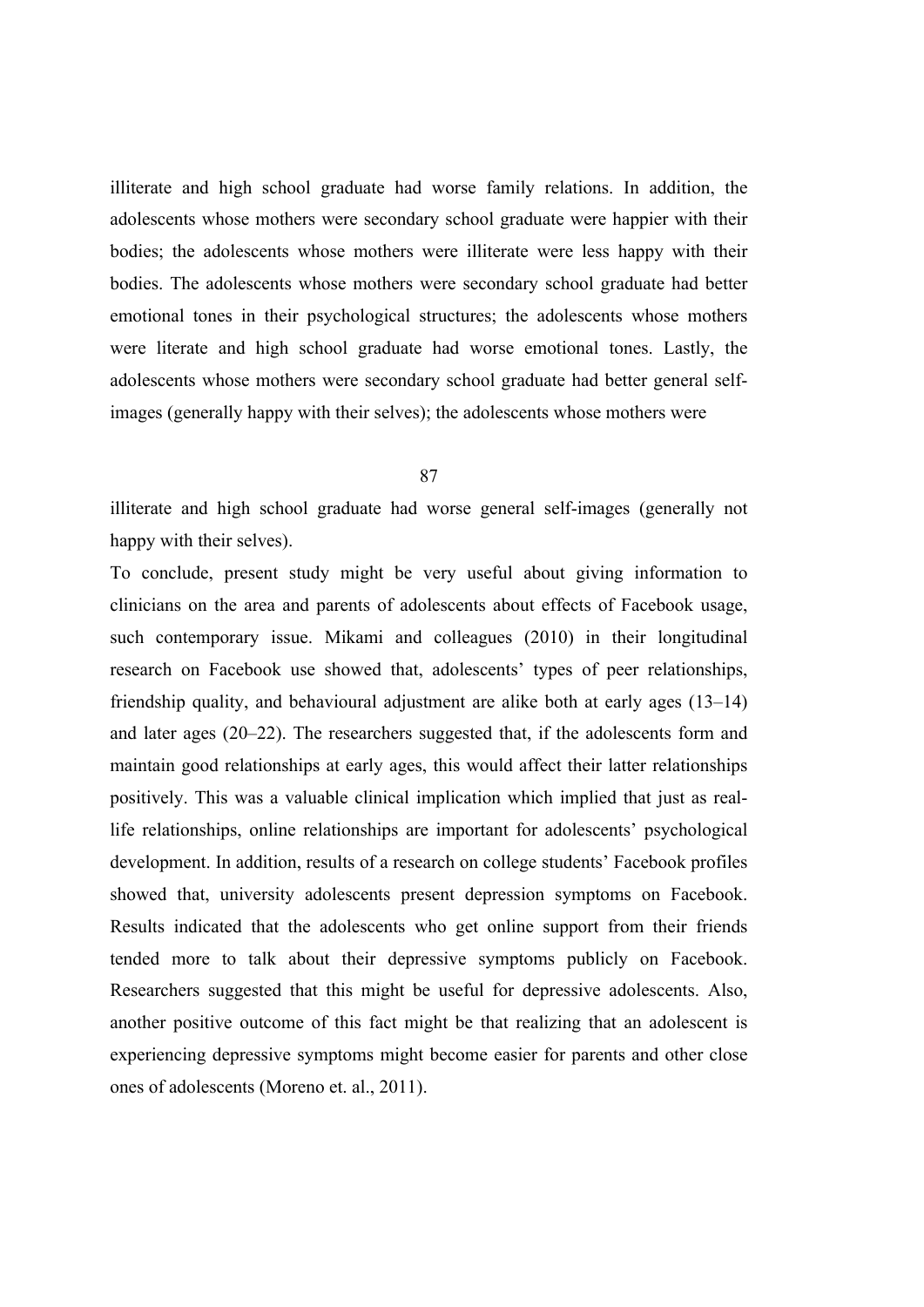illiterate and high school graduate had worse family relations. In addition, the adolescents whose mothers were secondary school graduate were happier with their bodies; the adolescents whose mothers were illiterate were less happy with their bodies. The adolescents whose mothers were secondary school graduate had better emotional tones in their psychological structures; the adolescents whose mothers were literate and high school graduate had worse emotional tones. Lastly, the adolescents whose mothers were secondary school graduate had better general self-images (generally happy with their selves); the adolescents whose mothers were illiterate and high school graduate had worse general self-images (generally not happy with their selves).

To conclude, present study might be very useful about giving information to clinicians on the area and parents of adolescents about effects of Facebook usage, such contemporary issue. Mikami and colleagues (2010) in their longitudinal research on Facebook use showed that, adolescents' types of peer relationships, friendship quality, and behavioural adjustment are alike both at early ages (13–14) and later ages (20–22). The researchers suggested that, if the adolescents form and maintain good relationships at early ages, this would affect their latter relationships positively. This was a valuable clinical implication which implied that just as real-life relationships, online relationships are important for adolescents' psychological development. In addition, results of a research on college students' Facebook profiles showed that, university adolescents present depression symptoms on Facebook. Results indicated that the adolescents who get online support from their friends tended more to talk about their depressive symptoms publicly on Facebook. Researchers suggested that this might be useful for depressive adolescents. Also, another positive outcome of this fact might be that realizing that an adolescent is experiencing depressive symptoms might become easier for parents and other close ones of adolescents (Moreno et. al., 2011).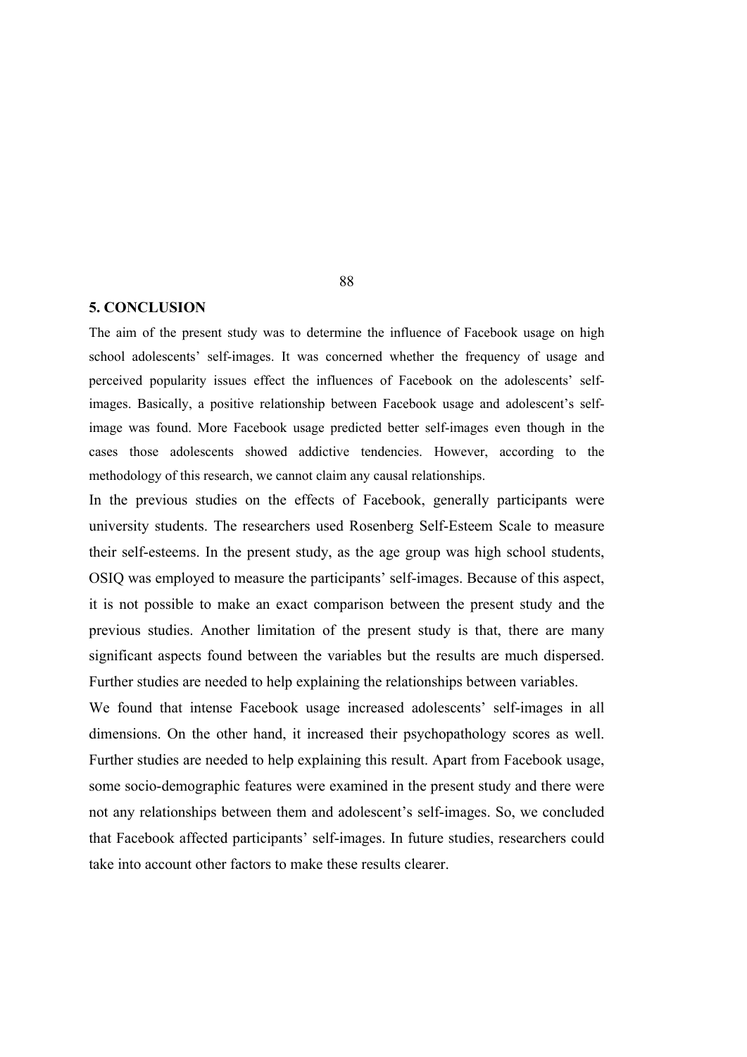## 5. CONCLUSION

The aim of the present study was to determine the influence of Facebook usage on high school adolescents' self-images. It was concerned whether the frequency of usage and perceived popularity issues effect the influences of Facebook on the adolescents' self-images. Basically, a positive relationship between Facebook usage and adolescent's self-image was found. More Facebook usage predicted better self-images even though in the cases those adolescents showed addictive tendencies. However, according to the methodology of this research, we cannot claim any causal relationships.

In the previous studies on the effects of Facebook, generally participants were university students. The researchers used Rosenberg Self-Esteem Scale to measure their self-esteems. In the present study, as the age group was high school students, OSIQ was employed to measure the participants' self-images. Because of this aspect, it is not possible to make an exact comparison between the present study and the previous studies. Another limitation of the present study is that, there are many significant aspects found between the variables but the results are much dispersed. Further studies are needed to help explaining the relationships between variables.

We found that intense Facebook usage increased adolescents' self-images in all dimensions. On the other hand, it increased their psychopathology scores as well. Further studies are needed to help explaining this result. Apart from Facebook usage, some socio-demographic features were examined in the present study and there were not any relationships between them and adolescent's self-images. So, we concluded that Facebook affected participants' self-images. In future studies, researchers could take into account other factors to make these results clearer.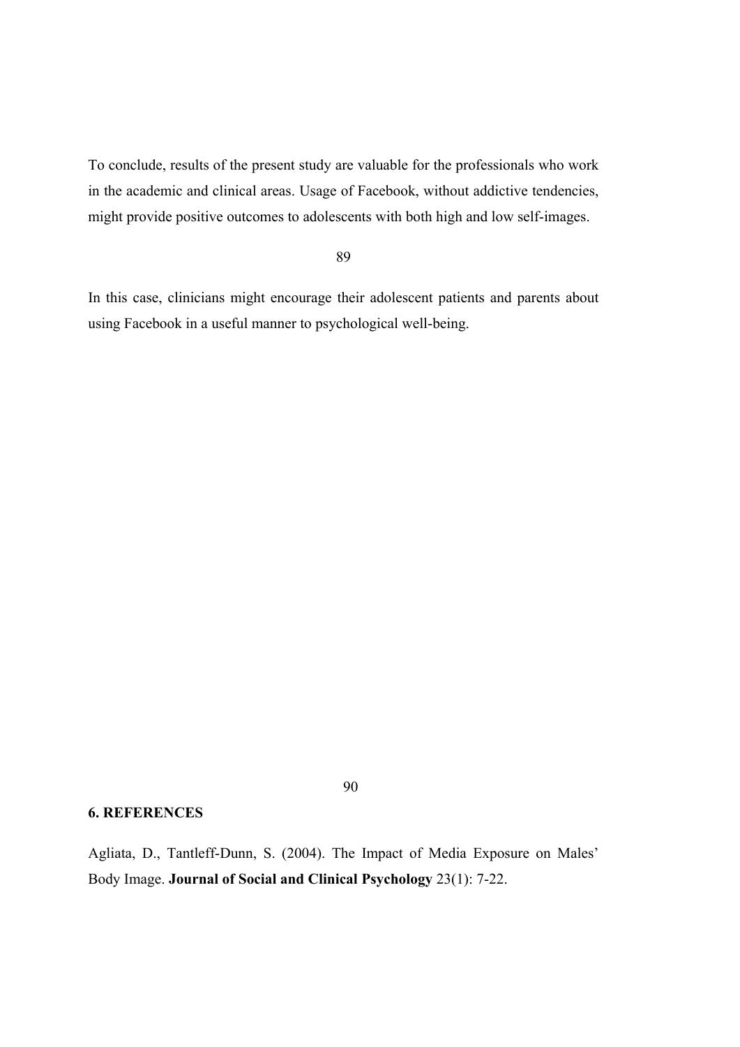To conclude, results of the present study are valuable for the professionals who work in the academic and clinical areas. Usage of Facebook, without addictive tendencies, might provide positive outcomes to adolescents with both high and low self-images.

In this case, clinicians might encourage their adolescent patients and parents about using Facebook in a useful manner to psychological well-being.

## 6. REFERENCES

Agliata, D., Tantleff-Dunn, S. (2004). The Impact of Media Exposure on Males' Body Image. **Journal of Social and Clinical Psychology** 23(1): 7-22.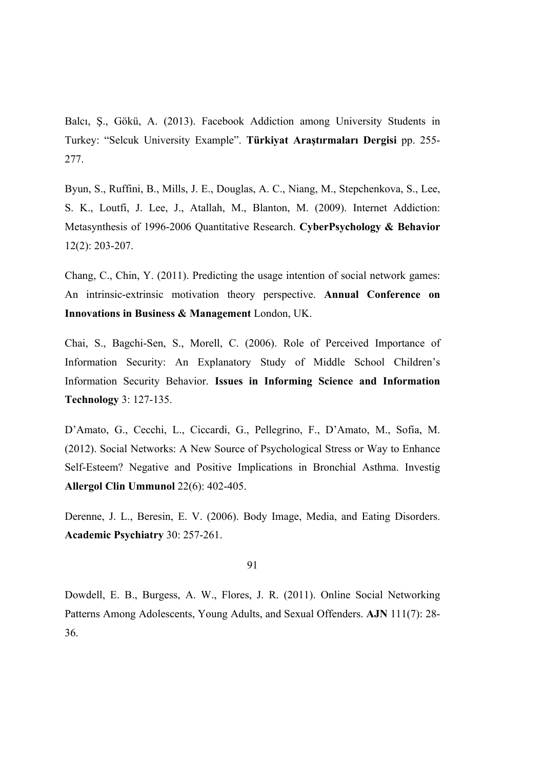Balcı, Ş., Gökü, A. (2013). Facebook Addiction among University Students in Turkey: "Selcuk University Example". **Türkiyat Araştırmaları Dergisi** pp. 255-277.

Byun, S., Ruffini, B., Mills, J. E., Douglas, A. C., Niang, M., Stepchenkova, S., Lee, S. K., Loutfi, J. Lee, J., Atallah, M., Blanton, M. (2009). Internet Addiction: Metasynthesis of 1996-2006 Quantitative Research. **CyberPsychology & Behavior** 12(2): 203-207.

Chang, C., Chin, Y. (2011). Predicting the usage intention of social network games: An intrinsic-extrinsic motivation theory perspective. **Annual Conference on Innovations in Business & Management** London, UK.

Chai, S., Bagchi-Sen, S., Morell, C. (2006). Role of Perceived Importance of Information Security: An Explanatory Study of Middle School Children's Information Security Behavior. **Issues in Informing Science and Information Technology** 3: 127-135.

D'Amato, G., Cecchi, L., Ciccardi, G., Pellegrino, F., D'Amato, M., Sofia, M. (2012). Social Networks: A New Source of Psychological Stress or Way to Enhance Self-Esteem? Negative and Positive Implications in Bronchial Asthma. Investig **Allergol Clin Ummunol** 22(6): 402-405.

Derenne, J. L., Beresin, E. V. (2006). Body Image, Media, and Eating Disorders. **Academic Psychiatry** 30: 257-261.

Dowdell, E. B., Burgess, A. W., Flores, J. R. (2011). Online Social Networking Patterns Among Adolescents, Young Adults, and Sexual Offenders. **AJN** 111(7): 28-36.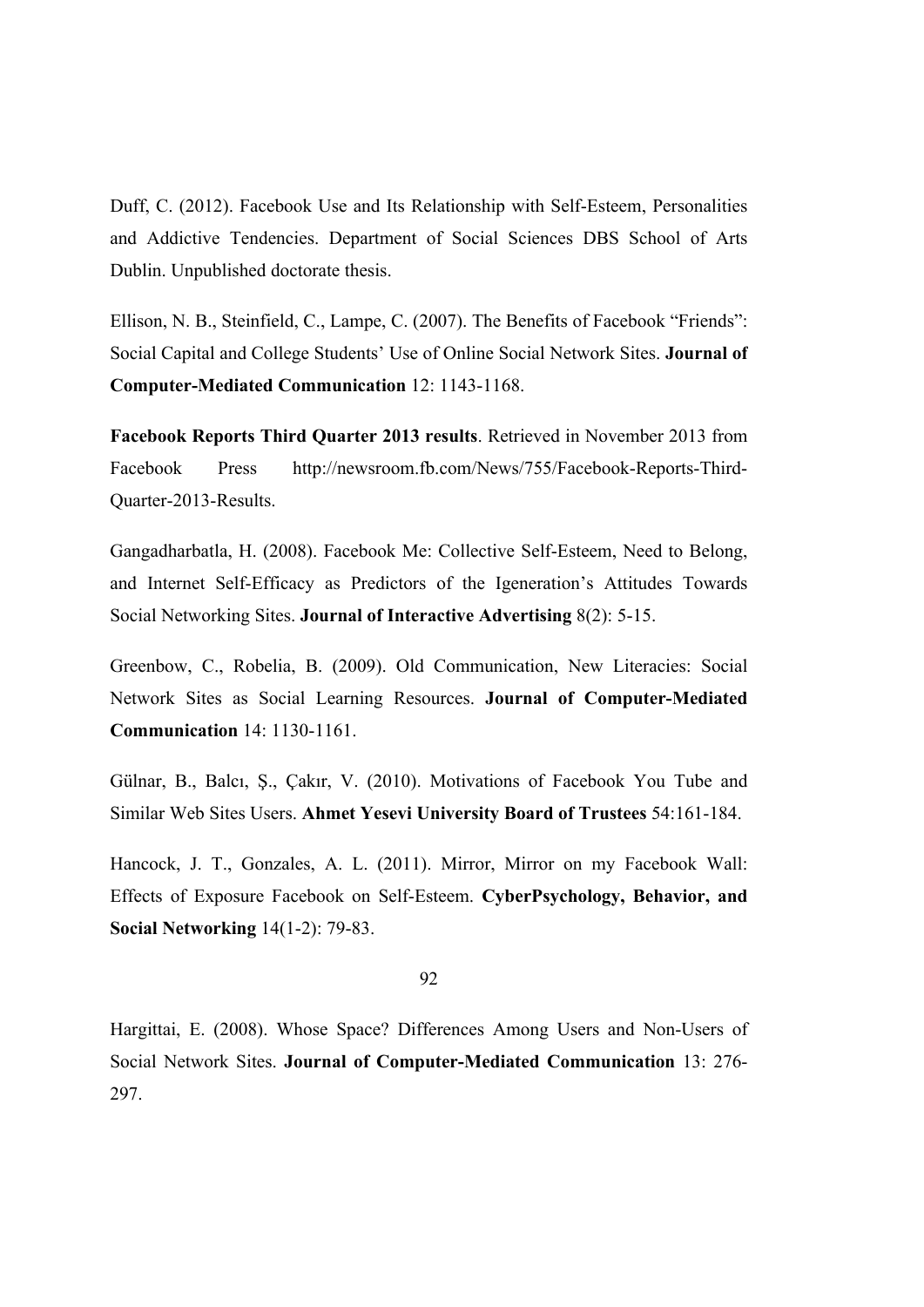Duff, C. (2012). Facebook Use and Its Relationship with Self-Esteem, Personalities and Addictive Tendencies. Department of Social Sciences DBS School of Arts Dublin. Unpublished doctorate thesis.

Ellison, N. B., Steinfield, C., Lampe, C. (2007). The Benefits of Facebook "Friends": Social Capital and College Students' Use of Online Social Network Sites. **Journal of Computer-Mediated Communication** 12: 1143-1168.

**Facebook Reports Third Quarter 2013 results**. Retrieved in November 2013 from Facebook Press http://newsroom.fb.com/News/755/Facebook-Reports-Third-Quarter-2013-Results.

Gangadharbatla, H. (2008). Facebook Me: Collective Self-Esteem, Need to Belong, and Internet Self-Efficacy as Predictors of the Igeneration's Attitudes Towards Social Networking Sites. **Journal of Interactive Advertising** 8(2): 5-15.

Greenbow, C., Robelia, B. (2009). Old Communication, New Literacies: Social Network Sites as Social Learning Resources. **Journal of Computer-Mediated Communication** 14: 1130-1161.

Gülnar, B., Balcı, Ş., Çakır, V. (2010). Motivations of Facebook You Tube and Similar Web Sites Users. **Ahmet Yesevi University Board of Trustees** 54:161-184.

Hancock, J. T., Gonzales, A. L. (2011). Mirror, Mirror on my Facebook Wall: Effects of Exposure Facebook on Self-Esteem. **CyberPsychology, Behavior, and Social Networking** 14(1-2): 79-83.

Hargittai, E. (2008). Whose Space? Differences Among Users and Non-Users of Social Network Sites. **Journal of Computer-Mediated Communication** 13: 276-297.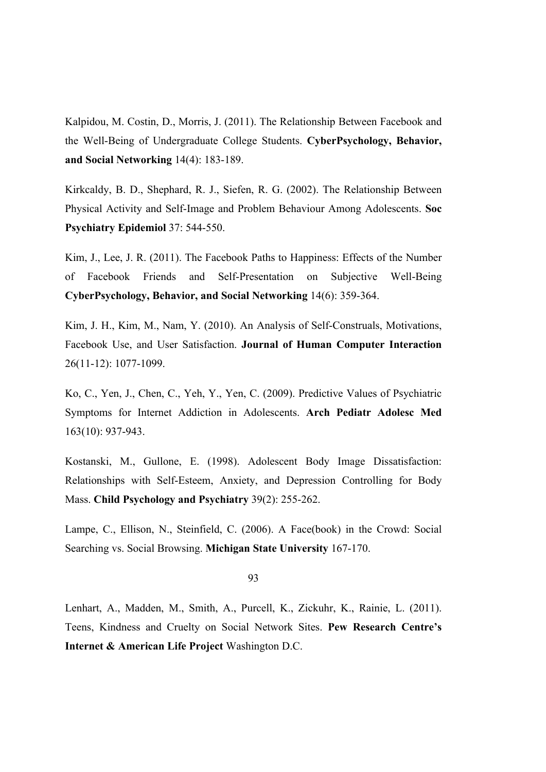Kalpidou, M. Costin, D., Morris, J. (2011). The Relationship Between Facebook and the Well-Being of Undergraduate College Students. **CyberPsychology, Behavior, and Social Networking** 14(4): 183-189.

Kirkcaldy, B. D., Shephard, R. J., Siefen, R. G. (2002). The Relationship Between Physical Activity and Self-Image and Problem Behaviour Among Adolescents. **Soc Psychiatry Epidemiol** 37: 544-550.

Kim, J., Lee, J. R. (2011). The Facebook Paths to Happiness: Effects of the Number of Facebook Friends and Self-Presentation on Subjective Well-Being **CyberPsychology, Behavior, and Social Networking** 14(6): 359-364.

Kim, J. H., Kim, M., Nam, Y. (2010). An Analysis of Self-Construals, Motivations, Facebook Use, and User Satisfaction. **Journal of Human Computer Interaction** 26(11-12): 1077-1099.

Ko, C., Yen, J., Chen, C., Yeh, Y., Yen, C. (2009). Predictive Values of Psychiatric Symptoms for Internet Addiction in Adolescents. **Arch Pediatr Adolesc Med** 163(10): 937-943.

Kostanski, M., Gullone, E. (1998). Adolescent Body Image Dissatisfaction: Relationships with Self-Esteem, Anxiety, and Depression Controlling for Body Mass. **Child Psychology and Psychiatry** 39(2): 255-262.

Lampe, C., Ellison, N., Steinfield, C. (2006). A Face(book) in the Crowd: Social Searching vs. Social Browsing. **Michigan State University** 167-170.

Lenhart, A., Madden, M., Smith, A., Purcell, K., Zickuhr, K., Rainie, L. (2011). Teens, Kindness and Cruelty on Social Network Sites. **Pew Research Centre's Internet & American Life Project** Washington D.C.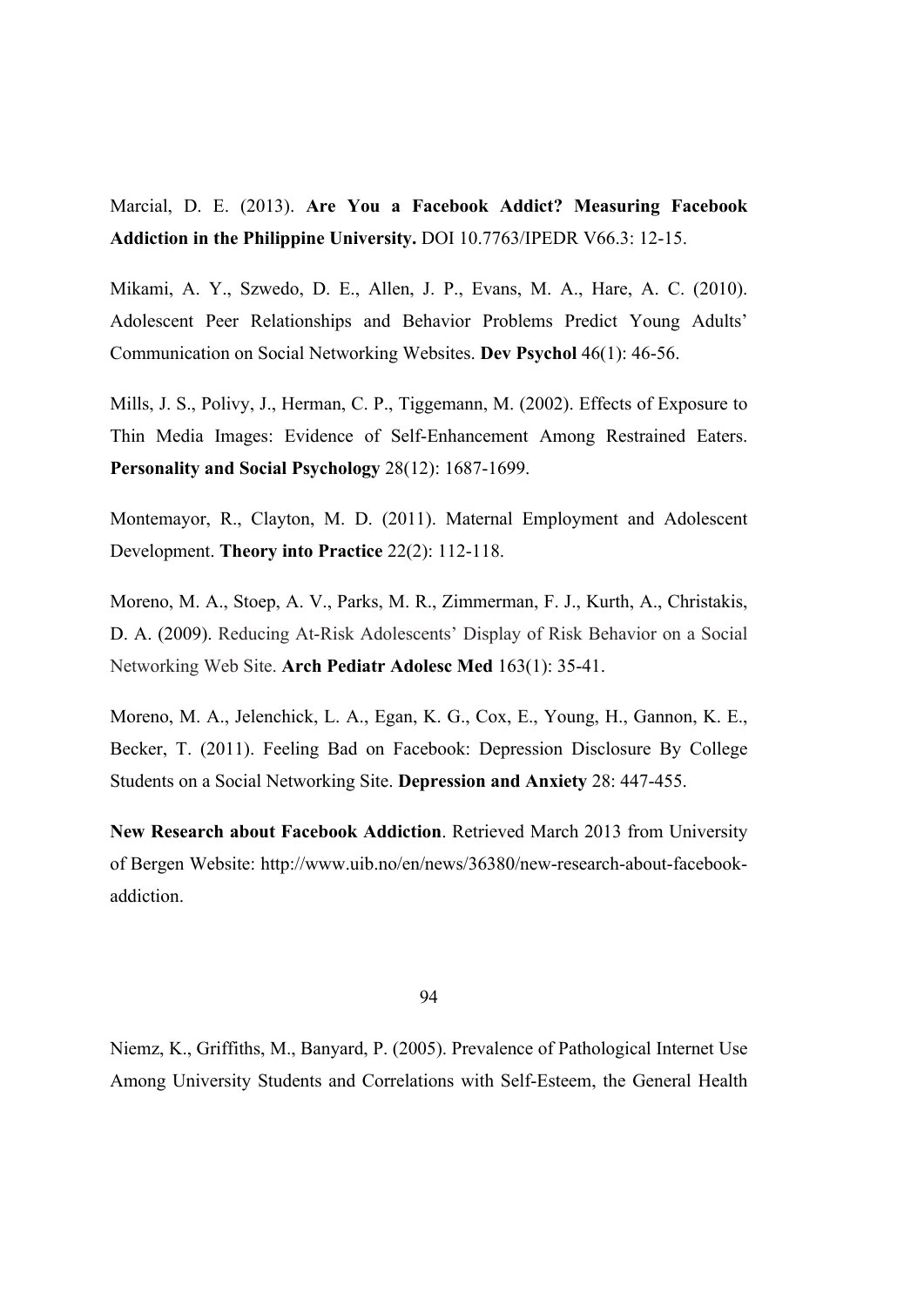Marcial, D. E. (2013). **Are You a Facebook Addict? Measuring Facebook Addiction in the Philippine University.** DOI 10.7763/IPEDR V66.3: 12-15.

Mikami, A. Y., Szwedo, D. E., Allen, J. P., Evans, M. A., Hare, A. C. (2010). Adolescent Peer Relationships and Behavior Problems Predict Young Adults' Communication on Social Networking Websites. **Dev Psychol** 46(1): 46-56.

Mills, J. S., Polivy, J., Herman, C. P., Tiggemann, M. (2002). Effects of Exposure to Thin Media Images: Evidence of Self-Enhancement Among Restrained Eaters. **Personality and Social Psychology** 28(12): 1687-1699.

Montemayor, R., Clayton, M. D. (2011). Maternal Employment and Adolescent Development. **Theory into Practice** 22(2): 112-118.

Moreno, M. A., Stoep, A. V., Parks, M. R., Zimmerman, F. J., Kurth, A., Christakis, D. A. (2009). Reducing At-Risk Adolescents' Display of Risk Behavior on a Social Networking Web Site. **Arch Pediatr Adolesc Med** 163(1): 35-41.

Moreno, M. A., Jelenchick, L. A., Egan, K. G., Cox, E., Young, H., Gannon, K. E., Becker, T. (2011). Feeling Bad on Facebook: Depression Disclosure By College Students on a Social Networking Site. **Depression and Anxiety** 28: 447-455.

**New Research about Facebook Addiction**. Retrieved March 2013 from University of Bergen Website: http://www.uib.no/en/news/36380/new-research-about-facebook-addiction.

Niemz, K., Griffiths, M., Banyard, P. (2005). Prevalence of Pathological Internet Use Among University Students and Correlations with Self-Esteem, the General Health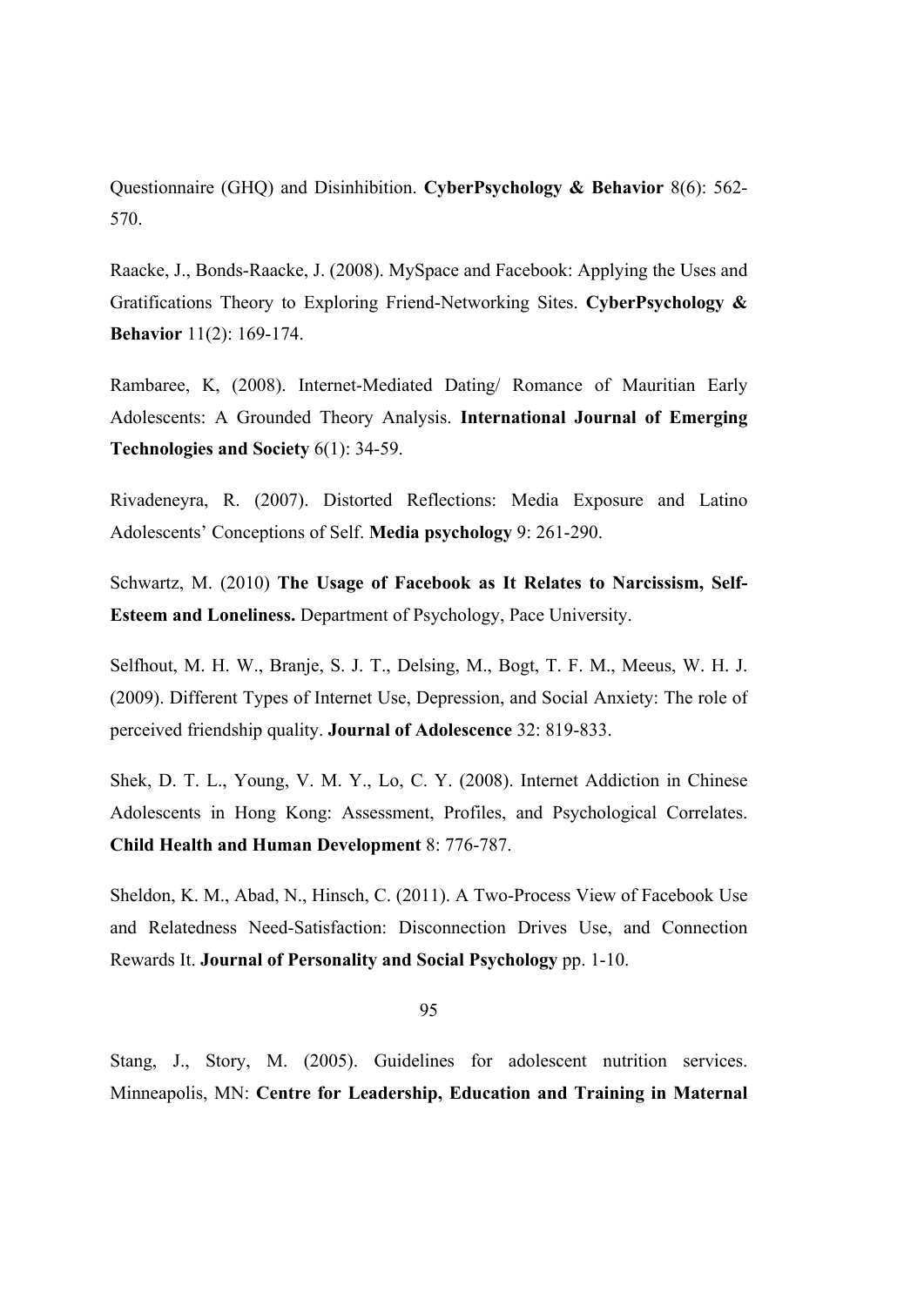Questionnaire (GHQ) and Disinhibition. **CyberPsychology & Behavior** 8(6): 562-570.

Raacke, J., Bonds-Raacke, J. (2008). MySpace and Facebook: Applying the Uses and Gratifications Theory to Exploring Friend-Networking Sites. **CyberPsychology & Behavior** 11(2): 169-174.

Rambaree, K, (2008). Internet-Mediated Dating/ Romance of Mauritian Early Adolescents: A Grounded Theory Analysis. **International Journal of Emerging Technologies and Society** 6(1): 34-59.

Rivadeneyra, R. (2007). Distorted Reflections: Media Exposure and Latino Adolescents' Conceptions of Self. **Media psychology** 9: 261-290.

Schwartz, M. (2010) **The Usage of Facebook as It Relates to Narcissism, Self-Esteem and Loneliness.** Department of Psychology, Pace University.

Selfhout, M. H. W., Branje, S. J. T., Delsing, M., Bogt, T. F. M., Meeus, W. H. J. (2009). Different Types of Internet Use, Depression, and Social Anxiety: The role of perceived friendship quality. **Journal of Adolescence** 32: 819-833.

Shek, D. T. L., Young, V. M. Y., Lo, C. Y. (2008). Internet Addiction in Chinese Adolescents in Hong Kong: Assessment, Profiles, and Psychological Correlates. **Child Health and Human Development** 8: 776-787.

Sheldon, K. M., Abad, N., Hinsch, C. (2011). A Two-Process View of Facebook Use and Relatedness Need-Satisfaction: Disconnection Drives Use, and Connection Rewards It. **Journal of Personality and Social Psychology** pp. 1-10.

Stang, J., Story, M. (2005). Guidelines for adolescent nutrition services. Minneapolis, MN: **Centre for Leadership, Education and Training in Maternal**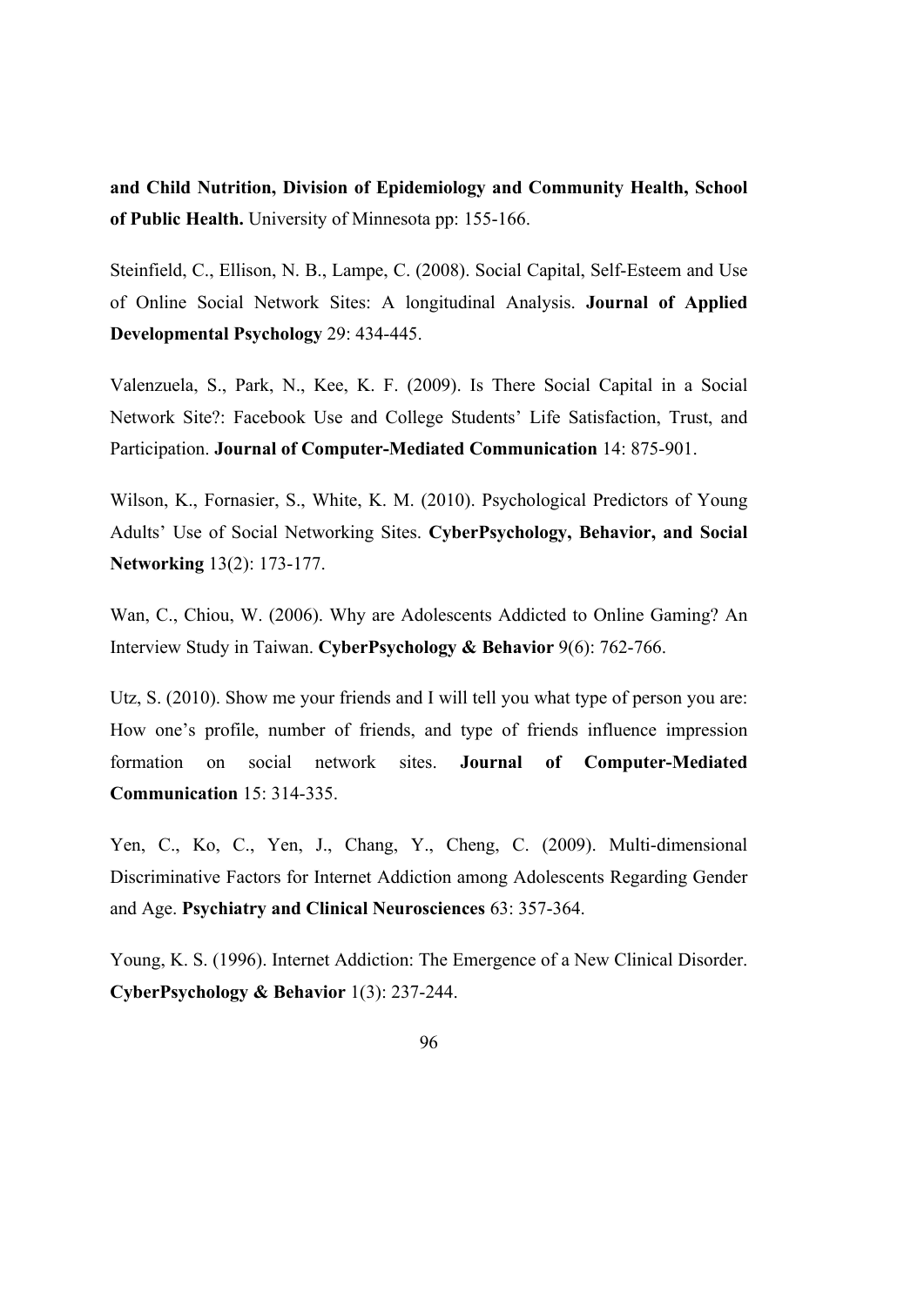**and Child Nutrition, Division of Epidemiology and Community Health, School of Public Health.** University of Minnesota pp: 155-166.

Steinfield, C., Ellison, N. B., Lampe, C. (2008). Social Capital, Self-Esteem and Use of Online Social Network Sites: A longitudinal Analysis. **Journal of Applied Developmental Psychology** 29: 434-445.

Valenzuela, S., Park, N., Kee, K. F. (2009). Is There Social Capital in a Social Network Site?: Facebook Use and College Students' Life Satisfaction, Trust, and Participation. **Journal of Computer-Mediated Communication** 14: 875-901.

Wilson, K., Fornasier, S., White, K. M. (2010). Psychological Predictors of Young Adults' Use of Social Networking Sites. **CyberPsychology, Behavior, and Social Networking** 13(2): 173-177.

Wan, C., Chiou, W. (2006). Why are Adolescents Addicted to Online Gaming? An Interview Study in Taiwan. **CyberPsychology & Behavior** 9(6): 762-766.

Utz, S. (2010). Show me your friends and I will tell you what type of person you are: How one's profile, number of friends, and type of friends influence impression formation on social network sites. **Journal of Computer-Mediated Communication** 15: 314-335.

Yen, C., Ko, C., Yen, J., Chang, Y., Cheng, C. (2009). Multi-dimensional Discriminative Factors for Internet Addiction among Adolescents Regarding Gender and Age. **Psychiatry and Clinical Neurosciences** 63: 357-364.

Young, K. S. (1996). Internet Addiction: The Emergence of a New Clinical Disorder. **CyberPsychology & Behavior** 1(3): 237-244.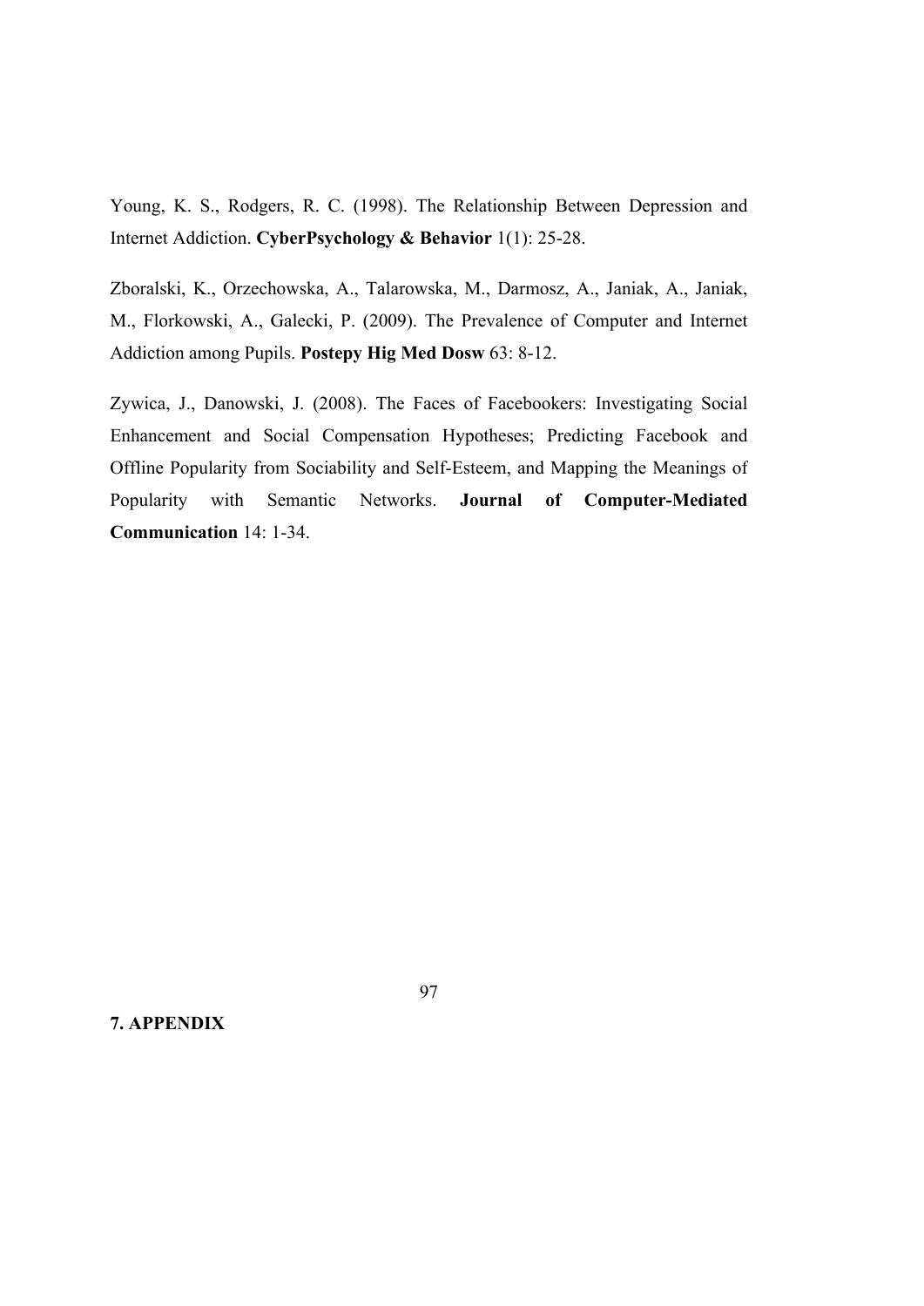Young, K. S., Rodgers, R. C. (1998). The Relationship Between Depression and Internet Addiction. **CyberPsychology & Behavior** 1(1): 25-28.

Zboralski, K., Orzechowska, A., Talarowska, M., Darmosz, A., Janiak, A., Janiak, M., Florkowski, A., Galecki, P. (2009). The Prevalence of Computer and Internet Addiction among Pupils. **Postepy Hig Med Dosw** 63: 8-12.

Zywica, J., Danowski, J. (2008). The Faces of Facebookers: Investigating Social Enhancement and Social Compensation Hypotheses; Predicting Facebook and Offline Popularity from Sociability and Self-Esteem, and Mapping the Meanings of Popularity with Semantic Networks. **Journal of Computer-Mediated Communication** 14: 1-34.

# 7. APPENDIX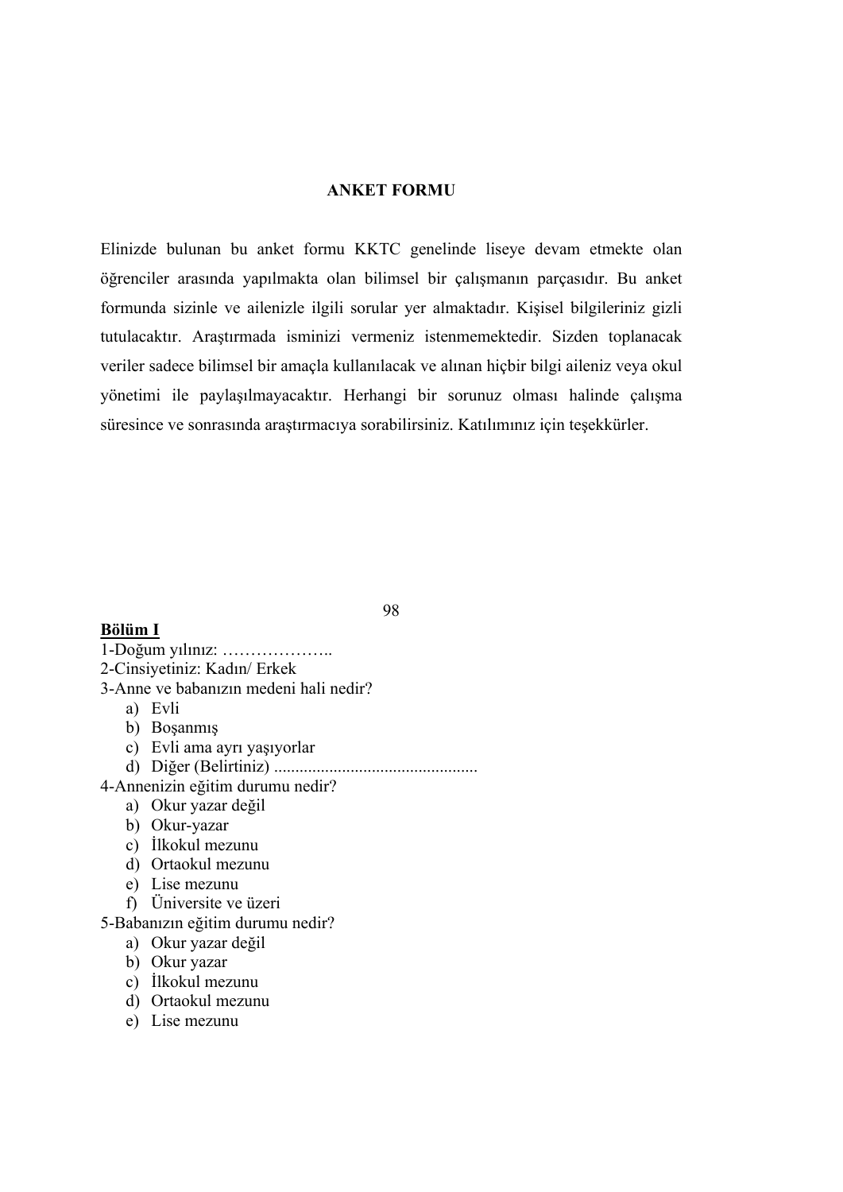**ANKET FORMU**

Elinizde bulunan bu anket formu KKTC genelinde liseye devam etmekte olan öğrenciler arasında yapılmakta olan bilimsel bir çalışmanın parçasıdır. Bu anket formunda sizinle ve ailenizle ilgili sorular yer almaktadır. Kişisel bilgileriniz gizli tutulacaktır. Araştırmada isminizi vermeniz istenmemektedir. Sizden toplanacak veriler sadece bilimsel bir amaçla kullanılacak ve alınan hiçbir bilgi aileniz veya okul yönetimi ile paylaşılmayacaktır. Herhangi bir sorunuz olması halinde çalışma süresince ve sonrasında araştırmacıya sorabilirsiniz. Katılımınız için teşekkürler.

**Bölüm I**

1-Doğum yılınız: ………………..

2-Cinsiyetiniz: Kadın/ Erkek

3-Anne ve babanızın medeni hali nedir?

a) Evli
b) Boşanmış
c) Evli ama ayrı yaşıyorlar
d) Diğer (Belirtiniz) ...............................................

4-Annenizin eğitim durumu nedir?

a) Okur yazar değil
b) Okur-yazar
c) İlkokul mezunu
d) Ortaokul mezunu
e) Lise mezunu
f) Üniversite ve üzeri

5-Babanızın eğitim durumu nedir?

a) Okur yazar değil
b) Okur yazar
c) İlkokul mezunu
d) Ortaokul mezunu
e) Lise mezunu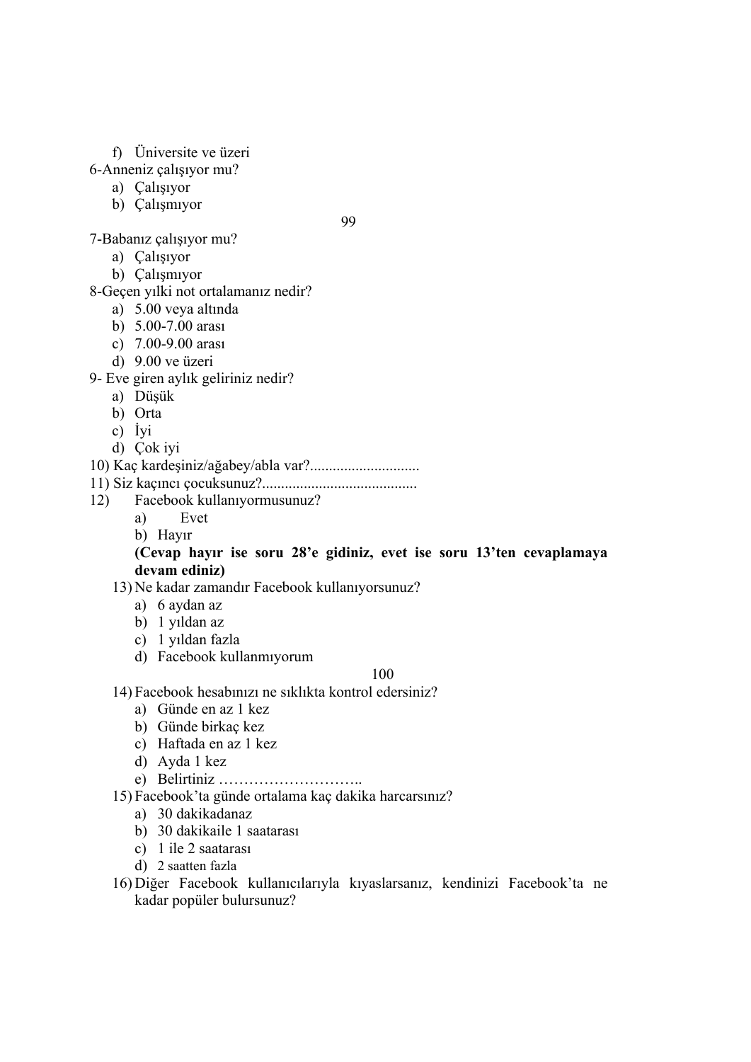f) Üniversite ve üzeri

6-Anneniz çalışıyor mu?

a) Çalışıyor
b) Çalışmıyor

7-Babanız çalışıyor mu?

a) Çalışıyor
b) Çalışmıyor

8-Geçen yılki not ortalamanız nedir?

a) 5.00 veya altında
b) 5.00-7.00 arası
c) 7.00-9.00 arası
d) 9.00 ve üzeri

9- Eve giren aylık geliriniz nedir?

a) Düşük
b) Orta
c) İyi
d) Çok iyi

10) Kaç kardeşiniz/ağabey/abla var?............................

11) Siz kaçıncı çocuksunuz?........................................

12) Facebook kullanıyormusunuz?

a) Evet
b) Hayır

**(Cevap hayır ise soru 28'e gidiniz, evet ise soru 13'ten cevaplamaya devam ediniz)**

13) Ne kadar zamandır Facebook kullanıyorsunuz?

a) 6 aydan az
b) 1 yıldan az
c) 1 yıldan fazla
d) Facebook kullanmıyorum

14) Facebook hesabınızı ne sıklıkta kontrol edersiniz?

a) Günde en az 1 kez
b) Günde birkaç kez
c) Haftada en az 1 kez
d) Ayda 1 kez
e) Belirtiniz ………………………..

15) Facebook'ta günde ortalama kaç dakika harcarsınız?

a) 30 dakikadanaz
b) 30 dakikaile 1 saatarası
c) 1 ile 2 saatarası
d) 2 saatten fazla

16) Diğer Facebook kullanıcılarıyla kıyaslarsanız, kendinizi Facebook'ta ne kadar popüler bulursunuz?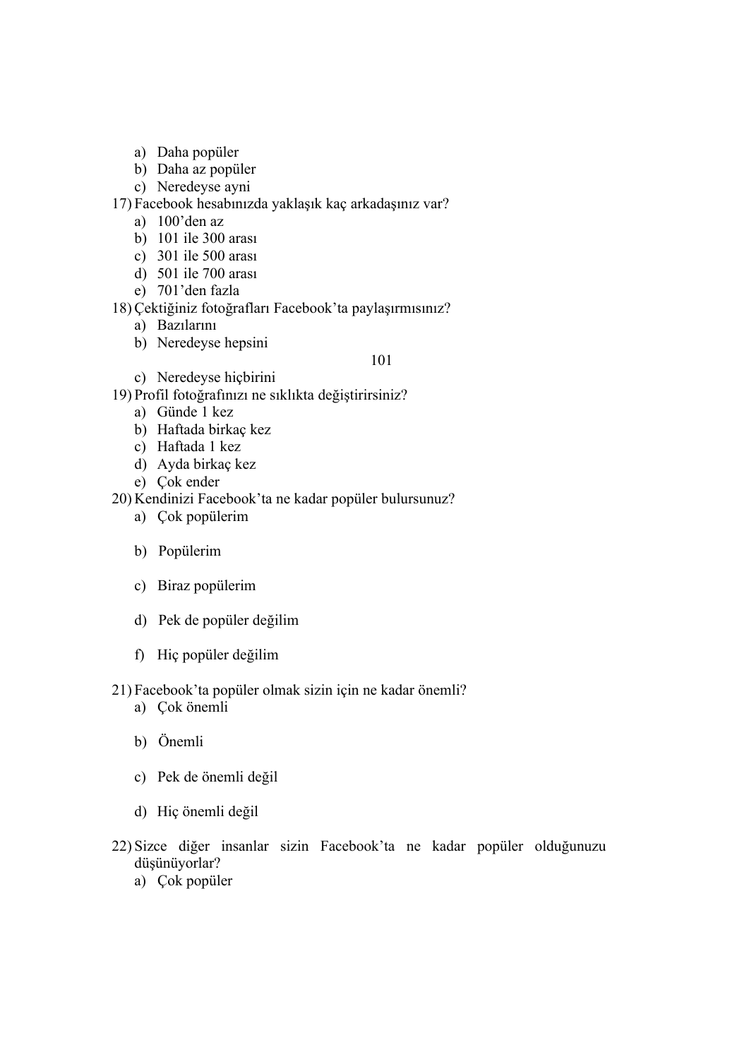a) Daha popüler
b) Daha az popüler
c) Neredeyse ayni

17) Facebook hesabınızda yaklaşık kaç arkadaşınız var?
a) 100'den az
b) 101 ile 300 arası
c) 301 ile 500 arası
d) 501 ile 700 arası
e) 701'den fazla

18) Çektiğiniz fotoğrafları Facebook'ta paylaşırmısınız?
a) Bazılarını
b) Neredeyse hepsini
c) Neredeyse hiçbirini

19) Profil fotoğrafınızı ne sıklıkta değiştirirsiniz?
a) Günde 1 kez
b) Haftada birkaç kez
c) Haftada 1 kez
d) Ayda birkaç kez
e) Çok ender

20) Kendinizi Facebook'ta ne kadar popüler bulursunuz?
a) Çok popülerim
b) Popülerim
c) Biraz popülerim
d) Pek de popüler değilim
f) Hiç popüler değilim

21) Facebook'ta popüler olmak sizin için ne kadar önemli?
a) Çok önemli
b) Önemli
c) Pek de önemli değil
d) Hiç önemli değil

22) Sizce diğer insanlar sizin Facebook'ta ne kadar popüler olduğunuzu düşünüyorlar?
a) Çok popüler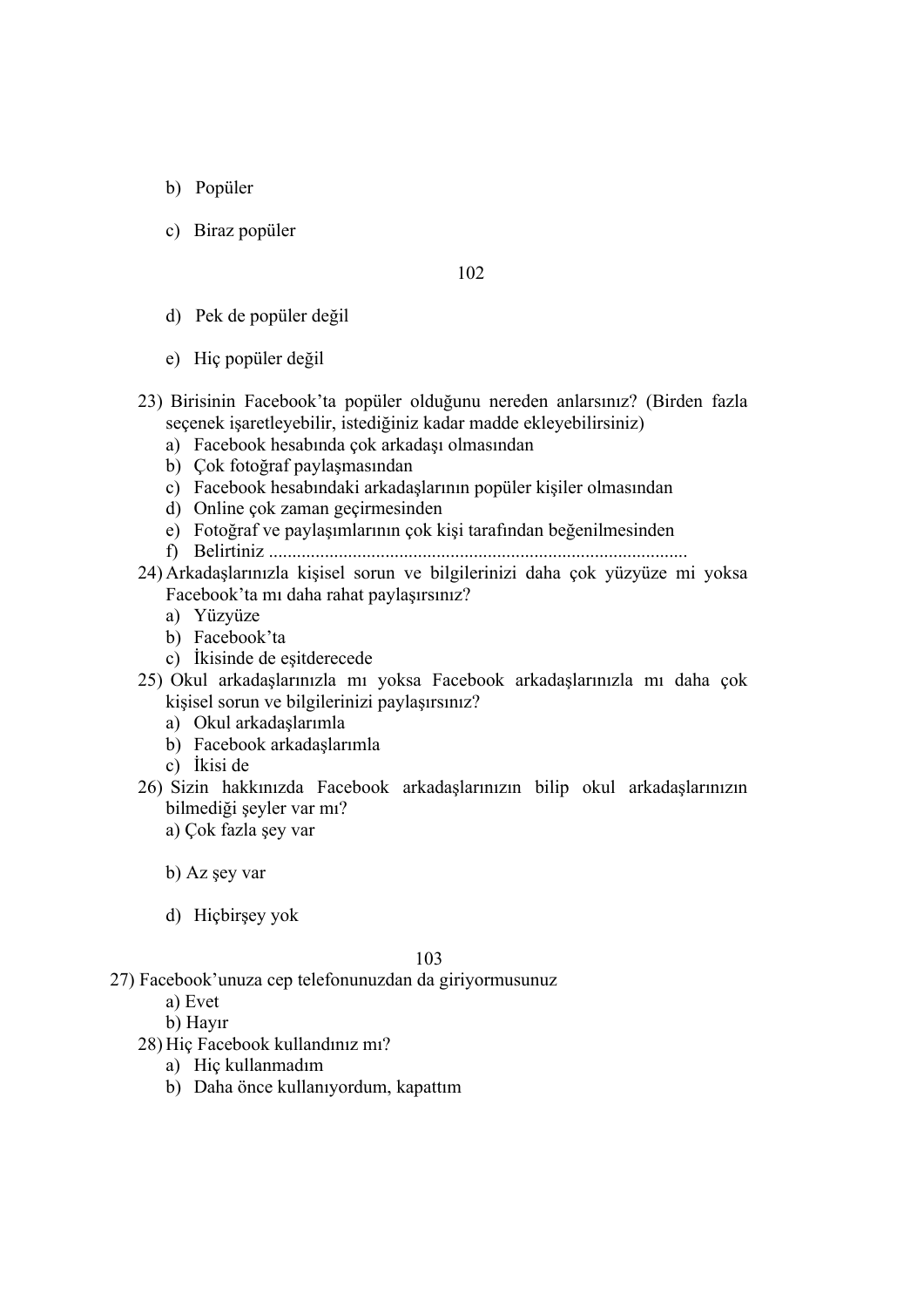b) Popüler

c) Biraz popüler

d) Pek de popüler değil

e) Hiç popüler değil

23) Birisinin Facebook'ta popüler olduğunu nereden anlarsınız? (Birden fazla seçenek işaretleyebilir, istediğiniz kadar madde ekleyebilirsiniz)
a) Facebook hesabında çok arkadaşı olmasından
b) Çok fotoğraf paylaşmasından
c) Facebook hesabındaki arkadaşlarının popüler kişiler olmasından
d) Online çok zaman geçirmesinden
e) Fotoğraf ve paylaşımlarının çok kişi tarafından beğenilmesinden
f) Belirtiniz .........................................................................................

24) Arkadaşlarınızla kişisel sorun ve bilgilerinizi daha çok yüzyüze mi yoksa Facebook'ta mı daha rahat paylaşırsınız?
a) Yüzyüze
b) Facebook'ta
c) İkisinde de eşitderecede

25) Okul arkadaşlarınızla mı yoksa Facebook arkadaşlarınızla mı daha çok kişisel sorun ve bilgilerinizi paylaşırsınız?
a) Okul arkadaşlarımla
b) Facebook arkadaşlarımla
c) İkisi de

26) Sizin hakkınızda Facebook arkadaşlarınızın bilip okul arkadaşlarınızın bilmediği şeyler var mı?
a) Çok fazla şey var

b) Az şey var

d) Hiçbirşey yok

27) Facebook'unuza cep telefonunuzdan da giriyormusunuz
a) Evet
b) Hayır

28) Hiç Facebook kullandınız mı?
a) Hiç kullanmadım
b) Daha önce kullanıyordum, kapattım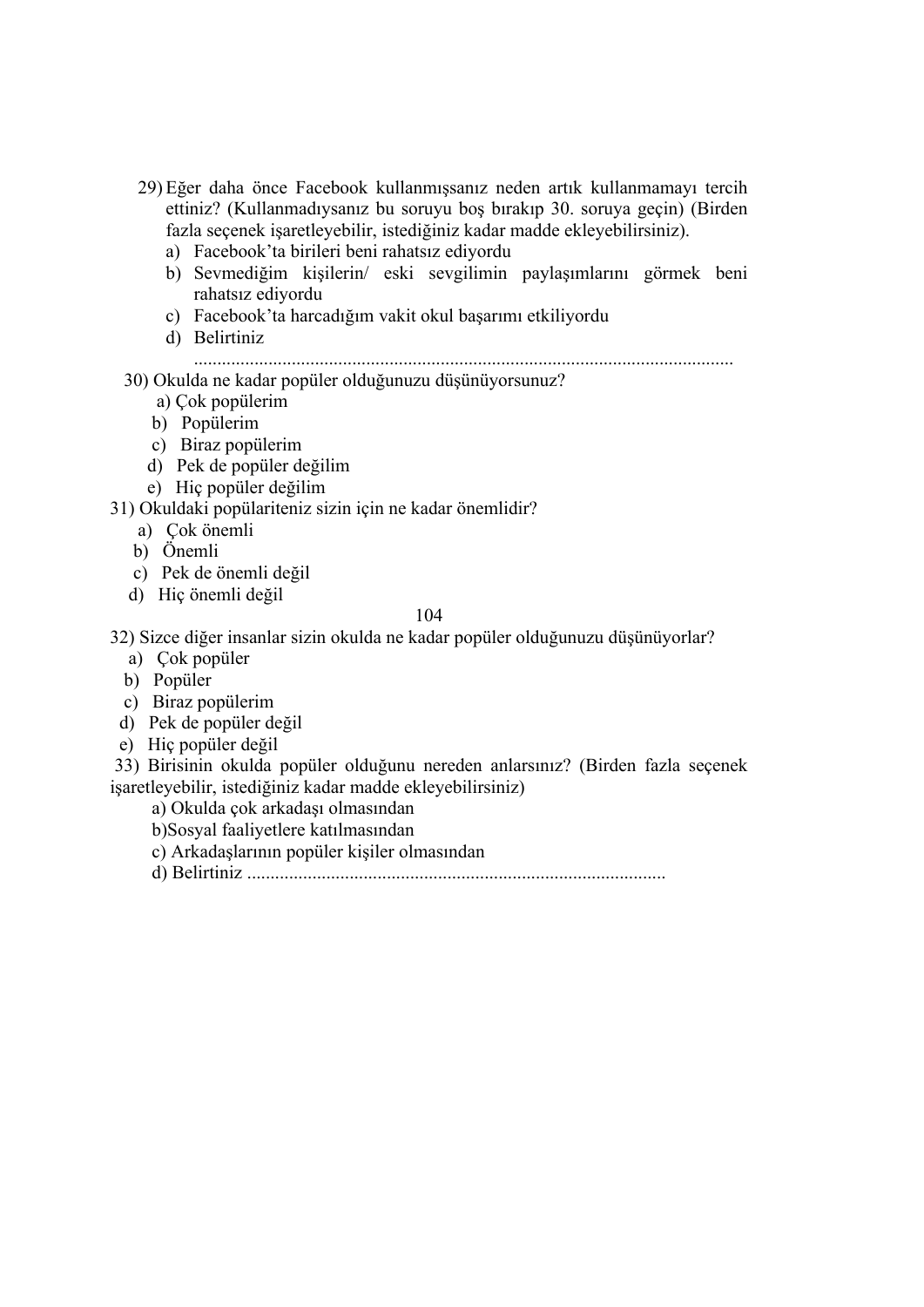29) Eğer daha önce Facebook kullanmışsanız neden artık kullanmamayı tercih ettiniz? (Kullanmadıysanız bu soruyu boş bırakıp 30. soruya geçin) (Birden fazla seçenek işaretleyebilir, istediğiniz kadar madde ekleyebilirsiniz).

a) Facebook'ta birileri beni rahatsız ediyordu
b) Sevmediğim kişilerin/ eski sevgilimin paylaşımlarını görmek beni rahatsız ediyordu
c) Facebook'ta harcadığım vakit okul başarımı etkiliyordu
d) Belirtiniz ...................................................................................................................

30) Okulda ne kadar popüler olduğunuzu düşünüyorsunuz?

a) Çok popülerim
b) Popülerim
c) Biraz popülerim
d) Pek de popüler değilim
e) Hiç popüler değilim

31) Okuldaki popülariteniz sizin için ne kadar önemlidir?

a) Çok önemli
b) Önemli
c) Pek de önemli değil
d) Hiç önemli değil

32) Sizce diğer insanlar sizin okulda ne kadar popüler olduğunuzu düşünüyorlar?

a) Çok popüler
b) Popüler
c) Biraz popülerim
d) Pek de popüler değil
e) Hiç popüler değil

33) Birisinin okulda popüler olduğunu nereden anlarsınız? (Birden fazla seçenek işaretleyebilir, istediğiniz kadar madde ekleyebilirsiniz)

a) Okulda çok arkadaşı olmasından
b) Sosyal faaliyetlere katılmasından
c) Arkadaşlarının popüler kişiler olmasından
d) Belirtiniz .........................................................................................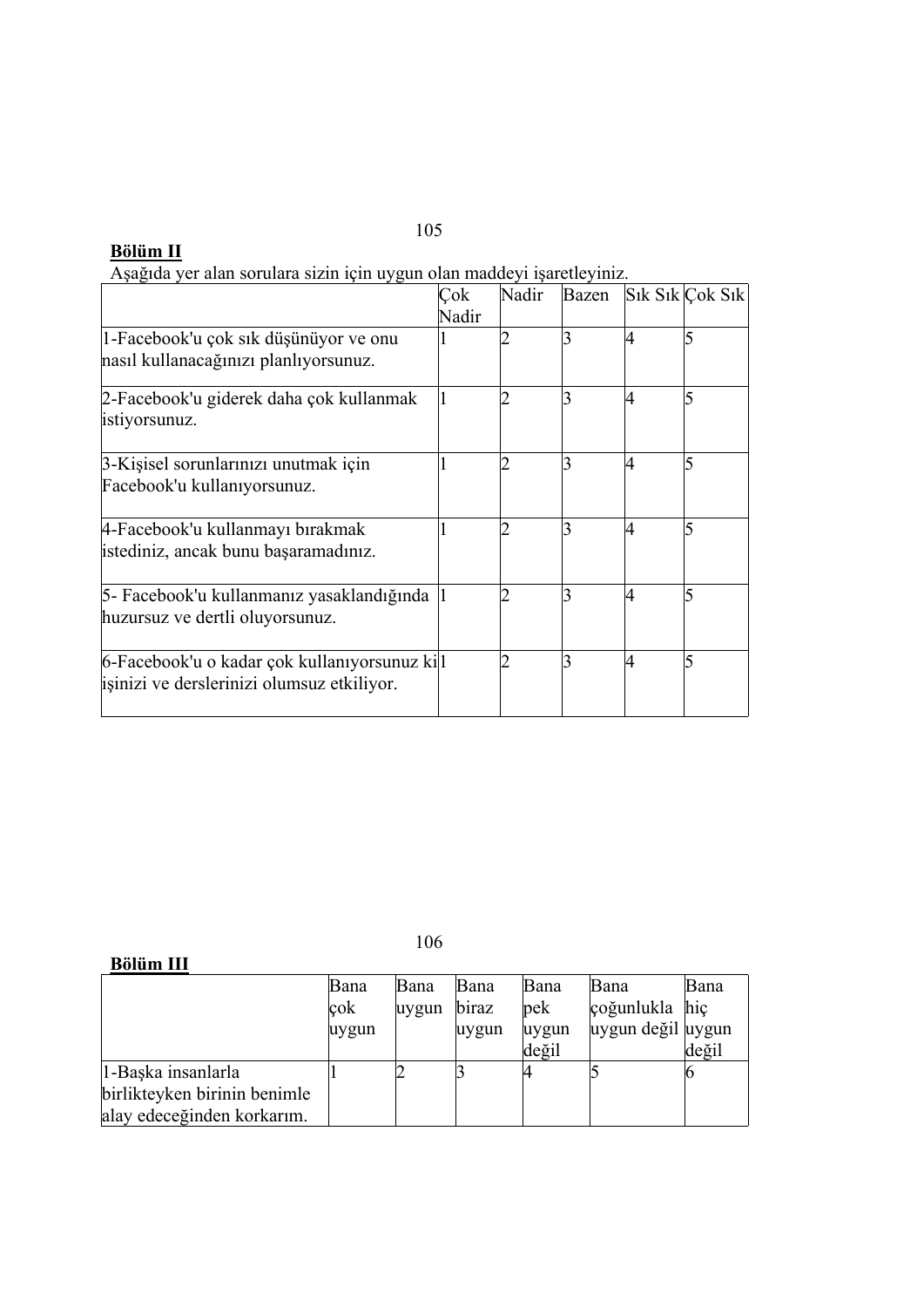**Bölüm II**

Aşağıda yer alan sorulara sizin için uygun olan maddeyi işaretleyiniz.

| | Çok Nadir | Nadir | Bazen | Sık Sık | Çok Sık |
|---|---|---|---|---|---|
| 1-Facebook'u çok sık düşünüyor ve onu nasıl kullanacağınızı planlıyorsunuz. | 1 | 2 | 3 | 4 | 5 |
| 2-Facebook'u giderek daha çok kullanmak istiyorsunuz. | 1 | 2 | 3 | 4 | 5 |
| 3-Kişisel sorunlarınızı unutmak için Facebook'u kullanıyorsunuz. | 1 | 2 | 3 | 4 | 5 |
| 4-Facebook'u kullanmayı bırakmak istediniz, ancak bunu başaramadınız. | 1 | 2 | 3 | 4 | 5 |
| 5- Facebook'u kullanmanız yasaklandığında huzursuz ve dertli oluyorsunuz. | 1 | 2 | 3 | 4 | 5 |
| 6-Facebook'u o kadar çok kullanıyorsunuz ki işinizi ve derslerinizi olumsuz etkiliyor. | 1 | 2 | 3 | 4 | 5 |

**Bölüm III**

| | Bana çok uygun | Bana uygun | Bana biraz uygun | Bana pek uygun değil | Bana çoğunlukla uygun değil | Bana hiç uygun değil |
|---|---|---|---|---|---|---|
| 1-Başka insanlarla birlikteyken birinin benimle alay edeceğinden korkarım. | 1 | 2 | 3 | 4 | 5 | 6 |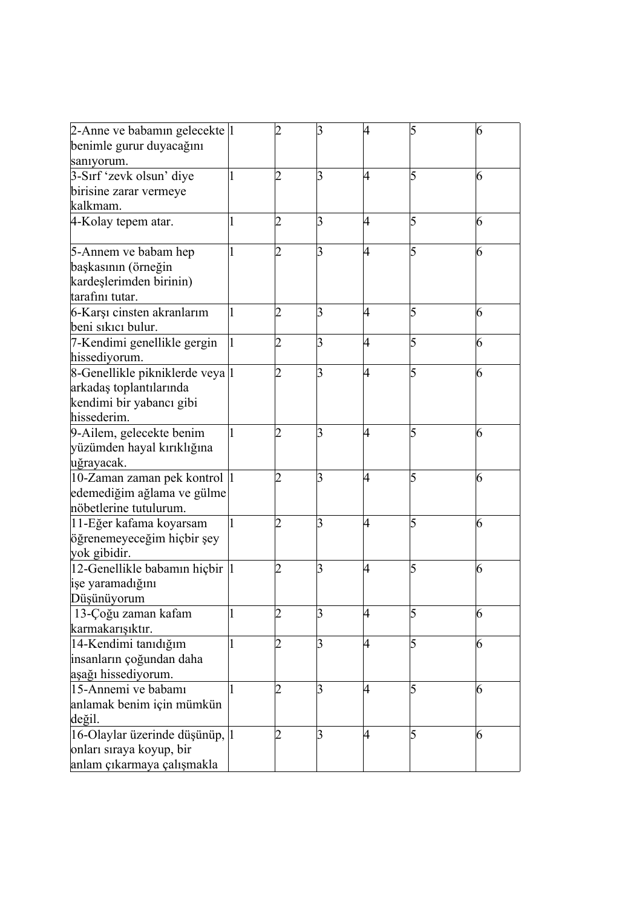| | | | | | | |
|---|---|---|---|---|---|---|
| 2-Anne ve babamın gelecekte benimle gurur duyacağını sanıyorum. | 1 | 2 | 3 | 4 | 5 | 6 |
| 3-Sırf 'zevk olsun' diye birisine zarar vermeye kalkmam. | 1 | 2 | 3 | 4 | 5 | 6 |
| 4-Kolay tepem atar. | 1 | 2 | 3 | 4 | 5 | 6 |
| 5-Annem ve babam hep başkasının (örneğin kardeşlerimden birinin) tarafını tutar. | 1 | 2 | 3 | 4 | 5 | 6 |
| 6-Karşı cinsten akranlarım beni sıkıcı bulur. | 1 | 2 | 3 | 4 | 5 | 6 |
| 7-Kendimi genellikle gergin hissediyorum. | 1 | 2 | 3 | 4 | 5 | 6 |
| 8-Genellikle pikniklerde veya arkadaş toplantılarında kendimi bir yabancı gibi hissederim. | 1 | 2 | 3 | 4 | 5 | 6 |
| 9-Ailem, gelecekte benim yüzümden hayal kırıklığına uğrayacak. | 1 | 2 | 3 | 4 | 5 | 6 |
| 10-Zaman zaman pek kontrol edemediğim ağlama ve gülme nöbetlerine tutulurum. | 1 | 2 | 3 | 4 | 5 | 6 |
| 11-Eğer kafama koyarsam öğrenemeyeceğim hiçbir şey yok gibidir. | 1 | 2 | 3 | 4 | 5 | 6 |
| 12-Genellikle babamın hiçbir işe yaramadığını Düşünüyorum | 1 | 2 | 3 | 4 | 5 | 6 |
| 13-Çoğu zaman kafam karmakarışıktır. | 1 | 2 | 3 | 4 | 5 | 6 |
| 14-Kendimi tanıdığım insanların çoğundan daha aşağı hissediyorum. | 1 | 2 | 3 | 4 | 5 | 6 |
| 15-Annemi ve babamı anlamak benim için mümkün değil. | 1 | 2 | 3 | 4 | 5 | 6 |
| 16-Olaylar üzerinde düşünüp, onları sıraya koyup, bir anlam çıkarmaya çalışmakla | 1 | 2 | 3 | 4 | 5 | 6 |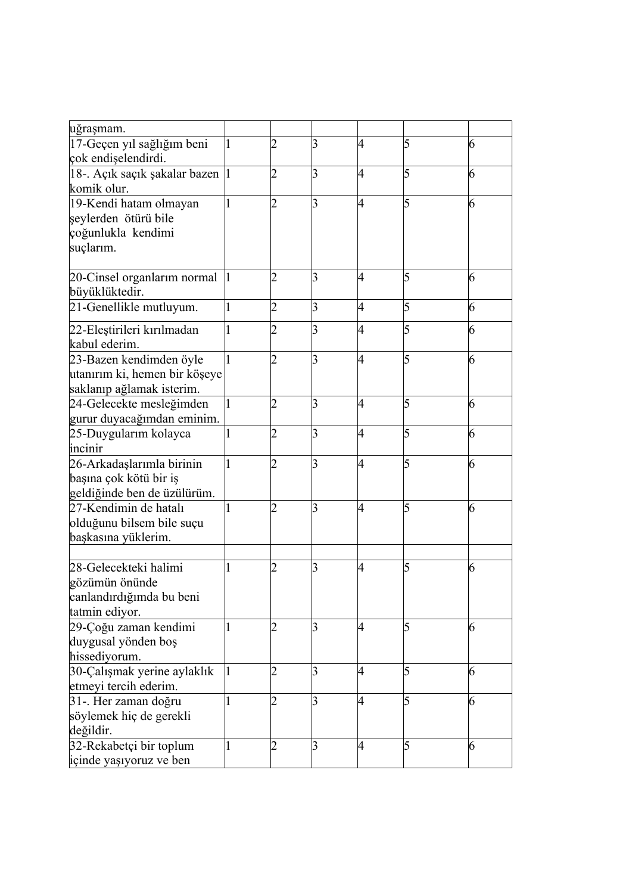| | | | | | | |
|---|---|---|---|---|---|---|
| uğraşmam. | | | | | | |
| 17-Geçen yıl sağlığım beni çok endişelendirdi. | 1 | 2 | 3 | 4 | 5 | 6 |
| 18-. Açık saçık şakalar bazen komik olur. | 1 | 2 | 3 | 4 | 5 | 6 |
| 19-Kendi hatam olmayan şeylerden ötürü bile çoğunlukla kendimi suçlarım. | 1 | 2 | 3 | 4 | 5 | 6 |
| 20-Cinsel organlarım normal büyüklüktedir. | 1 | 2 | 3 | 4 | 5 | 6 |
| 21-Genellikle mutluyum. | 1 | 2 | 3 | 4 | 5 | 6 |
| 22-Eleştirileri kırılmadan kabul ederim. | 1 | 2 | 3 | 4 | 5 | 6 |
| 23-Bazen kendimden öyle utanırım ki, hemen bir köşeye saklanıp ağlamak isterim. | 1 | 2 | 3 | 4 | 5 | 6 |
| 24-Gelecekte mesleğimden gurur duyacağımdan eminim. | 1 | 2 | 3 | 4 | 5 | 6 |
| 25-Duygularım kolayca incinir | 1 | 2 | 3 | 4 | 5 | 6 |
| 26-Arkadaşlarımla birinin başına çok kötü bir iş geldiğinde ben de üzülürüm. | 1 | 2 | 3 | 4 | 5 | 6 |
| 27-Kendimin de hatalı olduğunu bilsem bile suçu başkasına yüklerim. | 1 | 2 | 3 | 4 | 5 | 6 |
| | | | | | | |
| 28-Gelecekteki halimi gözümün önünde canlandırdığımda bu beni tatmin ediyor. | 1 | 2 | 3 | 4 | 5 | 6 |
| 29-Çoğu zaman kendimi duygusal yönden boş hissediyorum. | 1 | 2 | 3 | 4 | 5 | 6 |
| 30-Çalışmak yerine aylaklık etmeyi tercih ederim. | 1 | 2 | 3 | 4 | 5 | 6 |
| 31-. Her zaman doğru söylemek hiç de gerekli değildir. | 1 | 2 | 3 | 4 | 5 | 6 |
| 32-Rekabetçi bir toplum içinde yaşıyoruz ve ben | 1 | 2 | 3 | 4 | 5 | 6 |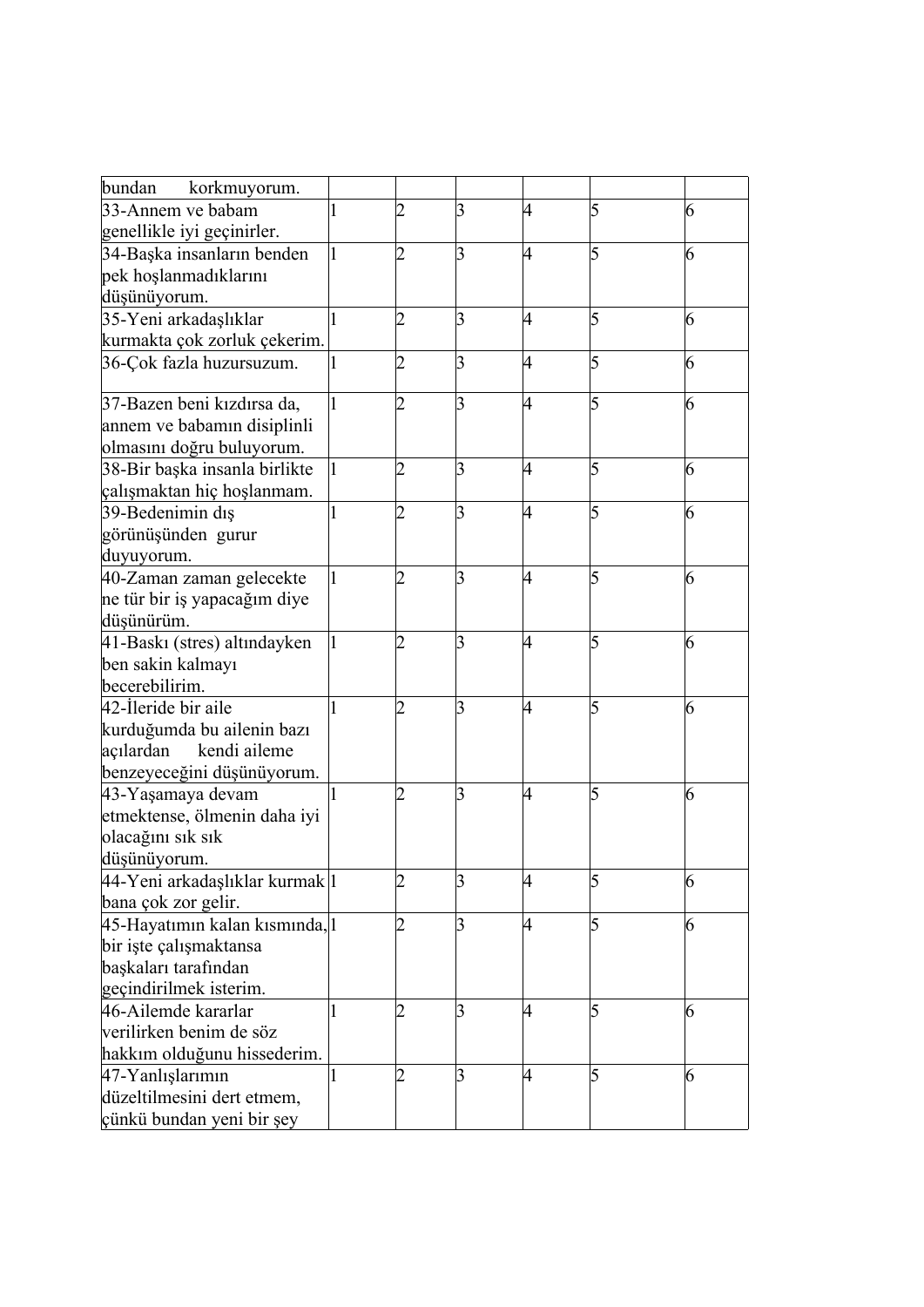| | | | | | | |
|---|---|---|---|---|---|---|
| bundan korkmuyorum. | | | | | | |
| 33-Annem ve babam genellikle iyi geçinirler. | 1 | 2 | 3 | 4 | 5 | 6 |
| 34-Başka insanların benden pek hoşlanmadıklarını düşünüyorum. | 1 | 2 | 3 | 4 | 5 | 6 |
| 35-Yeni arkadaşlıklar kurmakta çok zorluk çekerim. | 1 | 2 | 3 | 4 | 5 | 6 |
| 36-Çok fazla huzursuzum. | 1 | 2 | 3 | 4 | 5 | 6 |
| 37-Bazen beni kızdırsa da, annem ve babamın disiplinli olmasını doğru buluyorum. | 1 | 2 | 3 | 4 | 5 | 6 |
| 38-Bir başka insanla birlikte çalışmaktan hiç hoşlanmam. | 1 | 2 | 3 | 4 | 5 | 6 |
| 39-Bedenimin dış görünüşünden gurur duyuyorum. | 1 | 2 | 3 | 4 | 5 | 6 |
| 40-Zaman zaman gelecekte ne tür bir iş yapacağım diye düşünürüm. | 1 | 2 | 3 | 4 | 5 | 6 |
| 41-Baskı (stres) altındayken ben sakin kalmayı becerebilirim. | 1 | 2 | 3 | 4 | 5 | 6 |
| 42-İleride bir aile kurduğumda bu ailenin bazı açılardan kendi aileme benzeyeceğini düşünüyorum. | 1 | 2 | 3 | 4 | 5 | 6 |
| 43-Yaşamaya devam etmektense, ölmenin daha iyi olacağını sık sık düşünüyorum. | 1 | 2 | 3 | 4 | 5 | 6 |
| 44-Yeni arkadaşlıklar kurmak bana çok zor gelir. | 1 | 2 | 3 | 4 | 5 | 6 |
| 45-Hayatımın kalan kısmında, bir işte çalışmaktansa başkaları tarafından geçindirilmek isterim. | 1 | 2 | 3 | 4 | 5 | 6 |
| 46-Ailemde kararlar verilirken benim de söz hakkım olduğunu hissederim. | 1 | 2 | 3 | 4 | 5 | 6 |
| 47-Yanlışlarımın düzeltilmesini dert etmem, çünkü bundan yeni bir şey | 1 | 2 | 3 | 4 | 5 | 6 |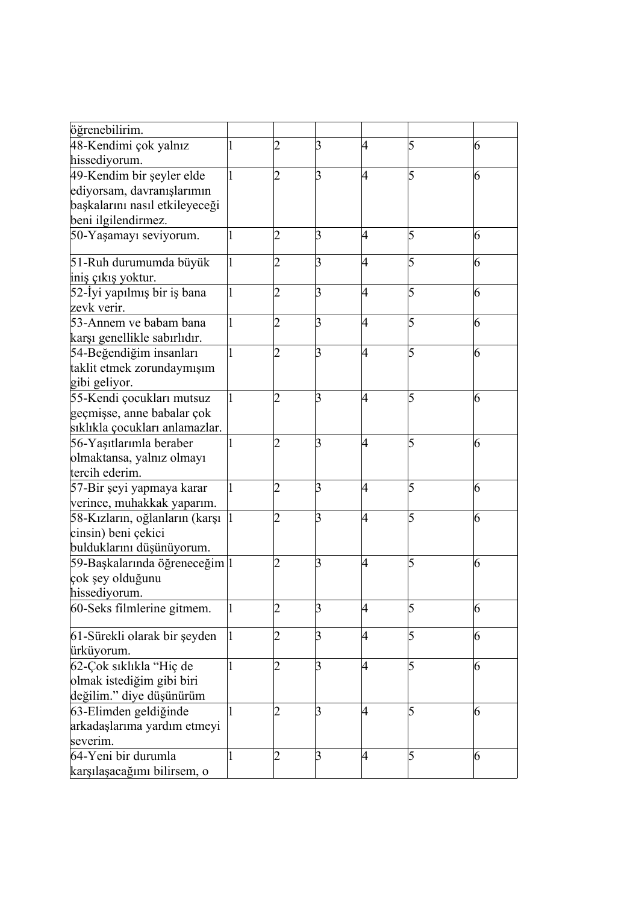| | | | | | | |
|---|---|---|---|---|---|---|
| öğrenebilirim. | | | | | | |
| 48-Kendimi çok yalnız hissediyorum. | 1 | 2 | 3 | 4 | 5 | 6 |
| 49-Kendim bir şeyler elde ediyorsam, davranışlarımın başkalarını nasıl etkileyeceği beni ilgilendirmez. | 1 | 2 | 3 | 4 | 5 | 6 |
| 50-Yaşamayı seviyorum. | 1 | 2 | 3 | 4 | 5 | 6 |
| 51-Ruh durumumda büyük iniş çıkış yoktur. | 1 | 2 | 3 | 4 | 5 | 6 |
| 52-İyi yapılmış bir iş bana zevk verir. | 1 | 2 | 3 | 4 | 5 | 6 |
| 53-Annem ve babam bana karşı genellikle sabırlıdır. | 1 | 2 | 3 | 4 | 5 | 6 |
| 54-Beğendiğim insanları taklit etmek zorundaymışım gibi geliyor. | 1 | 2 | 3 | 4 | 5 | 6 |
| 55-Kendi çocukları mutsuz geçmişse, anne babalar çok sıklıkla çocukları anlamazlar. | 1 | 2 | 3 | 4 | 5 | 6 |
| 56-Yaşıtlarımla beraber olmaktansa, yalnız olmayı tercih ederim. | 1 | 2 | 3 | 4 | 5 | 6 |
| 57-Bir şeyi yapmaya karar verince, muhakkak yaparım. | 1 | 2 | 3 | 4 | 5 | 6 |
| 58-Kızların, oğlanların (karşı cinsin) beni çekici bulduklarını düşünüyorum. | 1 | 2 | 3 | 4 | 5 | 6 |
| 59-Başkalarında öğreneceğim çok şey olduğunu hissediyorum. | 1 | 2 | 3 | 4 | 5 | 6 |
| 60-Seks filmlerine gitmem. | 1 | 2 | 3 | 4 | 5 | 6 |
| 61-Sürekli olarak bir şeyden ürküyorum. | 1 | 2 | 3 | 4 | 5 | 6 |
| 62-Çok sıklıkla "Hiç de olmak istediğim gibi biri değilim." diye düşünürüm | 1 | 2 | 3 | 4 | 5 | 6 |
| 63-Elimden geldiğinde arkadaşlarıma yardım etmeyi severim. | 1 | 2 | 3 | 4 | 5 | 6 |
| 64-Yeni bir durumla karşılaşacağımı bilirsem, o | 1 | 2 | 3 | 4 | 5 | 6 |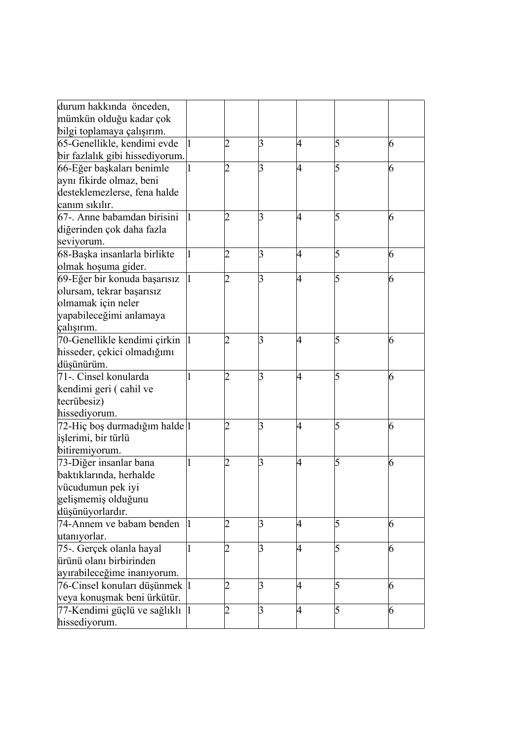| | | | | | | |
|---|---|---|---|---|---|---|
| durum hakkında önceden, mümkün olduğu kadar çok bilgi toplamaya çalışırım. | | | | | | |
| 65-Genellikle, kendimi evde bir fazlalık gibi hissediyorum. | 1 | 2 | 3 | 4 | 5 | 6 |
| 66-Eğer başkaları benimle aynı fikirde olmaz, beni desteklemezlerse, fena halde canım sıkılır. | 1 | 2 | 3 | 4 | 5 | 6 |
| 67-. Anne babamdan birisini diğerinden çok daha fazla seviyorum. | 1 | 2 | 3 | 4 | 5 | 6 |
| 68-Başka insanlarla birlikte olmak hoşuma gider. | 1 | 2 | 3 | 4 | 5 | 6 |
| 69-Eğer bir konuda başarısız olursam, tekrar başarısız olmamak için neler yapabileceğimi anlamaya çalışırım. | 1 | 2 | 3 | 4 | 5 | 6 |
| 70-Genellikle kendimi çirkin hisseder, çekici olmadığımı düşünürüm. | 1 | 2 | 3 | 4 | 5 | 6 |
| 71-. Cinsel konularda kendimi geri ( cahil ve tecrübesiz) hissediyorum. | 1 | 2 | 3 | 4 | 5 | 6 |
| 72-Hiç boş durmadığım halde işlerimi, bir türlü bitiremiyorum. | 1 | 2 | 3 | 4 | 5 | 6 |
| 73-Diğer insanlar bana baktıklarında, herhalde vücudumun pek iyi gelişmemiş olduğunu düşünüyorlardır. | 1 | 2 | 3 | 4 | 5 | 6 |
| 74-Annem ve babam benden utanıyorlar. | 1 | 2 | 3 | 4 | 5 | 6 |
| 75-. Gerçek olanla hayal ürünü olanı birbirinden ayırabileceğime inanıyorum. | 1 | 2 | 3 | 4 | 5 | 6 |
| 76-Cinsel konuları düşünmek veya konuşmak beni ürkütür. | 1 | 2 | 3 | 4 | 5 | 6 |
| 77-Kendimi güçlü ve sağlıklı hissediyorum. | 1 | 2 | 3 | 4 | 5 | 6 |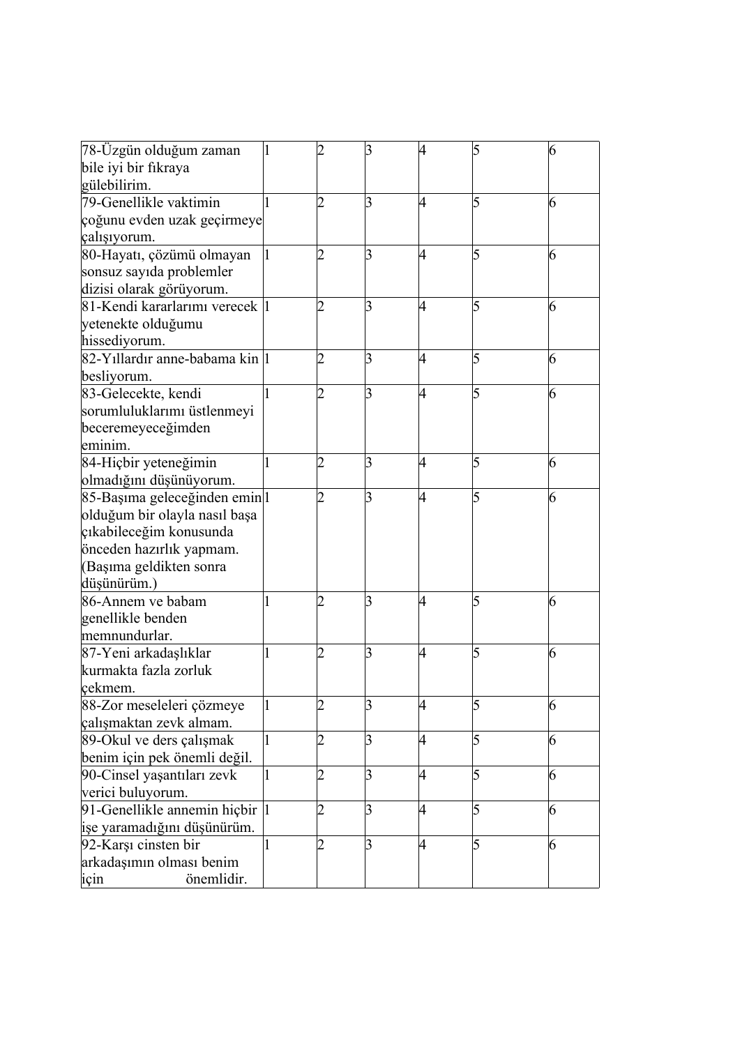| | | | | | | |
|---|---|---|---|---|---|---|
| 78-Üzgün olduğum zaman bile iyi bir fıkraya gülebilirim. | 1 | 2 | 3 | 4 | 5 | 6 |
| 79-Genellikle vaktimin çoğunu evden uzak geçirmeye çalışıyorum. | 1 | 2 | 3 | 4 | 5 | 6 |
| 80-Hayatı, çözümü olmayan sonsuz sayıda problemler dizisi olarak görüyorum. | 1 | 2 | 3 | 4 | 5 | 6 |
| 81-Kendi kararlarımı verecek yetenekte olduğumu hissediyorum. | 1 | 2 | 3 | 4 | 5 | 6 |
| 82-Yıllardır anne-babama kin besliyorum. | 1 | 2 | 3 | 4 | 5 | 6 |
| 83-Gelecekte, kendi sorumluluklarımı üstlenmeyi beceremeyeceğimden eminim. | 1 | 2 | 3 | 4 | 5 | 6 |
| 84-Hiçbir yeteneğimin olmadığını düşünüyorum. | 1 | 2 | 3 | 4 | 5 | 6 |
| 85-Başıma geleceğinden emin olduğum bir olayla nasıl başa çıkabileceğim konusunda önceden hazırlık yapmam. (Başıma geldikten sonra düşünürüm.) | 1 | 2 | 3 | 4 | 5 | 6 |
| 86-Annem ve babam genellikle benden memnundurlar. | 1 | 2 | 3 | 4 | 5 | 6 |
| 87-Yeni arkadaşlıklar kurmakta fazla zorluk çekmem. | 1 | 2 | 3 | 4 | 5 | 6 |
| 88-Zor meseleleri çözmeye çalışmaktan zevk almam. | 1 | 2 | 3 | 4 | 5 | 6 |
| 89-Okul ve ders çalışmak benim için pek önemli değil. | 1 | 2 | 3 | 4 | 5 | 6 |
| 90-Cinsel yaşantıları zevk verici buluyorum. | 1 | 2 | 3 | 4 | 5 | 6 |
| 91-Genellikle annemin hiçbir işe yaramadığını düşünürüm. | 1 | 2 | 3 | 4 | 5 | 6 |
| 92-Karşı cinsten bir arkadaşımın olması benim için önemlidir. | 1 | 2 | 3 | 4 | 5 | 6 |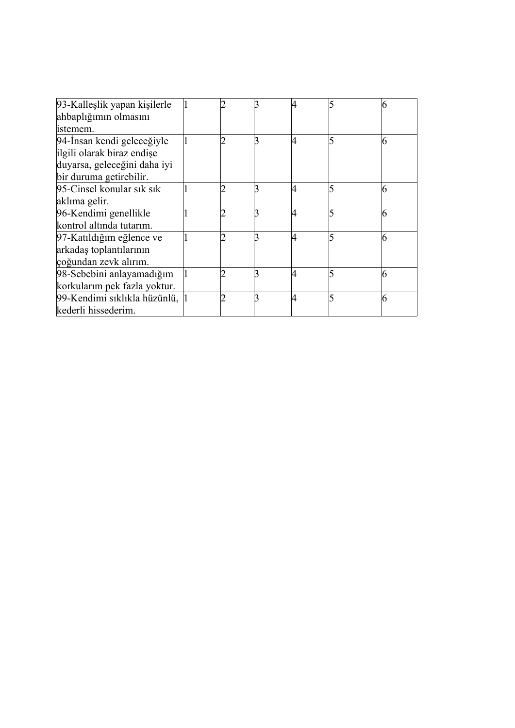| | | | | | | |
|---|---|---|---|---|---|---|
| 93-Kalleşlik yapan kişilerle ahbaplığımın olmasını istemem. | 1 | 2 | 3 | 4 | 5 | 6 |
| 94-İnsan kendi geleceğiyle ilgili olarak biraz endişe duyarsa, geleceğini daha iyi bir duruma getirebilir. | 1 | 2 | 3 | 4 | 5 | 6 |
| 95-Cinsel konular sık sık aklıma gelir. | 1 | 2 | 3 | 4 | 5 | 6 |
| 96-Kendimi genellikle kontrol altında tutarım. | 1 | 2 | 3 | 4 | 5 | 6 |
| 97-Katıldığım eğlence ve arkadaş toplantılarının çoğundan zevk alırım. | 1 | 2 | 3 | 4 | 5 | 6 |
| 98-Sebebini anlayamadığım korkularım pek fazla yoktur. | 1 | 2 | 3 | 4 | 5 | 6 |
| 99-Kendimi sıklıkla hüzünlü, kederli hissederim. | 1 | 2 | 3 | 4 | 5 | 6 |